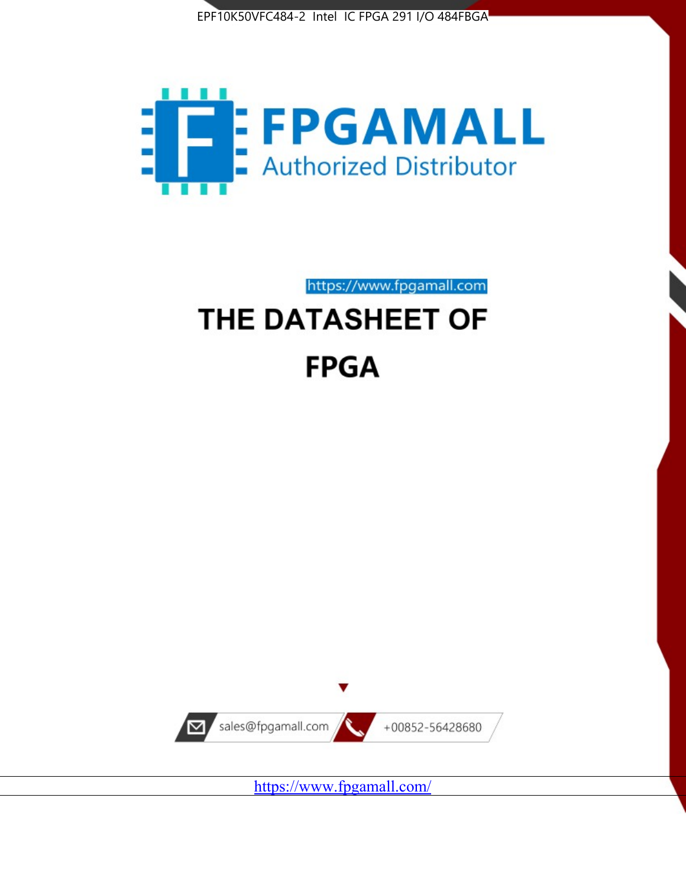EPF10K50VFC484-2 Intel IC FPGA 291 I/O 484FBGA

FPGAMALL

Authorized Distributor

https://www.fpgamall.com

# THE DATASHEET OF

# FPGA

sales@fpgamall.com

+00852-56428680

https://www.fpgamall.com/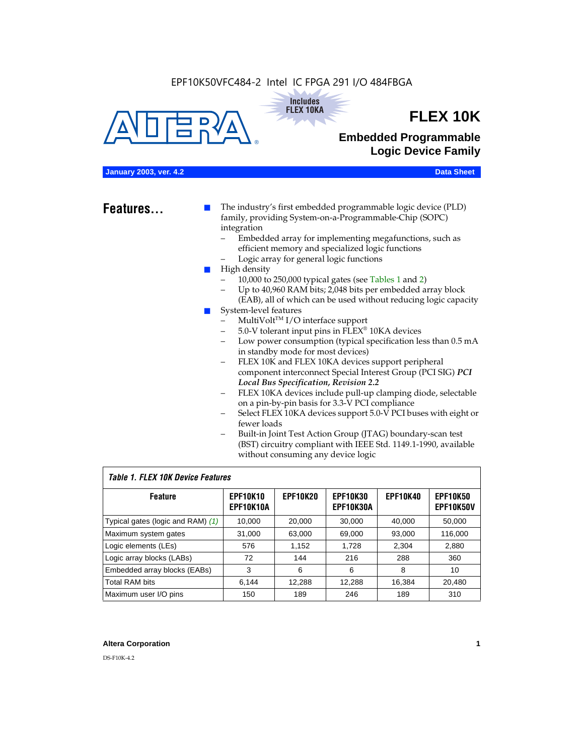EPF10K50VFC484-2 Intel IC FPGA 291 I/O 484FBGA

Includes FLEX 10KA

# FLEX 10K

## Embedded Programmable Logic Device Family

**January 2003, ver. 4.2** **Data Sheet**

## Features...

- The industry's first embedded programmable logic device (PLD) family, providing System-on-a-Programmable-Chip (SOPC) integration
  - Embedded array for implementing megafunctions, such as efficient memory and specialized logic functions
  - Logic array for general logic functions
- High density
  - 10,000 to 250,000 typical gates (see Tables 1 and 2)
  - Up to 40,960 RAM bits; 2,048 bits per embedded array block (EAB), all of which can be used without reducing logic capacity
- System-level features
  - MultiVolt™ I/O interface support
  - 5.0-V tolerant input pins in FLEX® 10KA devices
  - Low power consumption (typical specification less than 0.5 mA in standby mode for most devices)
  - FLEX 10K and FLEX 10KA devices support peripheral component interconnect Special Interest Group (PCI SIG) ***PCI Local Bus Specification, Revision 2.2***
  - FLEX 10KA devices include pull-up clamping diode, selectable on a pin-by-pin basis for 3.3-V PCI compliance
  - Select FLEX 10KA devices support 5.0-V PCI buses with eight or fewer loads
  - Built-in Joint Test Action Group (JTAG) boundary-scan test (BST) circuitry compliant with IEEE Std. 1149.1-1990, available without consuming any device logic

*Table 1. FLEX 10K Device Features*

| Feature | EPF10K10 EPF10K10A | EPF10K20 | EPF10K30 EPF10K30A | EPF10K40 | EPF10K50 EPF10K50V |
|---|---|---|---|---|---|
| Typical gates (logic and RAM) *(1)* | 10,000 | 20,000 | 30,000 | 40,000 | 50,000 |
| Maximum system gates | 31,000 | 63,000 | 69,000 | 93,000 | 116,000 |
| Logic elements (LEs) | 576 | 1,152 | 1,728 | 2,304 | 2,880 |
| Logic array blocks (LABs) | 72 | 144 | 216 | 288 | 360 |
| Embedded array blocks (EABs) | 3 | 6 | 6 | 8 | 10 |
| Total RAM bits | 6,144 | 12,288 | 12,288 | 16,384 | 20,480 |
| Maximum user I/O pins | 150 | 189 | 246 | 189 | 310 |

**Altera Corporation**

DS-F10K-4.2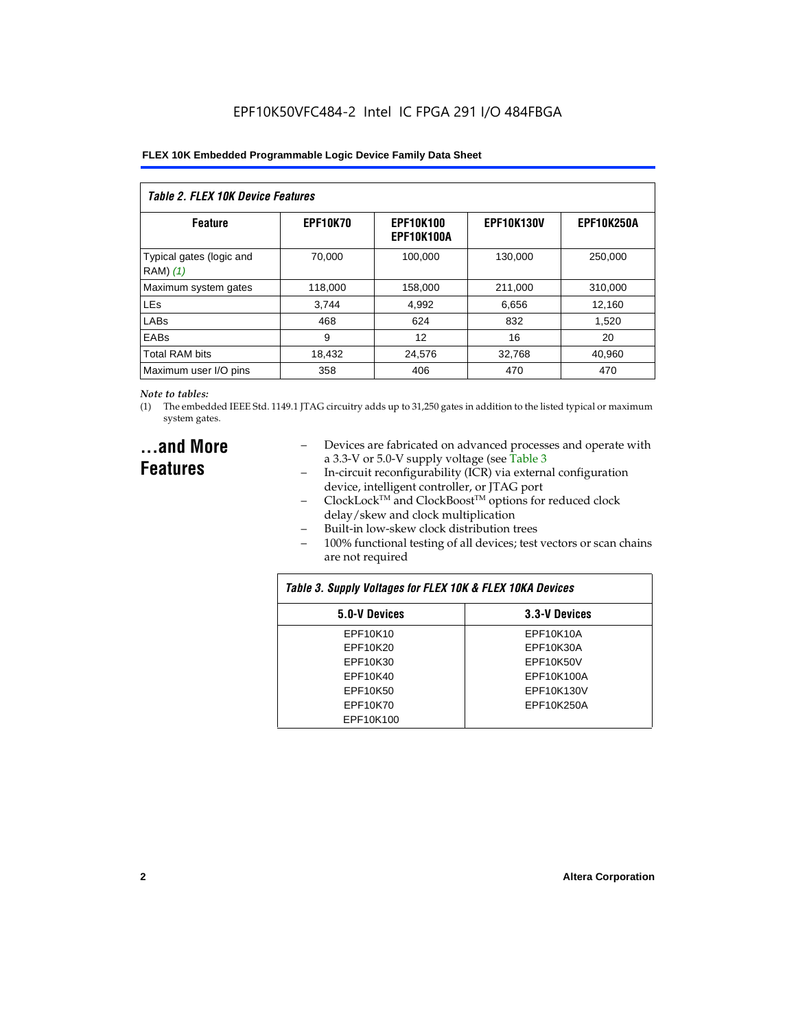EPF10K50VFC484-2 Intel IC FPGA 291 I/O 484FBGA

| *Table 2. FLEX 10K Device Features* | | | | |
|---|---|---|---|---|
| **Feature** | **EPF10K70** | **EPF10K100 EPF10K100A** | **EPF10K130V** | **EPF10K250A** |
| Typical gates (logic and RAM) *(1)* | 70,000 | 100,000 | 130,000 | 250,000 |
| Maximum system gates | 118,000 | 158,000 | 211,000 | 310,000 |
| LEs | 3,744 | 4,992 | 6,656 | 12,160 |
| LABs | 468 | 624 | 832 | 1,520 |
| EABs | 9 | 12 | 16 | 20 |
| Total RAM bits | 18,432 | 24,576 | 32,768 | 40,960 |
| Maximum user I/O pins | 358 | 406 | 470 | 470 |

*Note to tables:*

(1) The embedded IEEE Std. 1149.1 JTAG circuitry adds up to 31,250 gates in addition to the listed typical or maximum system gates.

## ...and More Features

- Devices are fabricated on advanced processes and operate with a 3.3-V or 5.0-V supply voltage (see Table 3
- In-circuit reconfigurability (ICR) via external configuration device, intelligent controller, or JTAG port
- ClockLock™ and ClockBoost™ options for reduced clock delay/skew and clock multiplication
- Built-in low-skew clock distribution trees
- 100% functional testing of all devices; test vectors or scan chains are not required

| *Table 3. Supply Voltages for FLEX 10K & FLEX 10KA Devices* | |
|---|---|
| **5.0-V Devices** | **3.3-V Devices** |
| EPF10K10 | EPF10K10A |
| EPF10K20 | EPF10K30A |
| EPF10K30 | EPF10K50V |
| EPF10K40 | EPF10K100A |
| EPF10K50 | EPF10K130V |
| EPF10K70 | EPF10K250A |
| EPF10K100 | |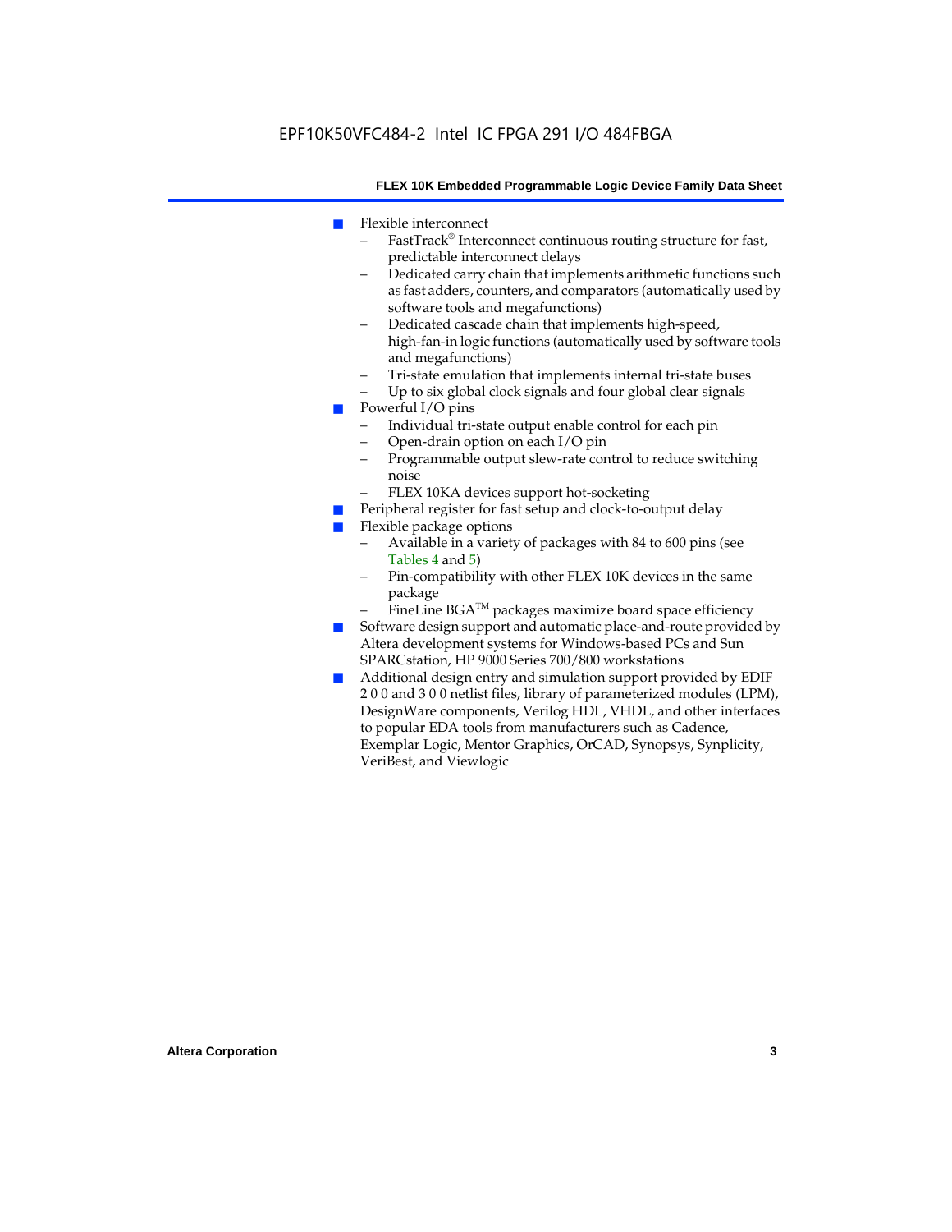- Flexible interconnect
  - FastTrack® Interconnect continuous routing structure for fast, predictable interconnect delays
  - Dedicated carry chain that implements arithmetic functions such as fast adders, counters, and comparators (automatically used by software tools and megafunctions)
  - Dedicated cascade chain that implements high-speed, high-fan-in logic functions (automatically used by software tools and megafunctions)
  - Tri-state emulation that implements internal tri-state buses
  - Up to six global clock signals and four global clear signals
- Powerful I/O pins
  - Individual tri-state output enable control for each pin
  - Open-drain option on each I/O pin
  - Programmable output slew-rate control to reduce switching noise
  - FLEX 10KA devices support hot-socketing
- Peripheral register for fast setup and clock-to-output delay
- Flexible package options
  - Available in a variety of packages with 84 to 600 pins (see Tables 4 and 5)
  - Pin-compatibility with other FLEX 10K devices in the same package
  - FineLine BGA™ packages maximize board space efficiency
- Software design support and automatic place-and-route provided by Altera development systems for Windows-based PCs and Sun SPARCstation, HP 9000 Series 700/800 workstations
- Additional design entry and simulation support provided by EDIF 2 0 0 and 3 0 0 netlist files, library of parameterized modules (LPM), DesignWare components, Verilog HDL, VHDL, and other interfaces to popular EDA tools from manufacturers such as Cadence, Exemplar Logic, Mentor Graphics, OrCAD, Synopsys, Synplicity, VeriBest, and Viewlogic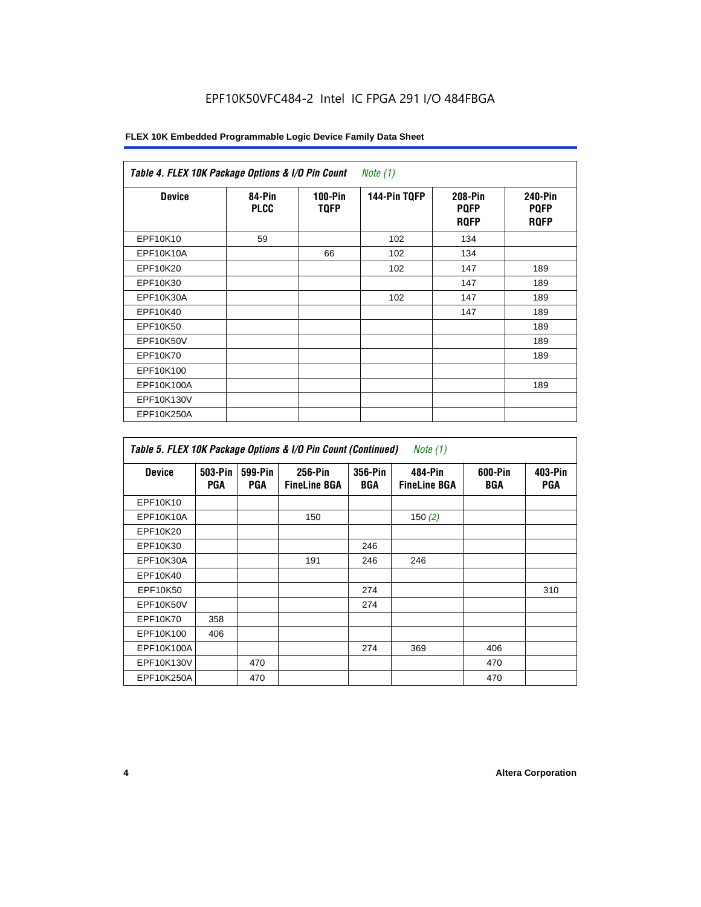EPF10K50VFC484-2 Intel IC FPGA 291 I/O 484FBGA

| *Table 4. FLEX 10K Package Options & I/O Pin Count Note (1)* | | | | | |
|---|---|---|---|---|---|
| **Device** | **84-Pin PLCC** | **100-Pin TQFP** | **144-Pin TQFP** | **208-Pin PQFP RQFP** | **240-Pin PQFP RQFP** |
| EPF10K10 | 59 | | 102 | 134 | |
| EPF10K10A | | 66 | 102 | 134 | |
| EPF10K20 | | | 102 | 147 | 189 |
| EPF10K30 | | | | 147 | 189 |
| EPF10K30A | | | 102 | 147 | 189 |
| EPF10K40 | | | | 147 | 189 |
| EPF10K50 | | | | | 189 |
| EPF10K50V | | | | | 189 |
| EPF10K70 | | | | | 189 |
| EPF10K100 | | | | | |
| EPF10K100A | | | | | 189 |
| EPF10K130V | | | | | |
| EPF10K250A | | | | | |

| *Table 5. FLEX 10K Package Options & I/O Pin Count (Continued) Note (1)* | | | | | | | |
|---|---|---|---|---|---|---|---|
| **Device** | **503-Pin PGA** | **599-Pin PGA** | **256-Pin FineLine BGA** | **356-Pin BGA** | **484-Pin FineLine BGA** | **600-Pin BGA** | **403-Pin PGA** |
| EPF10K10 | | | | | | | |
| EPF10K10A | | | 150 | | 150 *(2)* | | |
| EPF10K20 | | | | | | | |
| EPF10K30 | | | | 246 | | | |
| EPF10K30A | | | 191 | 246 | 246 | | |
| EPF10K40 | | | | | | | |
| EPF10K50 | | | | 274 | | | 310 |
| EPF10K50V | | | | 274 | | | |
| EPF10K70 | 358 | | | | | | |
| EPF10K100 | 406 | | | | | | |
| EPF10K100A | | | | 274 | 369 | 406 | |
| EPF10K130V | | 470 | | | | 470 | |
| EPF10K250A | | 470 | | | | 470 | |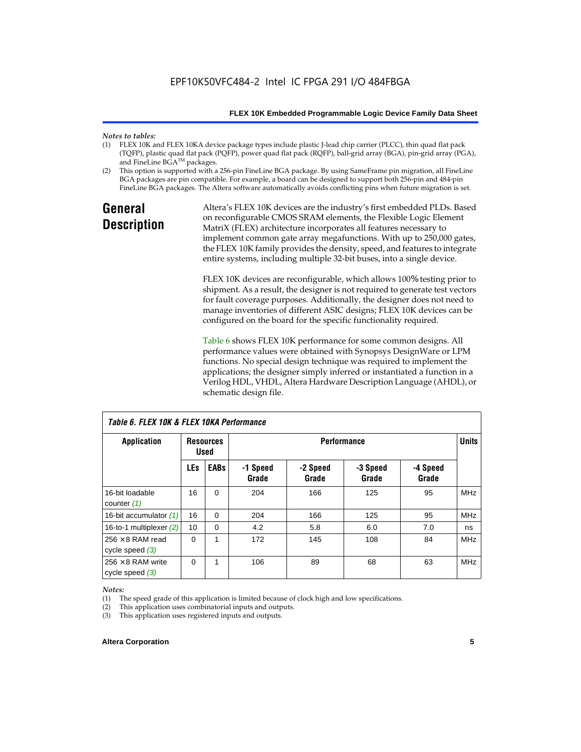*Notes to tables:*

(1) FLEX 10K and FLEX 10KA device package types include plastic J-lead chip carrier (PLCC), thin quad flat pack (TQFP), plastic quad flat pack (PQFP), power quad flat pack (RQFP), ball-grid array (BGA), pin-grid array (PGA), and FineLine BGA™ packages.

(2) This option is supported with a 256-pin FineLine BGA package. By using SameFrame pin migration, all FineLine BGA packages are pin compatible. For example, a board can be designed to support both 256-pin and 484-pin FineLine BGA packages. The Altera software automatically avoids conflicting pins when future migration is set.

# General Description

Altera's FLEX 10K devices are the industry's first embedded PLDs. Based on reconfigurable CMOS SRAM elements, the Flexible Logic Element MatriX (FLEX) architecture incorporates all features necessary to implement common gate array megafunctions. With up to 250,000 gates, the FLEX 10K family provides the density, speed, and features to integrate entire systems, including multiple 32-bit buses, into a single device.

FLEX 10K devices are reconfigurable, which allows 100% testing prior to shipment. As a result, the designer is not required to generate test vectors for fault coverage purposes. Additionally, the designer does not need to manage inventories of different ASIC designs; FLEX 10K devices can be configured on the board for the specific functionality required.

Table 6 shows FLEX 10K performance for some common designs. All performance values were obtained with Synopsys DesignWare or LPM functions. No special design technique was required to implement the applications; the designer simply inferred or instantiated a function in a Verilog HDL, VHDL, Altera Hardware Description Language (AHDL), or schematic design file.

*Table 6. FLEX 10K & FLEX 10KA Performance*

| Application | Resources Used | | Performance | | | | Units |
|---|---|---|---|---|---|---|---|
| | LEs | EABs | -1 Speed Grade | -2 Speed Grade | -3 Speed Grade | -4 Speed Grade | |
| 16-bit loadable counter *(1)* | 16 | 0 | 204 | 166 | 125 | 95 | MHz |
| 16-bit accumulator *(1)* | 16 | 0 | 204 | 166 | 125 | 95 | MHz |
| 16-to-1 multiplexer *(2)* | 10 | 0 | 4.2 | 5.8 | 6.0 | 7.0 | ns |
| 256 × 8 RAM read cycle speed *(3)* | 0 | 1 | 172 | 145 | 108 | 84 | MHz |
| 256 × 8 RAM write cycle speed *(3)* | 0 | 1 | 106 | 89 | 68 | 63 | MHz |

*Notes:*

(1) The speed grade of this application is limited because of clock high and low specifications.

(2) This application uses combinatorial inputs and outputs.

(3) This application uses registered inputs and outputs.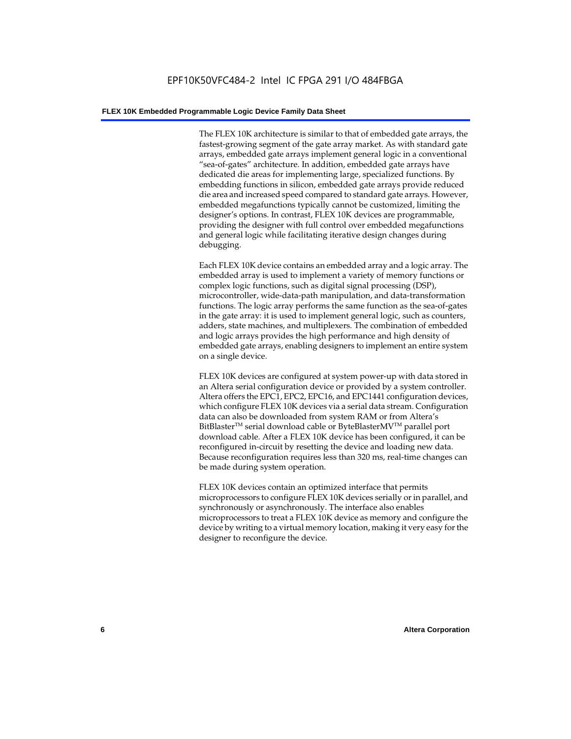The FLEX 10K architecture is similar to that of embedded gate arrays, the fastest-growing segment of the gate array market. As with standard gate arrays, embedded gate arrays implement general logic in a conventional "sea-of-gates" architecture. In addition, embedded gate arrays have dedicated die areas for implementing large, specialized functions. By embedding functions in silicon, embedded gate arrays provide reduced die area and increased speed compared to standard gate arrays. However, embedded megafunctions typically cannot be customized, limiting the designer's options. In contrast, FLEX 10K devices are programmable, providing the designer with full control over embedded megafunctions and general logic while facilitating iterative design changes during debugging.

Each FLEX 10K device contains an embedded array and a logic array. The embedded array is used to implement a variety of memory functions or complex logic functions, such as digital signal processing (DSP), microcontroller, wide-data-path manipulation, and data-transformation functions. The logic array performs the same function as the sea-of-gates in the gate array: it is used to implement general logic, such as counters, adders, state machines, and multiplexers. The combination of embedded and logic arrays provides the high performance and high density of embedded gate arrays, enabling designers to implement an entire system on a single device.

FLEX 10K devices are configured at system power-up with data stored in an Altera serial configuration device or provided by a system controller. Altera offers the EPC1, EPC2, EPC16, and EPC1441 configuration devices, which configure FLEX 10K devices via a serial data stream. Configuration data can also be downloaded from system RAM or from Altera's BitBlaster™ serial download cable or ByteBlasterMV™ parallel port download cable. After a FLEX 10K device has been configured, it can be reconfigured in-circuit by resetting the device and loading new data. Because reconfiguration requires less than 320 ms, real-time changes can be made during system operation.

FLEX 10K devices contain an optimized interface that permits microprocessors to configure FLEX 10K devices serially or in parallel, and synchronously or asynchronously. The interface also enables microprocessors to treat a FLEX 10K device as memory and configure the device by writing to a virtual memory location, making it very easy for the designer to reconfigure the device.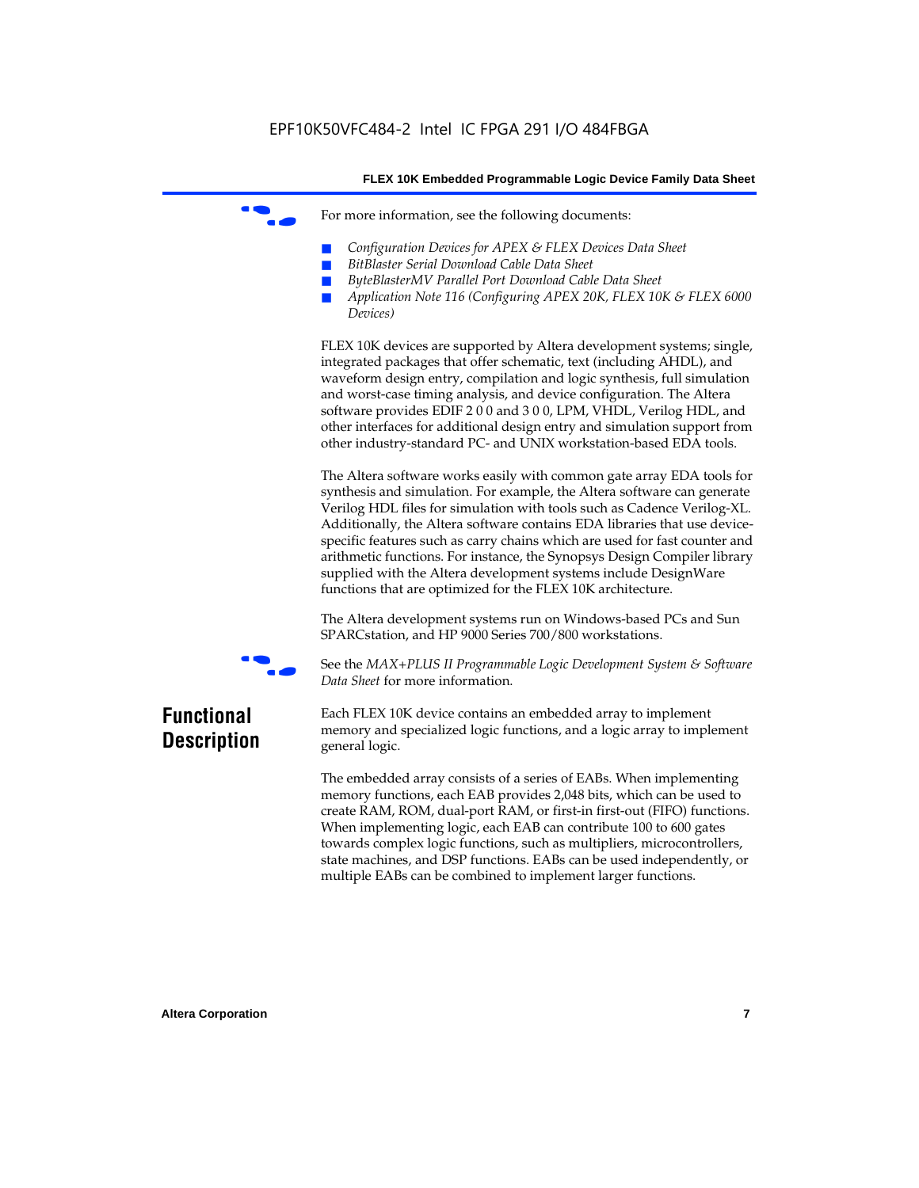For more information, see the following documents:

- *Configuration Devices for APEX & FLEX Devices Data Sheet*
- *BitBlaster Serial Download Cable Data Sheet*
- *ByteBlasterMV Parallel Port Download Cable Data Sheet*
- *Application Note 116 (Configuring APEX 20K, FLEX 10K & FLEX 6000 Devices)*

FLEX 10K devices are supported by Altera development systems; single, integrated packages that offer schematic, text (including AHDL), and waveform design entry, compilation and logic synthesis, full simulation and worst-case timing analysis, and device configuration. The Altera software provides EDIF 2 0 0 and 3 0 0, LPM, VHDL, Verilog HDL, and other interfaces for additional design entry and simulation support from other industry-standard PC- and UNIX workstation-based EDA tools.

The Altera software works easily with common gate array EDA tools for synthesis and simulation. For example, the Altera software can generate Verilog HDL files for simulation with tools such as Cadence Verilog-XL. Additionally, the Altera software contains EDA libraries that use device-specific features such as carry chains which are used for fast counter and arithmetic functions. For instance, the Synopsys Design Compiler library supplied with the Altera development systems include DesignWare functions that are optimized for the FLEX 10K architecture.

The Altera development systems run on Windows-based PCs and Sun SPARCstation, and HP 9000 Series 700/800 workstations.

See the *MAX+PLUS II Programmable Logic Development System & Software Data Sheet* for more information.

## Functional Description

Each FLEX 10K device contains an embedded array to implement memory and specialized logic functions, and a logic array to implement general logic.

The embedded array consists of a series of EABs. When implementing memory functions, each EAB provides 2,048 bits, which can be used to create RAM, ROM, dual-port RAM, or first-in first-out (FIFO) functions. When implementing logic, each EAB can contribute 100 to 600 gates towards complex logic functions, such as multipliers, microcontrollers, state machines, and DSP functions. EABs can be used independently, or multiple EABs can be combined to implement larger functions.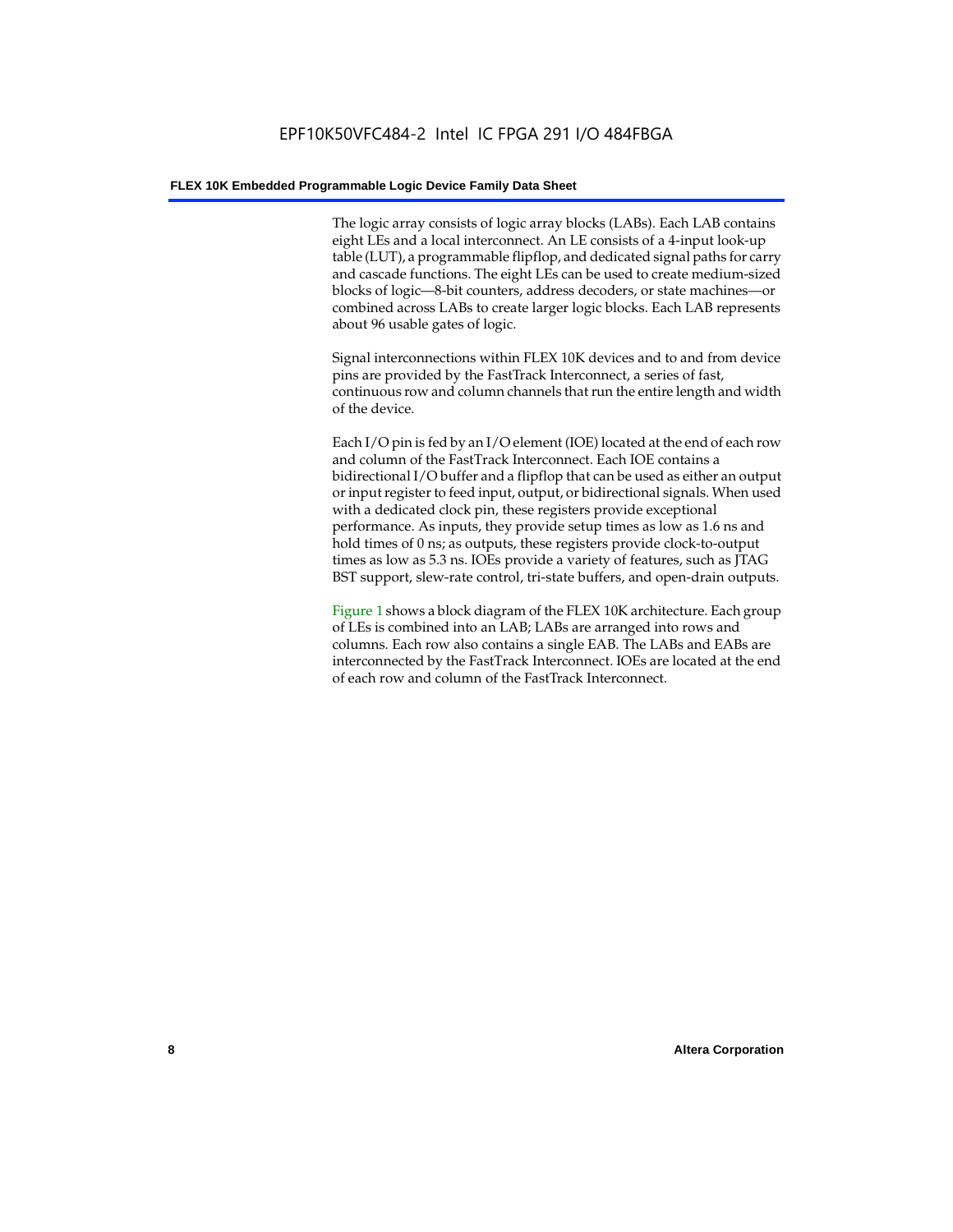The logic array consists of logic array blocks (LABs). Each LAB contains eight LEs and a local interconnect. An LE consists of a 4-input look-up table (LUT), a programmable flipflop, and dedicated signal paths for carry and cascade functions. The eight LEs can be used to create medium-sized blocks of logic—8-bit counters, address decoders, or state machines—or combined across LABs to create larger logic blocks. Each LAB represents about 96 usable gates of logic.

Signal interconnections within FLEX 10K devices and to and from device pins are provided by the FastTrack Interconnect, a series of fast, continuous row and column channels that run the entire length and width of the device.

Each I/O pin is fed by an I/O element (IOE) located at the end of each row and column of the FastTrack Interconnect. Each IOE contains a bidirectional I/O buffer and a flipflop that can be used as either an output or input register to feed input, output, or bidirectional signals. When used with a dedicated clock pin, these registers provide exceptional performance. As inputs, they provide setup times as low as 1.6 ns and hold times of 0 ns; as outputs, these registers provide clock-to-output times as low as 5.3 ns. IOEs provide a variety of features, such as JTAG BST support, slew-rate control, tri-state buffers, and open-drain outputs.

Figure 1 shows a block diagram of the FLEX 10K architecture. Each group of LEs is combined into an LAB; LABs are arranged into rows and columns. Each row also contains a single EAB. The LABs and EABs are interconnected by the FastTrack Interconnect. IOEs are located at the end of each row and column of the FastTrack Interconnect.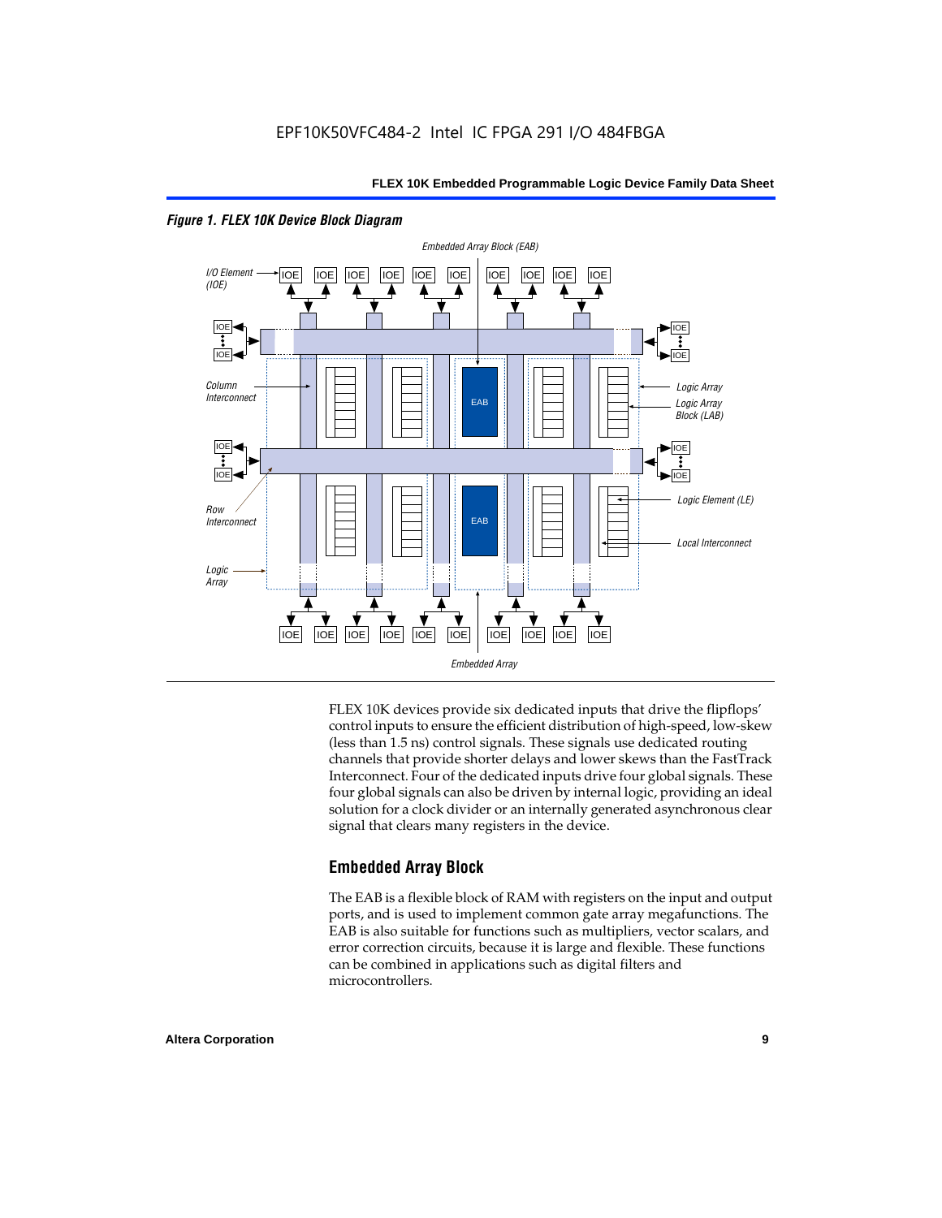*Figure 1. FLEX 10K Device Block Diagram*

FLEX 10K devices provide six dedicated inputs that drive the flipflops' control inputs to ensure the efficient distribution of high-speed, low-skew (less than 1.5 ns) control signals. These signals use dedicated routing channels that provide shorter delays and lower skews than the FastTrack Interconnect. Four of the dedicated inputs drive four global signals. These four global signals can also be driven by internal logic, providing an ideal solution for a clock divider or an internally generated asynchronous clear signal that clears many registers in the device.

## Embedded Array Block

The EAB is a flexible block of RAM with registers on the input and output ports, and is used to implement common gate array megafunctions. The EAB is also suitable for functions such as multipliers, vector scalars, and error correction circuits, because it is large and flexible. These functions can be combined in applications such as digital filters and microcontrollers.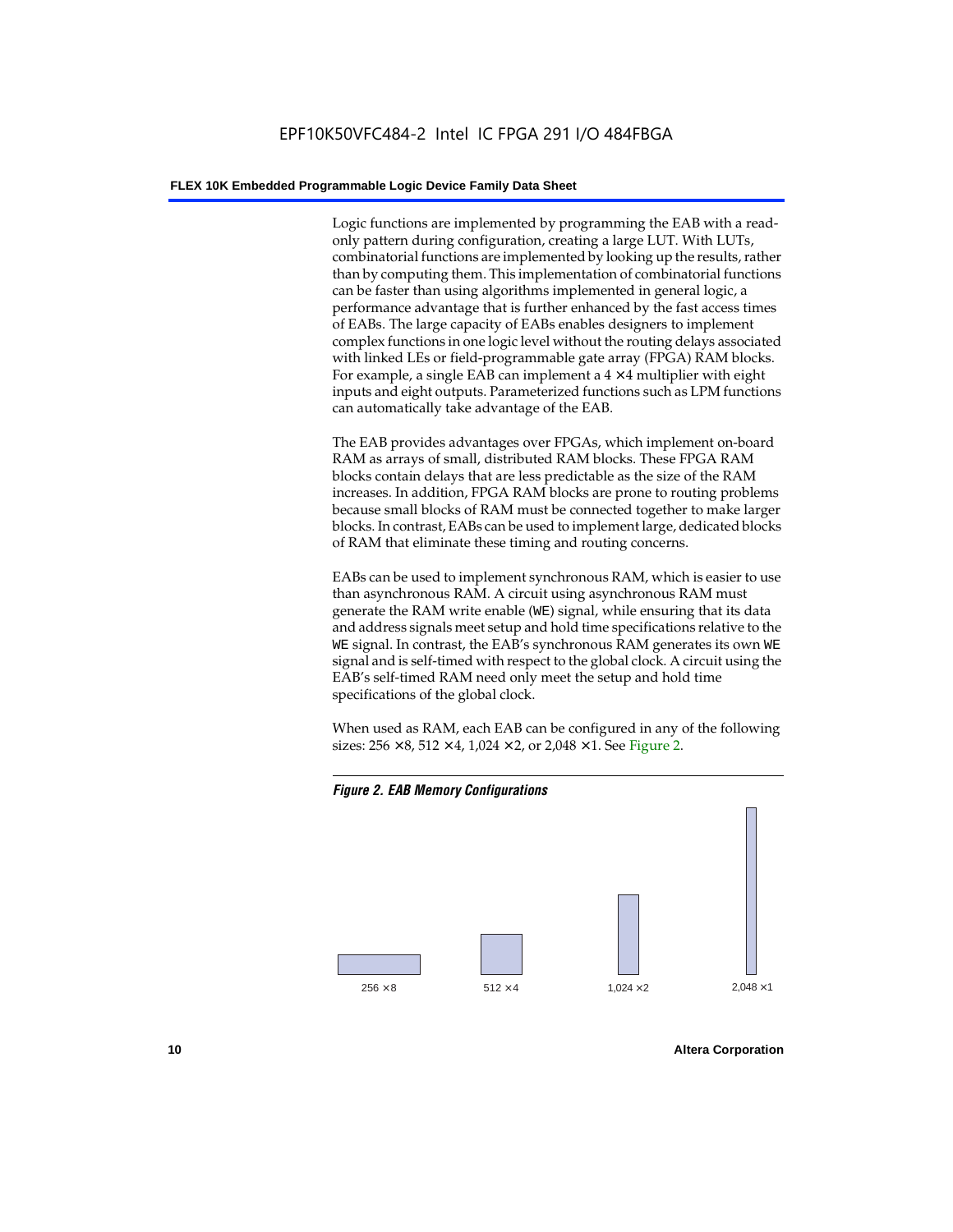Logic functions are implemented by programming the EAB with a read-only pattern during configuration, creating a large LUT. With LUTs, combinatorial functions are implemented by looking up the results, rather than by computing them. This implementation of combinatorial functions can be faster than using algorithms implemented in general logic, a performance advantage that is further enhanced by the fast access times of EABs. The large capacity of EABs enables designers to implement complex functions in one logic level without the routing delays associated with linked LEs or field-programmable gate array (FPGA) RAM blocks. For example, a single EAB can implement a 4 × 4 multiplier with eight inputs and eight outputs. Parameterized functions such as LPM functions can automatically take advantage of the EAB.

The EAB provides advantages over FPGAs, which implement on-board RAM as arrays of small, distributed RAM blocks. These FPGA RAM blocks contain delays that are less predictable as the size of the RAM increases. In addition, FPGA RAM blocks are prone to routing problems because small blocks of RAM must be connected together to make larger blocks. In contrast, EABs can be used to implement large, dedicated blocks of RAM that eliminate these timing and routing concerns.

EABs can be used to implement synchronous RAM, which is easier to use than asynchronous RAM. A circuit using asynchronous RAM must generate the RAM write enable (`WE`) signal, while ensuring that its data and address signals meet setup and hold time specifications relative to the `WE` signal. In contrast, the EAB's synchronous RAM generates its own `WE` signal and is self-timed with respect to the global clock. A circuit using the EAB's self-timed RAM need only meet the setup and hold time specifications of the global clock.

When used as RAM, each EAB can be configured in any of the following sizes: 256 × 8, 512 × 4, 1,024 × 2, or 2,048 × 1. See Figure 2.

*Figure 2. EAB Memory Configurations*

256 × 8 | 512 × 4 | 1,024 × 2 | 2,048 × 1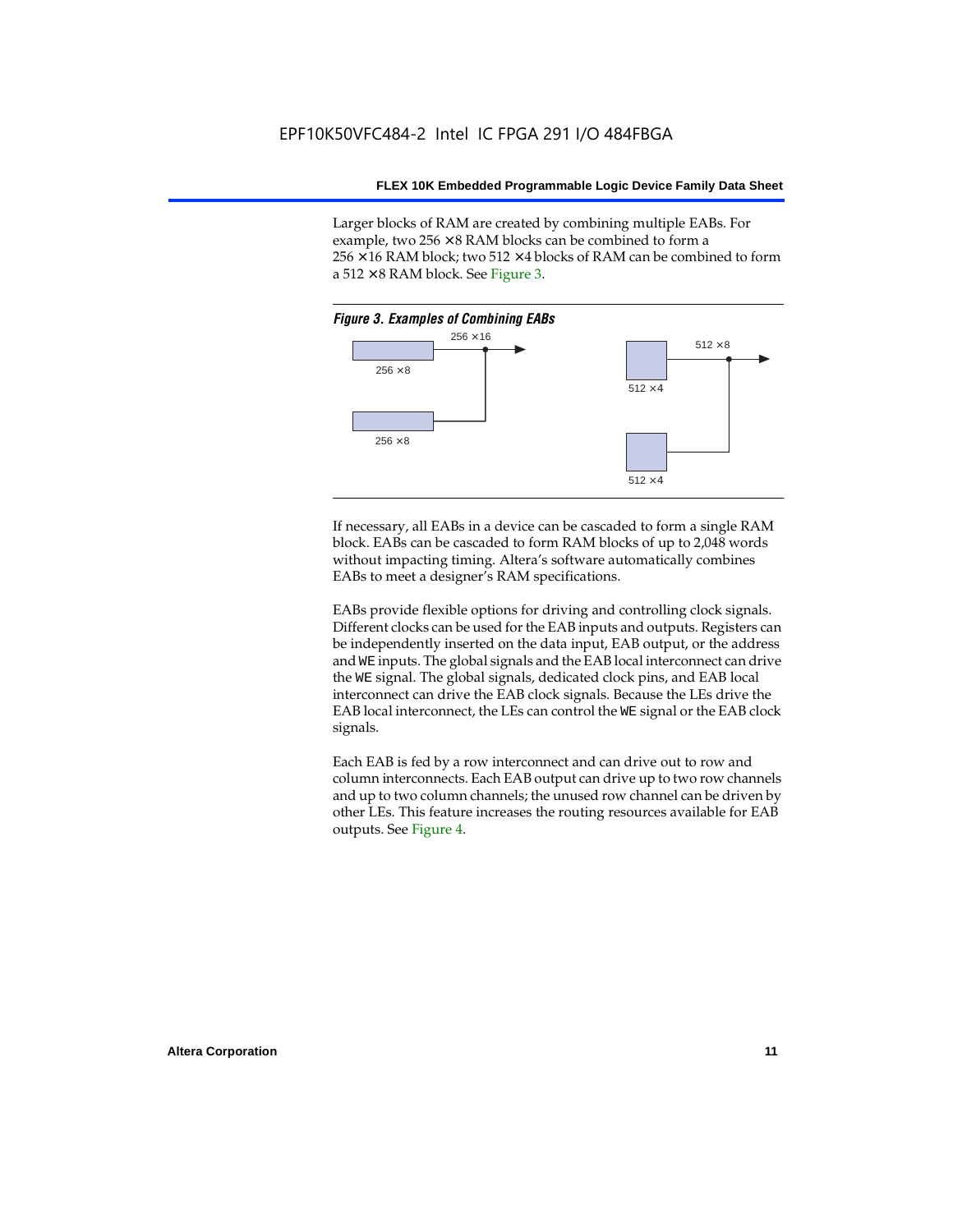Larger blocks of RAM are created by combining multiple EABs. For example, two 256 × 8 RAM blocks can be combined to form a 256 × 16 RAM block; two 512 × 4 blocks of RAM can be combined to form a 512 × 8 RAM block. See Figure 3.

*Figure 3. Examples of Combining EABs*

If necessary, all EABs in a device can be cascaded to form a single RAM block. EABs can be cascaded to form RAM blocks of up to 2,048 words without impacting timing. Altera's software automatically combines EABs to meet a designer's RAM specifications.

EABs provide flexible options for driving and controlling clock signals. Different clocks can be used for the EAB inputs and outputs. Registers can be independently inserted on the data input, EAB output, or the address and WE inputs. The global signals and the EAB local interconnect can drive the WE signal. The global signals, dedicated clock pins, and EAB local interconnect can drive the EAB clock signals. Because the LEs drive the EAB local interconnect, the LEs can control the WE signal or the EAB clock signals.

Each EAB is fed by a row interconnect and can drive out to row and column interconnects. Each EAB output can drive up to two row channels and up to two column channels; the unused row channel can be driven by other LEs. This feature increases the routing resources available for EAB outputs. See Figure 4.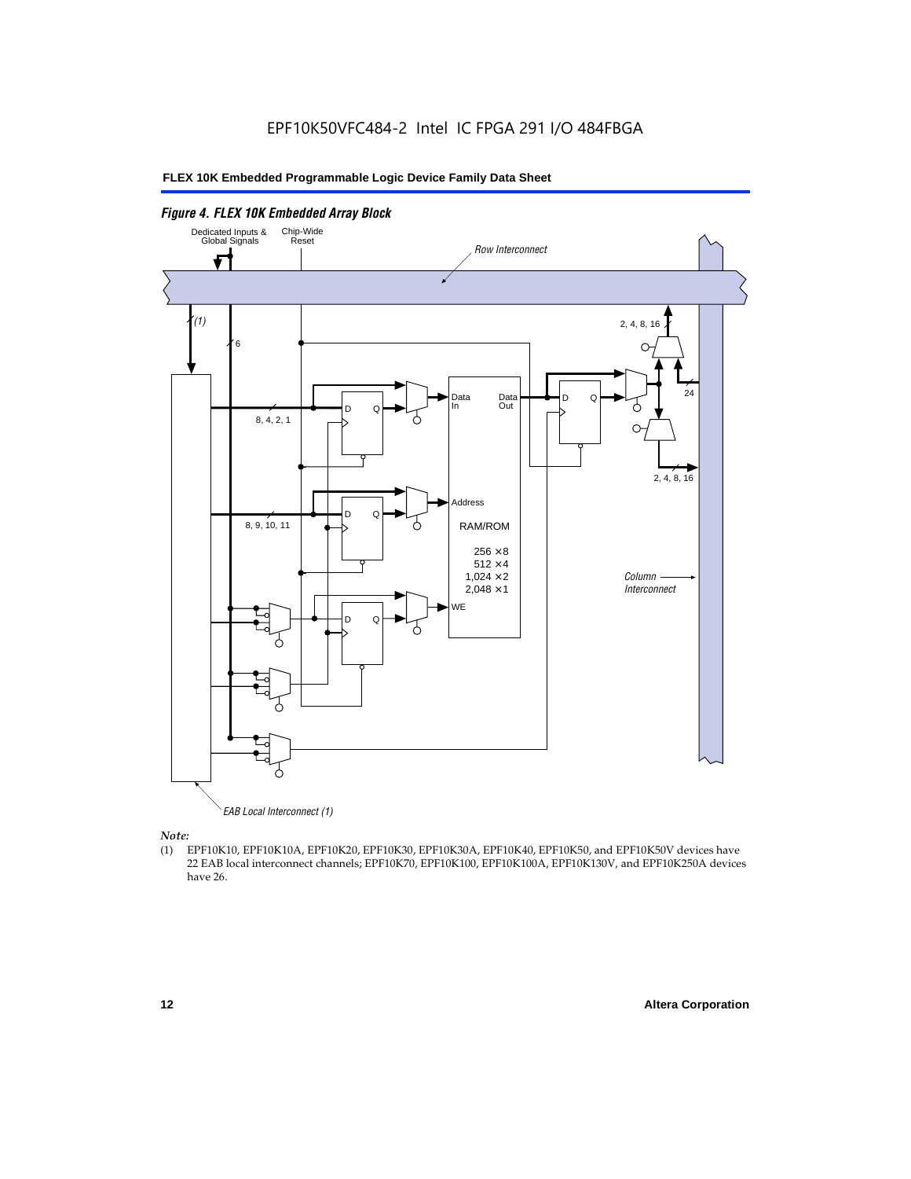*Figure 4. FLEX 10K Embedded Array Block*

Dedicated Inputs & Global Signals

Chip-Wide Reset

Row Interconnect

(1)

6

2, 4, 8, 16

24

Data In

Data Out

D Q

8, 4, 2, 1

2, 4, 8, 16

Address

8, 9, 10, 11

RAM/ROM

256 × 8
512 × 4
1,024 × 2
2,048 × 1

Column Interconnect

WE

EAB Local Interconnect (1)

*Note:*

(1) EPF10K10, EPF10K10A, EPF10K20, EPF10K30, EPF10K30A, EPF10K40, EPF10K50, and EPF10K50V devices have 22 EAB local interconnect channels; EPF10K70, EPF10K100, EPF10K100A, EPF10K130V, and EPF10K250A devices have 26.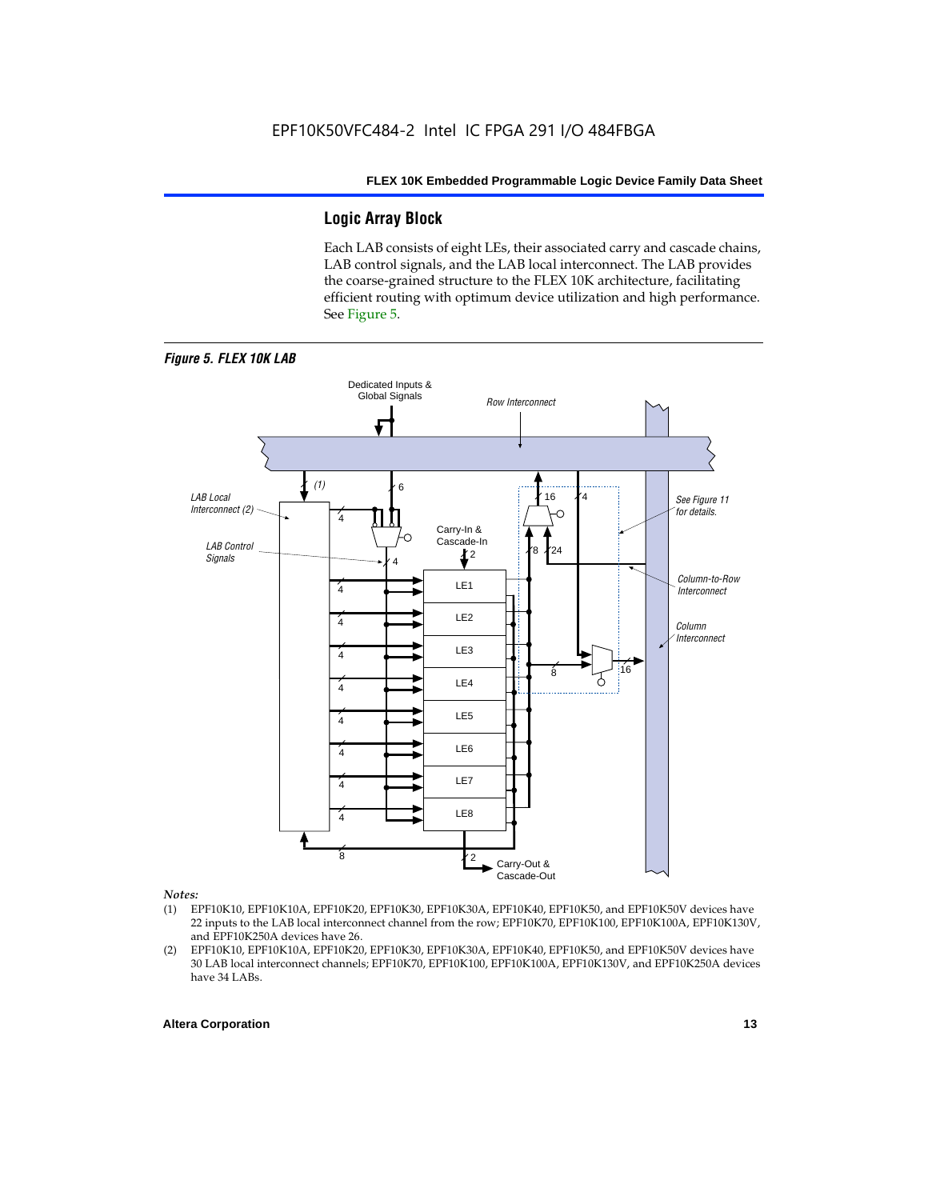## Logic Array Block

Each LAB consists of eight LEs, their associated carry and cascade chains, LAB control signals, and the LAB local interconnect. The LAB provides the coarse-grained structure to the FLEX 10K architecture, facilitating efficient routing with optimum device utilization and high performance. See Figure 5.

***Figure 5. FLEX 10K LAB***

*Notes:*

(1) EPF10K10, EPF10K10A, EPF10K20, EPF10K30, EPF10K30A, EPF10K40, EPF10K50, and EPF10K50V devices have 22 inputs to the LAB local interconnect channel from the row; EPF10K70, EPF10K100, EPF10K100A, EPF10K130V, and EPF10K250A devices have 26.

(2) EPF10K10, EPF10K10A, EPF10K20, EPF10K30, EPF10K30A, EPF10K40, EPF10K50, and EPF10K50V devices have 30 LAB local interconnect channels; EPF10K70, EPF10K100, EPF10K100A, EPF10K130V, and EPF10K250A devices have 34 LABs.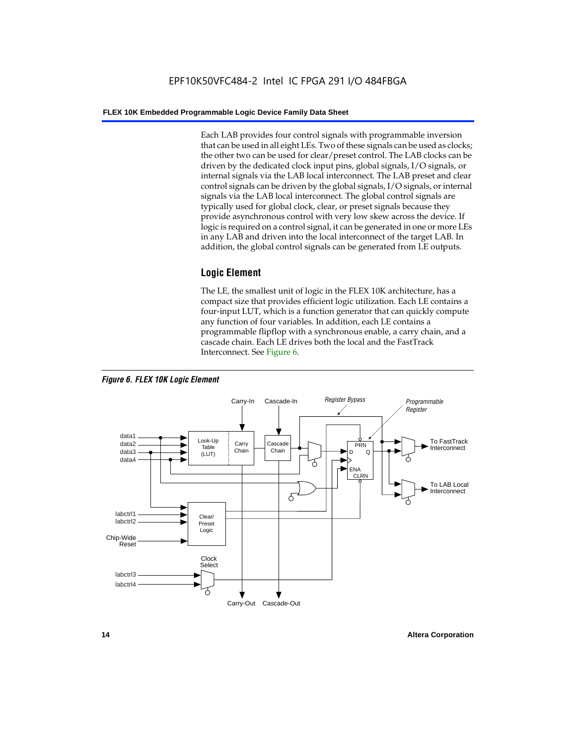Each LAB provides four control signals with programmable inversion that can be used in all eight LEs. Two of these signals can be used as clocks; the other two can be used for clear/preset control. The LAB clocks can be driven by the dedicated clock input pins, global signals, I/O signals, or internal signals via the LAB local interconnect. The LAB preset and clear control signals can be driven by the global signals, I/O signals, or internal signals via the LAB local interconnect. The global control signals are typically used for global clock, clear, or preset signals because they provide asynchronous control with very low skew across the device. If logic is required on a control signal, it can be generated in one or more LEs in any LAB and driven into the local interconnect of the target LAB. In addition, the global control signals can be generated from LE outputs.

## Logic Element

The LE, the smallest unit of logic in the FLEX 10K architecture, has a compact size that provides efficient logic utilization. Each LE contains a four-input LUT, which is a function generator that can quickly compute any function of four variables. In addition, each LE contains a programmable flipflop with a synchronous enable, a carry chain, and a cascade chain. Each LE drives both the local and the FastTrack Interconnect. See Figure 6.

*Figure 6. FLEX 10K Logic Element*

Carry-In, Cascade-In, Register Bypass, Programmable Register, data1, data2, data3, data4, Look-Up Table (LUT), Carry Chain, Cascade Chain, PRN, D, Q, ENA, CLRN, To FastTrack Interconnect, To LAB Local Interconnect, labctrl1, labctrl2, Chip-Wide Reset, Clear/Preset Logic, Clock Select, labctrl3, labctrl4, Carry-Out, Cascade-Out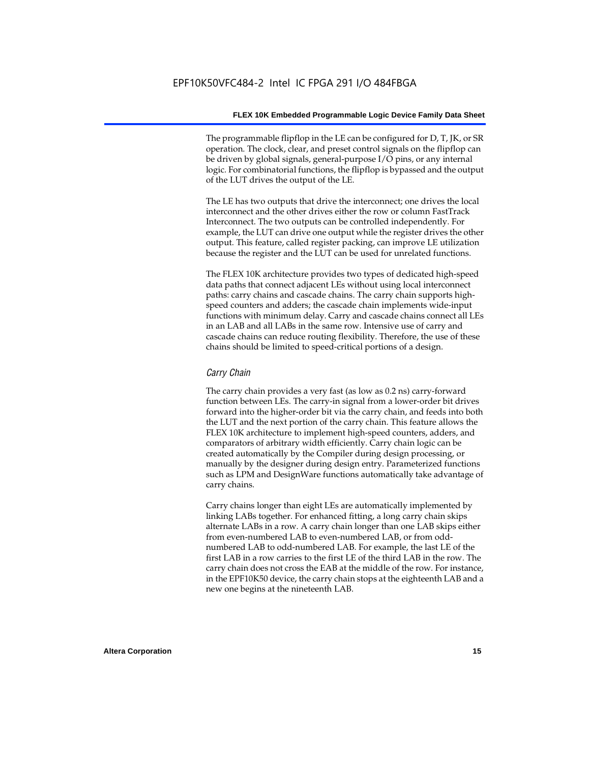The programmable flipflop in the LE can be configured for D, T, JK, or SR operation. The clock, clear, and preset control signals on the flipflop can be driven by global signals, general-purpose I/O pins, or any internal logic. For combinatorial functions, the flipflop is bypassed and the output of the LUT drives the output of the LE.

The LE has two outputs that drive the interconnect; one drives the local interconnect and the other drives either the row or column FastTrack Interconnect. The two outputs can be controlled independently. For example, the LUT can drive one output while the register drives the other output. This feature, called register packing, can improve LE utilization because the register and the LUT can be used for unrelated functions.

The FLEX 10K architecture provides two types of dedicated high-speed data paths that connect adjacent LEs without using local interconnect paths: carry chains and cascade chains. The carry chain supports high-speed counters and adders; the cascade chain implements wide-input functions with minimum delay. Carry and cascade chains connect all LEs in an LAB and all LABs in the same row. Intensive use of carry and cascade chains can reduce routing flexibility. Therefore, the use of these chains should be limited to speed-critical portions of a design.

### *Carry Chain*

The carry chain provides a very fast (as low as 0.2 ns) carry-forward function between LEs. The carry-in signal from a lower-order bit drives forward into the higher-order bit via the carry chain, and feeds into both the LUT and the next portion of the carry chain. This feature allows the FLEX 10K architecture to implement high-speed counters, adders, and comparators of arbitrary width efficiently. Carry chain logic can be created automatically by the Compiler during design processing, or manually by the designer during design entry. Parameterized functions such as LPM and DesignWare functions automatically take advantage of carry chains.

Carry chains longer than eight LEs are automatically implemented by linking LABs together. For enhanced fitting, a long carry chain skips alternate LABs in a row. A carry chain longer than one LAB skips either from even-numbered LAB to even-numbered LAB, or from odd-numbered LAB to odd-numbered LAB. For example, the last LE of the first LAB in a row carries to the first LE of the third LAB in the row. The carry chain does not cross the EAB at the middle of the row. For instance, in the EPF10K50 device, the carry chain stops at the eighteenth LAB and a new one begins at the nineteenth LAB.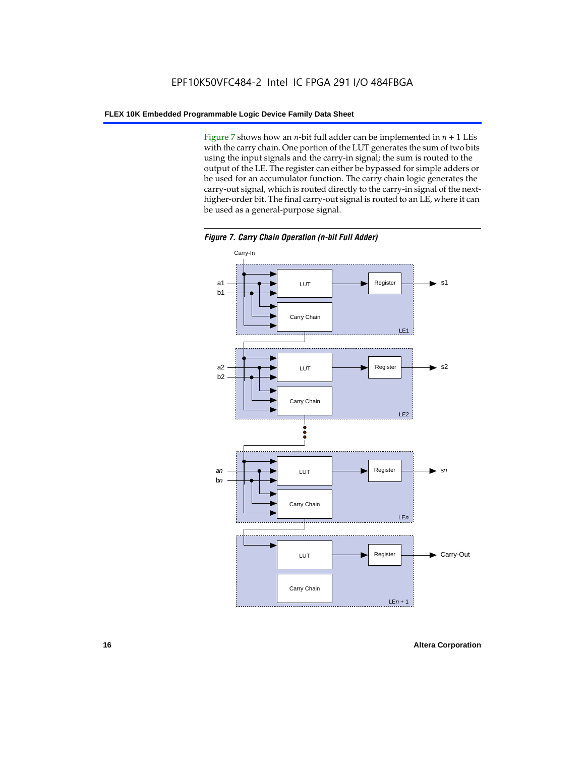Figure 7 shows how an $n$-bit full adder can be implemented in $n + 1$ LEs with the carry chain. One portion of the LUT generates the sum of two bits using the input signals and the carry-in signal; the sum is routed to the output of the LE. The register can either be bypassed for simple adders or be used for an accumulator function. The carry chain logic generates the carry-out signal, which is routed directly to the carry-in signal of the next-higher-order bit. The final carry-out signal is routed to an LE, where it can be used as a general-purpose signal.

*Figure 7. Carry Chain Operation (n-bit Full Adder)*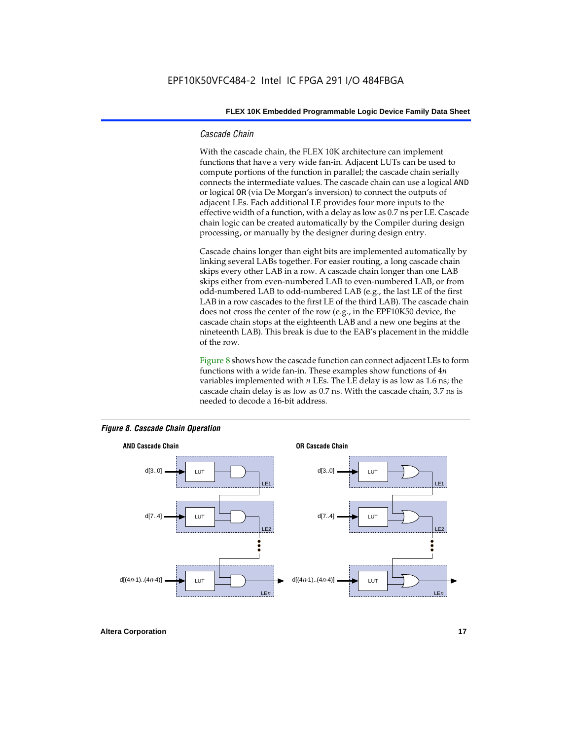### Cascade Chain

With the cascade chain, the FLEX 10K architecture can implement functions that have a very wide fan-in. Adjacent LUTs can be used to compute portions of the function in parallel; the cascade chain serially connects the intermediate values. The cascade chain can use a logical AND or logical OR (via De Morgan's inversion) to connect the outputs of adjacent LEs. Each additional LE provides four more inputs to the effective width of a function, with a delay as low as 0.7 ns per LE. Cascade chain logic can be created automatically by the Compiler during design processing, or manually by the designer during design entry.

Cascade chains longer than eight bits are implemented automatically by linking several LABs together. For easier routing, a long cascade chain skips every other LAB in a row. A cascade chain longer than one LAB skips either from even-numbered LAB to even-numbered LAB, or from odd-numbered LAB to odd-numbered LAB (e.g., the last LE of the first LAB in a row cascades to the first LE of the third LAB). The cascade chain does not cross the center of the row (e.g., in the EPF10K50 device, the cascade chain stops at the eighteenth LAB and a new one begins at the nineteenth LAB). This break is due to the EAB's placement in the middle of the row.

Figure 8 shows how the cascade function can connect adjacent LEs to form functions with a wide fan-in. These examples show functions of $4n$ variables implemented with $n$ LEs. The LE delay is as low as 1.6 ns; the cascade chain delay is as low as 0.7 ns. With the cascade chain, 3.7 ns is needed to decode a 16-bit address.

*Figure 8. Cascade Chain Operation*

**AND Cascade Chain**

d[3..0] → LUT → LE1
d[7..4] → LUT → LE2
d[(4n-1)..(4n-4)] → LUT → LEn

**OR Cascade Chain**

d[3..0] → LUT → LE1
d[7..4] → LUT → LE2
d[(4n-1)..(4n-4)] → LUT → LEn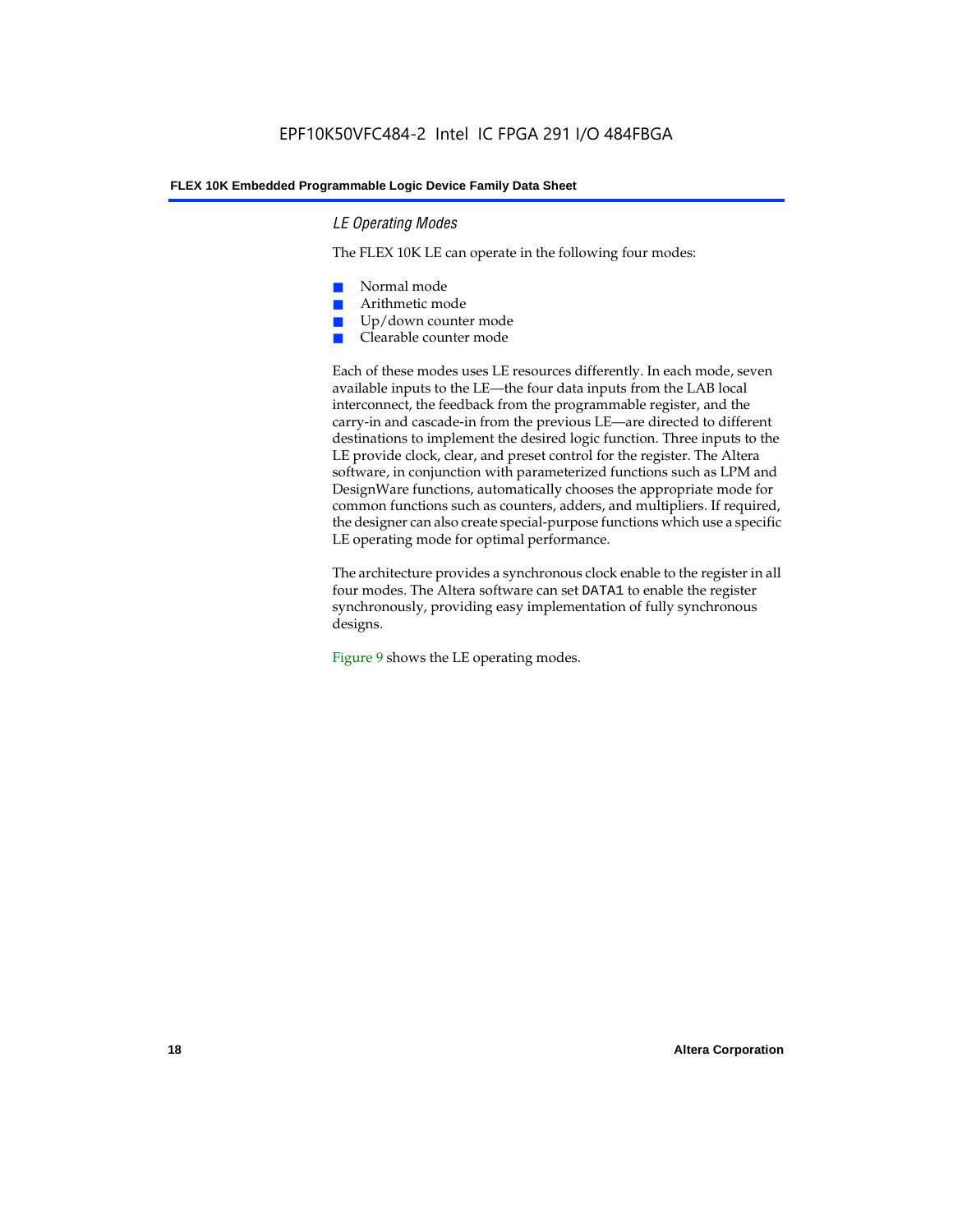### LE Operating Modes

The FLEX 10K LE can operate in the following four modes:

- Normal mode
- Arithmetic mode
- Up/down counter mode
- Clearable counter mode

Each of these modes uses LE resources differently. In each mode, seven available inputs to the LE—the four data inputs from the LAB local interconnect, the feedback from the programmable register, and the carry-in and cascade-in from the previous LE—are directed to different destinations to implement the desired logic function. Three inputs to the LE provide clock, clear, and preset control for the register. The Altera software, in conjunction with parameterized functions such as LPM and DesignWare functions, automatically chooses the appropriate mode for common functions such as counters, adders, and multipliers. If required, the designer can also create special-purpose functions which use a specific LE operating mode for optimal performance.

The architecture provides a synchronous clock enable to the register in all four modes. The Altera software can set `DATA1` to enable the register synchronously, providing easy implementation of fully synchronous designs.

Figure 9 shows the LE operating modes.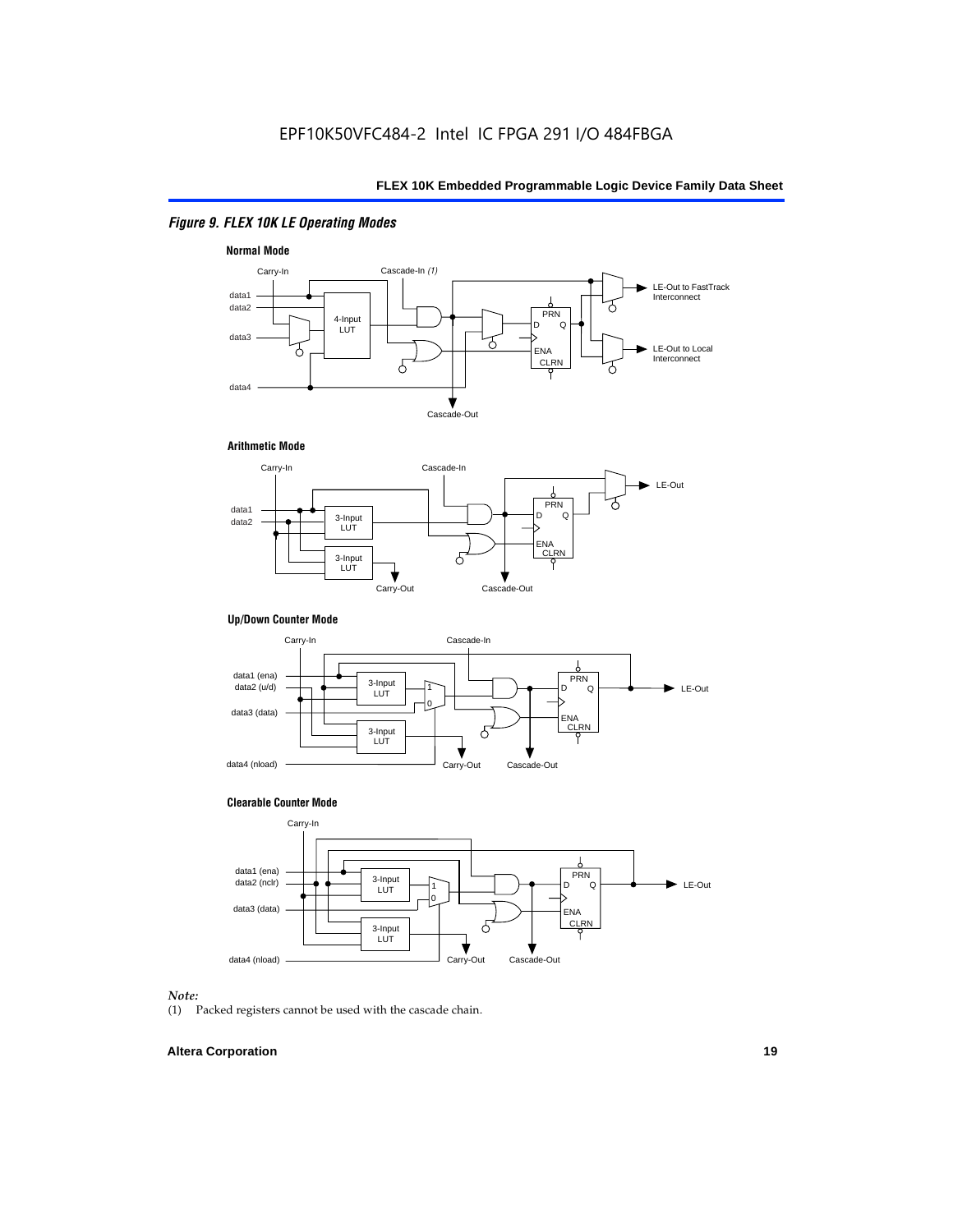*Figure 9. FLEX 10K LE Operating Modes*

**Normal Mode**

Carry-In, Cascade-In *(1)*, data1, data2, data3, data4, 4-Input LUT, PRN, D, Q, ENA, CLRN, LE-Out to FastTrack Interconnect, LE-Out to Local Interconnect, Cascade-Out

**Arithmetic Mode**

Carry-In, Cascade-In, data1, data2, 3-Input LUT, 3-Input LUT, PRN, D, Q, ENA, CLRN, LE-Out, Carry-Out, Cascade-Out

**Up/Down Counter Mode**

Carry-In, Cascade-In, data1 (ena), data2 (u/d), data3 (data), data4 (nload), 3-Input LUT, 3-Input LUT, 1, 0, PRN, D, Q, ENA, CLRN, LE-Out, Carry-Out, Cascade-Out

**Clearable Counter Mode**

Carry-In, data1 (ena), data2 (nclr), data3 (data), data4 (nload), 3-Input LUT, 3-Input LUT, 1, 0, PRN, D, Q, ENA, CLRN, LE-Out, Carry-Out, Cascade-Out

*Note:*
(1) Packed registers cannot be used with the cascade chain.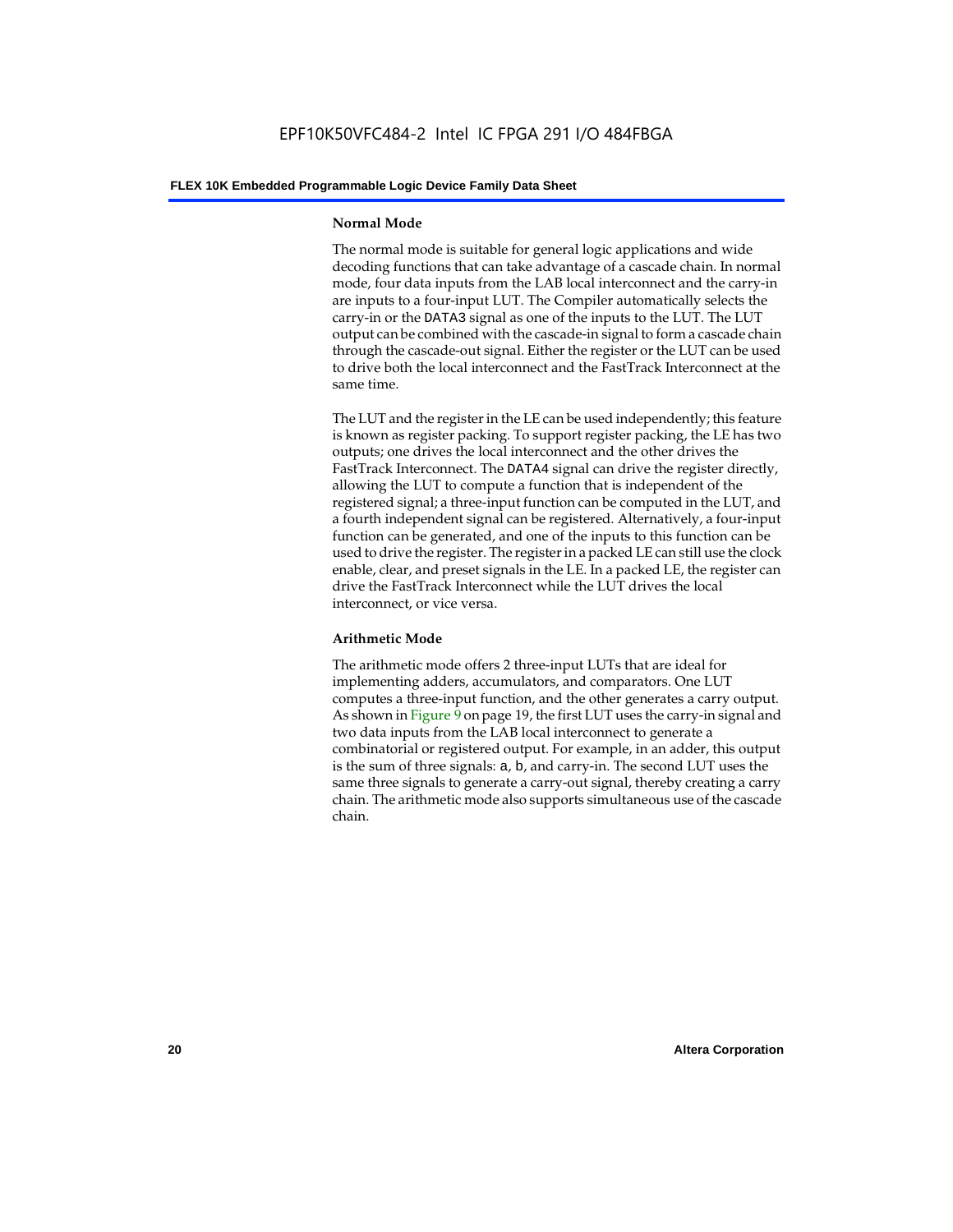### Normal Mode

The normal mode is suitable for general logic applications and wide decoding functions that can take advantage of a cascade chain. In normal mode, four data inputs from the LAB local interconnect and the carry-in are inputs to a four-input LUT. The Compiler automatically selects the carry-in or the DATA3 signal as one of the inputs to the LUT. The LUT output can be combined with the cascade-in signal to form a cascade chain through the cascade-out signal. Either the register or the LUT can be used to drive both the local interconnect and the FastTrack Interconnect at the same time.

The LUT and the register in the LE can be used independently; this feature is known as register packing. To support register packing, the LE has two outputs; one drives the local interconnect and the other drives the FastTrack Interconnect. The DATA4 signal can drive the register directly, allowing the LUT to compute a function that is independent of the registered signal; a three-input function can be computed in the LUT, and a fourth independent signal can be registered. Alternatively, a four-input function can be generated, and one of the inputs to this function can be used to drive the register. The register in a packed LE can still use the clock enable, clear, and preset signals in the LE. In a packed LE, the register can drive the FastTrack Interconnect while the LUT drives the local interconnect, or vice versa.

### Arithmetic Mode

The arithmetic mode offers 2 three-input LUTs that are ideal for implementing adders, accumulators, and comparators. One LUT computes a three-input function, and the other generates a carry output. As shown in Figure 9 on page 19, the first LUT uses the carry-in signal and two data inputs from the LAB local interconnect to generate a combinatorial or registered output. For example, in an adder, this output is the sum of three signals: a, b, and carry-in. The second LUT uses the same three signals to generate a carry-out signal, thereby creating a carry chain. The arithmetic mode also supports simultaneous use of the cascade chain.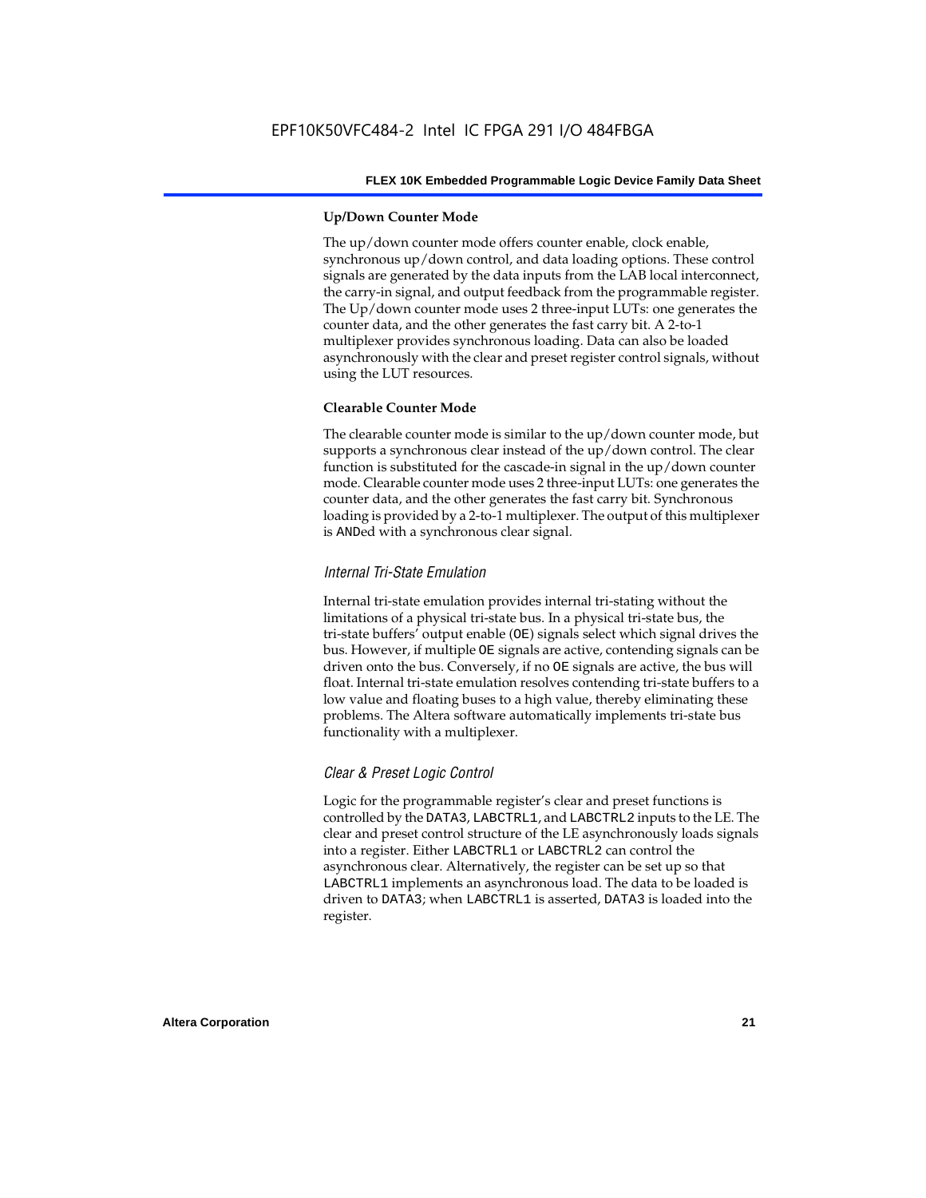#### Up/Down Counter Mode

The up/down counter mode offers counter enable, clock enable, synchronous up/down control, and data loading options. These control signals are generated by the data inputs from the LAB local interconnect, the carry-in signal, and output feedback from the programmable register. The Up/down counter mode uses 2 three-input LUTs: one generates the counter data, and the other generates the fast carry bit. A 2-to-1 multiplexer provides synchronous loading. Data can also be loaded asynchronously with the clear and preset register control signals, without using the LUT resources.

#### Clearable Counter Mode

The clearable counter mode is similar to the up/down counter mode, but supports a synchronous clear instead of the up/down control. The clear function is substituted for the cascade-in signal in the up/down counter mode. Clearable counter mode uses 2 three-input LUTs: one generates the counter data, and the other generates the fast carry bit. Synchronous loading is provided by a 2-to-1 multiplexer. The output of this multiplexer is ANDed with a synchronous clear signal.

### *Internal Tri-State Emulation*

Internal tri-state emulation provides internal tri-stating without the limitations of a physical tri-state bus. In a physical tri-state bus, the tri-state buffers' output enable (OE) signals select which signal drives the bus. However, if multiple OE signals are active, contending signals can be driven onto the bus. Conversely, if no OE signals are active, the bus will float. Internal tri-state emulation resolves contending tri-state buffers to a low value and floating buses to a high value, thereby eliminating these problems. The Altera software automatically implements tri-state bus functionality with a multiplexer.

### *Clear & Preset Logic Control*

Logic for the programmable register's clear and preset functions is controlled by the DATA3, LABCTRL1, and LABCTRL2 inputs to the LE. The clear and preset control structure of the LE asynchronously loads signals into a register. Either LABCTRL1 or LABCTRL2 can control the asynchronous clear. Alternatively, the register can be set up so that LABCTRL1 implements an asynchronous load. The data to be loaded is driven to DATA3; when LABCTRL1 is asserted, DATA3 is loaded into the register.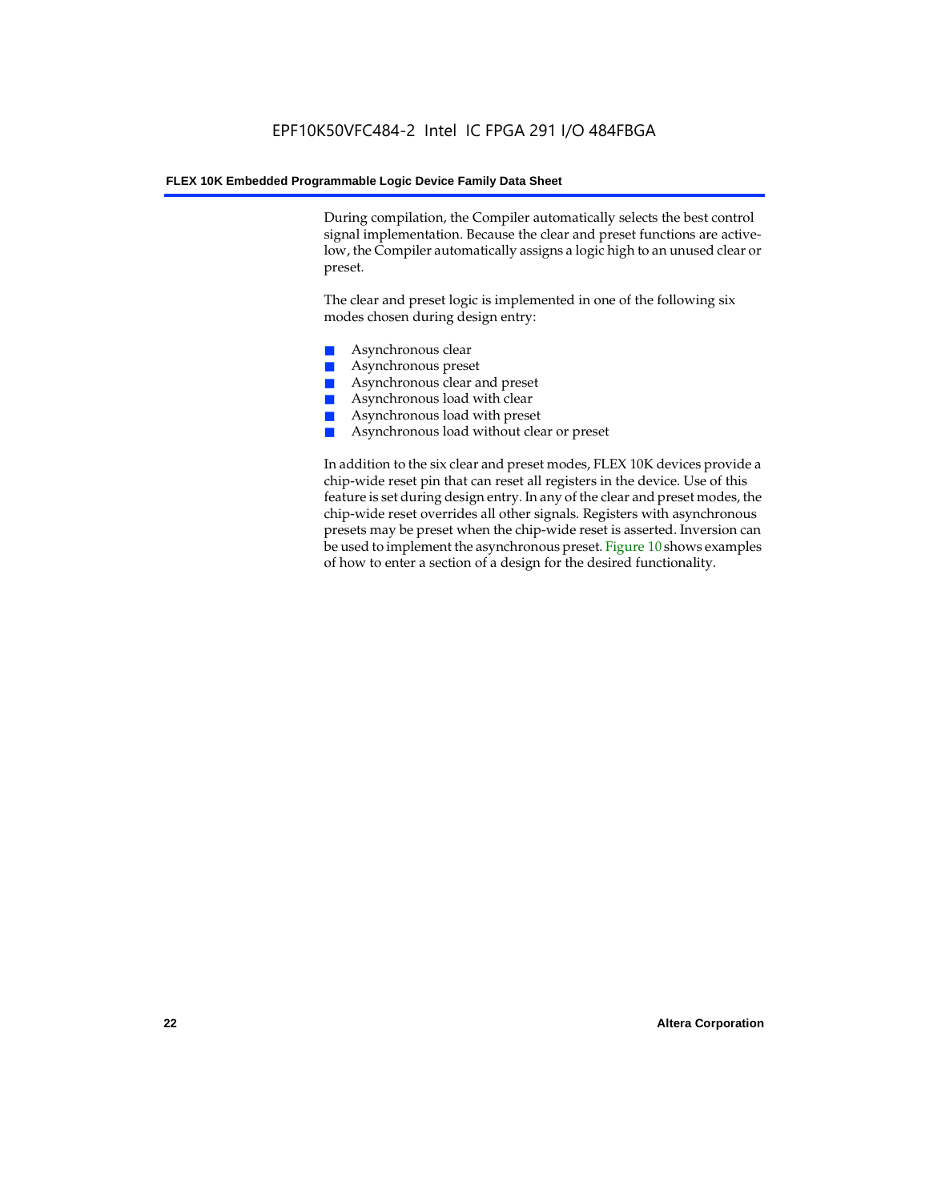During compilation, the Compiler automatically selects the best control signal implementation. Because the clear and preset functions are active-low, the Compiler automatically assigns a logic high to an unused clear or preset.

The clear and preset logic is implemented in one of the following six modes chosen during design entry:

- Asynchronous clear
- Asynchronous preset
- Asynchronous clear and preset
- Asynchronous load with clear
- Asynchronous load with preset
- Asynchronous load without clear or preset

In addition to the six clear and preset modes, FLEX 10K devices provide a chip-wide reset pin that can reset all registers in the device. Use of this feature is set during design entry. In any of the clear and preset modes, the chip-wide reset overrides all other signals. Registers with asynchronous presets may be preset when the chip-wide reset is asserted. Inversion can be used to implement the asynchronous preset. Figure 10 shows examples of how to enter a section of a design for the desired functionality.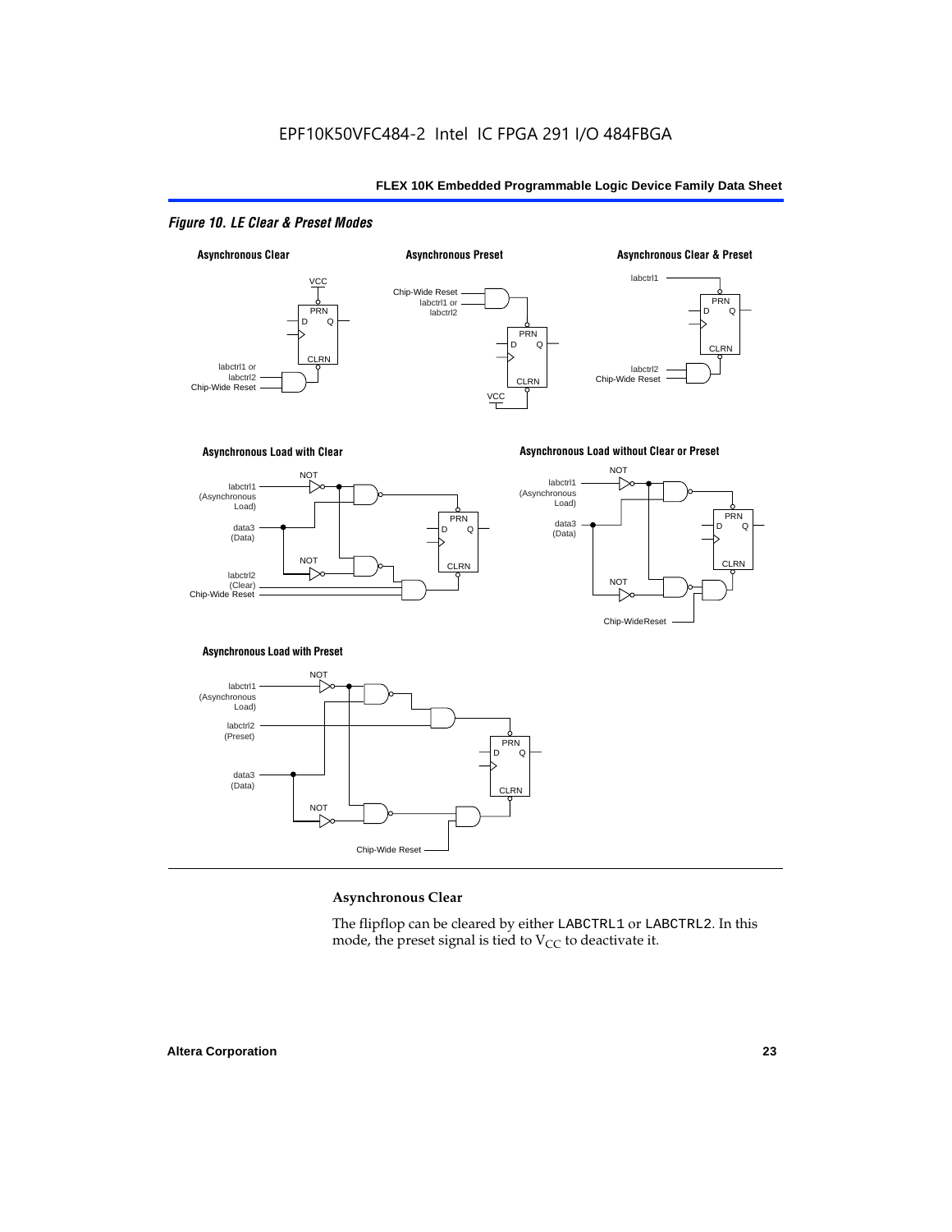*Figure 10. LE Clear & Preset Modes*

### Asynchronous Clear

The flipflop can be cleared by either LABCTRL1 or LABCTRL2. In this mode, the preset signal is tied to $V_{CC}$ to deactivate it.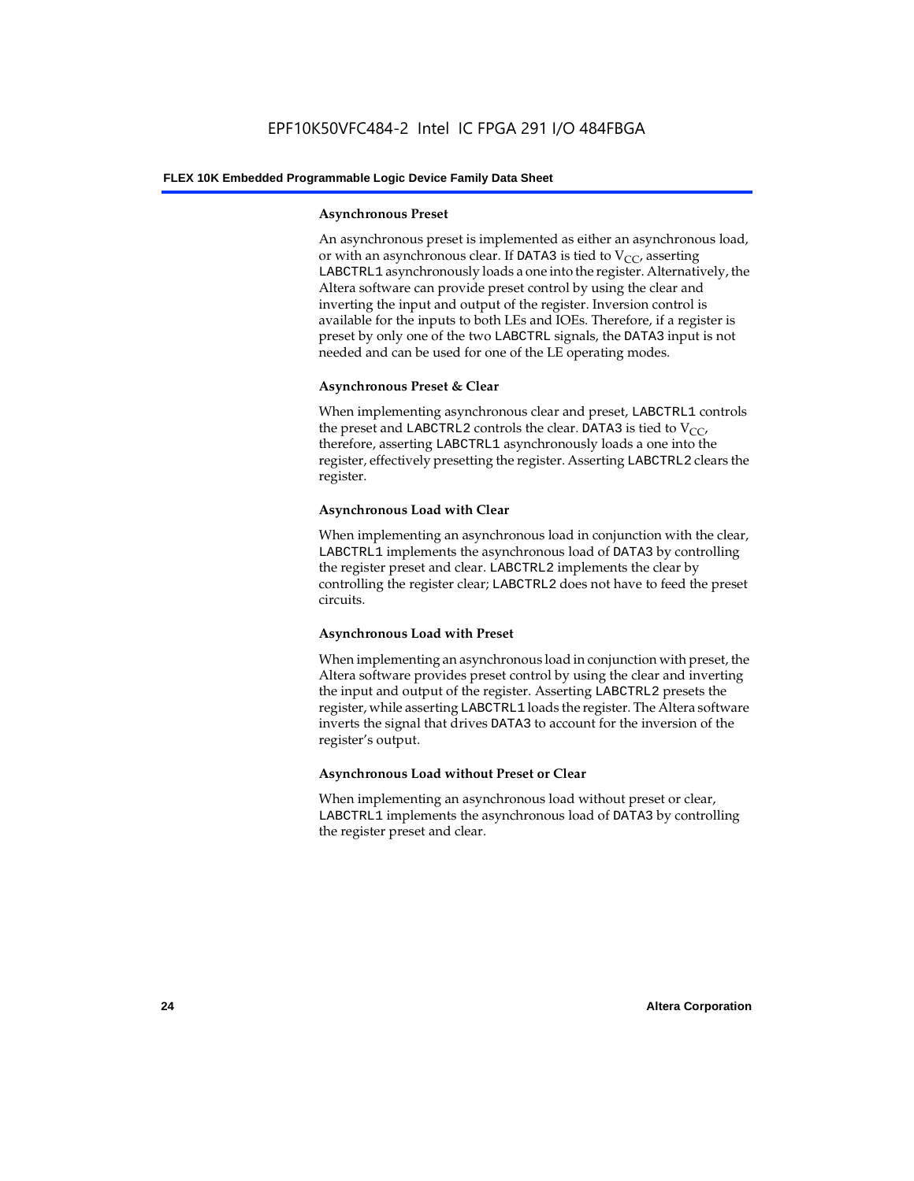#### Asynchronous Preset

An asynchronous preset is implemented as either an asynchronous load, or with an asynchronous clear. If DATA3 is tied to $V_{CC}$, asserting LABCTRL1 asynchronously loads a one into the register. Alternatively, the Altera software can provide preset control by using the clear and inverting the input and output of the register. Inversion control is available for the inputs to both LEs and IOEs. Therefore, if a register is preset by only one of the two LABCTRL signals, the DATA3 input is not needed and can be used for one of the LE operating modes.

#### Asynchronous Preset & Clear

When implementing asynchronous clear and preset, LABCTRL1 controls the preset and LABCTRL2 controls the clear. DATA3 is tied to $V_{CC}$, therefore, asserting LABCTRL1 asynchronously loads a one into the register, effectively presetting the register. Asserting LABCTRL2 clears the register.

#### Asynchronous Load with Clear

When implementing an asynchronous load in conjunction with the clear, LABCTRL1 implements the asynchronous load of DATA3 by controlling the register preset and clear. LABCTRL2 implements the clear by controlling the register clear; LABCTRL2 does not have to feed the preset circuits.

#### Asynchronous Load with Preset

When implementing an asynchronous load in conjunction with preset, the Altera software provides preset control by using the clear and inverting the input and output of the register. Asserting LABCTRL2 presets the register, while asserting LABCTRL1 loads the register. The Altera software inverts the signal that drives DATA3 to account for the inversion of the register's output.

#### Asynchronous Load without Preset or Clear

When implementing an asynchronous load without preset or clear, LABCTRL1 implements the asynchronous load of DATA3 by controlling the register preset and clear.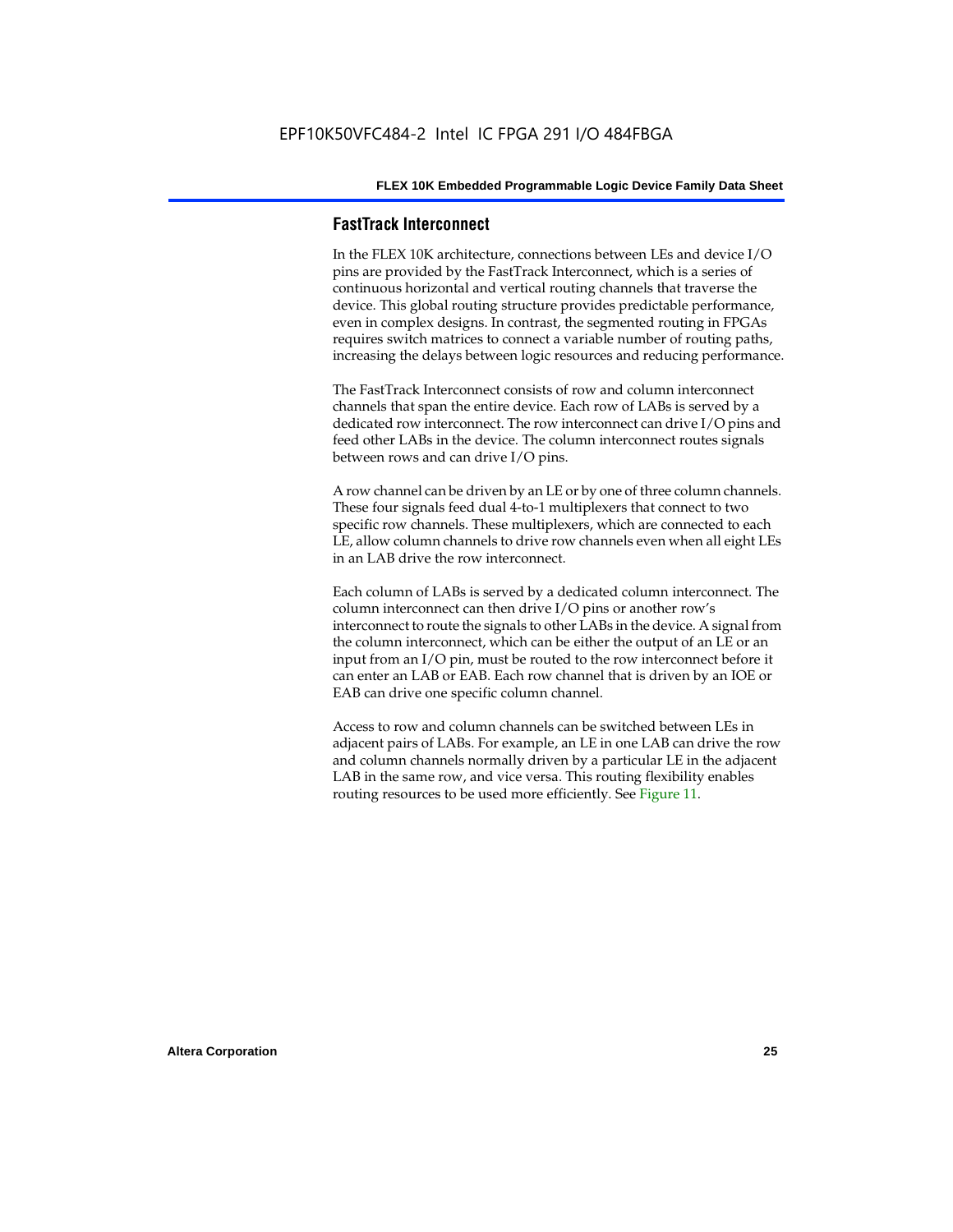## FastTrack Interconnect

In the FLEX 10K architecture, connections between LEs and device I/O pins are provided by the FastTrack Interconnect, which is a series of continuous horizontal and vertical routing channels that traverse the device. This global routing structure provides predictable performance, even in complex designs. In contrast, the segmented routing in FPGAs requires switch matrices to connect a variable number of routing paths, increasing the delays between logic resources and reducing performance.

The FastTrack Interconnect consists of row and column interconnect channels that span the entire device. Each row of LABs is served by a dedicated row interconnect. The row interconnect can drive I/O pins and feed other LABs in the device. The column interconnect routes signals between rows and can drive I/O pins.

A row channel can be driven by an LE or by one of three column channels. These four signals feed dual 4-to-1 multiplexers that connect to two specific row channels. These multiplexers, which are connected to each LE, allow column channels to drive row channels even when all eight LEs in an LAB drive the row interconnect.

Each column of LABs is served by a dedicated column interconnect. The column interconnect can then drive I/O pins or another row's interconnect to route the signals to other LABs in the device. A signal from the column interconnect, which can be either the output of an LE or an input from an I/O pin, must be routed to the row interconnect before it can enter an LAB or EAB. Each row channel that is driven by an IOE or EAB can drive one specific column channel.

Access to row and column channels can be switched between LEs in adjacent pairs of LABs. For example, an LE in one LAB can drive the row and column channels normally driven by a particular LE in the adjacent LAB in the same row, and vice versa. This routing flexibility enables routing resources to be used more efficiently. See Figure 11.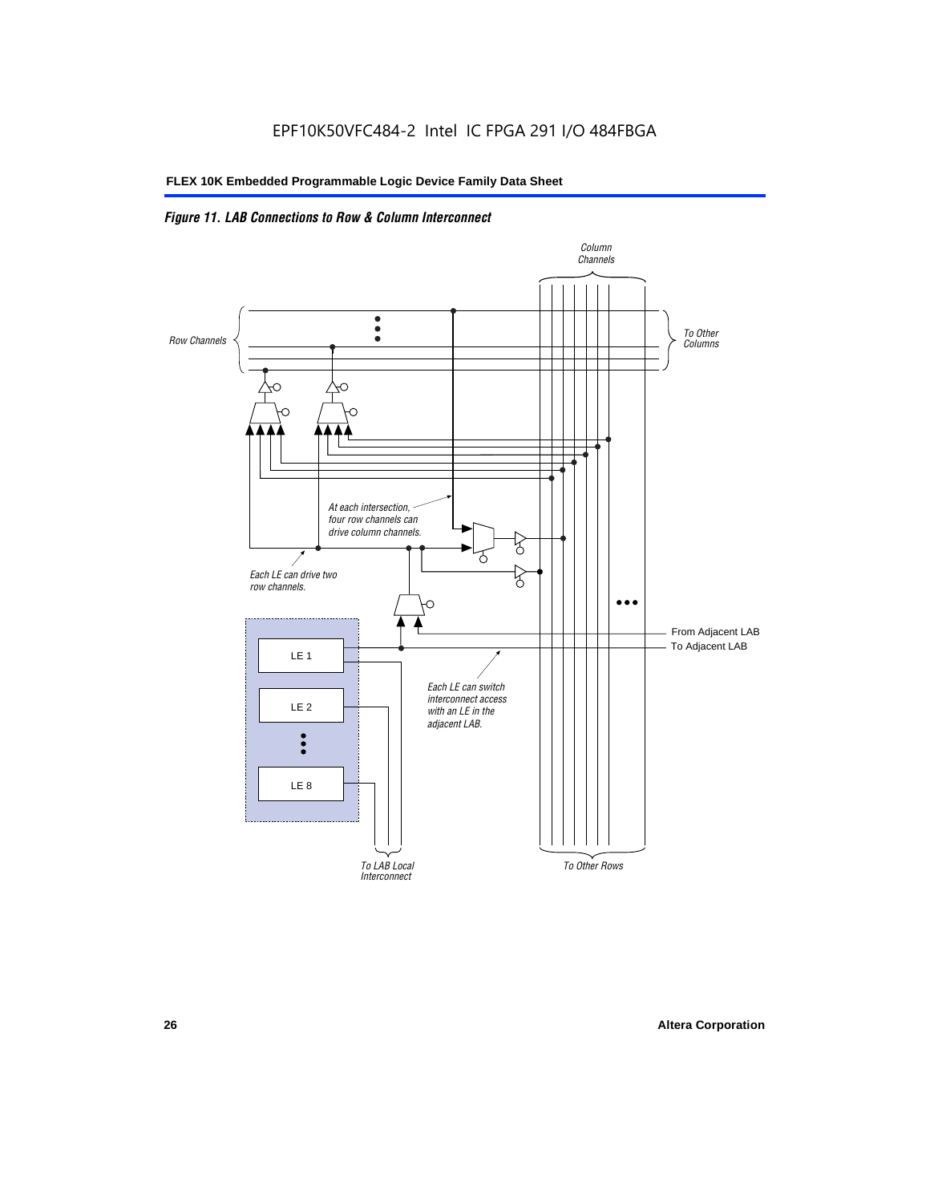*Figure 11. LAB Connections to Row & Column Interconnect*

Column Channels

Row Channels

To Other Columns

At each intersection, four row channels can drive column channels.

Each LE can drive two row channels.

From Adjacent LAB

To Adjacent LAB

LE 1

LE 2

LE 8

Each LE can switch interconnect access with an LE in the adjacent LAB.

To LAB Local Interconnect

To Other Rows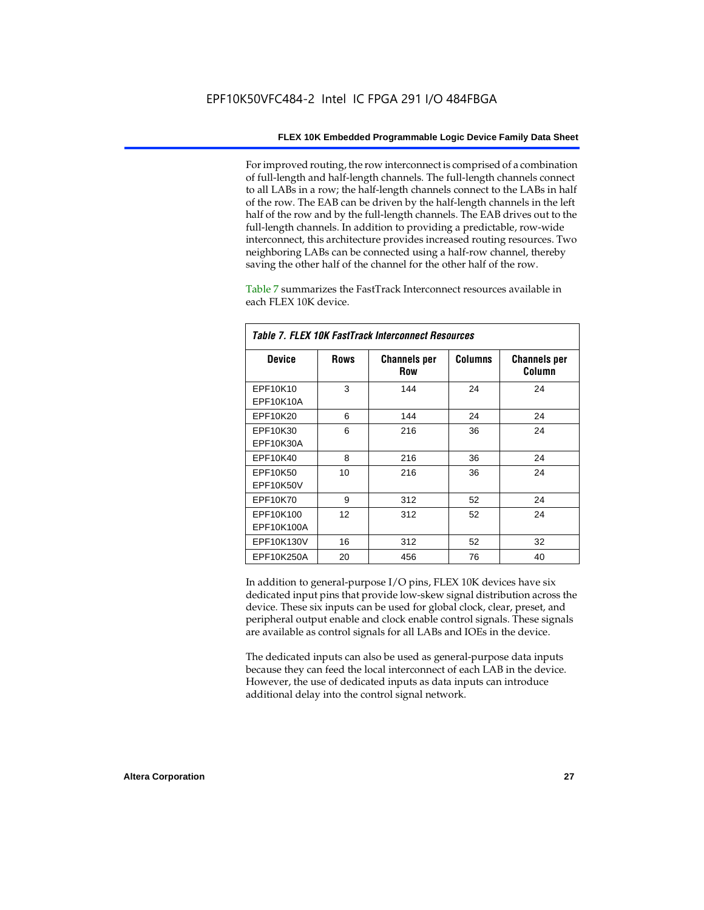For improved routing, the row interconnect is comprised of a combination of full-length and half-length channels. The full-length channels connect to all LABs in a row; the half-length channels connect to the LABs in half of the row. The EAB can be driven by the half-length channels in the left half of the row and by the full-length channels. The EAB drives out to the full-length channels. In addition to providing a predictable, row-wide interconnect, this architecture provides increased routing resources. Two neighboring LABs can be connected using a half-row channel, thereby saving the other half of the channel for the other half of the row.

Table 7 summarizes the FastTrack Interconnect resources available in each FLEX 10K device.

*Table 7. FLEX 10K FastTrack Interconnect Resources*

| Device | Rows | Channels per Row | Columns | Channels per Column |
|---|---|---|---|---|
| EPF10K10<br>EPF10K10A | 3 | 144 | 24 | 24 |
| EPF10K20 | 6 | 144 | 24 | 24 |
| EPF10K30<br>EPF10K30A | 6 | 216 | 36 | 24 |
| EPF10K40 | 8 | 216 | 36 | 24 |
| EPF10K50<br>EPF10K50V | 10 | 216 | 36 | 24 |
| EPF10K70 | 9 | 312 | 52 | 24 |
| EPF10K100<br>EPF10K100A | 12 | 312 | 52 | 24 |
| EPF10K130V | 16 | 312 | 52 | 32 |
| EPF10K250A | 20 | 456 | 76 | 40 |

In addition to general-purpose I/O pins, FLEX 10K devices have six dedicated input pins that provide low-skew signal distribution across the device. These six inputs can be used for global clock, clear, preset, and peripheral output enable and clock enable control signals. These signals are available as control signals for all LABs and IOEs in the device.

The dedicated inputs can also be used as general-purpose data inputs because they can feed the local interconnect of each LAB in the device. However, the use of dedicated inputs as data inputs can introduce additional delay into the control signal network.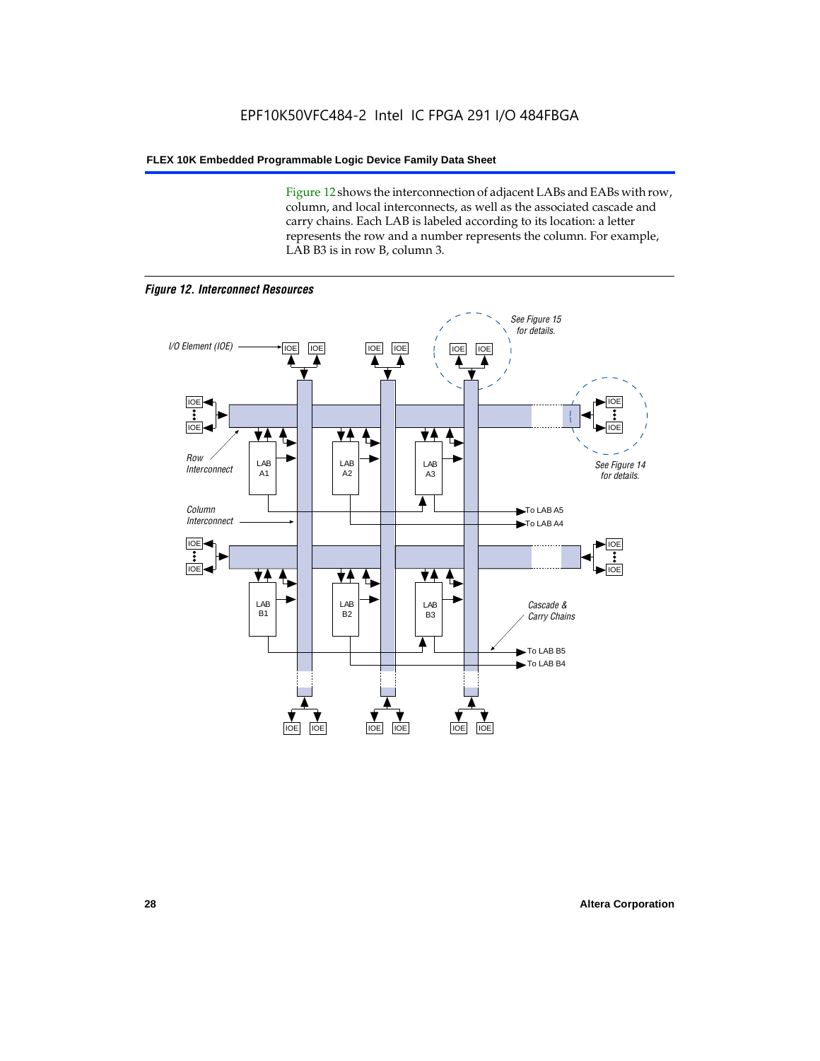Figure 12 shows the interconnection of adjacent LABs and EABs with row, column, and local interconnects, as well as the associated cascade and carry chains. Each LAB is labeled according to its location: a letter represents the row and a number represents the column. For example, LAB B3 is in row B, column 3.

*Figure 12. Interconnect Resources*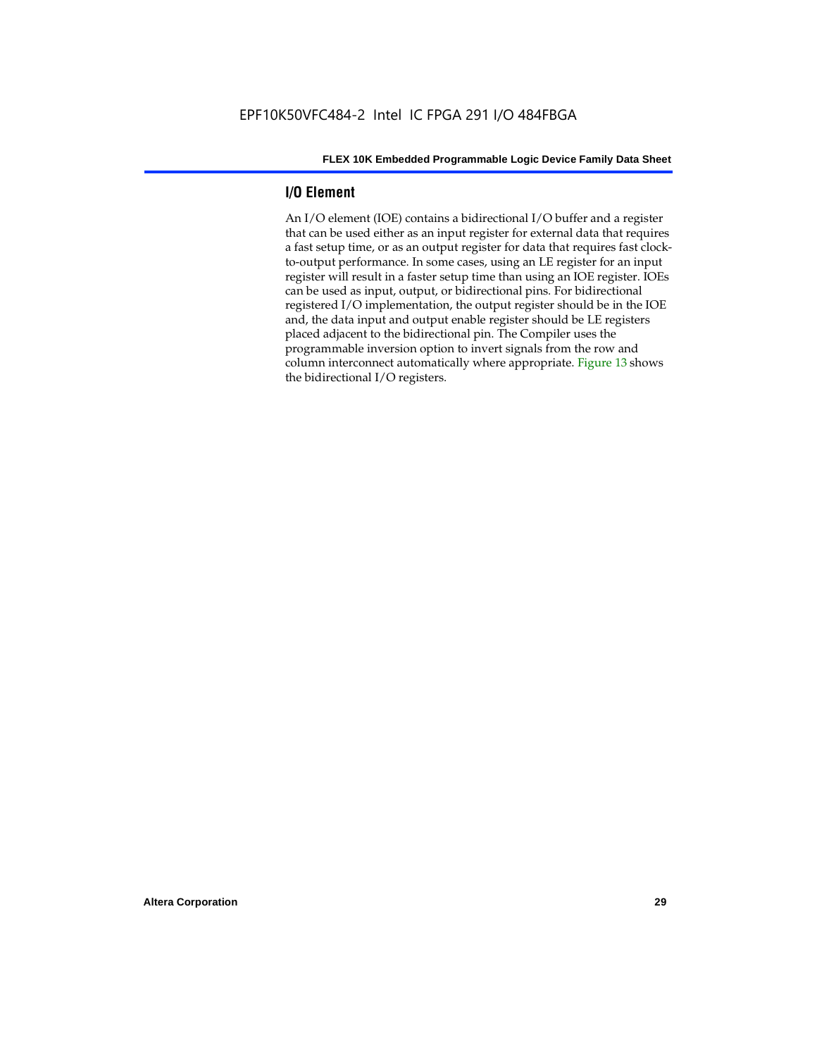## I/O Element

An I/O element (IOE) contains a bidirectional I/O buffer and a register that can be used either as an input register for external data that requires a fast setup time, or as an output register for data that requires fast clock-to-output performance. In some cases, using an LE register for an input register will result in a faster setup time than using an IOE register. IOEs can be used as input, output, or bidirectional pins. For bidirectional registered I/O implementation, the output register should be in the IOE and, the data input and output enable register should be LE registers placed adjacent to the bidirectional pin. The Compiler uses the programmable inversion option to invert signals from the row and column interconnect automatically where appropriate. Figure 13 shows the bidirectional I/O registers.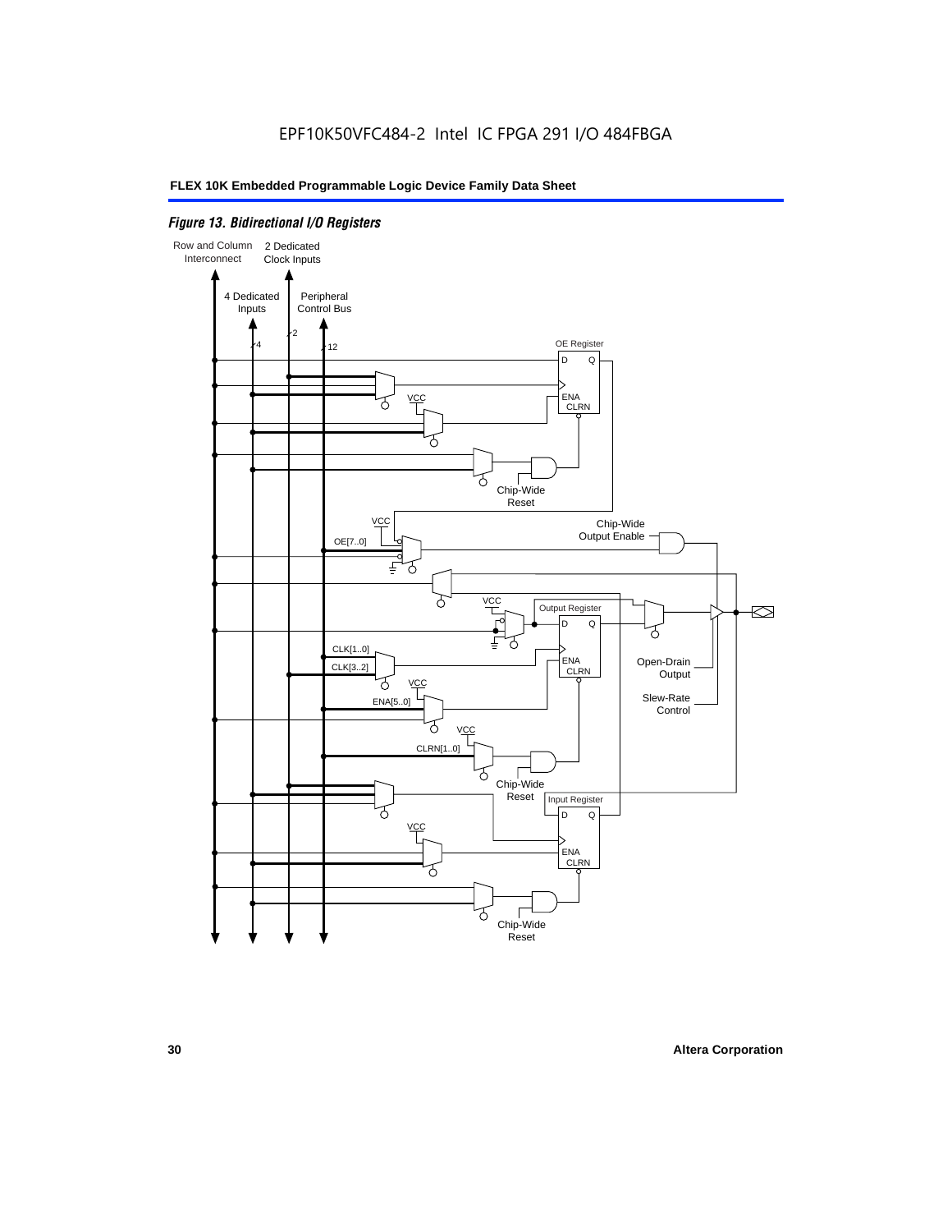*Figure 13. Bidirectional I/O Registers*

Row and Column Interconnect

2 Dedicated Clock Inputs

4 Dedicated Inputs

Peripheral Control Bus

4

2

12

OE Register

D Q

ENA CLRN

VCC

Chip-Wide Reset

VCC

OE[7..0]

Chip-Wide Output Enable

VCC

Output Register

D Q

CLK[1..0]

CLK[3..2]

ENA CLRN

Open-Drain Output

VCC

ENA[5..0]

Slew-Rate Control

VCC

CLRN[1..0]

Chip-Wide Reset

Input Register

D Q

VCC

ENA CLRN

Chip-Wide Reset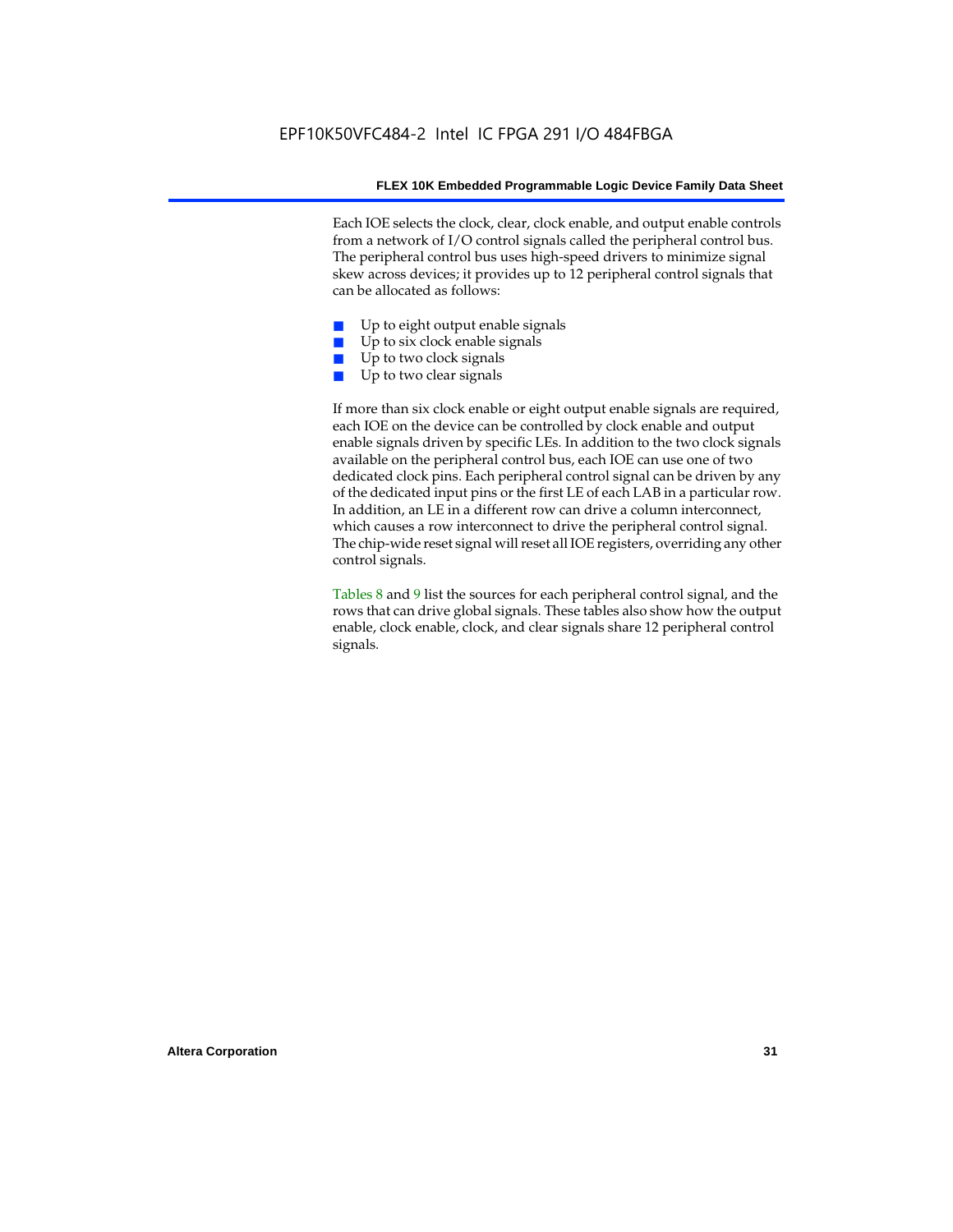Each IOE selects the clock, clear, clock enable, and output enable controls from a network of I/O control signals called the peripheral control bus. The peripheral control bus uses high-speed drivers to minimize signal skew across devices; it provides up to 12 peripheral control signals that can be allocated as follows:

- Up to eight output enable signals
- Up to six clock enable signals
- Up to two clock signals
- Up to two clear signals

If more than six clock enable or eight output enable signals are required, each IOE on the device can be controlled by clock enable and output enable signals driven by specific LEs. In addition to the two clock signals available on the peripheral control bus, each IOE can use one of two dedicated clock pins. Each peripheral control signal can be driven by any of the dedicated input pins or the first LE of each LAB in a particular row. In addition, an LE in a different row can drive a column interconnect, which causes a row interconnect to drive the peripheral control signal. The chip-wide reset signal will reset all IOE registers, overriding any other control signals.

Tables 8 and 9 list the sources for each peripheral control signal, and the rows that can drive global signals. These tables also show how the output enable, clock enable, clock, and clear signals share 12 peripheral control signals.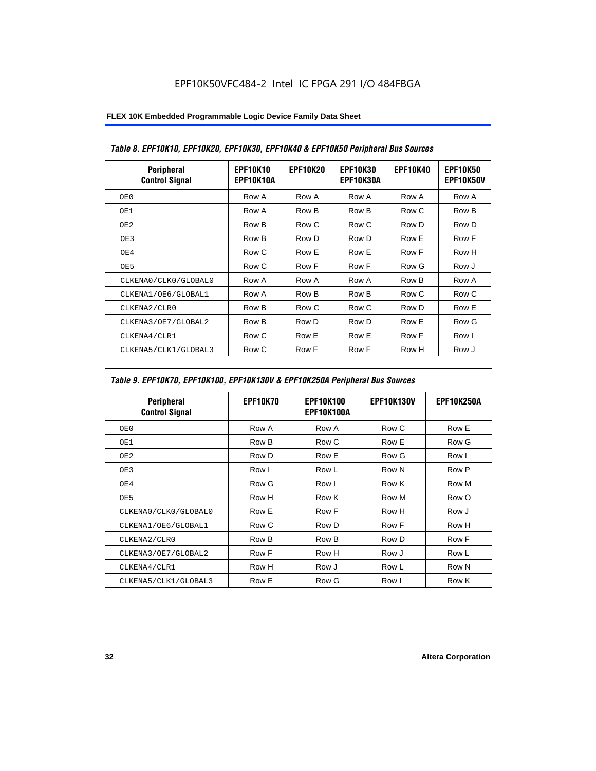| Table 8. EPF10K10, EPF10K20, EPF10K30, EPF10K40 & EPF10K50 Peripheral Bus Sources | | | | | |
|---|---|---|---|---|---|
| Peripheral Control Signal | EPF10K10 EPF10K10A | EPF10K20 | EPF10K30 EPF10K30A | EPF10K40 | EPF10K50 EPF10K50V |
| OE0 | Row A | Row A | Row A | Row A | Row A |
| OE1 | Row A | Row B | Row B | Row C | Row B |
| OE2 | Row B | Row C | Row C | Row D | Row D |
| OE3 | Row B | Row D | Row D | Row E | Row F |
| OE4 | Row C | Row E | Row E | Row F | Row H |
| OE5 | Row C | Row F | Row F | Row G | Row J |
| CLKENA0/CLK0/GLOBAL0 | Row A | Row A | Row A | Row B | Row A |
| CLKENA1/OE6/GLOBAL1 | Row A | Row B | Row B | Row C | Row C |
| CLKENA2/CLR0 | Row B | Row C | Row C | Row D | Row E |
| CLKENA3/OE7/GLOBAL2 | Row B | Row D | Row D | Row E | Row G |
| CLKENA4/CLR1 | Row C | Row E | Row E | Row F | Row I |
| CLKENA5/CLK1/GLOBAL3 | Row C | Row F | Row F | Row H | Row J |

| Table 9. EPF10K70, EPF10K100, EPF10K130V & EPF10K250A Peripheral Bus Sources | | | | |
|---|---|---|---|---|
| Peripheral Control Signal | EPF10K70 | EPF10K100 EPF10K100A | EPF10K130V | EPF10K250A |
| OE0 | Row A | Row A | Row C | Row E |
| OE1 | Row B | Row C | Row E | Row G |
| OE2 | Row D | Row E | Row G | Row I |
| OE3 | Row I | Row L | Row N | Row P |
| OE4 | Row G | Row I | Row K | Row M |
| OE5 | Row H | Row K | Row M | Row O |
| CLKENA0/CLK0/GLOBAL0 | Row E | Row F | Row H | Row J |
| CLKENA1/OE6/GLOBAL1 | Row C | Row D | Row F | Row H |
| CLKENA2/CLR0 | Row B | Row B | Row D | Row F |
| CLKENA3/OE7/GLOBAL2 | Row F | Row H | Row J | Row L |
| CLKENA4/CLR1 | Row H | Row J | Row L | Row N |
| CLKENA5/CLK1/GLOBAL3 | Row E | Row G | Row I | Row K |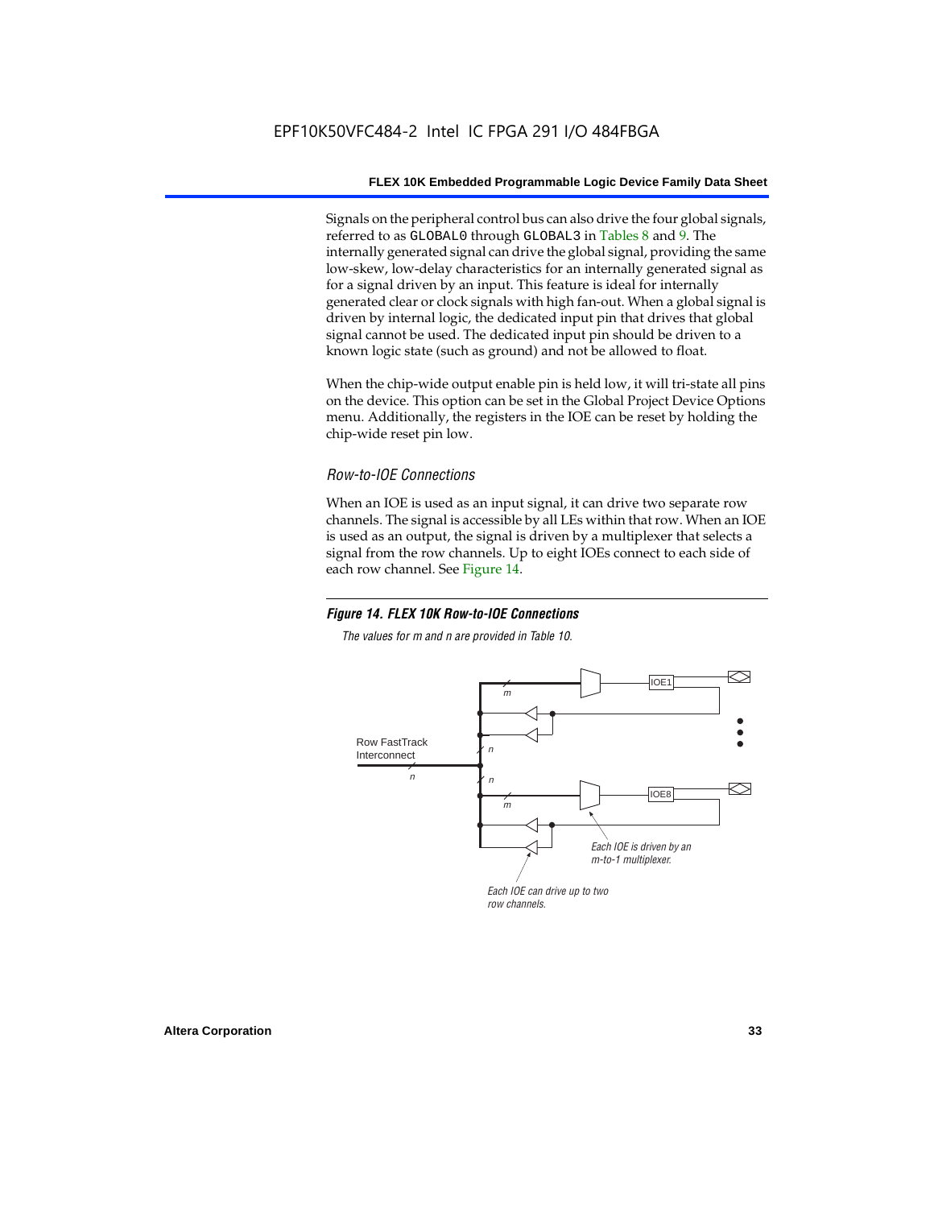Signals on the peripheral control bus can also drive the four global signals, referred to as GLOBAL0 through GLOBAL3 in Tables 8 and 9. The internally generated signal can drive the global signal, providing the same low-skew, low-delay characteristics for an internally generated signal as for a signal driven by an input. This feature is ideal for internally generated clear or clock signals with high fan-out. When a global signal is driven by internal logic, the dedicated input pin that drives that global signal cannot be used. The dedicated input pin should be driven to a known logic state (such as ground) and not be allowed to float.

When the chip-wide output enable pin is held low, it will tri-state all pins on the device. This option can be set in the Global Project Device Options menu. Additionally, the registers in the IOE can be reset by holding the chip-wide reset pin low.

### *Row-to-IOE Connections*

When an IOE is used as an input signal, it can drive two separate row channels. The signal is accessible by all LEs within that row. When an IOE is used as an output, the signal is driven by a multiplexer that selects a signal from the row channels. Up to eight IOEs connect to each side of each row channel. See Figure 14.

***Figure 14. FLEX 10K Row-to-IOE Connections***

*The values for m and n are provided in Table 10.*

Row FastTrack Interconnect

*n*

*m*

*n*

*n*

*m*

IOE1

IOE8

*Each IOE is driven by an m-to-1 multiplexer.*

*Each IOE can drive up to two row channels.*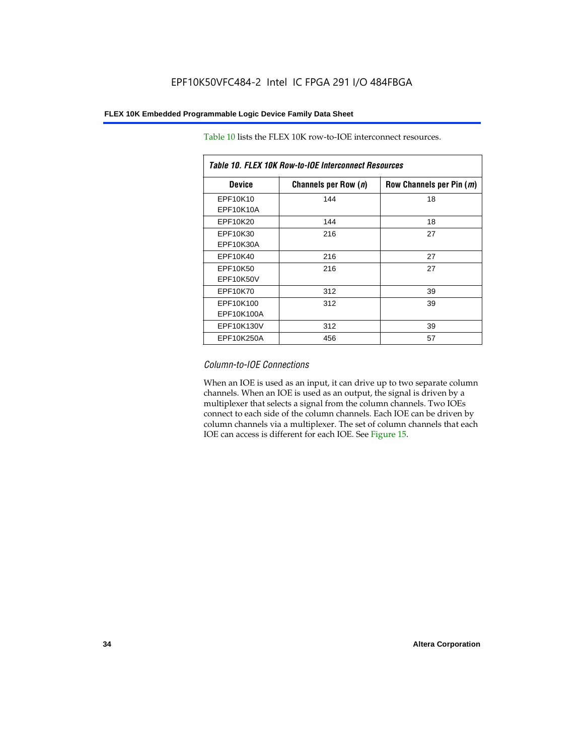Table 10 lists the FLEX 10K row-to-IOE interconnect resources.

*Table 10. FLEX 10K Row-to-IOE Interconnect Resources*

| Device | Channels per Row (*n*) | Row Channels per Pin (*m*) |
|---|---|---|
| EPF10K10<br>EPF10K10A | 144 | 18 |
| EPF10K20 | 144 | 18 |
| EPF10K30<br>EPF10K30A | 216 | 27 |
| EPF10K40 | 216 | 27 |
| EPF10K50<br>EPF10K50V | 216 | 27 |
| EPF10K70 | 312 | 39 |
| EPF10K100<br>EPF10K100A | 312 | 39 |
| EPF10K130V | 312 | 39 |
| EPF10K250A | 456 | 57 |

### *Column-to-IOE Connections*

When an IOE is used as an input, it can drive up to two separate column channels. When an IOE is used as an output, the signal is driven by a multiplexer that selects a signal from the column channels. Two IOEs connect to each side of the column channels. Each IOE can be driven by column channels via a multiplexer. The set of column channels that each IOE can access is different for each IOE. See Figure 15.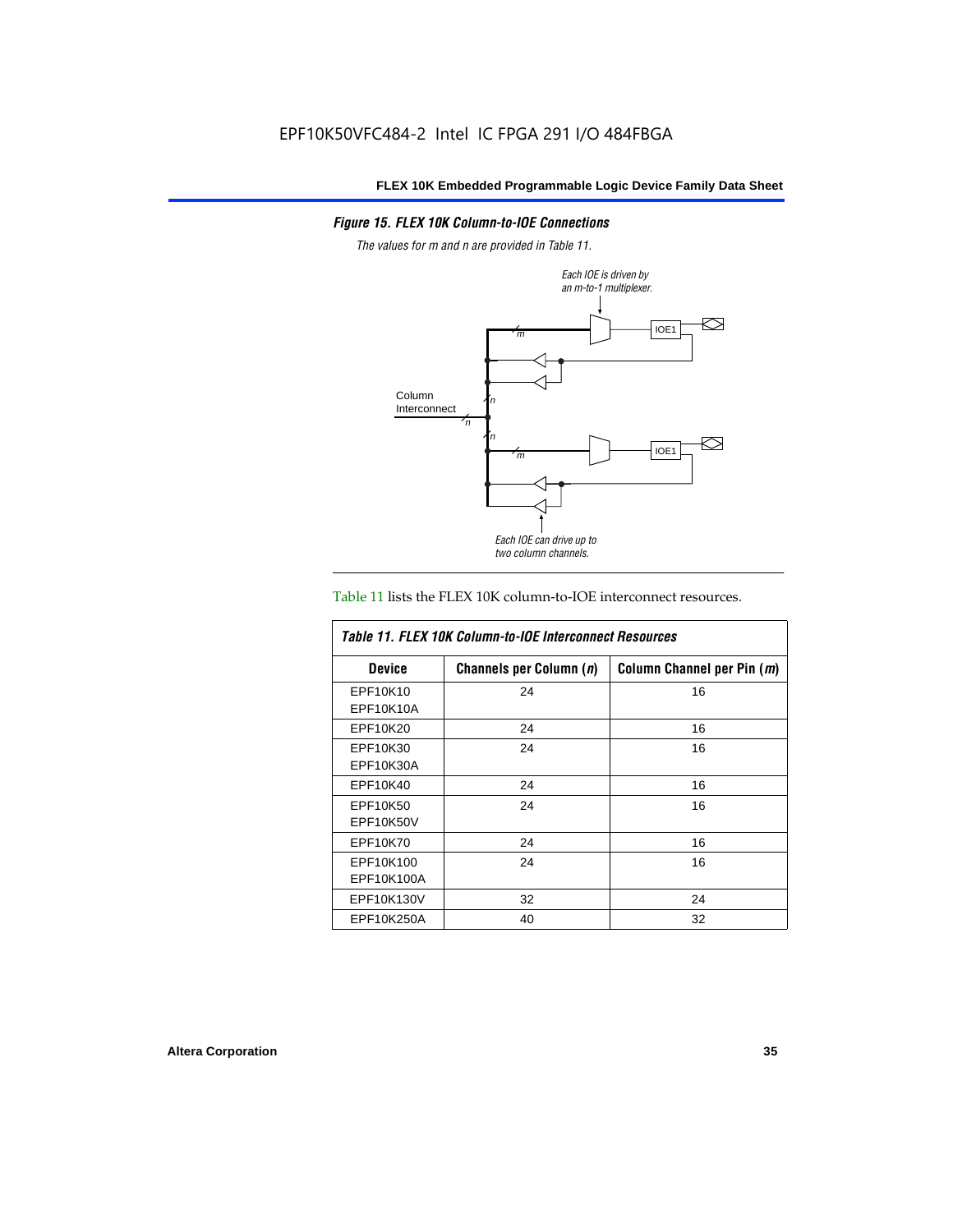*Figure 15. FLEX 10K Column-to-IOE Connections*

*The values for m and n are provided in Table 11.*

Table 11 lists the FLEX 10K column-to-IOE interconnect resources.

*Table 11. FLEX 10K Column-to-IOE Interconnect Resources*

| Device | Channels per Column ($n$) | Column Channel per Pin ($m$) |
|---|---|---|
| EPF10K10<br>EPF10K10A | 24 | 16 |
| EPF10K20 | 24 | 16 |
| EPF10K30<br>EPF10K30A | 24 | 16 |
| EPF10K40 | 24 | 16 |
| EPF10K50<br>EPF10K50V | 24 | 16 |
| EPF10K70 | 24 | 16 |
| EPF10K100<br>EPF10K100A | 24 | 16 |
| EPF10K130V | 32 | 24 |
| EPF10K250A | 40 | 32 |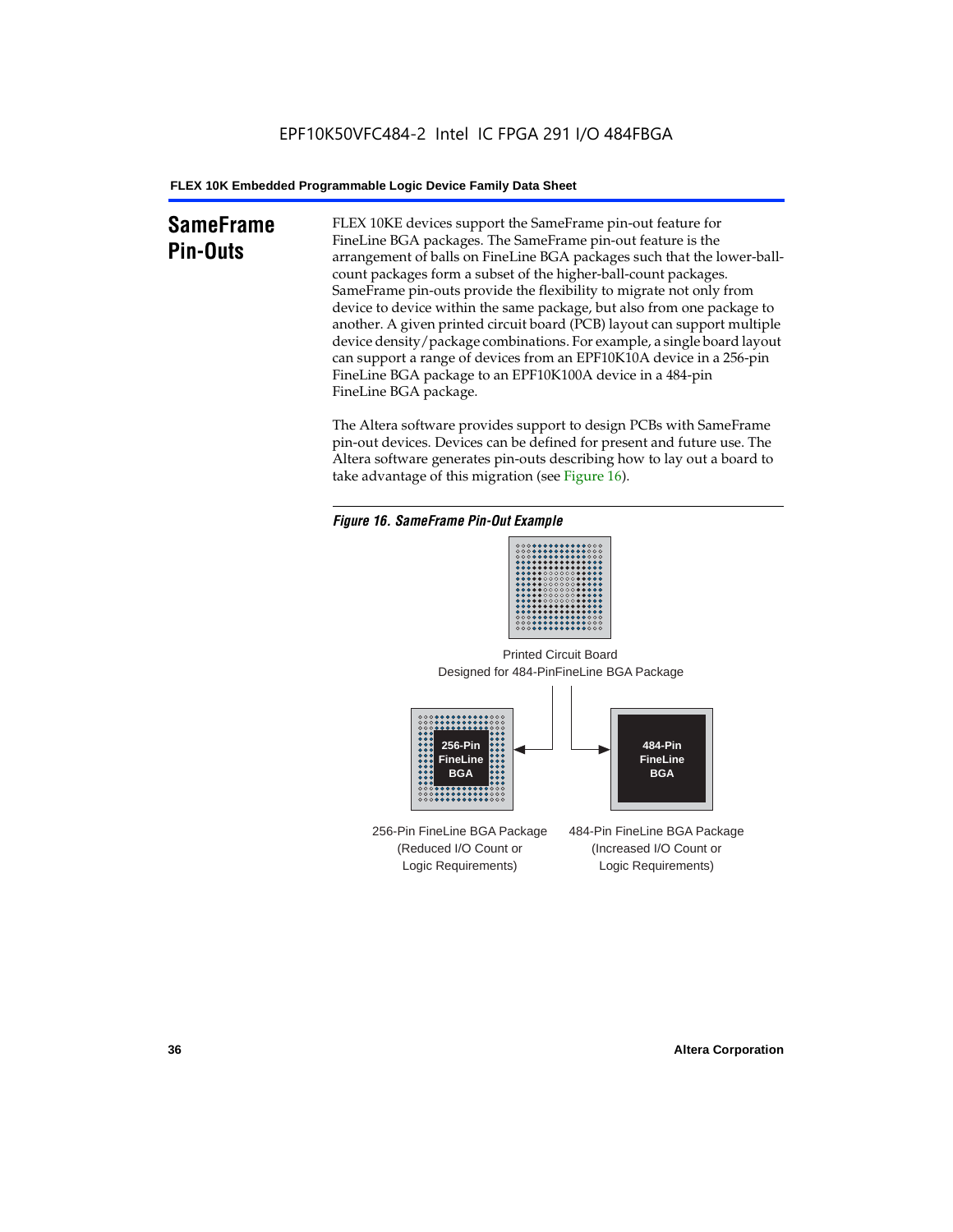## SameFrame Pin-Outs

FLEX 10KE devices support the SameFrame pin-out feature for FineLine BGA packages. The SameFrame pin-out feature is the arrangement of balls on FineLine BGA packages such that the lower-ball-count packages form a subset of the higher-ball-count packages. SameFrame pin-outs provide the flexibility to migrate not only from device to device within the same package, but also from one package to another. A given printed circuit board (PCB) layout can support multiple device density/package combinations. For example, a single board layout can support a range of devices from an EPF10K10A device in a 256-pin FineLine BGA package to an EPF10K100A device in a 484-pin FineLine BGA package.

The Altera software provides support to design PCBs with SameFrame pin-out devices. Devices can be defined for present and future use. The Altera software generates pin-outs describing how to lay out a board to take advantage of this migration (see Figure 16).

*Figure 16. SameFrame Pin-Out Example*

Printed Circuit Board Designed for 484-PinFineLine BGA Package

256-Pin FineLine BGA

484-Pin FineLine BGA

256-Pin FineLine BGA Package (Reduced I/O Count or Logic Requirements)

484-Pin FineLine BGA Package (Increased I/O Count or Logic Requirements)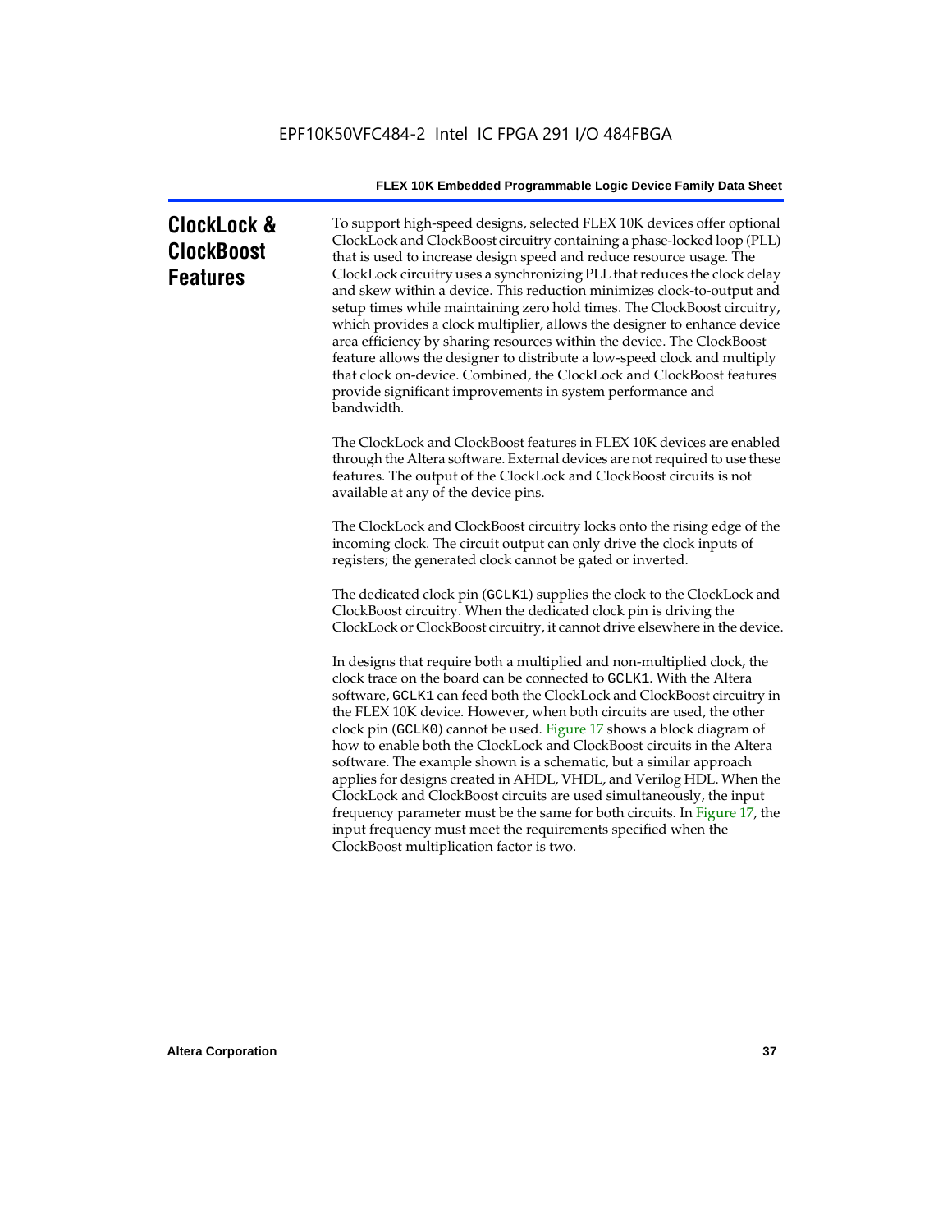## ClockLock & ClockBoost Features

To support high-speed designs, selected FLEX 10K devices offer optional ClockLock and ClockBoost circuitry containing a phase-locked loop (PLL) that is used to increase design speed and reduce resource usage. The ClockLock circuitry uses a synchronizing PLL that reduces the clock delay and skew within a device. This reduction minimizes clock-to-output and setup times while maintaining zero hold times. The ClockBoost circuitry, which provides a clock multiplier, allows the designer to enhance device area efficiency by sharing resources within the device. The ClockBoost feature allows the designer to distribute a low-speed clock and multiply that clock on-device. Combined, the ClockLock and ClockBoost features provide significant improvements in system performance and bandwidth.

The ClockLock and ClockBoost features in FLEX 10K devices are enabled through the Altera software. External devices are not required to use these features. The output of the ClockLock and ClockBoost circuits is not available at any of the device pins.

The ClockLock and ClockBoost circuitry locks onto the rising edge of the incoming clock. The circuit output can only drive the clock inputs of registers; the generated clock cannot be gated or inverted.

The dedicated clock pin (`GCLK1`) supplies the clock to the ClockLock and ClockBoost circuitry. When the dedicated clock pin is driving the ClockLock or ClockBoost circuitry, it cannot drive elsewhere in the device.

In designs that require both a multiplied and non-multiplied clock, the clock trace on the board can be connected to `GCLK1`. With the Altera software, `GCLK1` can feed both the ClockLock and ClockBoost circuitry in the FLEX 10K device. However, when both circuits are used, the other clock pin (`GCLK0`) cannot be used. Figure 17 shows a block diagram of how to enable both the ClockLock and ClockBoost circuits in the Altera software. The example shown is a schematic, but a similar approach applies for designs created in AHDL, VHDL, and Verilog HDL. When the ClockLock and ClockBoost circuits are used simultaneously, the input frequency parameter must be the same for both circuits. In Figure 17, the input frequency must meet the requirements specified when the ClockBoost multiplication factor is two.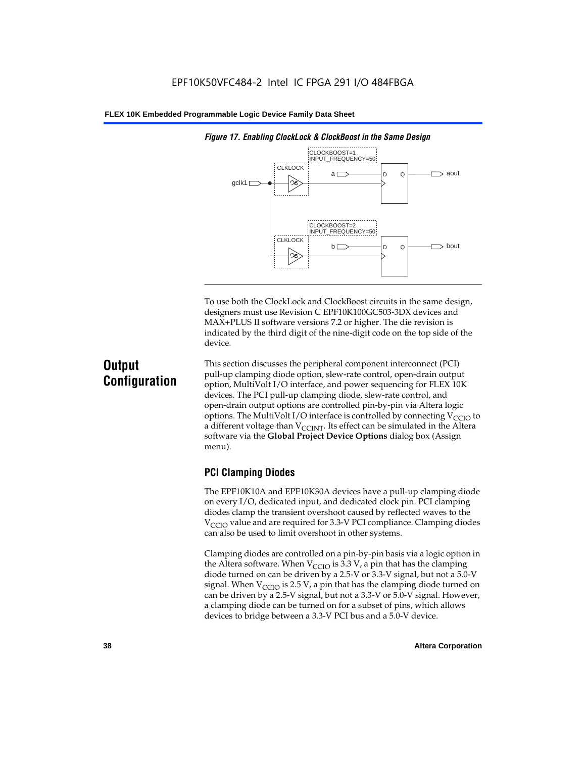*Figure 17. Enabling ClockLock & ClockBoost in the Same Design*

To use both the ClockLock and ClockBoost circuits in the same design, designers must use Revision C EPF10K100GC503-3DX devices and MAX+PLUS II software versions 7.2 or higher. The die revision is indicated by the third digit of the nine-digit code on the top side of the device.

# Output Configuration

This section discusses the peripheral component interconnect (PCI) pull-up clamping diode option, slew-rate control, open-drain output option, MultiVolt I/O interface, and power sequencing for FLEX 10K devices. The PCI pull-up clamping diode, slew-rate control, and open-drain output options are controlled pin-by-pin via Altera logic options. The MultiVolt I/O interface is controlled by connecting $V_{CCIO}$ to a different voltage than $V_{CCINT}$. Its effect can be simulated in the Altera software via the **Global Project Device Options** dialog box (Assign menu).

## PCI Clamping Diodes

The EPF10K10A and EPF10K30A devices have a pull-up clamping diode on every I/O, dedicated input, and dedicated clock pin. PCI clamping diodes clamp the transient overshoot caused by reflected waves to the $V_{CCIO}$ value and are required for 3.3-V PCI compliance. Clamping diodes can also be used to limit overshoot in other systems.

Clamping diodes are controlled on a pin-by-pin basis via a logic option in the Altera software. When $V_{CCIO}$ is 3.3 V, a pin that has the clamping diode turned on can be driven by a 2.5-V or 3.3-V signal, but not a 5.0-V signal. When $V_{CCIO}$ is 2.5 V, a pin that has the clamping diode turned on can be driven by a 2.5-V signal, but not a 3.3-V or 5.0-V signal. However, a clamping diode can be turned on for a subset of pins, which allows devices to bridge between a 3.3-V PCI bus and a 5.0-V device.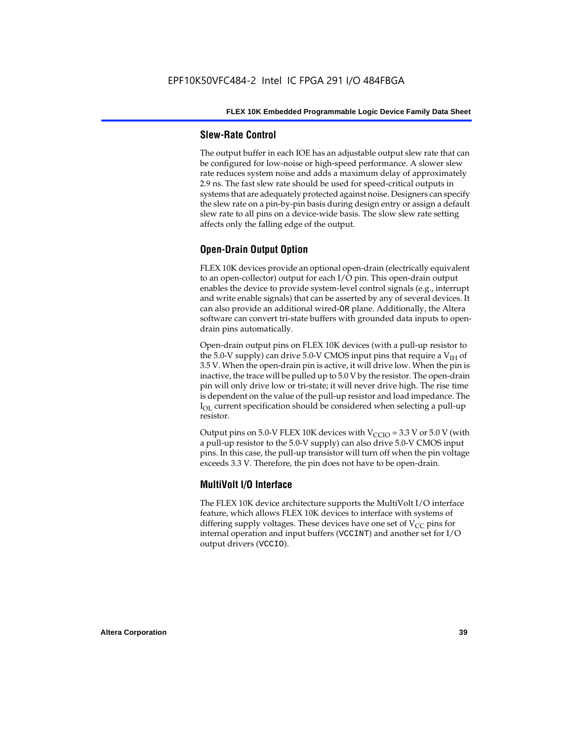### Slew-Rate Control

The output buffer in each IOE has an adjustable output slew rate that can be configured for low-noise or high-speed performance. A slower slew rate reduces system noise and adds a maximum delay of approximately 2.9 ns. The fast slew rate should be used for speed-critical outputs in systems that are adequately protected against noise. Designers can specify the slew rate on a pin-by-pin basis during design entry or assign a default slew rate to all pins on a device-wide basis. The slow slew rate setting affects only the falling edge of the output.

### Open-Drain Output Option

FLEX 10K devices provide an optional open-drain (electrically equivalent to an open-collector) output for each I/O pin. This open-drain output enables the device to provide system-level control signals (e.g., interrupt and write enable signals) that can be asserted by any of several devices. It can also provide an additional wired-OR plane. Additionally, the Altera software can convert tri-state buffers with grounded data inputs to open-drain pins automatically.

Open-drain output pins on FLEX 10K devices (with a pull-up resistor to the 5.0-V supply) can drive 5.0-V CMOS input pins that require a $V_{IH}$ of 3.5 V. When the open-drain pin is active, it will drive low. When the pin is inactive, the trace will be pulled up to 5.0 V by the resistor. The open-drain pin will only drive low or tri-state; it will never drive high. The rise time is dependent on the value of the pull-up resistor and load impedance. The $I_{OL}$ current specification should be considered when selecting a pull-up resistor.

Output pins on 5.0-V FLEX 10K devices with $V_{CCIO}$ = 3.3 V or 5.0 V (with a pull-up resistor to the 5.0-V supply) can also drive 5.0-V CMOS input pins. In this case, the pull-up transistor will turn off when the pin voltage exceeds 3.3 V. Therefore, the pin does not have to be open-drain.

### MultiVolt I/O Interface

The FLEX 10K device architecture supports the MultiVolt I/O interface feature, which allows FLEX 10K devices to interface with systems of differing supply voltages. These devices have one set of $V_{CC}$ pins for internal operation and input buffers (VCCINT) and another set for I/O output drivers (VCCIO).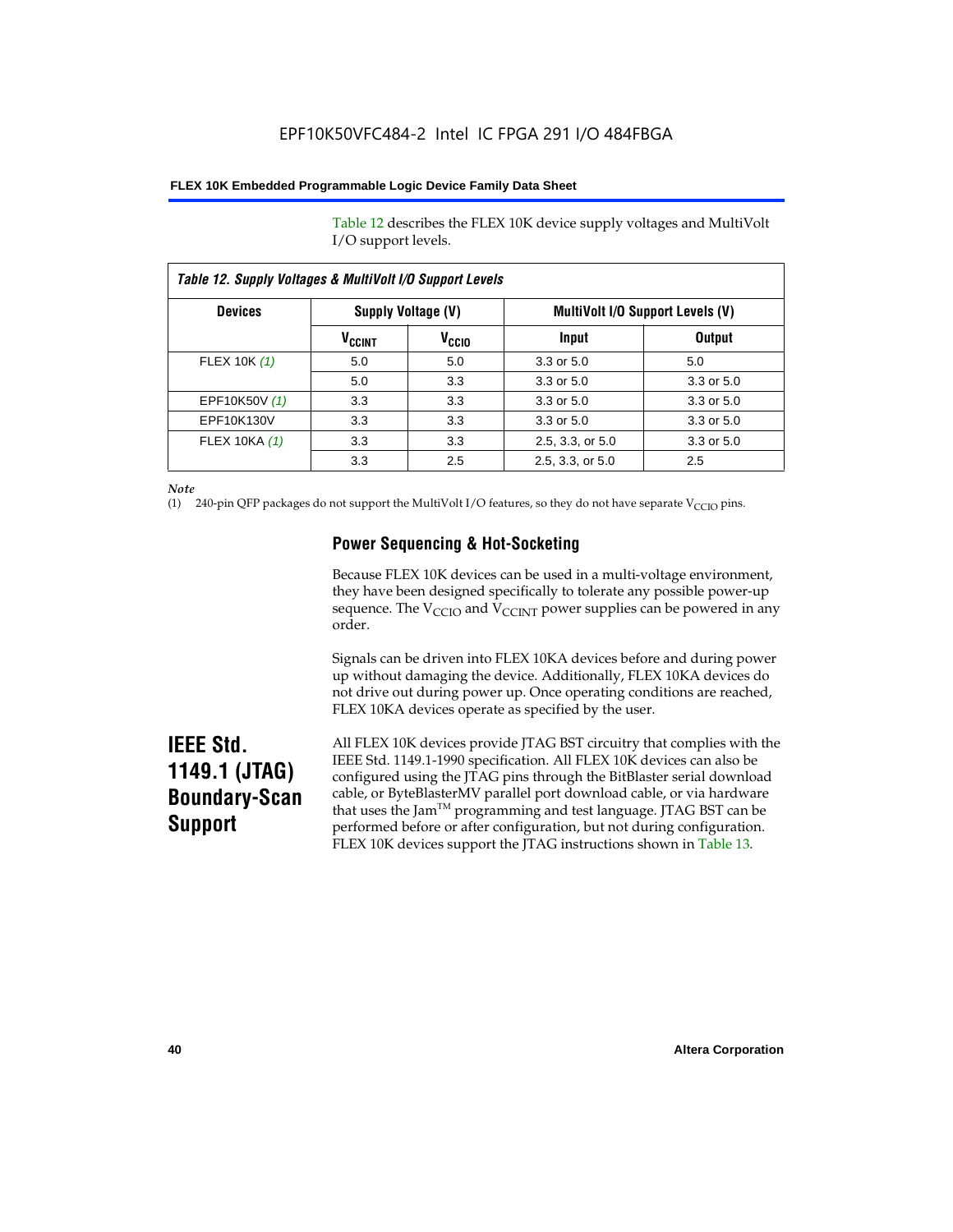Table 12 describes the FLEX 10K device supply voltages and MultiVolt I/O support levels.

*Table 12. Supply Voltages & MultiVolt I/O Support Levels*

| Devices | Supply Voltage (V) | | MultiVolt I/O Support Levels (V) | |
|---|---|---|---|---|
| | $V_{CCINT}$ | $V_{CCIO}$ | Input | Output |
| FLEX 10K *(1)* | 5.0 | 5.0 | 3.3 or 5.0 | 5.0 |
| | 5.0 | 3.3 | 3.3 or 5.0 | 3.3 or 5.0 |
| EPF10K50V *(1)* | 3.3 | 3.3 | 3.3 or 5.0 | 3.3 or 5.0 |
| EPF10K130V | 3.3 | 3.3 | 3.3 or 5.0 | 3.3 or 5.0 |
| FLEX 10KA *(1)* | 3.3 | 3.3 | 2.5, 3.3, or 5.0 | 3.3 or 5.0 |
| | 3.3 | 2.5 | 2.5, 3.3, or 5.0 | 2.5 |

*Note*

(1) 240-pin QFP packages do not support the MultiVolt I/O features, so they do not have separate $V_{CCIO}$ pins.

### Power Sequencing & Hot-Socketing

Because FLEX 10K devices can be used in a multi-voltage environment, they have been designed specifically to tolerate any possible power-up sequence. The $V_{CCIO}$ and $V_{CCINT}$ power supplies can be powered in any order.

Signals can be driven into FLEX 10KA devices before and during power up without damaging the device. Additionally, FLEX 10KA devices do not drive out during power up. Once operating conditions are reached, FLEX 10KA devices operate as specified by the user.

## IEEE Std. 1149.1 (JTAG) Boundary-Scan Support

All FLEX 10K devices provide JTAG BST circuitry that complies with the IEEE Std. 1149.1-1990 specification. All FLEX 10K devices can also be configured using the JTAG pins through the BitBlaster serial download cable, or ByteBlasterMV parallel port download cable, or via hardware that uses the Jam™ programming and test language. JTAG BST can be performed before or after configuration, but not during configuration. FLEX 10K devices support the JTAG instructions shown in Table 13.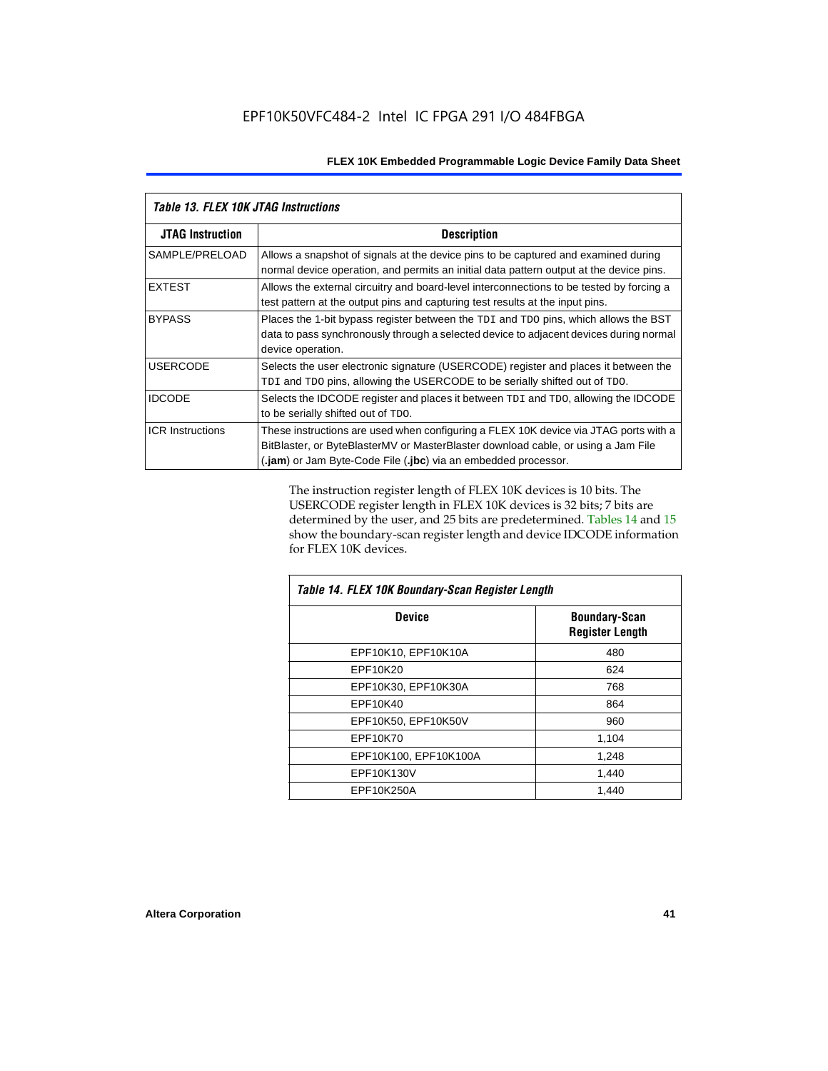*Table 13. FLEX 10K JTAG Instructions*

| JTAG Instruction | Description |
|---|---|
| SAMPLE/PRELOAD | Allows a snapshot of signals at the device pins to be captured and examined during normal device operation, and permits an initial data pattern output at the device pins. |
| EXTEST | Allows the external circuitry and board-level interconnections to be tested by forcing a test pattern at the output pins and capturing test results at the input pins. |
| BYPASS | Places the 1-bit bypass register between the TDI and TDO pins, which allows the BST data to pass synchronously through a selected device to adjacent devices during normal device operation. |
| USERCODE | Selects the user electronic signature (USERCODE) register and places it between the TDI and TDO pins, allowing the USERCODE to be serially shifted out of TDO. |
| IDCODE | Selects the IDCODE register and places it between TDI and TDO, allowing the IDCODE to be serially shifted out of TDO. |
| ICR Instructions | These instructions are used when configuring a FLEX 10K device via JTAG ports with a BitBlaster, or ByteBlasterMV or MasterBlaster download cable, or using a Jam File (**.jam**) or Jam Byte-Code File (**.jbc**) via an embedded processor. |

The instruction register length of FLEX 10K devices is 10 bits. The USERCODE register length in FLEX 10K devices is 32 bits; 7 bits are determined by the user, and 25 bits are predetermined. Tables 14 and 15 show the boundary-scan register length and device IDCODE information for FLEX 10K devices.

*Table 14. FLEX 10K Boundary-Scan Register Length*

| Device | Boundary-Scan Register Length |
|---|---|
| EPF10K10, EPF10K10A | 480 |
| EPF10K20 | 624 |
| EPF10K30, EPF10K30A | 768 |
| EPF10K40 | 864 |
| EPF10K50, EPF10K50V | 960 |
| EPF10K70 | 1,104 |
| EPF10K100, EPF10K100A | 1,248 |
| EPF10K130V | 1,440 |
| EPF10K250A | 1,440 |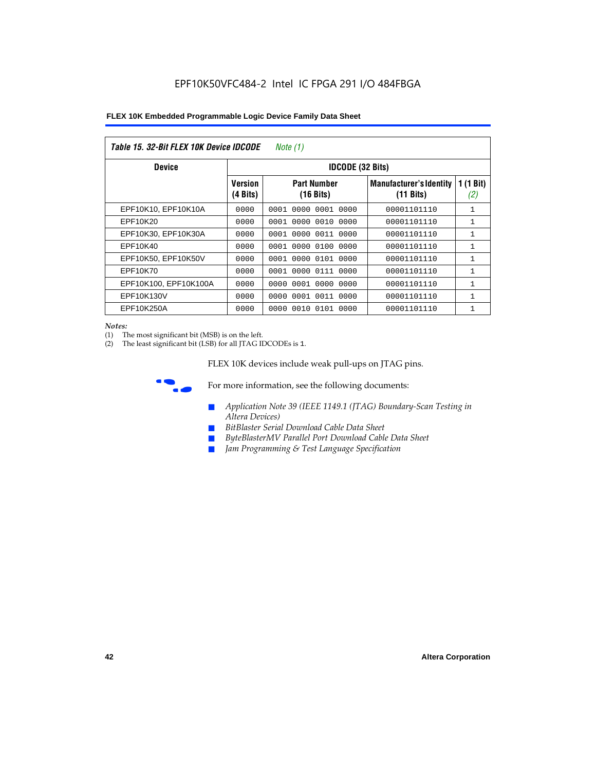**Table 15. 32-Bit FLEX 10K Device IDCODE** *Note (1)*

| Device | IDCODE (32 Bits) | | | |
|---|---|---|---|---|
| | Version (4 Bits) | Part Number (16 Bits) | Manufacturer's Identity (11 Bits) | 1 (1 Bit) *(2)* |
| EPF10K10, EPF10K10A | 0000 | 0001 0000 0001 0000 | 00001101110 | 1 |
| EPF10K20 | 0000 | 0001 0000 0010 0000 | 00001101110 | 1 |
| EPF10K30, EPF10K30A | 0000 | 0001 0000 0011 0000 | 00001101110 | 1 |
| EPF10K40 | 0000 | 0001 0000 0100 0000 | 00001101110 | 1 |
| EPF10K50, EPF10K50V | 0000 | 0001 0000 0101 0000 | 00001101110 | 1 |
| EPF10K70 | 0000 | 0001 0000 0111 0000 | 00001101110 | 1 |
| EPF10K100, EPF10K100A | 0000 | 0000 0001 0000 0000 | 00001101110 | 1 |
| EPF10K130V | 0000 | 0000 0001 0011 0000 | 00001101110 | 1 |
| EPF10K250A | 0000 | 0000 0010 0101 0000 | 00001101110 | 1 |

*Notes:*

(1) The most significant bit (MSB) is on the left.

(2) The least significant bit (LSB) for all JTAG IDCODEs is 1.

FLEX 10K devices include weak pull-ups on JTAG pins.

For more information, see the following documents:

- *Application Note 39 (IEEE 1149.1 (JTAG) Boundary-Scan Testing in Altera Devices)*
- *BitBlaster Serial Download Cable Data Sheet*
- *ByteBlasterMV Parallel Port Download Cable Data Sheet*
- *Jam Programming & Test Language Specification*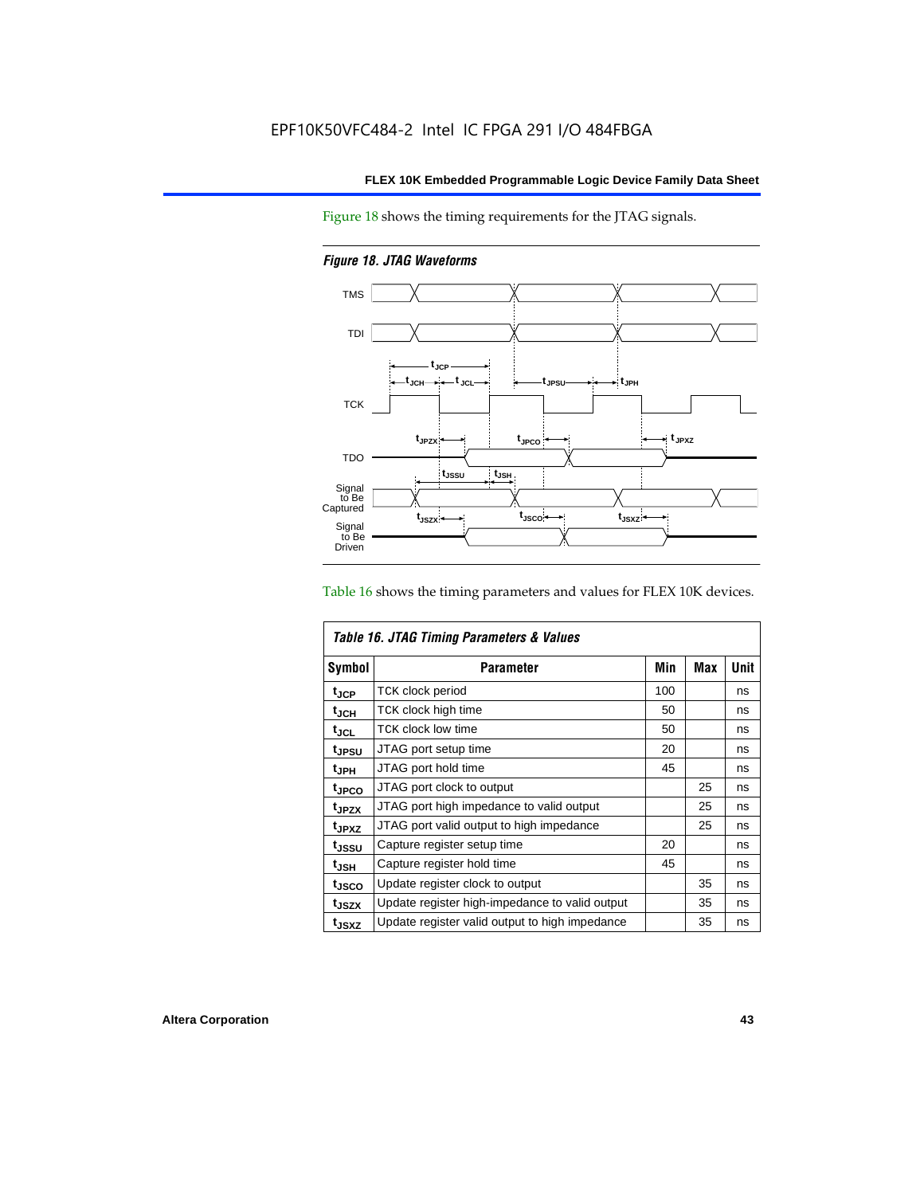Figure 18 shows the timing requirements for the JTAG signals.

*Figure 18. JTAG Waveforms*

Table 16 shows the timing parameters and values for FLEX 10K devices.

| *Table 16. JTAG Timing Parameters & Values* | | | | |
|---|---|---|---|---|
| **Symbol** | **Parameter** | **Min** | **Max** | **Unit** |
| $t_{JCP}$ | TCK clock period | 100 | | ns |
| $t_{JCH}$ | TCK clock high time | 50 | | ns |
| $t_{JCL}$ | TCK clock low time | 50 | | ns |
| $t_{JPSU}$ | JTAG port setup time | 20 | | ns |
| $t_{JPH}$ | JTAG port hold time | 45 | | ns |
| $t_{JPCO}$ | JTAG port clock to output | | 25 | ns |
| $t_{JPZX}$ | JTAG port high impedance to valid output | | 25 | ns |
| $t_{JPXZ}$ | JTAG port valid output to high impedance | | 25 | ns |
| $t_{JSSU}$ | Capture register setup time | 20 | | ns |
| $t_{JSH}$ | Capture register hold time | 45 | | ns |
| $t_{JSCO}$ | Update register clock to output | | 35 | ns |
| $t_{JSZX}$ | Update register high-impedance to valid output | | 35 | ns |
| $t_{JSXZ}$ | Update register valid output to high impedance | | 35 | ns |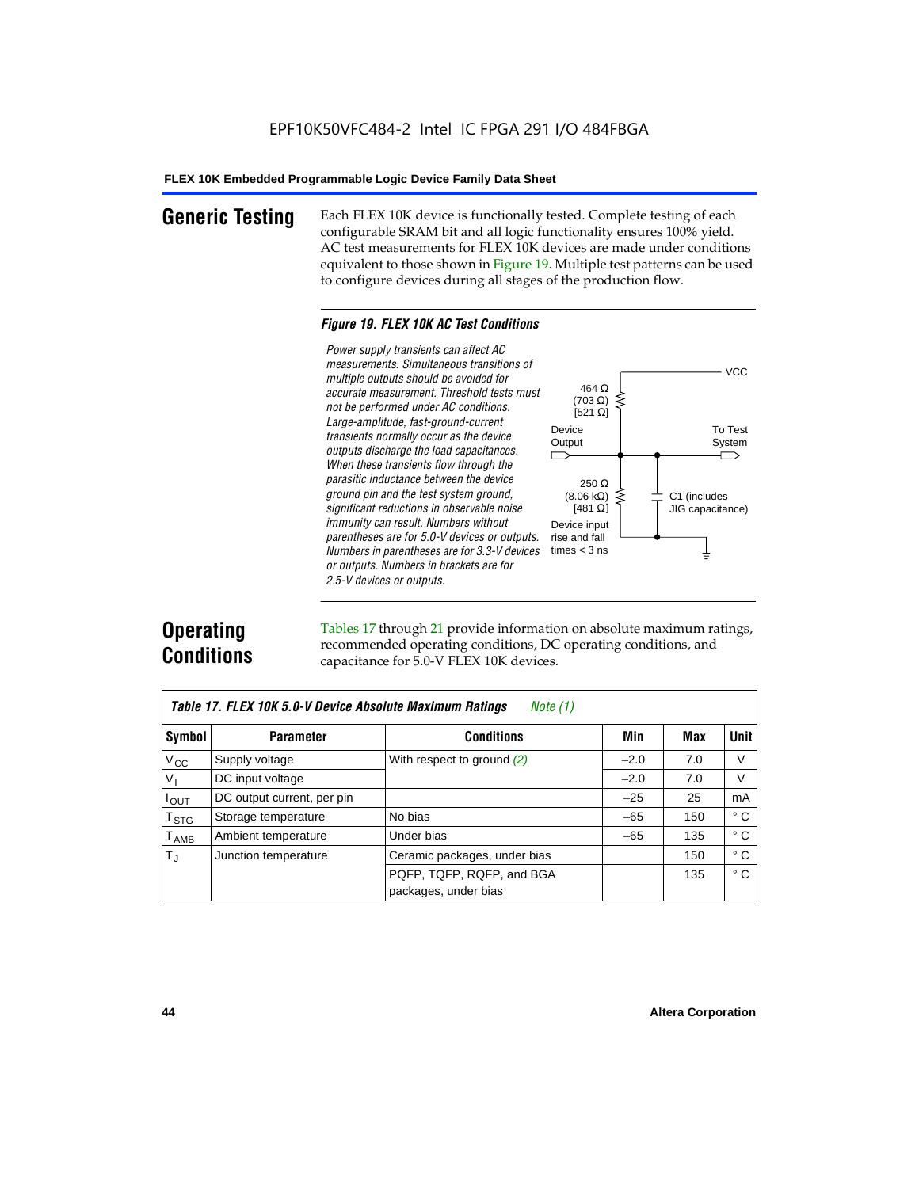## Generic Testing

Each FLEX 10K device is functionally tested. Complete testing of each configurable SRAM bit and all logic functionality ensures 100% yield. AC test measurements for FLEX 10K devices are made under conditions equivalent to those shown in Figure 19. Multiple test patterns can be used to configure devices during all stages of the production flow.

***Figure 19. FLEX 10K AC Test Conditions***

*Power supply transients can affect AC measurements. Simultaneous transitions of multiple outputs should be avoided for accurate measurement. Threshold tests must not be performed under AC conditions. Large-amplitude, fast-ground-current transients normally occur as the device outputs discharge the load capacitances. When these transients flow through the parasitic inductance between the device ground pin and the test system ground, significant reductions in observable noise immunity can result. Numbers without parentheses are for 5.0-V devices or outputs. Numbers in parentheses are for 3.3-V devices or outputs. Numbers in brackets are for 2.5-V devices or outputs.*

VCC

464 Ω (703 Ω) [521 Ω]

Device Output

To Test System

250 Ω (8.06 kΩ) [481 Ω]

C1 (includes JIG capacitance)

Device input rise and fall times < 3 ns

## Operating Conditions

Tables 17 through 21 provide information on absolute maximum ratings, recommended operating conditions, DC operating conditions, and capacitance for 5.0-V FLEX 10K devices.

***Table 17. FLEX 10K 5.0-V Device Absolute Maximum Ratings*** *Note (1)*

| Symbol | Parameter | Conditions | Min | Max | Unit |
|---|---|---|---|---|---|
| $V_{CC}$ | Supply voltage | With respect to ground *(2)* | –2.0 | 7.0 | V |
| $V_I$ | DC input voltage | | –2.0 | 7.0 | V |
| $I_{OUT}$ | DC output current, per pin | | –25 | 25 | mA |
| $T_{STG}$ | Storage temperature | No bias | –65 | 150 | ° C |
| $T_{AMB}$ | Ambient temperature | Under bias | –65 | 135 | ° C |
| $T_J$ | Junction temperature | Ceramic packages, under bias | | 150 | ° C |
| | | PQFP, TQFP, RQFP, and BGA packages, under bias | | 135 | ° C |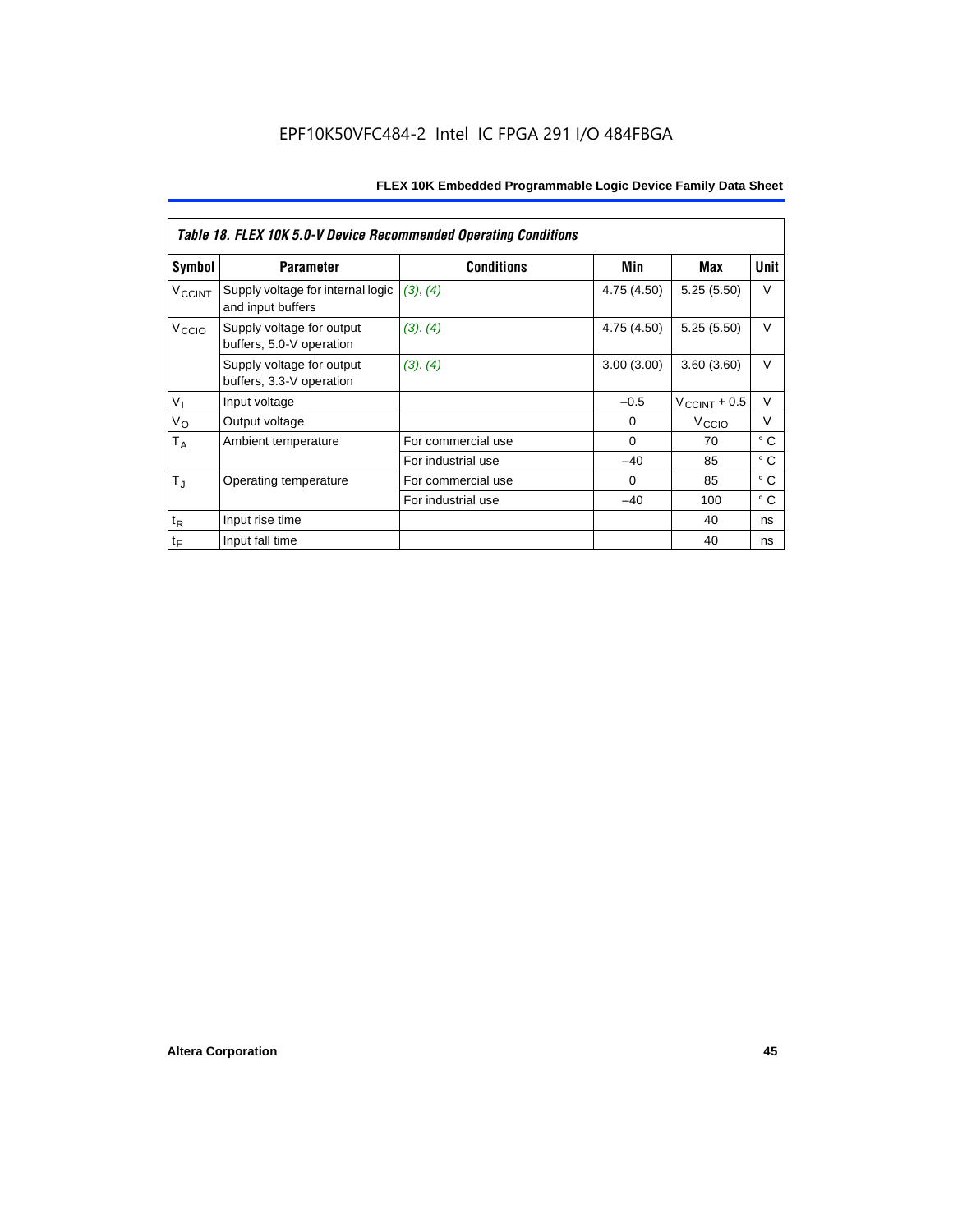EPF10K50VFC484-2 Intel IC FPGA 291 I/O 484FBGA

*Table 18. FLEX 10K 5.0-V Device Recommended Operating Conditions*

| Symbol | Parameter | Conditions | Min | Max | Unit |
|---|---|---|---|---|---|
| $V_{CCINT}$ | Supply voltage for internal logic and input buffers | *(3)*, *(4)* | 4.75 (4.50) | 5.25 (5.50) | V |
| $V_{CCIO}$ | Supply voltage for output buffers, 5.0-V operation | *(3)*, *(4)* | 4.75 (4.50) | 5.25 (5.50) | V |
| | Supply voltage for output buffers, 3.3-V operation | *(3)*, *(4)* | 3.00 (3.00) | 3.60 (3.60) | V |
| $V_I$ | Input voltage | | –0.5 | $V_{CCINT}$ + 0.5 | V |
| $V_O$ | Output voltage | | 0 | $V_{CCIO}$ | V |
| $T_A$ | Ambient temperature | For commercial use | 0 | 70 | ° C |
| | | For industrial use | –40 | 85 | ° C |
| $T_J$ | Operating temperature | For commercial use | 0 | 85 | ° C |
| | | For industrial use | –40 | 100 | ° C |
| $t_R$ | Input rise time | | | 40 | ns |
| $t_F$ | Input fall time | | | 40 | ns |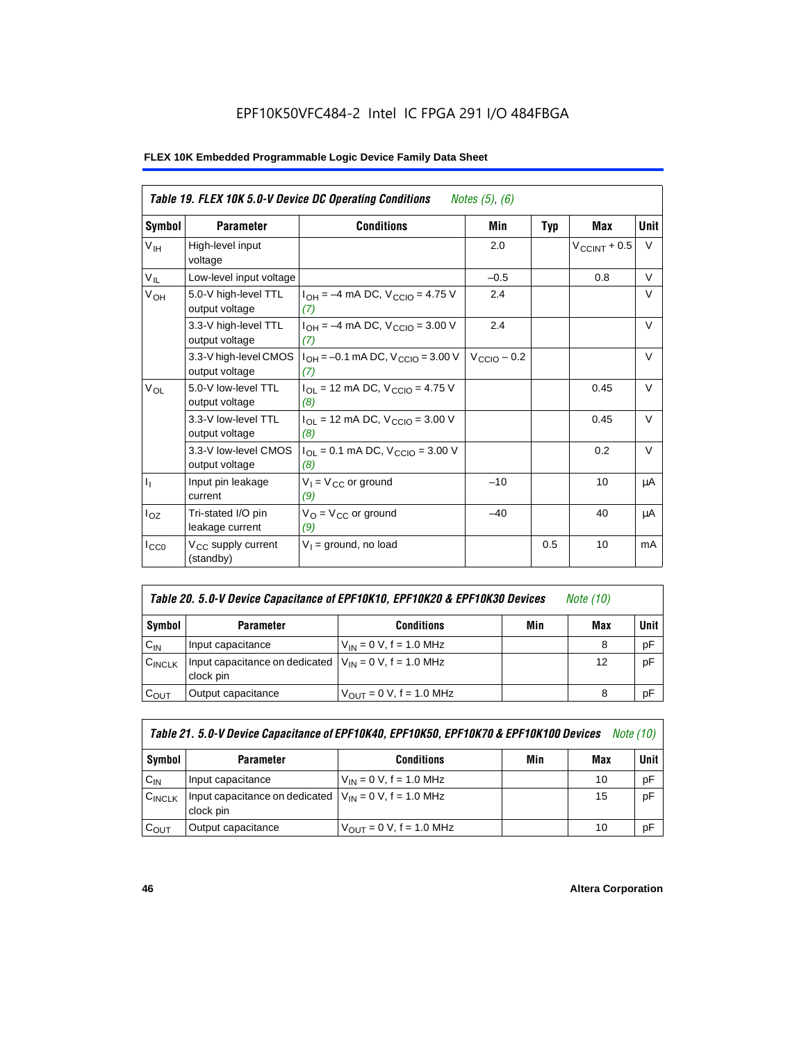EPF10K50VFC484-2 Intel IC FPGA 291 I/O 484FBGA

**FLEX 10K Embedded Programmable Logic Device Family Data Sheet**

*Table 19. FLEX 10K 5.0-V Device DC Operating Conditions* *Notes (5), (6)*

| Symbol | Parameter | Conditions | Min | Typ | Max | Unit |
|---|---|---|---|---|---|---|
| $V_{IH}$ | High-level input voltage | | 2.0 | | $V_{CCINT}$ + 0.5 | V |
| $V_{IL}$ | Low-level input voltage | | –0.5 | | 0.8 | V |
| $V_{OH}$ | 5.0-V high-level TTL output voltage | $I_{OH}$ = –4 mA DC, $V_{CCIO}$ = 4.75 V *(7)* | 2.4 | | | V |
| | 3.3-V high-level TTL output voltage | $I_{OH}$ = –4 mA DC, $V_{CCIO}$ = 3.00 V *(7)* | 2.4 | | | V |
| | 3.3-V high-level CMOS output voltage | $I_{OH}$ = –0.1 mA DC, $V_{CCIO}$ = 3.00 V *(7)* | $V_{CCIO}$ – 0.2 | | | V |
| $V_{OL}$ | 5.0-V low-level TTL output voltage | $I_{OL}$ = 12 mA DC, $V_{CCIO}$ = 4.75 V *(8)* | | | 0.45 | V |
| | 3.3-V low-level TTL output voltage | $I_{OL}$ = 12 mA DC, $V_{CCIO}$ = 3.00 V *(8)* | | | 0.45 | V |
| | 3.3-V low-level CMOS output voltage | $I_{OL}$ = 0.1 mA DC, $V_{CCIO}$ = 3.00 V *(8)* | | | 0.2 | V |
| $I_I$ | Input pin leakage current | $V_I$ = $V_{CC}$ or ground *(9)* | –10 | | 10 | µA |
| $I_{OZ}$ | Tri-stated I/O pin leakage current | $V_O$ = $V_{CC}$ or ground *(9)* | –40 | | 40 | µA |
| $I_{CC0}$ | $V_{CC}$ supply current (standby) | $V_I$ = ground, no load | | 0.5 | 10 | mA |

*Table 20. 5.0-V Device Capacitance of EPF10K10, EPF10K20 & EPF10K30 Devices* *Note (10)*

| Symbol | Parameter | Conditions | Min | Max | Unit |
|---|---|---|---|---|---|
| $C_{IN}$ | Input capacitance | $V_{IN}$ = 0 V, f = 1.0 MHz | | 8 | pF |
| $C_{INCLK}$ | Input capacitance on dedicated clock pin | $V_{IN}$ = 0 V, f = 1.0 MHz | | 12 | pF |
| $C_{OUT}$ | Output capacitance | $V_{OUT}$ = 0 V, f = 1.0 MHz | | 8 | pF |

*Table 21. 5.0-V Device Capacitance of EPF10K40, EPF10K50, EPF10K70 & EPF10K100 Devices* *Note (10)*

| Symbol | Parameter | Conditions | Min | Max | Unit |
|---|---|---|---|---|---|
| $C_{IN}$ | Input capacitance | $V_{IN}$ = 0 V, f = 1.0 MHz | | 10 | pF |
| $C_{INCLK}$ | Input capacitance on dedicated clock pin | $V_{IN}$ = 0 V, f = 1.0 MHz | | 15 | pF |
| $C_{OUT}$ | Output capacitance | $V_{OUT}$ = 0 V, f = 1.0 MHz | | 10 | pF |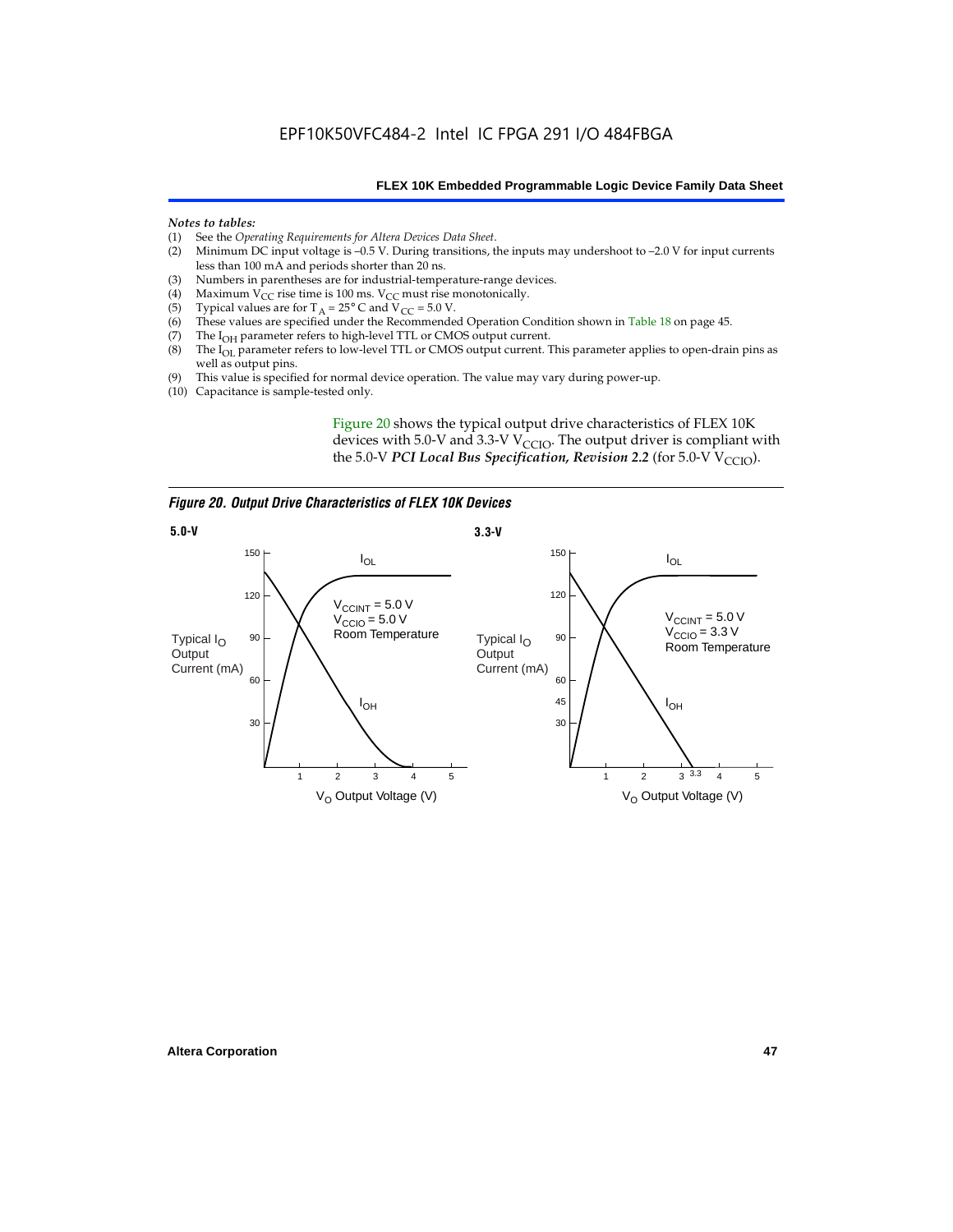*Notes to tables:*

(1) See the *Operating Requirements for Altera Devices Data Sheet*.
(2) Minimum DC input voltage is –0.5 V. During transitions, the inputs may undershoot to –2.0 V for input currents less than 100 mA and periods shorter than 20 ns.
(3) Numbers in parentheses are for industrial-temperature-range devices.
(4) Maximum $V_{CC}$ rise time is 100 ms. $V_{CC}$ must rise monotonically.
(5) Typical values are for $T_A$ = 25° C and $V_{CC}$ = 5.0 V.
(6) These values are specified under the Recommended Operation Condition shown in Table 18 on page 45.
(7) The $I_{OH}$ parameter refers to high-level TTL or CMOS output current.
(8) The $I_{OL}$ parameter refers to low-level TTL or CMOS output current. This parameter applies to open-drain pins as well as output pins.
(9) This value is specified for normal device operation. The value may vary during power-up.
(10) Capacitance is sample-tested only.

Figure 20 shows the typical output drive characteristics of FLEX 10K devices with 5.0-V and 3.3-V $V_{CCIO}$. The output driver is compliant with the 5.0-V ***PCI Local Bus Specification, Revision 2.2*** (for 5.0-V $V_{CCIO}$).

***Figure 20. Output Drive Characteristics of FLEX 10K Devices***

**5.0-V**

Typical $I_O$ Output Current (mA) vs. $V_O$ Output Voltage (V): curves $I_{OL}$ and $I_{OH}$; $V_{CCINT}$ = 5.0 V, $V_{CCIO}$ = 5.0 V, Room Temperature

**3.3-V**

Typical $I_O$ Output Current (mA) vs. $V_O$ Output Voltage (V): curves $I_{OL}$ and $I_{OH}$; $V_{CCINT}$ = 5.0 V, $V_{CCIO}$ = 3.3 V, Room Temperature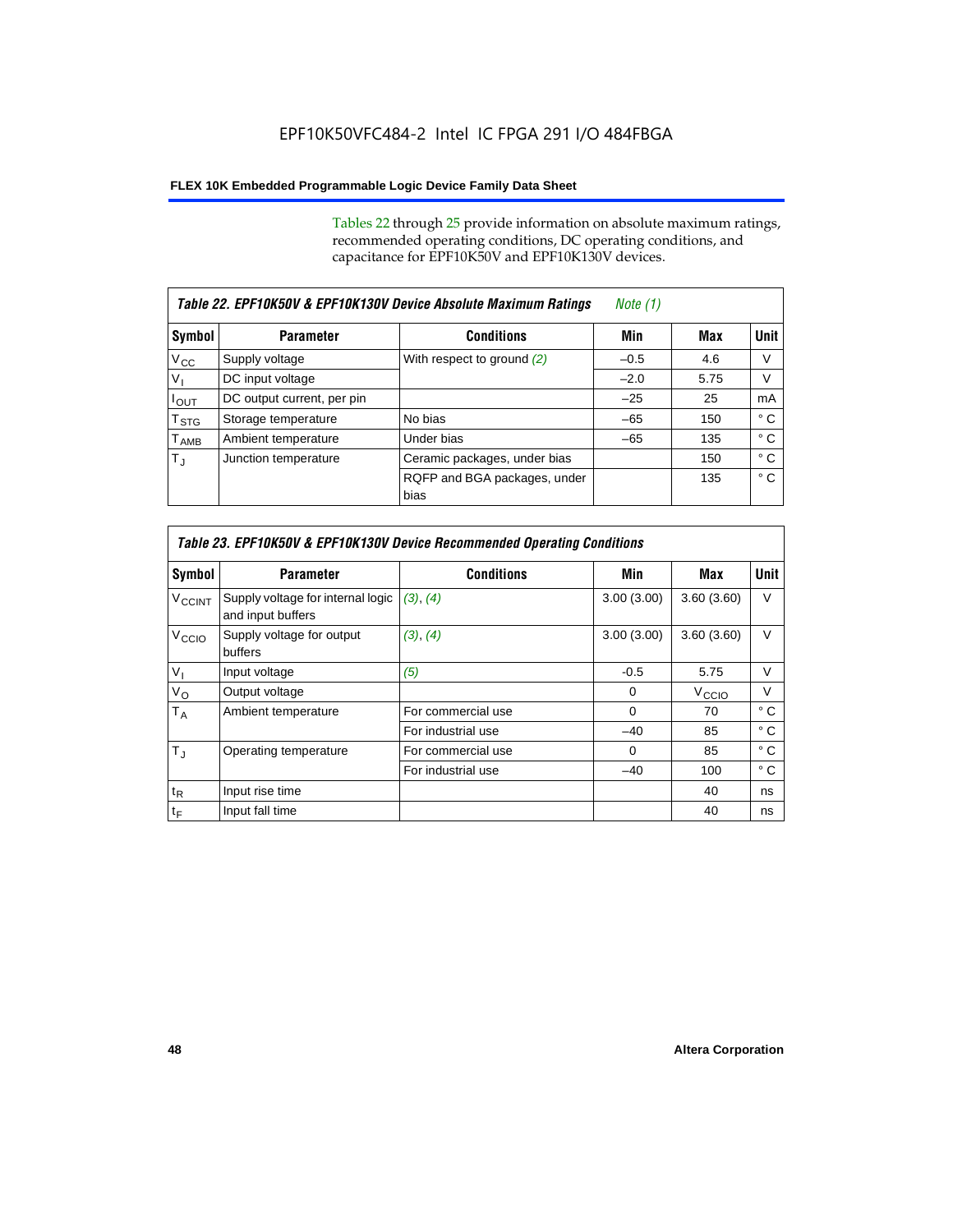Tables 22 through 25 provide information on absolute maximum ratings, recommended operating conditions, DC operating conditions, and capacitance for EPF10K50V and EPF10K130V devices.

| *Table 22. EPF10K50V & EPF10K130V Device Absolute Maximum Ratings* *Note (1)* | | | | | |
|---|---|---|---|---|---|
| **Symbol** | **Parameter** | **Conditions** | **Min** | **Max** | **Unit** |
| $V_{CC}$ | Supply voltage | With respect to ground *(2)* | –0.5 | 4.6 | V |
| $V_I$ | DC input voltage | | –2.0 | 5.75 | V |
| $I_{OUT}$ | DC output current, per pin | | –25 | 25 | mA |
| $T_{STG}$ | Storage temperature | No bias | –65 | 150 | ° C |
| $T_{AMB}$ | Ambient temperature | Under bias | –65 | 135 | ° C |
| $T_J$ | Junction temperature | Ceramic packages, under bias | | 150 | ° C |
| | | RQFP and BGA packages, under bias | | 135 | ° C |

| *Table 23. EPF10K50V & EPF10K130V Device Recommended Operating Conditions* | | | | | |
|---|---|---|---|---|---|
| **Symbol** | **Parameter** | **Conditions** | **Min** | **Max** | **Unit** |
| $V_{CCINT}$ | Supply voltage for internal logic and input buffers | *(3)*, *(4)* | 3.00 (3.00) | 3.60 (3.60) | V |
| $V_{CCIO}$ | Supply voltage for output buffers | *(3)*, *(4)* | 3.00 (3.00) | 3.60 (3.60) | V |
| $V_I$ | Input voltage | *(5)* | -0.5 | 5.75 | V |
| $V_O$ | Output voltage | | 0 | $V_{CCIO}$ | V |
| $T_A$ | Ambient temperature | For commercial use | 0 | 70 | ° C |
| | | For industrial use | –40 | 85 | ° C |
| $T_J$ | Operating temperature | For commercial use | 0 | 85 | ° C |
| | | For industrial use | –40 | 100 | ° C |
| $t_R$ | Input rise time | | | 40 | ns |
| $t_F$ | Input fall time | | | 40 | ns |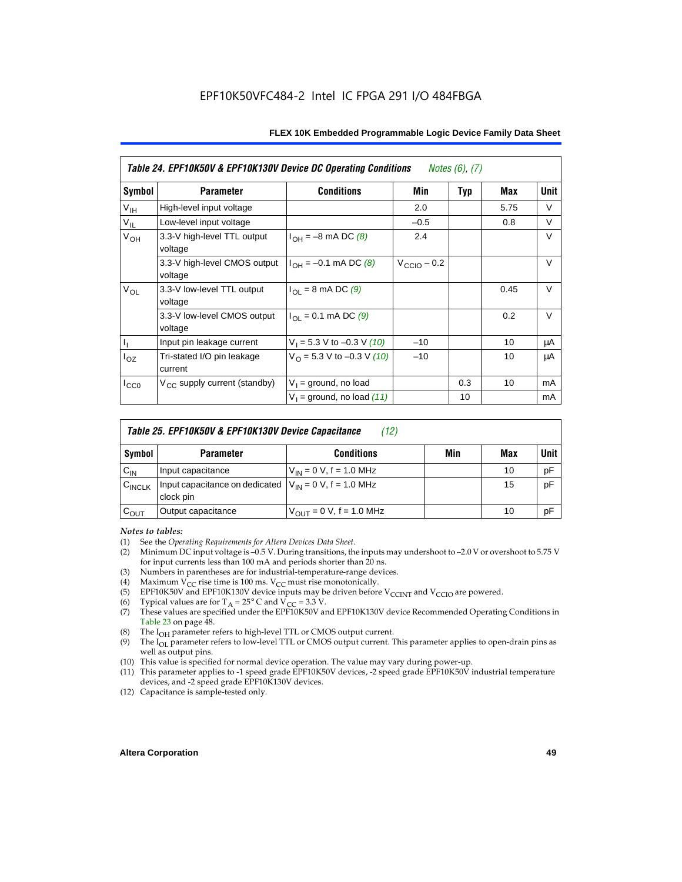**Table 24. EPF10K50V & EPF10K130V Device DC Operating Conditions** *Notes (6), (7)*

| Symbol | Parameter | Conditions | Min | Typ | Max | Unit |
|---|---|---|---|---|---|---|
| $V_{IH}$ | High-level input voltage | | 2.0 | | 5.75 | V |
| $V_{IL}$ | Low-level input voltage | | –0.5 | | 0.8 | V |
| $V_{OH}$ | 3.3-V high-level TTL output voltage | $I_{OH}$ = –8 mA DC *(8)* | 2.4 | | | V |
| | 3.3-V high-level CMOS output voltage | $I_{OH}$ = –0.1 mA DC *(8)* | $V_{CCIO}$ – 0.2 | | | V |
| $V_{OL}$ | 3.3-V low-level TTL output voltage | $I_{OL}$ = 8 mA DC *(9)* | | | 0.45 | V |
| | 3.3-V low-level CMOS output voltage | $I_{OL}$ = 0.1 mA DC *(9)* | | | 0.2 | V |
| $I_I$ | Input pin leakage current | $V_I$ = 5.3 V to –0.3 V *(10)* | –10 | | 10 | μA |
| $I_{OZ}$ | Tri-stated I/O pin leakage current | $V_O$ = 5.3 V to –0.3 V *(10)* | –10 | | 10 | μA |
| $I_{CC0}$ | $V_{CC}$ supply current (standby) | $V_I$ = ground, no load | | 0.3 | 10 | mA |
| | | $V_I$ = ground, no load *(11)* | | 10 | | mA |

**Table 25. EPF10K50V & EPF10K130V Device Capacitance** *(12)*

| Symbol | Parameter | Conditions | Min | Max | Unit |
|---|---|---|---|---|---|
| $C_{IN}$ | Input capacitance | $V_{IN}$ = 0 V, f = 1.0 MHz | | 10 | pF |
| $C_{INCLK}$ | Input capacitance on dedicated clock pin | $V_{IN}$ = 0 V, f = 1.0 MHz | | 15 | pF |
| $C_{OUT}$ | Output capacitance | $V_{OUT}$ = 0 V, f = 1.0 MHz | | 10 | pF |

*Notes to tables:*

(1) See the *Operating Requirements for Altera Devices Data Sheet*.
(2) Minimum DC input voltage is –0.5 V. During transitions, the inputs may undershoot to –2.0 V or overshoot to 5.75 V for input currents less than 100 mA and periods shorter than 20 ns.
(3) Numbers in parentheses are for industrial-temperature-range devices.
(4) Maximum $V_{CC}$ rise time is 100 ms. $V_{CC}$ must rise monotonically.
(5) EPF10K50V and EPF10K130V device inputs may be driven before $V_{CCINT}$ and $V_{CCIO}$ are powered.
(6) Typical values are for $T_A$ = 25° C and $V_{CC}$ = 3.3 V.
(7) These values are specified under the EPF10K50V and EPF10K130V device Recommended Operating Conditions in Table 23 on page 48.
(8) The $I_{OH}$ parameter refers to high-level TTL or CMOS output current.
(9) The $I_{OL}$ parameter refers to low-level TTL or CMOS output current. This parameter applies to open-drain pins as well as output pins.
(10) This value is specified for normal device operation. The value may vary during power-up.
(11) This parameter applies to -1 speed grade EPF10K50V devices, -2 speed grade EPF10K50V industrial temperature devices, and -2 speed grade EPF10K130V devices.
(12) Capacitance is sample-tested only.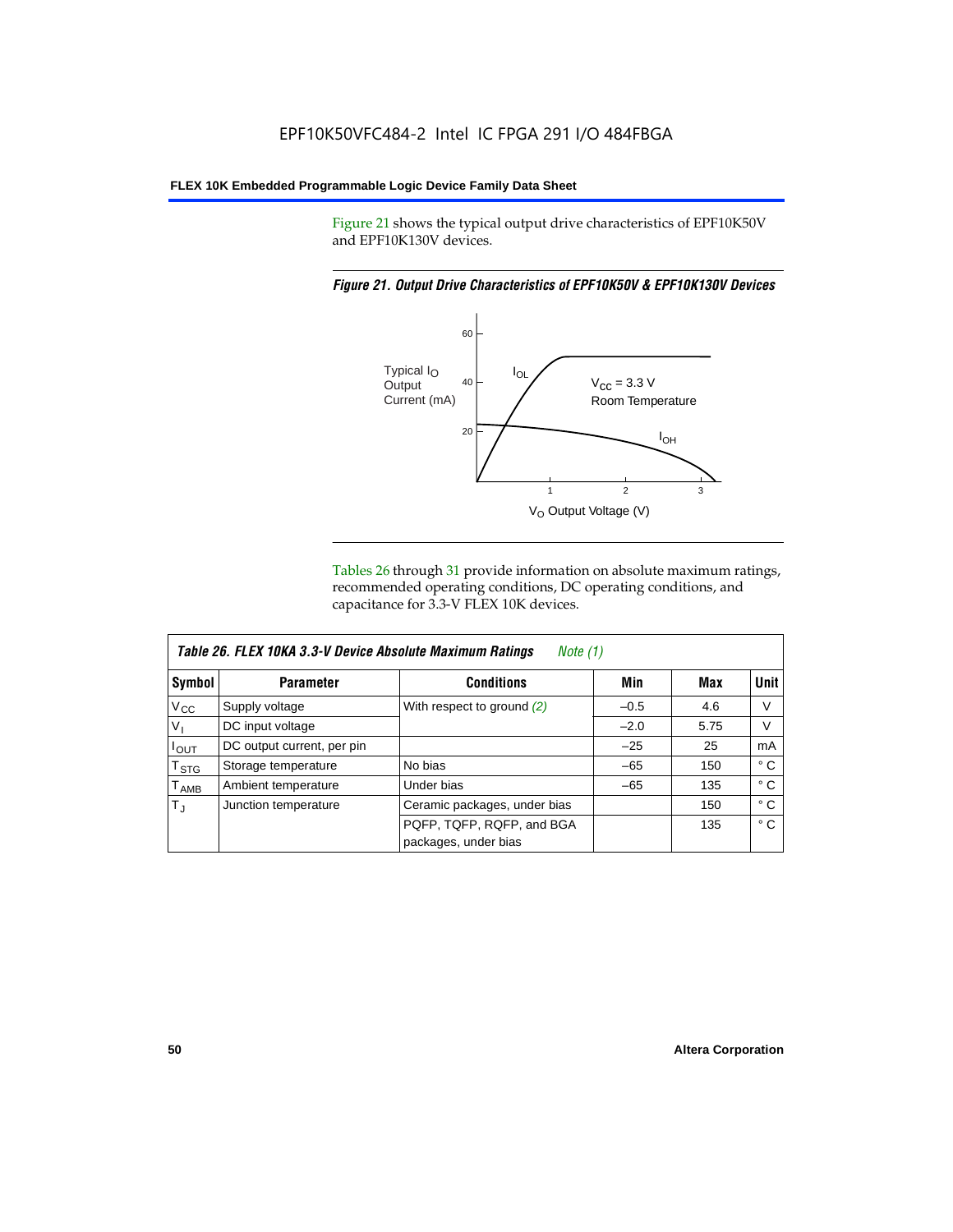Figure 21 shows the typical output drive characteristics of EPF10K50V and EPF10K130V devices.

*Figure 21. Output Drive Characteristics of EPF10K50V & EPF10K130V Devices*

Tables 26 through 31 provide information on absolute maximum ratings, recommended operating conditions, DC operating conditions, and capacitance for 3.3-V FLEX 10K devices.

| *Table 26. FLEX 10KA 3.3-V Device Absolute Maximum Ratings* *Note (1)* | | | | | |
|---|---|---|---|---|---|
| **Symbol** | **Parameter** | **Conditions** | **Min** | **Max** | **Unit** |
| $V_{CC}$ | Supply voltage | With respect to ground *(2)* | –0.5 | 4.6 | V |
| $V_I$ | DC input voltage | | –2.0 | 5.75 | V |
| $I_{OUT}$ | DC output current, per pin | | –25 | 25 | mA |
| $T_{STG}$ | Storage temperature | No bias | –65 | 150 | ° C |
| $T_{AMB}$ | Ambient temperature | Under bias | –65 | 135 | ° C |
| $T_J$ | Junction temperature | Ceramic packages, under bias | | 150 | ° C |
| | | PQFP, TQFP, RQFP, and BGA packages, under bias | | 135 | ° C |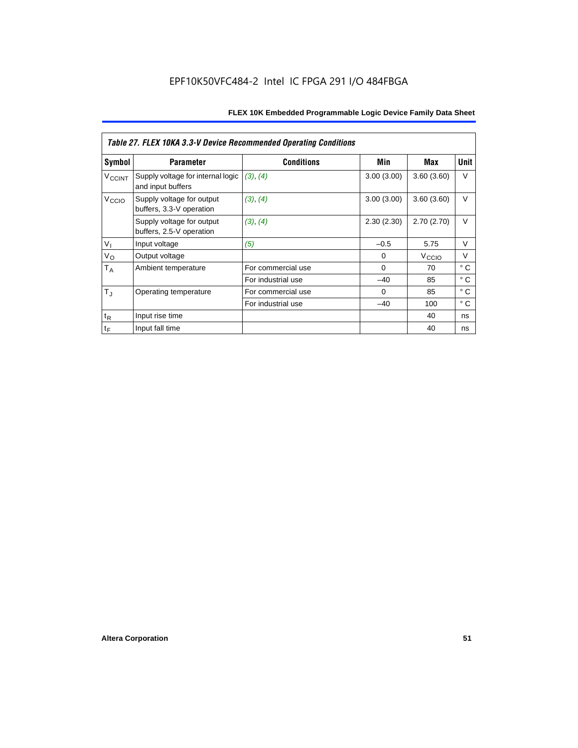| *Table 27. FLEX 10KA 3.3-V Device Recommended Operating Conditions* | | | | | |
|---|---|---|---|---|---|
| **Symbol** | **Parameter** | **Conditions** | **Min** | **Max** | **Unit** |
| $V_{CCINT}$ | Supply voltage for internal logic and input buffers | *(3)*, *(4)* | 3.00 (3.00) | 3.60 (3.60) | V |
| $V_{CCIO}$ | Supply voltage for output buffers, 3.3-V operation | *(3)*, *(4)* | 3.00 (3.00) | 3.60 (3.60) | V |
| | Supply voltage for output buffers, 2.5-V operation | *(3)*, *(4)* | 2.30 (2.30) | 2.70 (2.70) | V |
| $V_I$ | Input voltage | *(5)* | –0.5 | 5.75 | V |
| $V_O$ | Output voltage | | 0 | $V_{CCIO}$ | V |
| $T_A$ | Ambient temperature | For commercial use | 0 | 70 | ° C |
| | | For industrial use | –40 | 85 | ° C |
| $T_J$ | Operating temperature | For commercial use | 0 | 85 | ° C |
| | | For industrial use | –40 | 100 | ° C |
| $t_R$ | Input rise time | | | 40 | ns |
| $t_F$ | Input fall time | | | 40 | ns |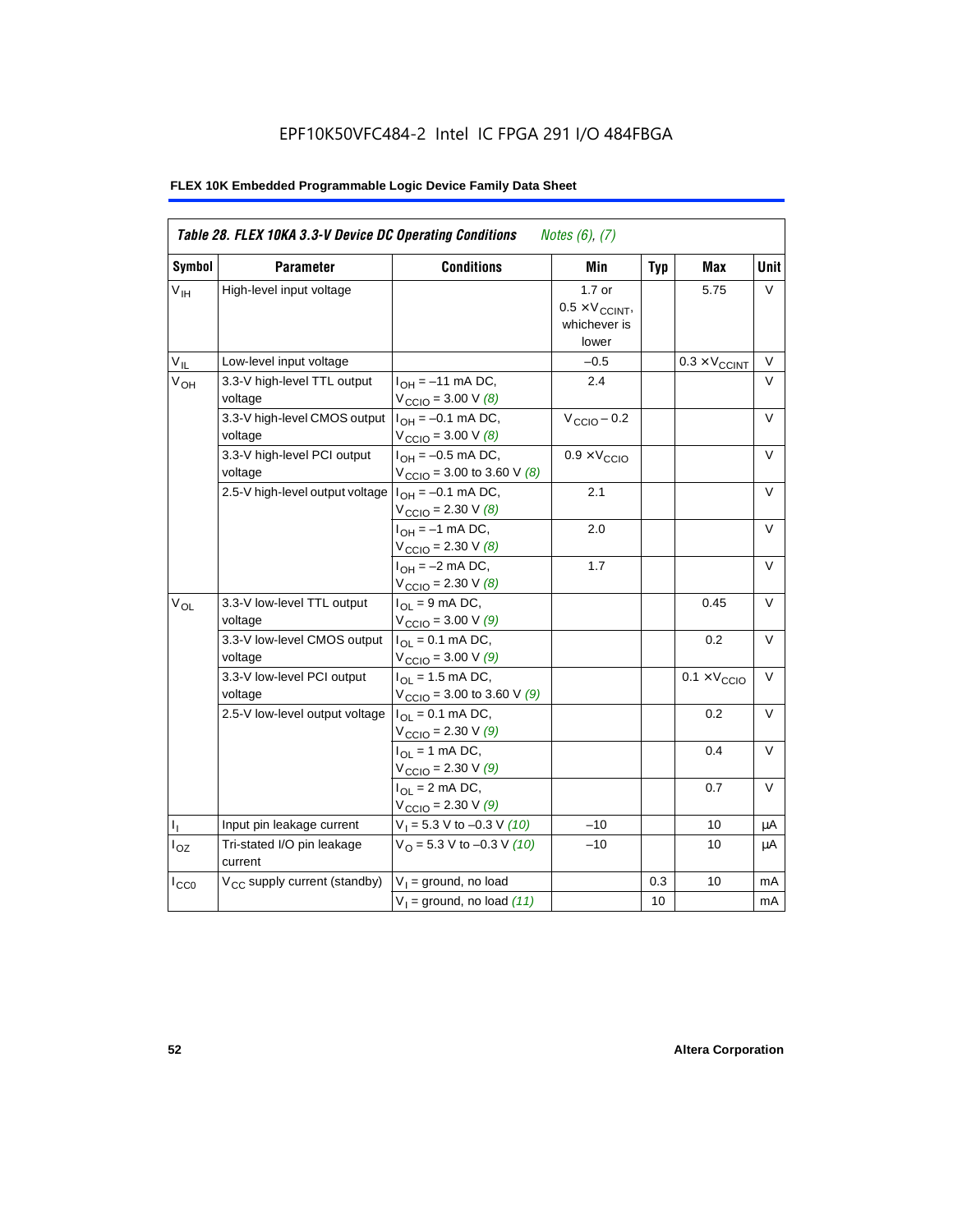# EPF10K50VFC484-2 Intel IC FPGA 291 I/O 484FBGA

## FLEX 10K Embedded Programmable Logic Device Family Data Sheet

| *Table 28. FLEX 10KA 3.3-V Device DC Operating Conditions* *Notes (6), (7)* | | | | | | |
|---|---|---|---|---|---|---|
| **Symbol** | **Parameter** | **Conditions** | **Min** | **Typ** | **Max** | **Unit** |
| $V_{IH}$ | High-level input voltage | | 1.7 or $0.5 \times V_{CCINT}$, whichever is lower | | 5.75 | V |
| $V_{IL}$ | Low-level input voltage | | –0.5 | | $0.3 \times V_{CCINT}$ | V |
| $V_{OH}$ | 3.3-V high-level TTL output voltage | $I_{OH}$ = –11 mA DC, $V_{CCIO}$ = 3.00 V *(8)* | 2.4 | | | V |
| | 3.3-V high-level CMOS output voltage | $I_{OH}$ = –0.1 mA DC, $V_{CCIO}$ = 3.00 V *(8)* | $V_{CCIO}$ – 0.2 | | | V |
| | 3.3-V high-level PCI output voltage | $I_{OH}$ = –0.5 mA DC, $V_{CCIO}$ = 3.00 to 3.60 V *(8)* | $0.9 \times V_{CCIO}$ | | | V |
| | 2.5-V high-level output voltage | $I_{OH}$ = –0.1 mA DC, $V_{CCIO}$ = 2.30 V *(8)* | 2.1 | | | V |
| | | $I_{OH}$ = –1 mA DC, $V_{CCIO}$ = 2.30 V *(8)* | 2.0 | | | V |
| | | $I_{OH}$ = –2 mA DC, $V_{CCIO}$ = 2.30 V *(8)* | 1.7 | | | V |
| $V_{OL}$ | 3.3-V low-level TTL output voltage | $I_{OL}$ = 9 mA DC, $V_{CCIO}$ = 3.00 V *(9)* | | | 0.45 | V |
| | 3.3-V low-level CMOS output voltage | $I_{OL}$ = 0.1 mA DC, $V_{CCIO}$ = 3.00 V *(9)* | | | 0.2 | V |
| | 3.3-V low-level PCI output voltage | $I_{OL}$ = 1.5 mA DC, $V_{CCIO}$ = 3.00 to 3.60 V *(9)* | | | $0.1 \times V_{CCIO}$ | V |
| | 2.5-V low-level output voltage | $I_{OL}$ = 0.1 mA DC, $V_{CCIO}$ = 2.30 V *(9)* | | | 0.2 | V |
| | | $I_{OL}$ = 1 mA DC, $V_{CCIO}$ = 2.30 V *(9)* | | | 0.4 | V |
| | | $I_{OL}$ = 2 mA DC, $V_{CCIO}$ = 2.30 V *(9)* | | | 0.7 | V |
| $I_I$ | Input pin leakage current | $V_I$ = 5.3 V to –0.3 V *(10)* | –10 | | 10 | μA |
| $I_{OZ}$ | Tri-stated I/O pin leakage current | $V_O$ = 5.3 V to –0.3 V *(10)* | –10 | | 10 | μA |
| $I_{CC0}$ | $V_{CC}$ supply current (standby) | $V_I$ = ground, no load | | 0.3 | 10 | mA |
| | | $V_I$ = ground, no load *(11)* | | 10 | | mA |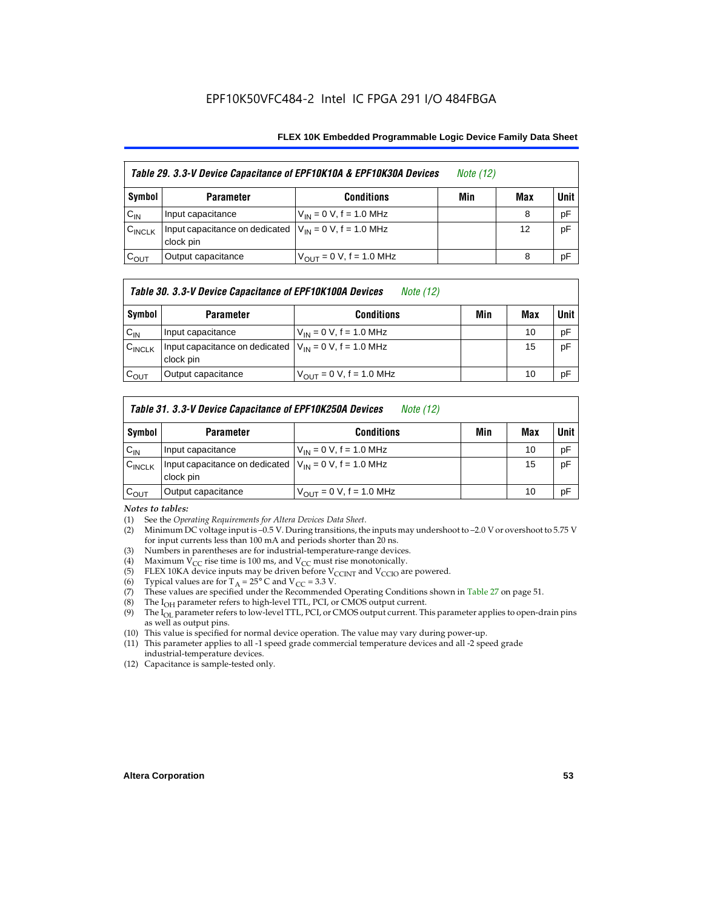**Table 29. 3.3-V Device Capacitance of EPF10K10A & EPF10K30A Devices** *Note (12)*

| Symbol | Parameter | Conditions | Min | Max | Unit |
|---|---|---|---|---|---|
| $C_{IN}$ | Input capacitance | $V_{IN}$ = 0 V, f = 1.0 MHz | | 8 | pF |
| $C_{INCLK}$ | Input capacitance on dedicated clock pin | $V_{IN}$ = 0 V, f = 1.0 MHz | | 12 | pF |
| $C_{OUT}$ | Output capacitance | $V_{OUT}$ = 0 V, f = 1.0 MHz | | 8 | pF |

**Table 30. 3.3-V Device Capacitance of EPF10K100A Devices** *Note (12)*

| Symbol | Parameter | Conditions | Min | Max | Unit |
|---|---|---|---|---|---|
| $C_{IN}$ | Input capacitance | $V_{IN}$ = 0 V, f = 1.0 MHz | | 10 | pF |
| $C_{INCLK}$ | Input capacitance on dedicated clock pin | $V_{IN}$ = 0 V, f = 1.0 MHz | | 15 | pF |
| $C_{OUT}$ | Output capacitance | $V_{OUT}$ = 0 V, f = 1.0 MHz | | 10 | pF |

**Table 31. 3.3-V Device Capacitance of EPF10K250A Devices** *Note (12)*

| Symbol | Parameter | Conditions | Min | Max | Unit |
|---|---|---|---|---|---|
| $C_{IN}$ | Input capacitance | $V_{IN}$ = 0 V, f = 1.0 MHz | | 10 | pF |
| $C_{INCLK}$ | Input capacitance on dedicated clock pin | $V_{IN}$ = 0 V, f = 1.0 MHz | | 15 | pF |
| $C_{OUT}$ | Output capacitance | $V_{OUT}$ = 0 V, f = 1.0 MHz | | 10 | pF |

*Notes to tables:*

(1) See the *Operating Requirements for Altera Devices Data Sheet*.
(2) Minimum DC voltage input is –0.5 V. During transitions, the inputs may undershoot to –2.0 V or overshoot to 5.75 V for input currents less than 100 mA and periods shorter than 20 ns.
(3) Numbers in parentheses are for industrial-temperature-range devices.
(4) Maximum $V_{CC}$ rise time is 100 ms, and $V_{CC}$ must rise monotonically.
(5) FLEX 10KA device inputs may be driven before $V_{CCINT}$ and $V_{CCIO}$ are powered.
(6) Typical values are for $T_A = 25°$ C and $V_{CC} = 3.3$ V.
(7) These values are specified under the Recommended Operating Conditions shown in Table 27 on page 51.
(8) The $I_{OH}$ parameter refers to high-level TTL, PCI, or CMOS output current.
(9) The $I_{OL}$ parameter refers to low-level TTL, PCI, or CMOS output current. This parameter applies to open-drain pins as well as output pins.
(10) This value is specified for normal device operation. The value may vary during power-up.
(11) This parameter applies to all -1 speed grade commercial temperature devices and all -2 speed grade industrial-temperature devices.
(12) Capacitance is sample-tested only.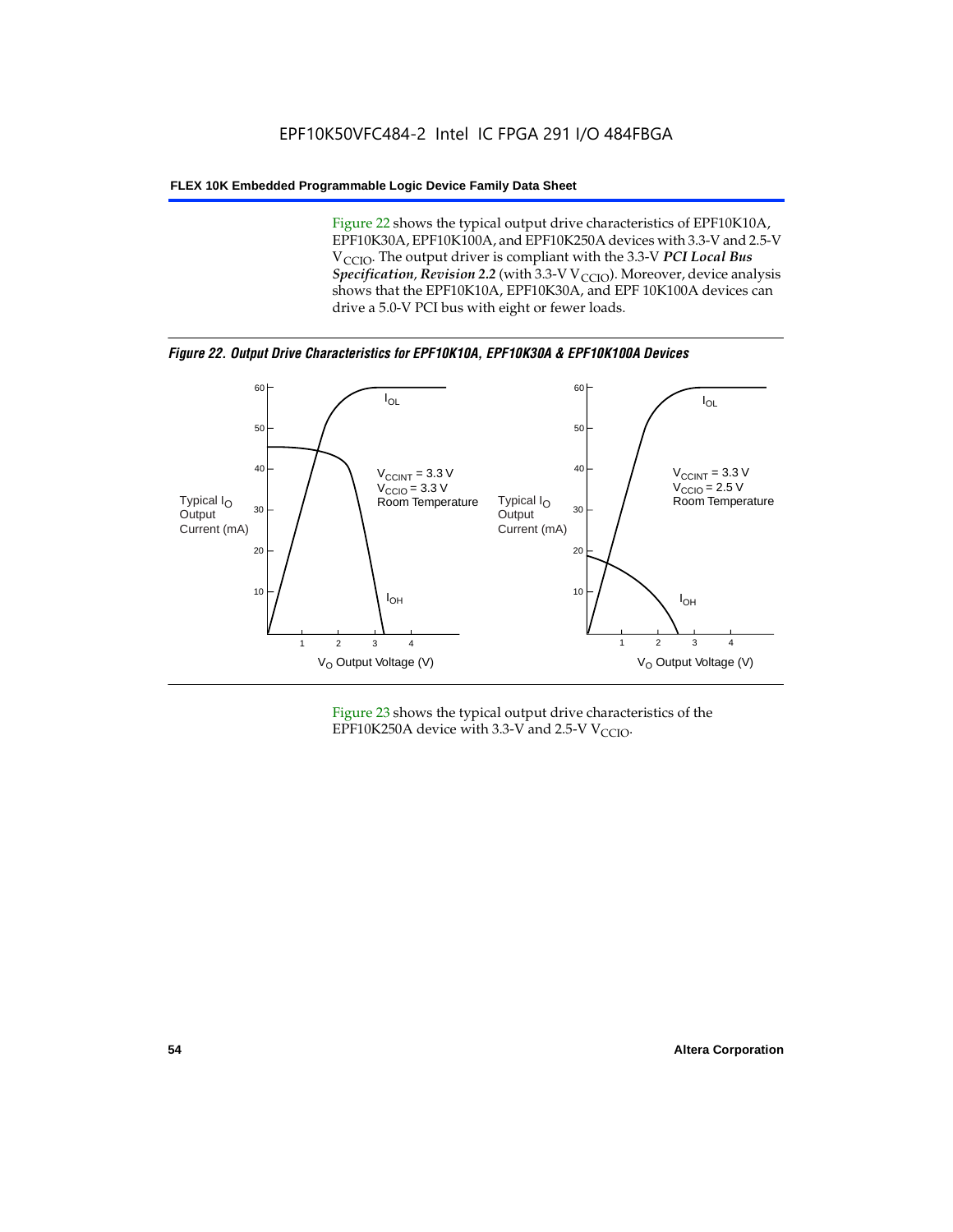Figure 22 shows the typical output drive characteristics of EPF10K10A, EPF10K30A, EPF10K100A, and EPF10K250A devices with 3.3-V and 2.5-V $V_{CCIO}$. The output driver is compliant with the 3.3-V ***PCI Local Bus Specification*, *Revision 2.2*** (with 3.3-V $V_{CCIO}$). Moreover, device analysis shows that the EPF10K10A, EPF10K30A, and EPF 10K100A devices can drive a 5.0-V PCI bus with eight or fewer loads.

***Figure 22. Output Drive Characteristics for EPF10K10A, EPF10K30A & EPF10K100A Devices***

Figure 23 shows the typical output drive characteristics of the EPF10K250A device with 3.3-V and 2.5-V $V_{CCIO}$.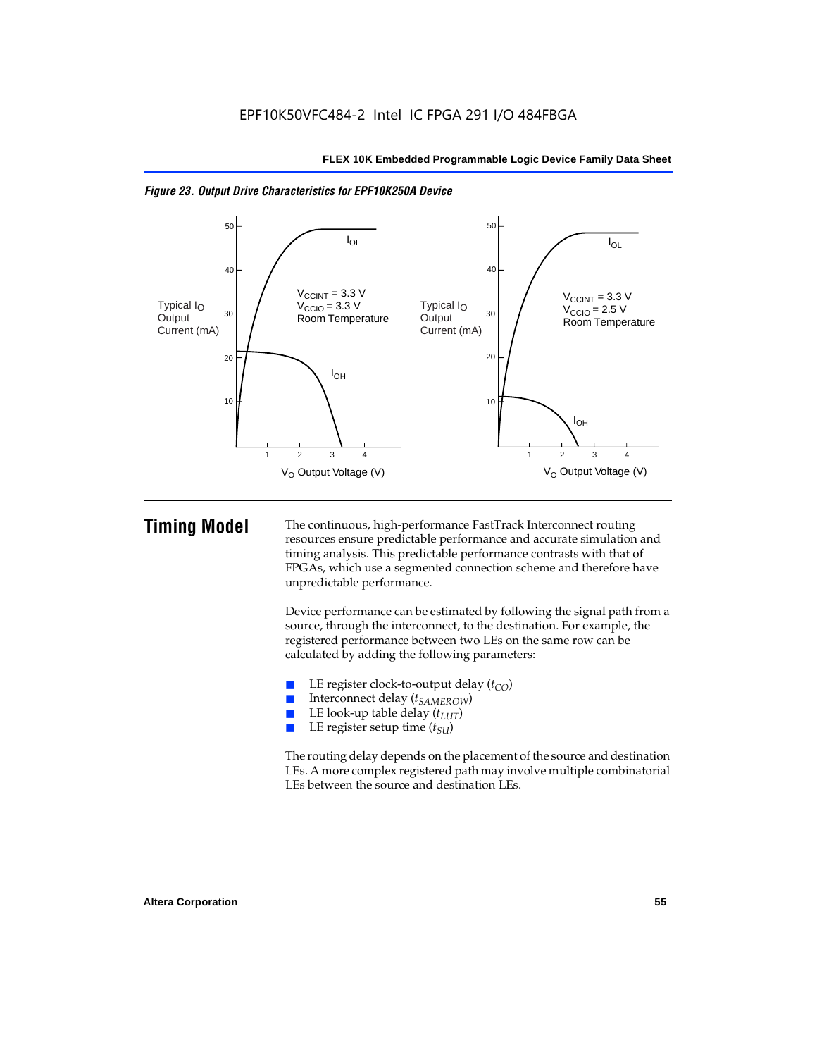EPF10K50VFC484-2 Intel IC FPGA 291 I/O 484FBGA

*Figure 23. Output Drive Characteristics for EPF10K250A Device*

# Timing Model

The continuous, high-performance FastTrack Interconnect routing resources ensure predictable performance and accurate simulation and timing analysis. This predictable performance contrasts with that of FPGAs, which use a segmented connection scheme and therefore have unpredictable performance.

Device performance can be estimated by following the signal path from a source, through the interconnect, to the destination. For example, the registered performance between two LEs on the same row can be calculated by adding the following parameters:

- LE register clock-to-output delay ($t_{CO}$)
- Interconnect delay ($t_{SAMEROW}$)
- LE look-up table delay ($t_{LUT}$)
- LE register setup time ($t_{SU}$)

The routing delay depends on the placement of the source and destination LEs. A more complex registered path may involve multiple combinatorial LEs between the source and destination LEs.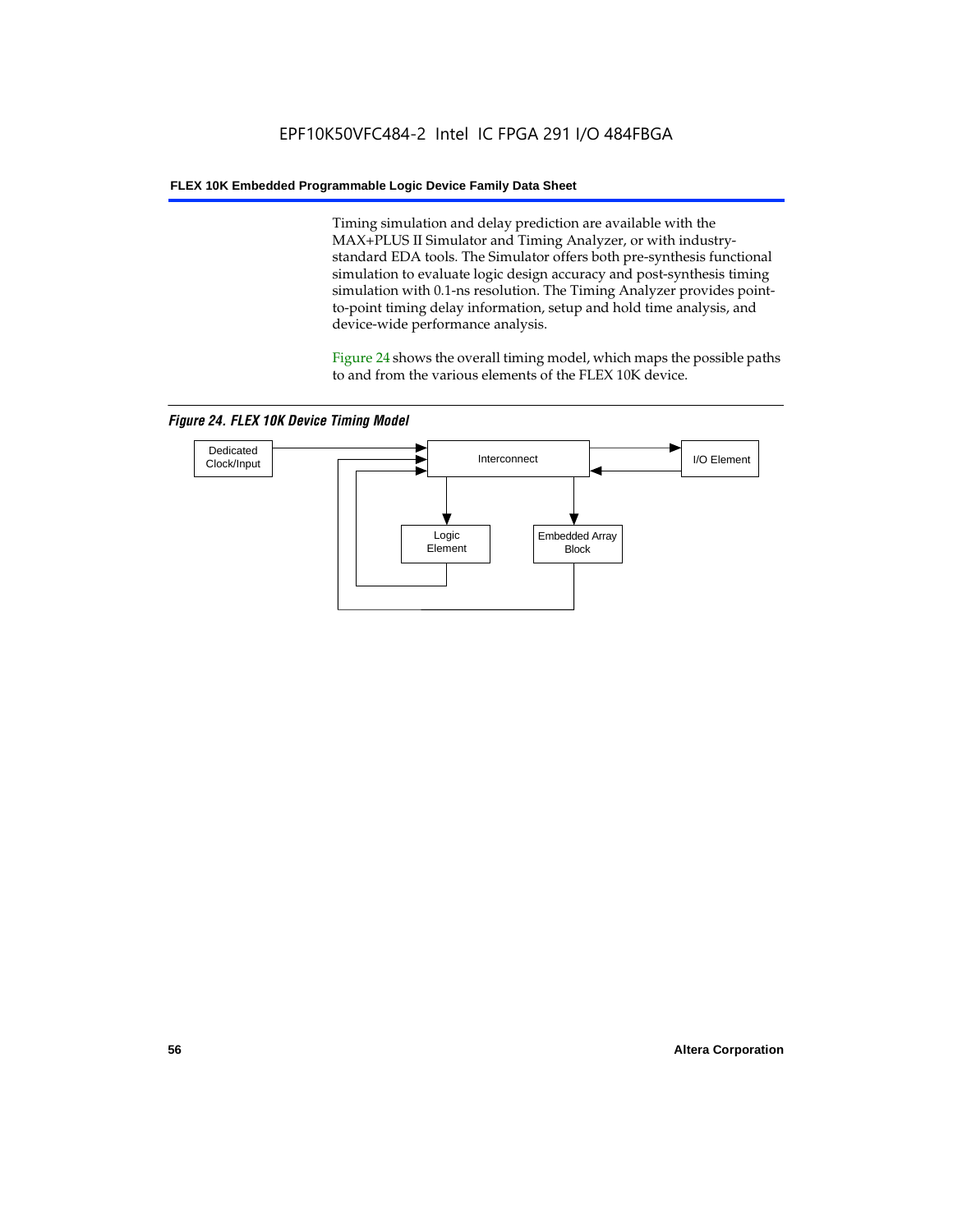Timing simulation and delay prediction are available with the MAX+PLUS II Simulator and Timing Analyzer, or with industry-standard EDA tools. The Simulator offers both pre-synthesis functional simulation to evaluate logic design accuracy and post-synthesis timing simulation with 0.1-ns resolution. The Timing Analyzer provides point-to-point timing delay information, setup and hold time analysis, and device-wide performance analysis.

Figure 24 shows the overall timing model, which maps the possible paths to and from the various elements of the FLEX 10K device.

*Figure 24. FLEX 10K Device Timing Model*

Dedicated Clock/Input

Interconnect

I/O Element

Logic Element

Embedded Array Block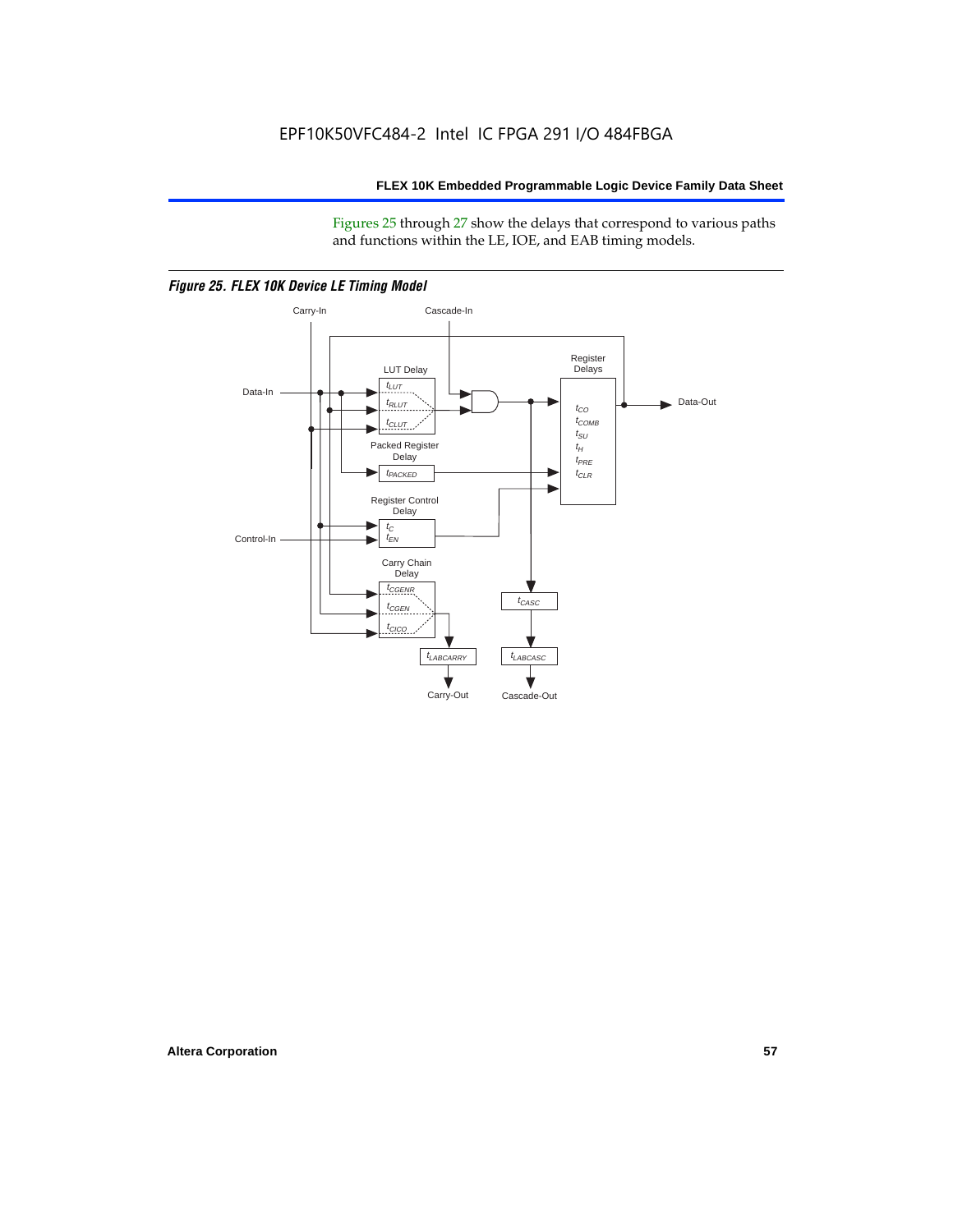Figures 25 through 27 show the delays that correspond to various paths and functions within the LE, IOE, and EAB timing models.

*Figure 25. FLEX 10K Device LE Timing Model*

Carry-In

Cascade-In

Data-In

LUT Delay

$t_{LUT}$

$t_{RLUT}$

$t_{CLUT}$

Register Delays

$t_{CO}$

$t_{COMB}$

$t_{SU}$

$t_{H}$

$t_{PRE}$

$t_{CLR}$

Data-Out

Packed Register Delay

$t_{PACKED}$

Register Control Delay

$t_{C}$

$t_{EN}$

Control-In

Carry Chain Delay

$t_{CGENR}$

$t_{CGEN}$

$t_{CICO}$

$t_{CASC}$

$t_{LABCARRY}$

$t_{LABCASC}$

Carry-Out

Cascade-Out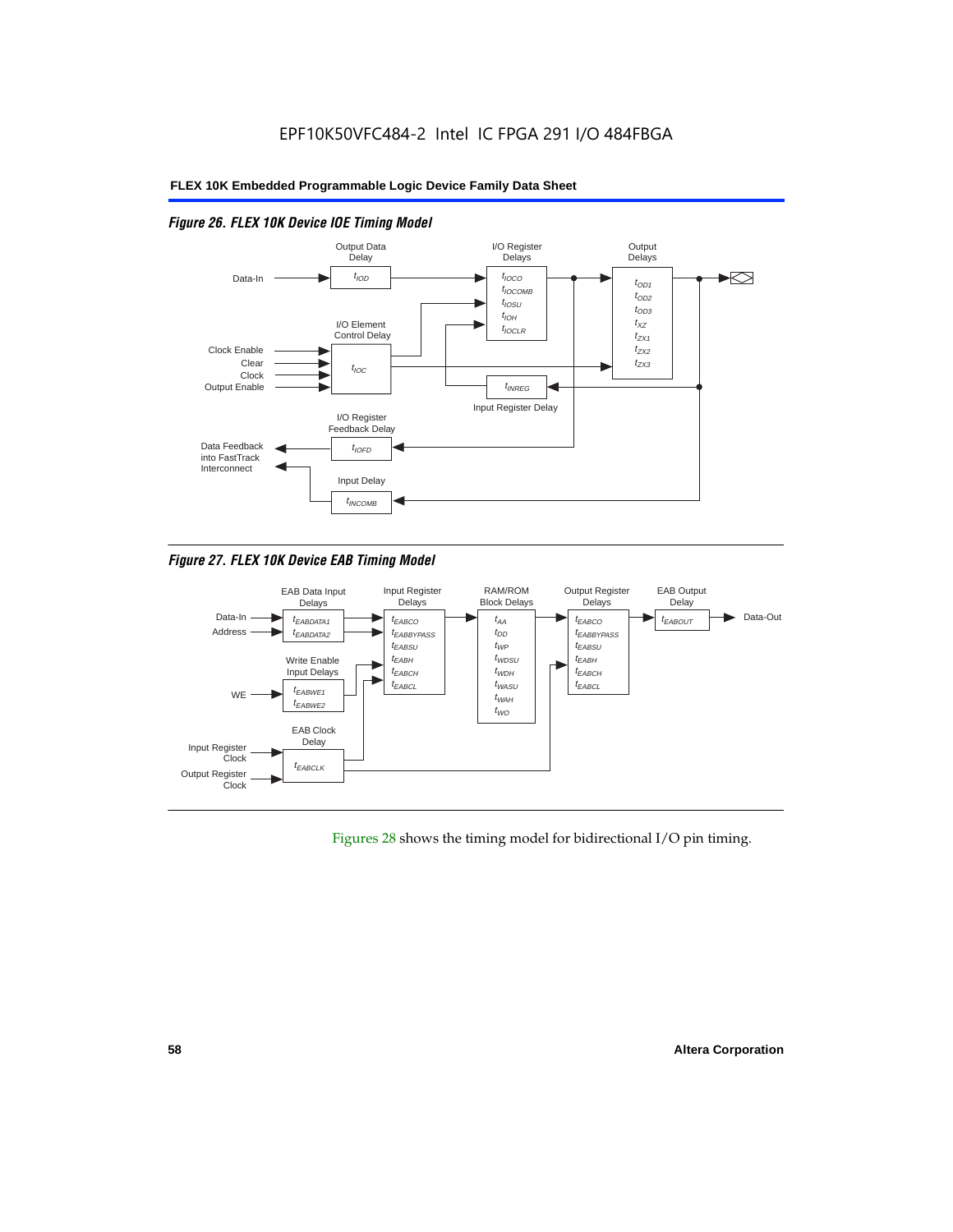EPF10K50VFC484-2 Intel IC FPGA 291 I/O 484FBGA

*Figure 26. FLEX 10K Device IOE Timing Model*

Output Data Delay: $t_{IOD}$

I/O Register Delays: $t_{IOCO}$, $t_{IOCOMB}$, $t_{IOSU}$, $t_{IOH}$, $t_{IOCLR}$

Output Delays: $t_{OD1}$, $t_{OD2}$, $t_{OD3}$, $t_{XZ}$, $t_{ZX1}$, $t_{ZX2}$, $t_{ZX3}$

I/O Element Control Delay: $t_{IOC}$ (inputs: Clock Enable, Clear, Clock, Output Enable)

Input Register Delay: $t_{INREG}$

I/O Register Feedback Delay: $t_{IOFD}$

Input Delay: $t_{INCOMB}$

Data-In; Data Feedback into FastTrack Interconnect

*Figure 27. FLEX 10K Device EAB Timing Model*

EAB Data Input Delays: $t_{EABDATA1}$, $t_{EABDATA2}$ (inputs: Data-In, Address)

Write Enable Input Delays: $t_{EABWE1}$, $t_{EABWE2}$ (input: WE)

EAB Clock Delay: $t_{EABCLK}$ (inputs: Input Register Clock, Output Register Clock)

Input Register Delays: $t_{EABCO}$, $t_{EABBYPASS}$, $t_{EABSU}$, $t_{EABH}$, $t_{EABCH}$, $t_{EABCL}$

RAM/ROM Block Delays: $t_{AA}$, $t_{DD}$, $t_{WP}$, $t_{WDSU}$, $t_{WDH}$, $t_{WASU}$, $t_{WAH}$, $t_{WO}$

Output Register Delays: $t_{EABCO}$, $t_{EABBYPASS}$, $t_{EABSU}$, $t_{EABH}$, $t_{EABCH}$, $t_{EABCL}$

EAB Output Delay: $t_{EABOUT}$ → Data-Out

Figures 28 shows the timing model for bidirectional I/O pin timing.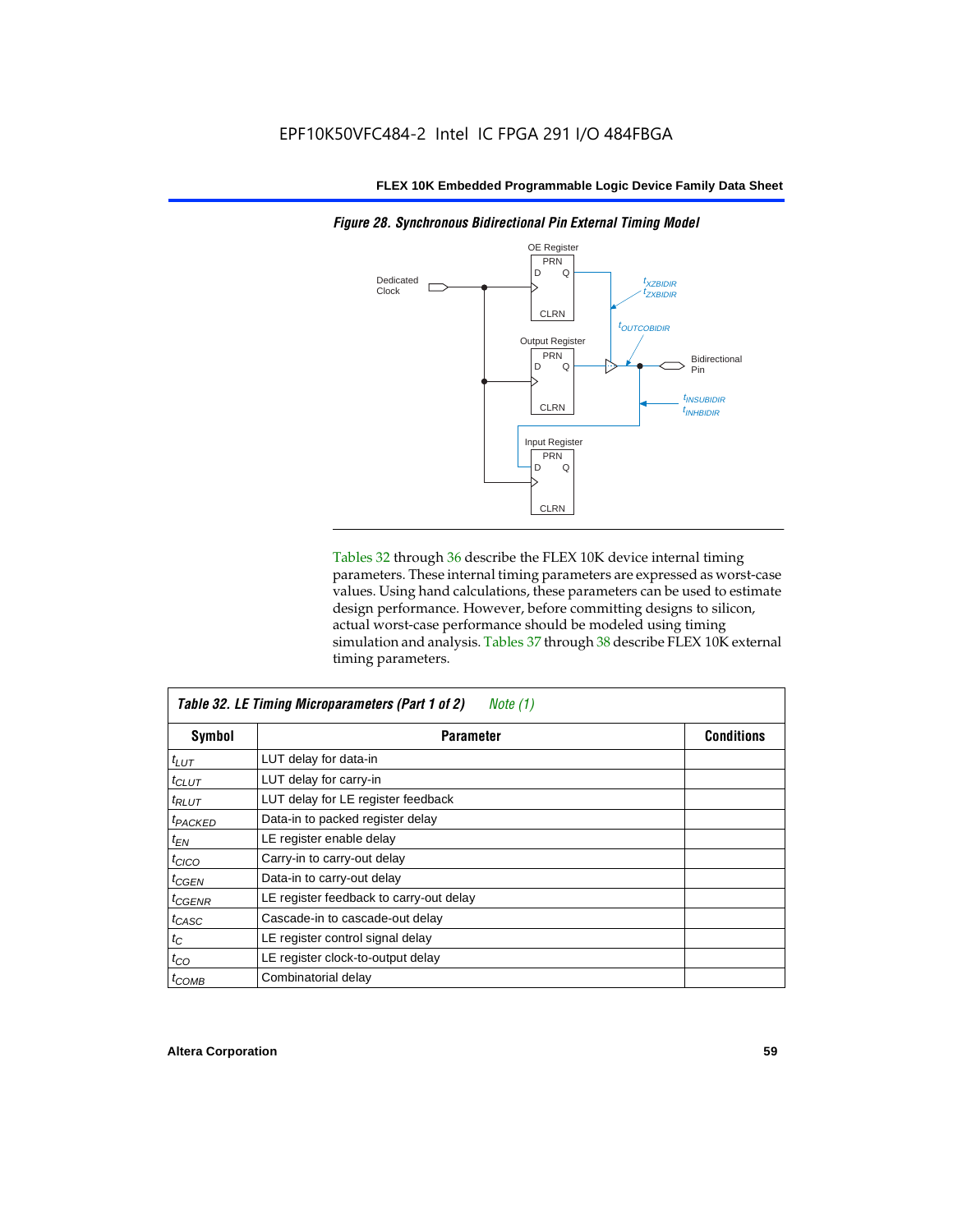*Figure 28. Synchronous Bidirectional Pin External Timing Model*

Tables 32 through 36 describe the FLEX 10K device internal timing parameters. These internal timing parameters are expressed as worst-case values. Using hand calculations, these parameters can be used to estimate design performance. However, before committing designs to silicon, actual worst-case performance should be modeled using timing simulation and analysis. Tables 37 through 38 describe FLEX 10K external timing parameters.

**Table 32. LE Timing Microparameters (Part 1 of 2)** *Note (1)*

| Symbol | Parameter | Conditions |
|---|---|---|
| $t_{LUT}$ | LUT delay for data-in | |
| $t_{CLUT}$ | LUT delay for carry-in | |
| $t_{RLUT}$ | LUT delay for LE register feedback | |
| $t_{PACKED}$ | Data-in to packed register delay | |
| $t_{EN}$ | LE register enable delay | |
| $t_{CICO}$ | Carry-in to carry-out delay | |
| $t_{CGEN}$ | Data-in to carry-out delay | |
| $t_{CGENR}$ | LE register feedback to carry-out delay | |
| $t_{CASC}$ | Cascade-in to cascade-out delay | |
| $t_C$ | LE register control signal delay | |
| $t_{CO}$ | LE register clock-to-output delay | |
| $t_{COMB}$ | Combinatorial delay | |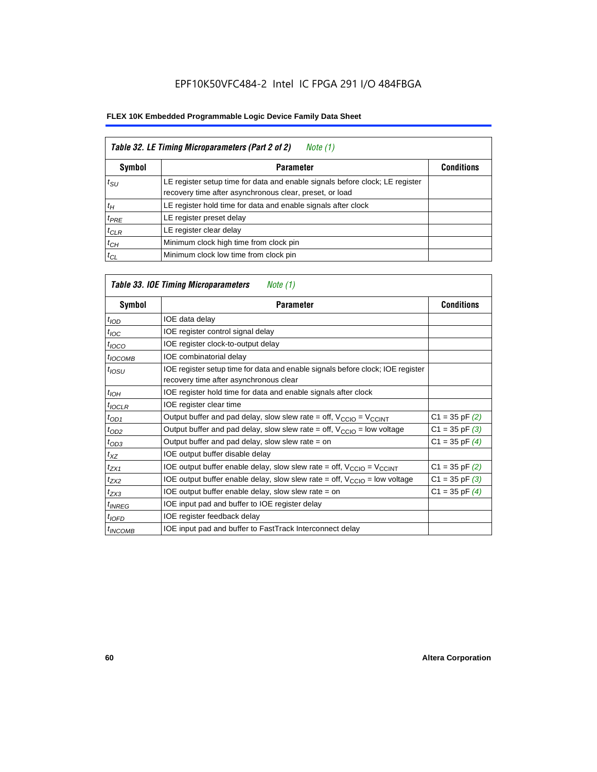EPF10K50VFC484-2 Intel IC FPGA 291 I/O 484FBGA

**FLEX 10K Embedded Programmable Logic Device Family Data Sheet**

| *Table 32. LE Timing Microparameters (Part 2 of 2) Note (1)* | | |
|---|---|---|
| **Symbol** | **Parameter** | **Conditions** |
| $t_{SU}$ | LE register setup time for data and enable signals before clock; LE register recovery time after asynchronous clear, preset, or load | |
| $t_H$ | LE register hold time for data and enable signals after clock | |
| $t_{PRE}$ | LE register preset delay | |
| $t_{CLR}$ | LE register clear delay | |
| $t_{CH}$ | Minimum clock high time from clock pin | |
| $t_{CL}$ | Minimum clock low time from clock pin | |

| *Table 33. IOE Timing Microparameters Note (1)* | | |
|---|---|---|
| **Symbol** | **Parameter** | **Conditions** |
| $t_{IOD}$ | IOE data delay | |
| $t_{IOC}$ | IOE register control signal delay | |
| $t_{IOCO}$ | IOE register clock-to-output delay | |
| $t_{IOCOMB}$ | IOE combinatorial delay | |
| $t_{IOSU}$ | IOE register setup time for data and enable signals before clock; IOE register recovery time after asynchronous clear | |
| $t_{IOH}$ | IOE register hold time for data and enable signals after clock | |
| $t_{IOCLR}$ | IOE register clear time | |
| $t_{OD1}$ | Output buffer and pad delay, slow slew rate = off, $V_{CCIO}$ = $V_{CCINT}$ | C1 = 35 pF *(2)* |
| $t_{OD2}$ | Output buffer and pad delay, slow slew rate = off, $V_{CCIO}$ = low voltage | C1 = 35 pF *(3)* |
| $t_{OD3}$ | Output buffer and pad delay, slow slew rate = on | C1 = 35 pF *(4)* |
| $t_{XZ}$ | IOE output buffer disable delay | |
| $t_{ZX1}$ | IOE output buffer enable delay, slow slew rate = off, $V_{CCIO}$ = $V_{CCINT}$ | C1 = 35 pF *(2)* |
| $t_{ZX2}$ | IOE output buffer enable delay, slow slew rate = off, $V_{CCIO}$ = low voltage | C1 = 35 pF *(3)* |
| $t_{ZX3}$ | IOE output buffer enable delay, slow slew rate = on | C1 = 35 pF *(4)* |
| $t_{INREG}$ | IOE input pad and buffer to IOE register delay | |
| $t_{IOFD}$ | IOE register feedback delay | |
| $t_{INCOMB}$ | IOE input pad and buffer to FastTrack Interconnect delay | |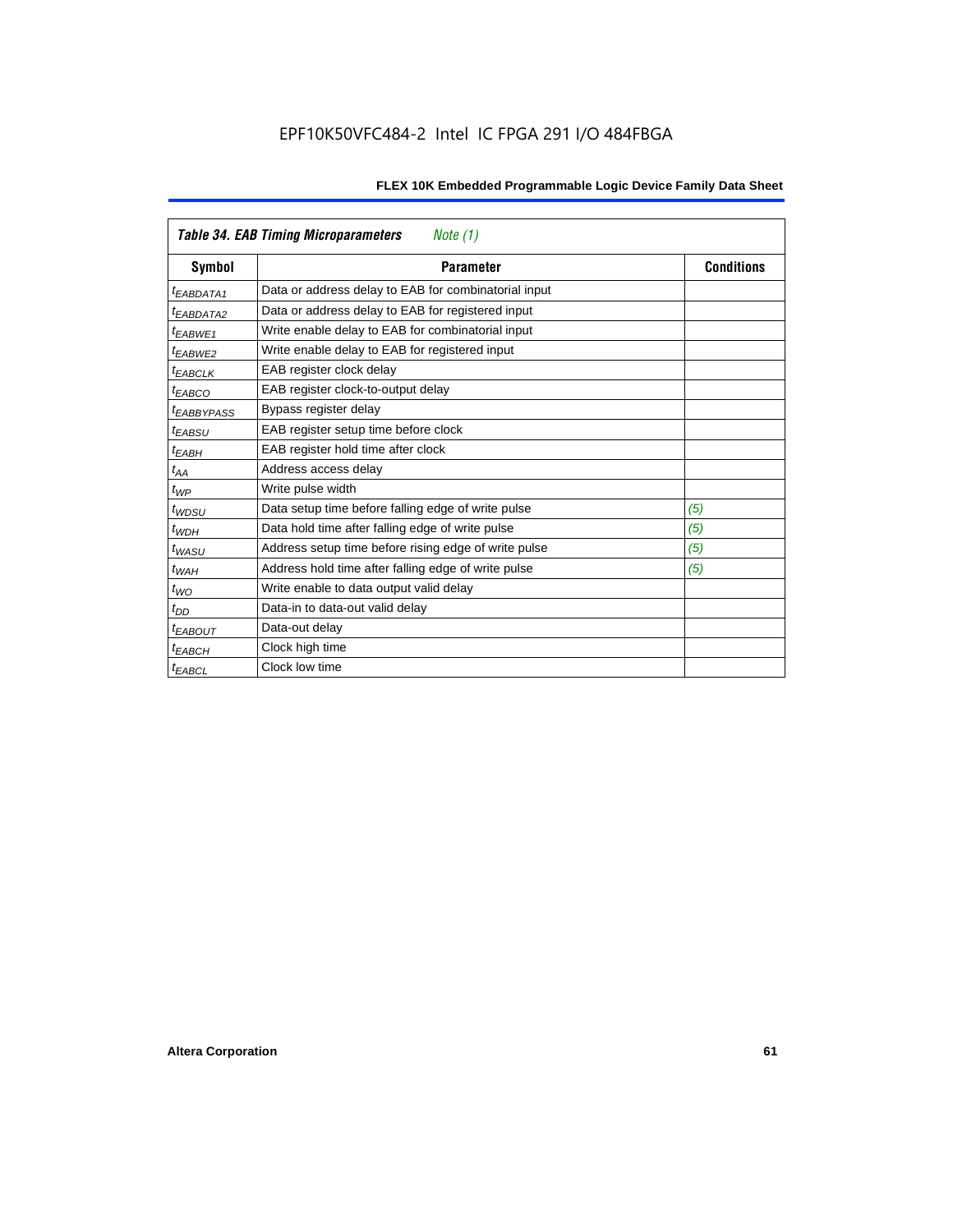| *Table 34. EAB Timing Microparameters* *Note (1)* | | |
|---|---|---|
| **Symbol** | **Parameter** | **Conditions** |
| $t_{EABDATA1}$ | Data or address delay to EAB for combinatorial input | |
| $t_{EABDATA2}$ | Data or address delay to EAB for registered input | |
| $t_{EABWE1}$ | Write enable delay to EAB for combinatorial input | |
| $t_{EABWE2}$ | Write enable delay to EAB for registered input | |
| $t_{EABCLK}$ | EAB register clock delay | |
| $t_{EABCO}$ | EAB register clock-to-output delay | |
| $t_{EABBYPASS}$ | Bypass register delay | |
| $t_{EABSU}$ | EAB register setup time before clock | |
| $t_{EABH}$ | EAB register hold time after clock | |
| $t_{AA}$ | Address access delay | |
| $t_{WP}$ | Write pulse width | |
| $t_{WDSU}$ | Data setup time before falling edge of write pulse | *(5)* |
| $t_{WDH}$ | Data hold time after falling edge of write pulse | *(5)* |
| $t_{WASU}$ | Address setup time before rising edge of write pulse | *(5)* |
| $t_{WAH}$ | Address hold time after falling edge of write pulse | *(5)* |
| $t_{WO}$ | Write enable to data output valid delay | |
| $t_{DD}$ | Data-in to data-out valid delay | |
| $t_{EABOUT}$ | Data-out delay | |
| $t_{EABCH}$ | Clock high time | |
| $t_{EABCL}$ | Clock low time | |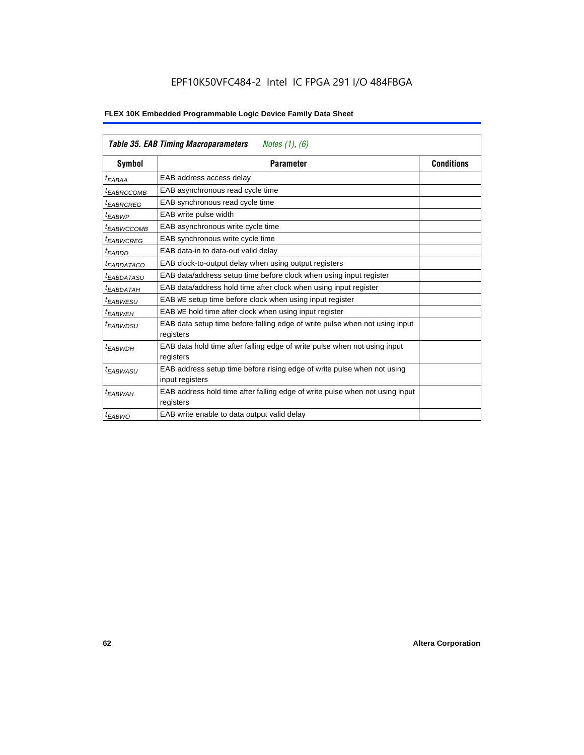| *Table 35. EAB Timing Macroparameters* *Notes (1), (6)* | | |
|---|---|---|
| **Symbol** | **Parameter** | **Conditions** |
| $t_{EABAA}$ | EAB address access delay | |
| $t_{EABRCCOMB}$ | EAB asynchronous read cycle time | |
| $t_{EABRCREG}$ | EAB synchronous read cycle time | |
| $t_{EABWP}$ | EAB write pulse width | |
| $t_{EABWCCOMB}$ | EAB asynchronous write cycle time | |
| $t_{EABWCREG}$ | EAB synchronous write cycle time | |
| $t_{EABDD}$ | EAB data-in to data-out valid delay | |
| $t_{EABDATACO}$ | EAB clock-to-output delay when using output registers | |
| $t_{EABDATASU}$ | EAB data/address setup time before clock when using input register | |
| $t_{EABDATAH}$ | EAB data/address hold time after clock when using input register | |
| $t_{EABWESU}$ | EAB WE setup time before clock when using input register | |
| $t_{EABWEH}$ | EAB WE hold time after clock when using input register | |
| $t_{EABWDSU}$ | EAB data setup time before falling edge of write pulse when not using input registers | |
| $t_{EABWDH}$ | EAB data hold time after falling edge of write pulse when not using input registers | |
| $t_{EABWASU}$ | EAB address setup time before rising edge of write pulse when not using input registers | |
| $t_{EABWAH}$ | EAB address hold time after falling edge of write pulse when not using input registers | |
| $t_{EABWO}$ | EAB write enable to data output valid delay | |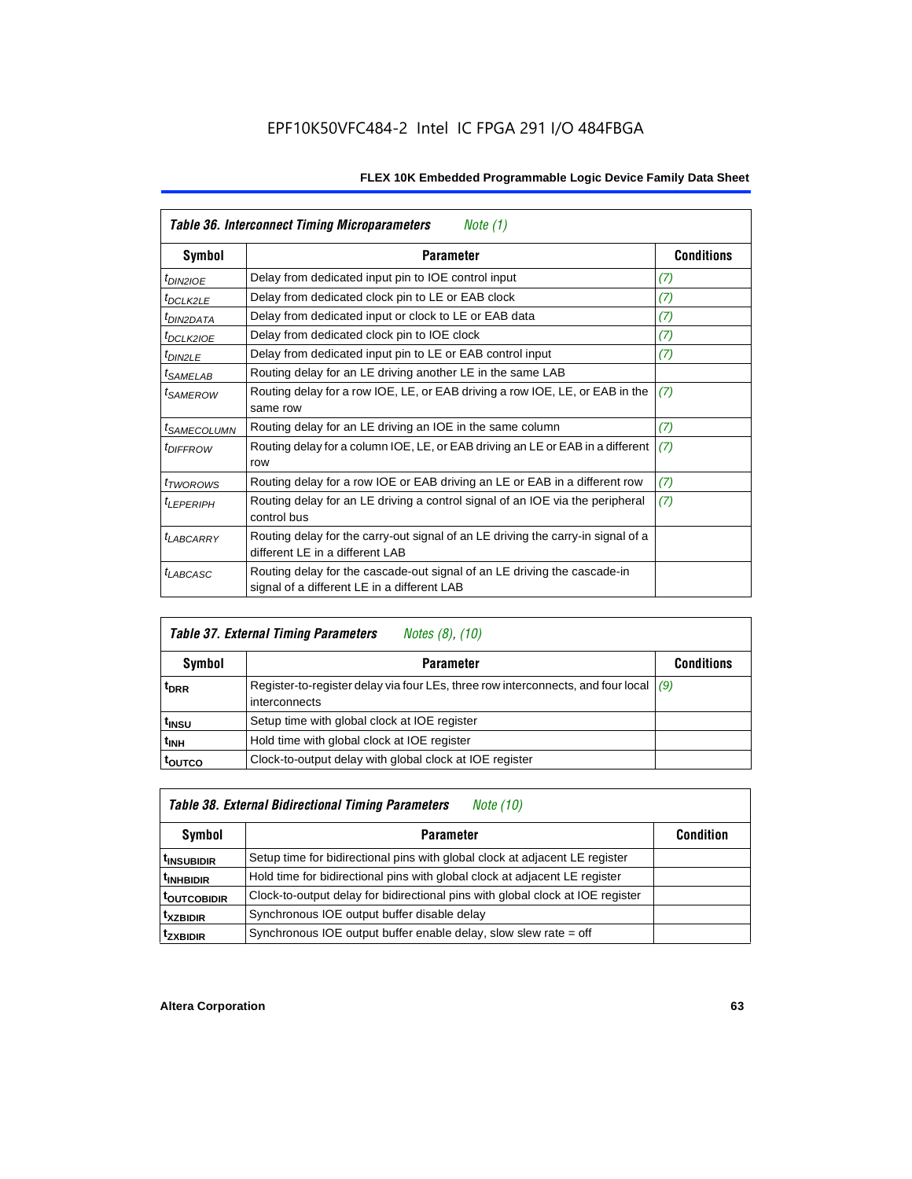| *Table 36. Interconnect Timing Microparameters* *Note (1)* | | |
|---|---|---|
| **Symbol** | **Parameter** | **Conditions** |
| $t_{DIN2IOE}$ | Delay from dedicated input pin to IOE control input | *(7)* |
| $t_{DCLK2LE}$ | Delay from dedicated clock pin to LE or EAB clock | *(7)* |
| $t_{DIN2DATA}$ | Delay from dedicated input or clock to LE or EAB data | *(7)* |
| $t_{DCLK2IOE}$ | Delay from dedicated clock pin to IOE clock | *(7)* |
| $t_{DIN2LE}$ | Delay from dedicated input pin to LE or EAB control input | *(7)* |
| $t_{SAMELAB}$ | Routing delay for an LE driving another LE in the same LAB | |
| $t_{SAMEROW}$ | Routing delay for a row IOE, LE, or EAB driving a row IOE, LE, or EAB in the same row | *(7)* |
| $t_{SAMECOLUMN}$ | Routing delay for an LE driving an IOE in the same column | *(7)* |
| $t_{DIFFROW}$ | Routing delay for a column IOE, LE, or EAB driving an LE or EAB in a different row | *(7)* |
| $t_{TWOROWS}$ | Routing delay for a row IOE or EAB driving an LE or EAB in a different row | *(7)* |
| $t_{LEPERIPH}$ | Routing delay for an LE driving a control signal of an IOE via the peripheral control bus | *(7)* |
| $t_{LABCARRY}$ | Routing delay for the carry-out signal of an LE driving the carry-in signal of a different LE in a different LAB | |
| $t_{LABCASC}$ | Routing delay for the cascade-out signal of an LE driving the cascade-in signal of a different LE in a different LAB | |

| *Table 37. External Timing Parameters* *Notes (8), (10)* | | |
|---|---|---|
| **Symbol** | **Parameter** | **Conditions** |
| $t_{DRR}$ | Register-to-register delay via four LEs, three row interconnects, and four local interconnects | *(9)* |
| $t_{INSU}$ | Setup time with global clock at IOE register | |
| $t_{INH}$ | Hold time with global clock at IOE register | |
| $t_{OUTCO}$ | Clock-to-output delay with global clock at IOE register | |

| *Table 38. External Bidirectional Timing Parameters* *Note (10)* | | |
|---|---|---|
| **Symbol** | **Parameter** | **Condition** |
| $t_{INSUBIDIR}$ | Setup time for bidirectional pins with global clock at adjacent LE register | |
| $t_{INHBIDIR}$ | Hold time for bidirectional pins with global clock at adjacent LE register | |
| $t_{OUTCOBIDIR}$ | Clock-to-output delay for bidirectional pins with global clock at IOE register | |
| $t_{XZBIDIR}$ | Synchronous IOE output buffer disable delay | |
| $t_{ZXBIDIR}$ | Synchronous IOE output buffer enable delay, slow slew rate = off | |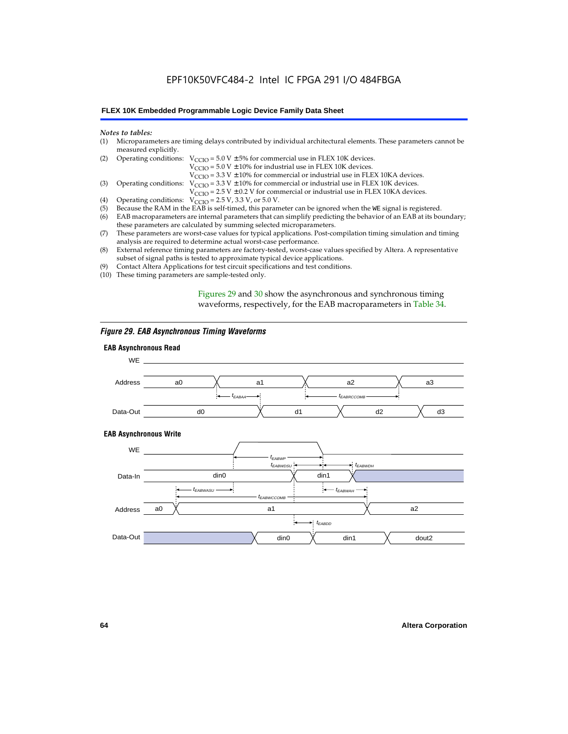*Notes to tables:*

(1) Microparameters are timing delays contributed by individual architectural elements. These parameters cannot be measured explicitly.

(2) Operating conditions: $V_{CCIO}$ = 5.0 V ± 5% for commercial use in FLEX 10K devices.
$V_{CCIO}$ = 5.0 V ± 10% for industrial use in FLEX 10K devices.
$V_{CCIO}$ = 3.3 V ± 10% for commercial or industrial use in FLEX 10KA devices.

(3) Operating conditions: $V_{CCIO}$ = 3.3 V ± 10% for commercial or industrial use in FLEX 10K devices.
$V_{CCIO}$ = 2.5 V ± 0.2 V for commercial or industrial use in FLEX 10KA devices.

(4) Operating conditions: $V_{CCIO}$ = 2.5 V, 3.3 V, or 5.0 V.

(5) Because the RAM in the EAB is self-timed, this parameter can be ignored when the WE signal is registered.

(6) EAB macroparameters are internal parameters that can simplify predicting the behavior of an EAB at its boundary; these parameters are calculated by summing selected microparameters.

(7) These parameters are worst-case values for typical applications. Post-compilation timing simulation and timing analysis are required to determine actual worst-case performance.

(8) External reference timing parameters are factory-tested, worst-case values specified by Altera. A representative subset of signal paths is tested to approximate typical device applications.

(9) Contact Altera Applications for test circuit specifications and test conditions.

(10) These timing parameters are sample-tested only.

Figures 29 and 30 show the asynchronous and synchronous timing waveforms, respectively, for the EAB macroparameters in Table 34.

*Figure 29. EAB Asynchronous Timing Waveforms*

**EAB Asynchronous Read**

WE

Address: a0, a1, a2, a3

$t_{EABAA}$, $t_{EABRCCOMB}$

Data-Out: d0, d1, d2, d3

**EAB Asynchronous Write**

WE

$t_{EABWP}$, $t_{EABWDSU}$, $t_{EABWDH}$

Data-In: din0, din1

$t_{EABWASU}$, $t_{EABWAH}$, $t_{EABWCCOMB}$

Address: a0, a1, a2

$t_{EABDD}$

Data-Out: din0, din1, dout2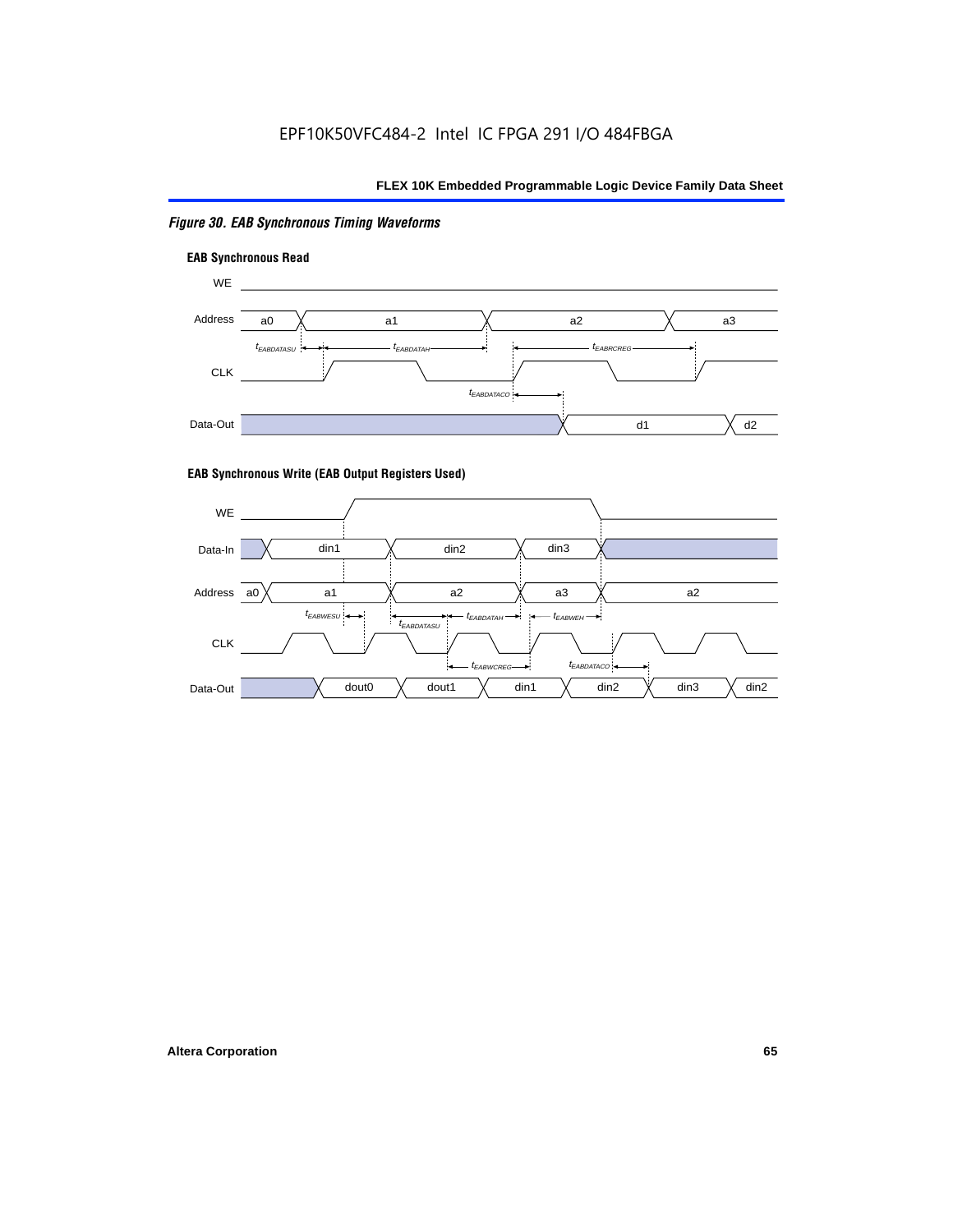*Figure 30. EAB Synchronous Timing Waveforms*

**EAB Synchronous Read**

WE

Address a0 a1 a2 a3

$t_{EABDATASU}$ $t_{EABDATAH}$ $t_{EABRCREG}$

CLK

$t_{EABDATACO}$

Data-Out d1 d2

**EAB Synchronous Write (EAB Output Registers Used)**

WE

Data-In din1 din2 din3

Address a0 a1 a2 a3 a2

$t_{EABWESU}$ $t_{EABDATASU}$ $t_{EABDATAH}$ $t_{EABWEH}$

CLK

$t_{EABWCREG}$ $t_{EABDATACO}$

Data-Out dout0 dout1 din1 din2 din3 din2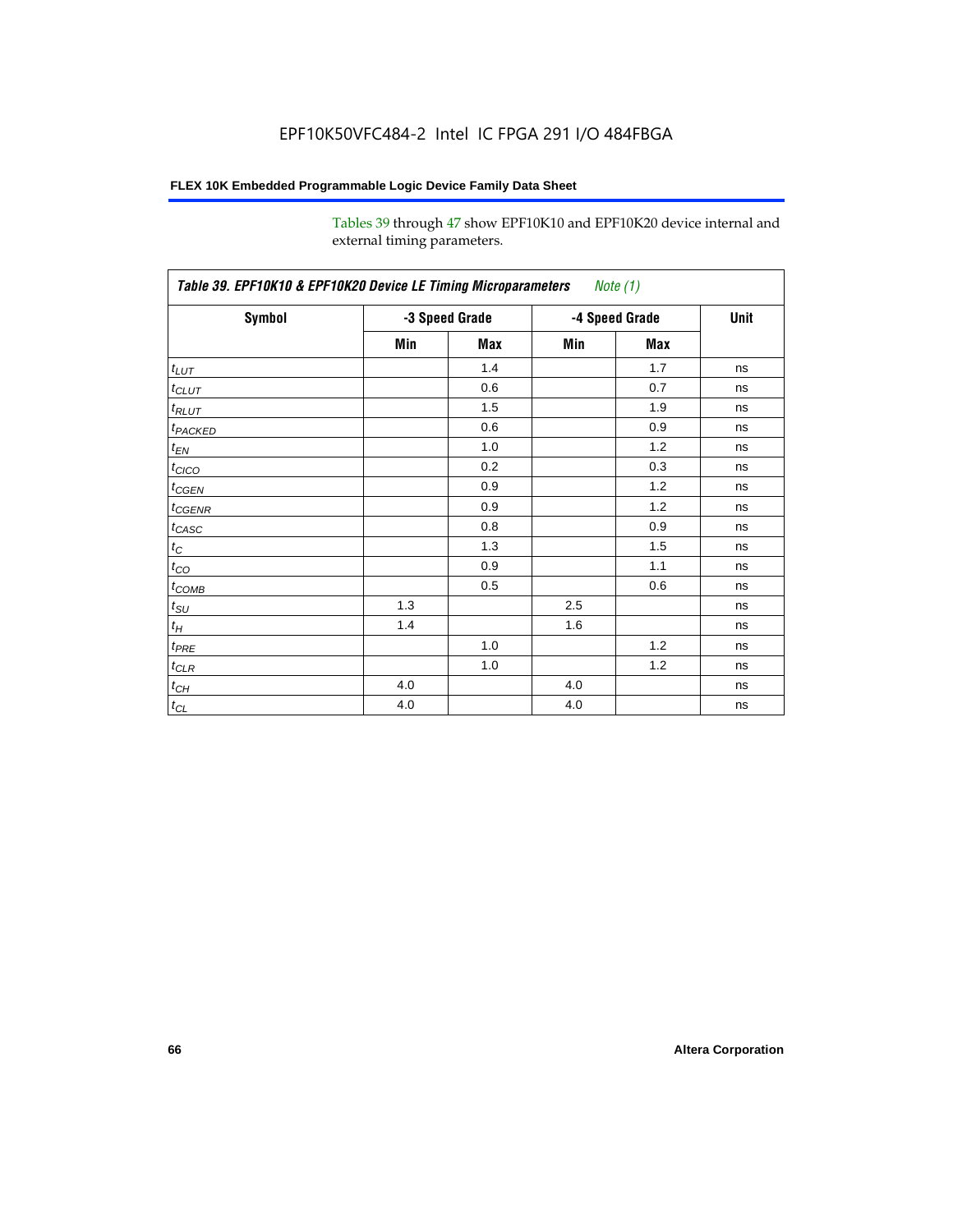Tables 39 through 47 show EPF10K10 and EPF10K20 device internal and external timing parameters.

**Table 39. EPF10K10 & EPF10K20 Device LE Timing Microparameters** *Note (1)*

| Symbol | -3 Speed Grade | | -4 Speed Grade | | Unit |
|---|---|---|---|---|---|
| | Min | Max | Min | Max | |
| $t_{LUT}$ | | 1.4 | | 1.7 | ns |
| $t_{CLUT}$ | | 0.6 | | 0.7 | ns |
| $t_{RLUT}$ | | 1.5 | | 1.9 | ns |
| $t_{PACKED}$ | | 0.6 | | 0.9 | ns |
| $t_{EN}$ | | 1.0 | | 1.2 | ns |
| $t_{CICO}$ | | 0.2 | | 0.3 | ns |
| $t_{CGEN}$ | | 0.9 | | 1.2 | ns |
| $t_{CGENR}$ | | 0.9 | | 1.2 | ns |
| $t_{CASC}$ | | 0.8 | | 0.9 | ns |
| $t_{C}$ | | 1.3 | | 1.5 | ns |
| $t_{CO}$ | | 0.9 | | 1.1 | ns |
| $t_{COMB}$ | | 0.5 | | 0.6 | ns |
| $t_{SU}$ | 1.3 | | 2.5 | | ns |
| $t_{H}$ | 1.4 | | 1.6 | | ns |
| $t_{PRE}$ | | 1.0 | | 1.2 | ns |
| $t_{CLR}$ | | 1.0 | | 1.2 | ns |
| $t_{CH}$ | 4.0 | | 4.0 | | ns |
| $t_{CL}$ | 4.0 | | 4.0 | | ns |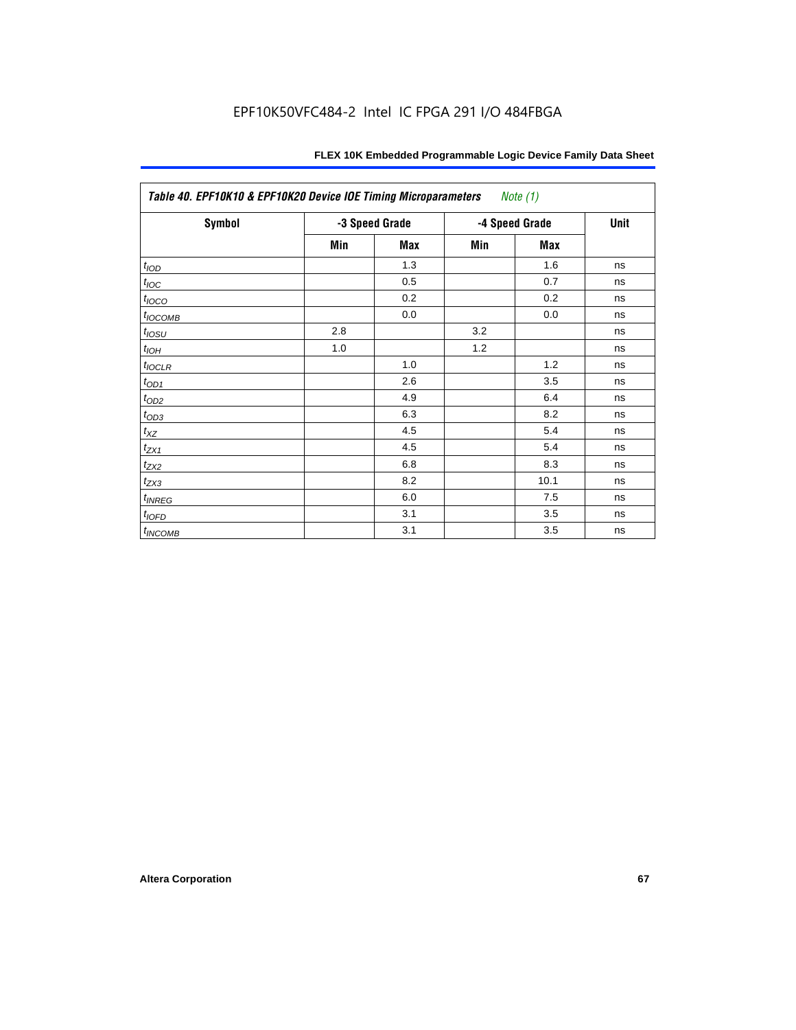Table 40. EPF10K10 & EPF10K20 Device IOE Timing Microparameters *Note (1)*

| Symbol | -3 Speed Grade | | -4 Speed Grade | | Unit |
|---|---|---|---|---|---|
| | Min | Max | Min | Max | |
| $t_{IOD}$ | | 1.3 | | 1.6 | ns |
| $t_{IOC}$ | | 0.5 | | 0.7 | ns |
| $t_{IOCO}$ | | 0.2 | | 0.2 | ns |
| $t_{IOCOMB}$ | | 0.0 | | 0.0 | ns |
| $t_{IOSU}$ | 2.8 | | 3.2 | | ns |
| $t_{IOH}$ | 1.0 | | 1.2 | | ns |
| $t_{IOCLR}$ | | 1.0 | | 1.2 | ns |
| $t_{OD1}$ | | 2.6 | | 3.5 | ns |
| $t_{OD2}$ | | 4.9 | | 6.4 | ns |
| $t_{OD3}$ | | 6.3 | | 8.2 | ns |
| $t_{XZ}$ | | 4.5 | | 5.4 | ns |
| $t_{ZX1}$ | | 4.5 | | 5.4 | ns |
| $t_{ZX2}$ | | 6.8 | | 8.3 | ns |
| $t_{ZX3}$ | | 8.2 | | 10.1 | ns |
| $t_{INREG}$ | | 6.0 | | 7.5 | ns |
| $t_{IOFD}$ | | 3.1 | | 3.5 | ns |
| $t_{INCOMB}$ | | 3.1 | | 3.5 | ns |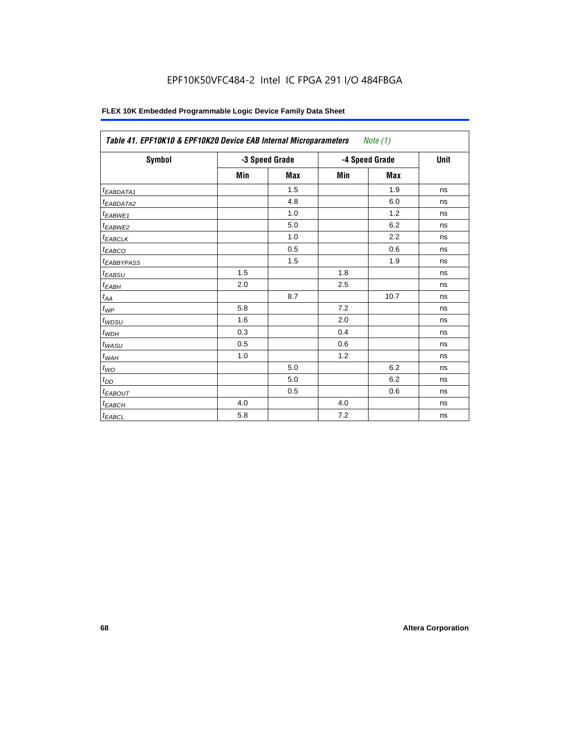EPF10K50VFC484-2 Intel IC FPGA 291 I/O 484FBGA

| *Table 41. EPF10K10 & EPF10K20 Device EAB Internal Microparameters* *Note (1)* | | | | | |
|---|---|---|---|---|---|
| **Symbol** | **-3 Speed Grade** | | **-4 Speed Grade** | | **Unit** |
| | **Min** | **Max** | **Min** | **Max** | |
| $t_{EABDATA1}$ | | 1.5 | | 1.9 | ns |
| $t_{EABDATA2}$ | | 4.8 | | 6.0 | ns |
| $t_{EABWE1}$ | | 1.0 | | 1.2 | ns |
| $t_{EABWE2}$ | | 5.0 | | 6.2 | ns |
| $t_{EABCLK}$ | | 1.0 | | 2.2 | ns |
| $t_{EABCO}$ | | 0.5 | | 0.6 | ns |
| $t_{EABBYPASS}$ | | 1.5 | | 1.9 | ns |
| $t_{EABSU}$ | 1.5 | | 1.8 | | ns |
| $t_{EABH}$ | 2.0 | | 2.5 | | ns |
| $t_{AA}$ | | 8.7 | | 10.7 | ns |
| $t_{WP}$ | 5.8 | | 7.2 | | ns |
| $t_{WDSU}$ | 1.6 | | 2.0 | | ns |
| $t_{WDH}$ | 0.3 | | 0.4 | | ns |
| $t_{WASU}$ | 0.5 | | 0.6 | | ns |
| $t_{WAH}$ | 1.0 | | 1.2 | | ns |
| $t_{WO}$ | | 5.0 | | 6.2 | ns |
| $t_{DD}$ | | 5.0 | | 6.2 | ns |
| $t_{EABOUT}$ | | 0.5 | | 0.6 | ns |
| $t_{EABCH}$ | 4.0 | | 4.0 | | ns |
| $t_{EABCL}$ | 5.8 | | 7.2 | | ns |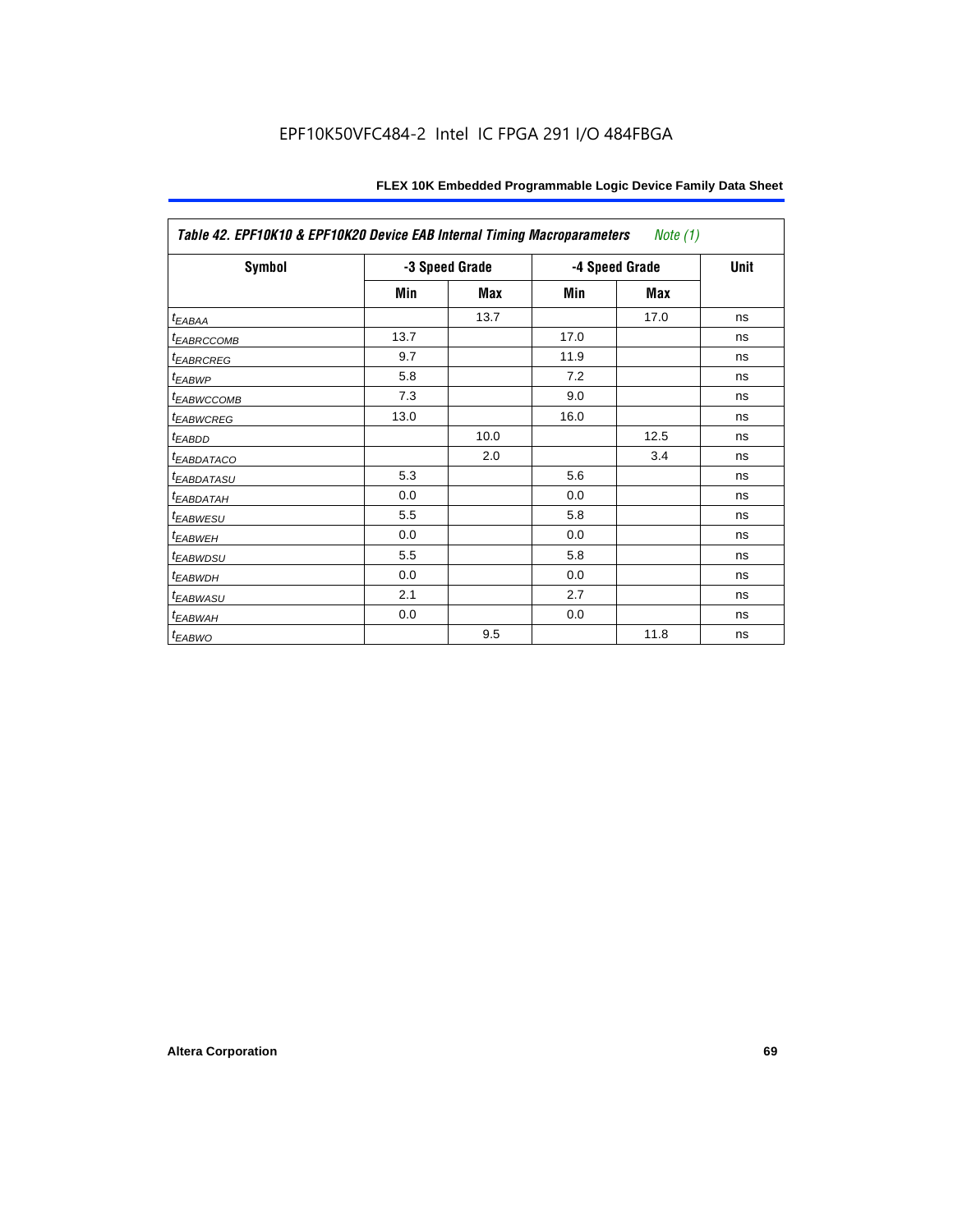**Table 42. EPF10K10 & EPF10K20 Device EAB Internal Timing Macroparameters** *Note (1)*

| Symbol | -3 Speed Grade | | -4 Speed Grade | | Unit |
|---|---|---|---|---|---|
| | Min | Max | Min | Max | |
| $t_{EABAA}$ | | 13.7 | | 17.0 | ns |
| $t_{EABRCCOMB}$ | 13.7 | | 17.0 | | ns |
| $t_{EABRCREG}$ | 9.7 | | 11.9 | | ns |
| $t_{EABWP}$ | 5.8 | | 7.2 | | ns |
| $t_{EABWCCOMB}$ | 7.3 | | 9.0 | | ns |
| $t_{EABWCREG}$ | 13.0 | | 16.0 | | ns |
| $t_{EABDD}$ | | 10.0 | | 12.5 | ns |
| $t_{EABDATACO}$ | | 2.0 | | 3.4 | ns |
| $t_{EABDATASU}$ | 5.3 | | 5.6 | | ns |
| $t_{EABDATAH}$ | 0.0 | | 0.0 | | ns |
| $t_{EABWESU}$ | 5.5 | | 5.8 | | ns |
| $t_{EABWEH}$ | 0.0 | | 0.0 | | ns |
| $t_{EABWDSU}$ | 5.5 | | 5.8 | | ns |
| $t_{EABWDH}$ | 0.0 | | 0.0 | | ns |
| $t_{EABWASU}$ | 2.1 | | 2.7 | | ns |
| $t_{EABWAH}$ | 0.0 | | 0.0 | | ns |
| $t_{EABWO}$ | | 9.5 | | 11.8 | ns |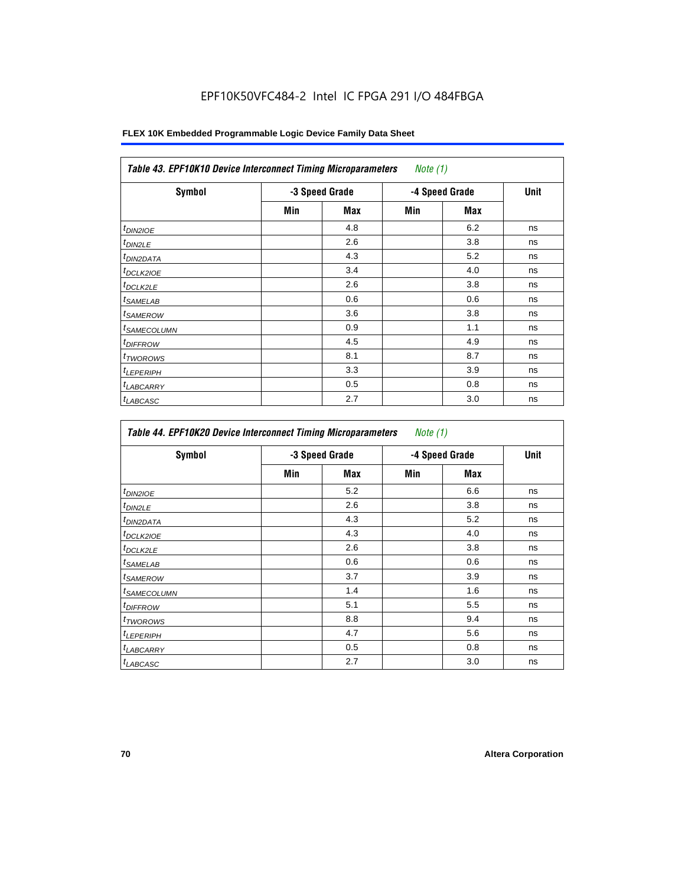EPF10K50VFC484-2 Intel IC FPGA 291 I/O 484FBGA

**Table 43. EPF10K10 Device Interconnect Timing Microparameters** *Note (1)*

| Symbol | -3 Speed Grade | | -4 Speed Grade | | Unit |
|---|---|---|---|---|---|
| | Min | Max | Min | Max | |
| $t_{DIN2IOE}$ | | 4.8 | | 6.2 | ns |
| $t_{DIN2LE}$ | | 2.6 | | 3.8 | ns |
| $t_{DIN2DATA}$ | | 4.3 | | 5.2 | ns |
| $t_{DCLK2IOE}$ | | 3.4 | | 4.0 | ns |
| $t_{DCLK2LE}$ | | 2.6 | | 3.8 | ns |
| $t_{SAMELAB}$ | | 0.6 | | 0.6 | ns |
| $t_{SAMEROW}$ | | 3.6 | | 3.8 | ns |
| $t_{SAMECOLUMN}$ | | 0.9 | | 1.1 | ns |
| $t_{DIFFROW}$ | | 4.5 | | 4.9 | ns |
| $t_{TWOROWS}$ | | 8.1 | | 8.7 | ns |
| $t_{LEPERIPH}$ | | 3.3 | | 3.9 | ns |
| $t_{LABCARRY}$ | | 0.5 | | 0.8 | ns |
| $t_{LABCASC}$ | | 2.7 | | 3.0 | ns |

**Table 44. EPF10K20 Device Interconnect Timing Microparameters** *Note (1)*

| Symbol | -3 Speed Grade | | -4 Speed Grade | | Unit |
|---|---|---|---|---|---|
| | Min | Max | Min | Max | |
| $t_{DIN2IOE}$ | | 5.2 | | 6.6 | ns |
| $t_{DIN2LE}$ | | 2.6 | | 3.8 | ns |
| $t_{DIN2DATA}$ | | 4.3 | | 5.2 | ns |
| $t_{DCLK2IOE}$ | | 4.3 | | 4.0 | ns |
| $t_{DCLK2LE}$ | | 2.6 | | 3.8 | ns |
| $t_{SAMELAB}$ | | 0.6 | | 0.6 | ns |
| $t_{SAMEROW}$ | | 3.7 | | 3.9 | ns |
| $t_{SAMECOLUMN}$ | | 1.4 | | 1.6 | ns |
| $t_{DIFFROW}$ | | 5.1 | | 5.5 | ns |
| $t_{TWOROWS}$ | | 8.8 | | 9.4 | ns |
| $t_{LEPERIPH}$ | | 4.7 | | 5.6 | ns |
| $t_{LABCARRY}$ | | 0.5 | | 0.8 | ns |
| $t_{LABCASC}$ | | 2.7 | | 3.0 | ns |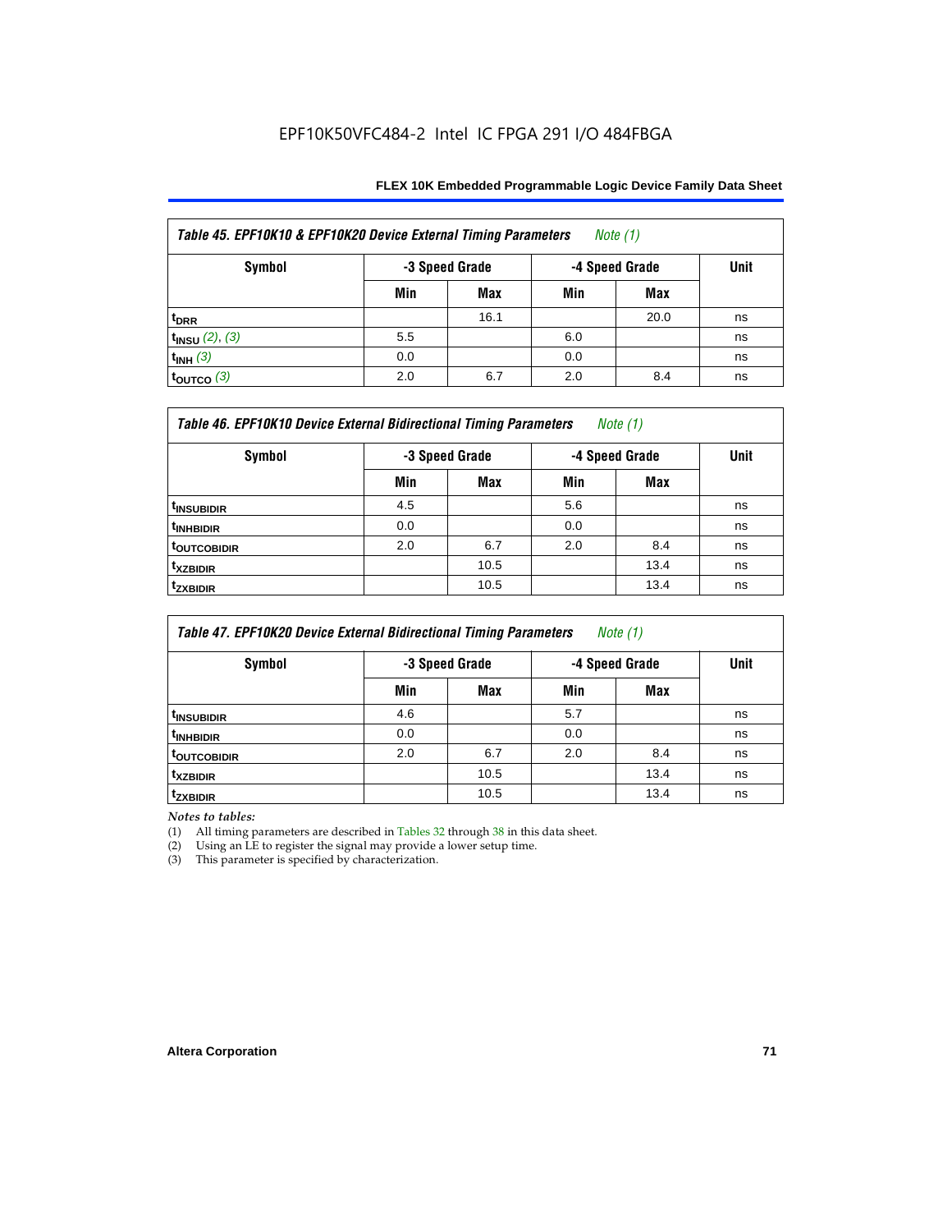**Table 45. EPF10K10 & EPF10K20 Device External Timing Parameters** *Note (1)*

| Symbol | -3 Speed Grade | | -4 Speed Grade | | Unit |
|---|---|---|---|---|---|
| | Min | Max | Min | Max | |
| $t_{DRR}$ | | 16.1 | | 20.0 | ns |
| $t_{INSU}$ *(2), (3)* | 5.5 | | 6.0 | | ns |
| $t_{INH}$ *(3)* | 0.0 | | 0.0 | | ns |
| $t_{OUTCO}$ *(3)* | 2.0 | 6.7 | 2.0 | 8.4 | ns |

**Table 46. EPF10K10 Device External Bidirectional Timing Parameters** *Note (1)*

| Symbol | -3 Speed Grade | | -4 Speed Grade | | Unit |
|---|---|---|---|---|---|
| | Min | Max | Min | Max | |
| $t_{INSUBIDIR}$ | 4.5 | | 5.6 | | ns |
| $t_{INHBIDIR}$ | 0.0 | | 0.0 | | ns |
| $t_{OUTCOBIDIR}$ | 2.0 | 6.7 | 2.0 | 8.4 | ns |
| $t_{XZBIDIR}$ | | 10.5 | | 13.4 | ns |
| $t_{ZXBIDIR}$ | | 10.5 | | 13.4 | ns |

**Table 47. EPF10K20 Device External Bidirectional Timing Parameters** *Note (1)*

| Symbol | -3 Speed Grade | | -4 Speed Grade | | Unit |
|---|---|---|---|---|---|
| | Min | Max | Min | Max | |
| $t_{INSUBIDIR}$ | 4.6 | | 5.7 | | ns |
| $t_{INHBIDIR}$ | 0.0 | | 0.0 | | ns |
| $t_{OUTCOBIDIR}$ | 2.0 | 6.7 | 2.0 | 8.4 | ns |
| $t_{XZBIDIR}$ | | 10.5 | | 13.4 | ns |
| $t_{ZXBIDIR}$ | | 10.5 | | 13.4 | ns |

*Notes to tables:*

(1) All timing parameters are described in Tables 32 through 38 in this data sheet.
(2) Using an LE to register the signal may provide a lower setup time.
(3) This parameter is specified by characterization.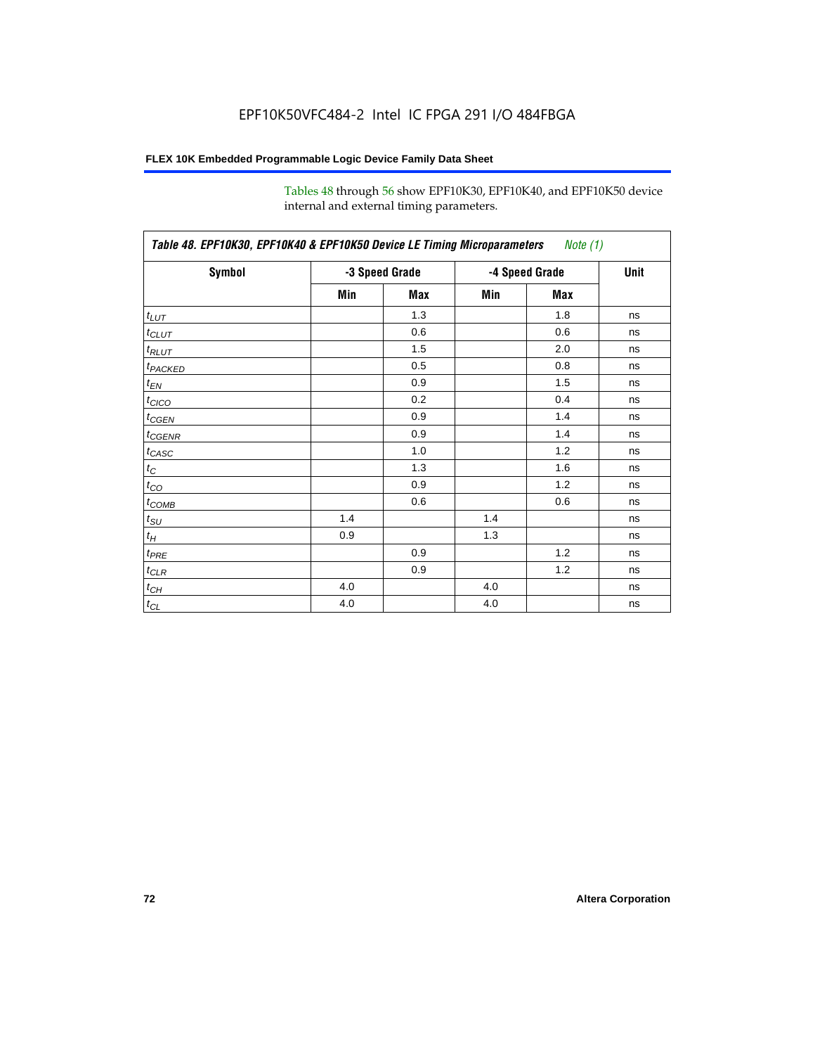Tables 48 through 56 show EPF10K30, EPF10K40, and EPF10K50 device internal and external timing parameters.

**Table 48. EPF10K30, EPF10K40 & EPF10K50 Device LE Timing Microparameters** *Note (1)*

| Symbol | -3 Speed Grade | | -4 Speed Grade | | Unit |
|---|---|---|---|---|---|
| | Min | Max | Min | Max | |
| $t_{LUT}$ | | 1.3 | | 1.8 | ns |
| $t_{CLUT}$ | | 0.6 | | 0.6 | ns |
| $t_{RLUT}$ | | 1.5 | | 2.0 | ns |
| $t_{PACKED}$ | | 0.5 | | 0.8 | ns |
| $t_{EN}$ | | 0.9 | | 1.5 | ns |
| $t_{CICO}$ | | 0.2 | | 0.4 | ns |
| $t_{CGEN}$ | | 0.9 | | 1.4 | ns |
| $t_{CGENR}$ | | 0.9 | | 1.4 | ns |
| $t_{CASC}$ | | 1.0 | | 1.2 | ns |
| $t_C$ | | 1.3 | | 1.6 | ns |
| $t_{CO}$ | | 0.9 | | 1.2 | ns |
| $t_{COMB}$ | | 0.6 | | 0.6 | ns |
| $t_{SU}$ | 1.4 | | 1.4 | | ns |
| $t_H$ | 0.9 | | 1.3 | | ns |
| $t_{PRE}$ | | 0.9 | | 1.2 | ns |
| $t_{CLR}$ | | 0.9 | | 1.2 | ns |
| $t_{CH}$ | 4.0 | | 4.0 | | ns |
| $t_{CL}$ | 4.0 | | 4.0 | | ns |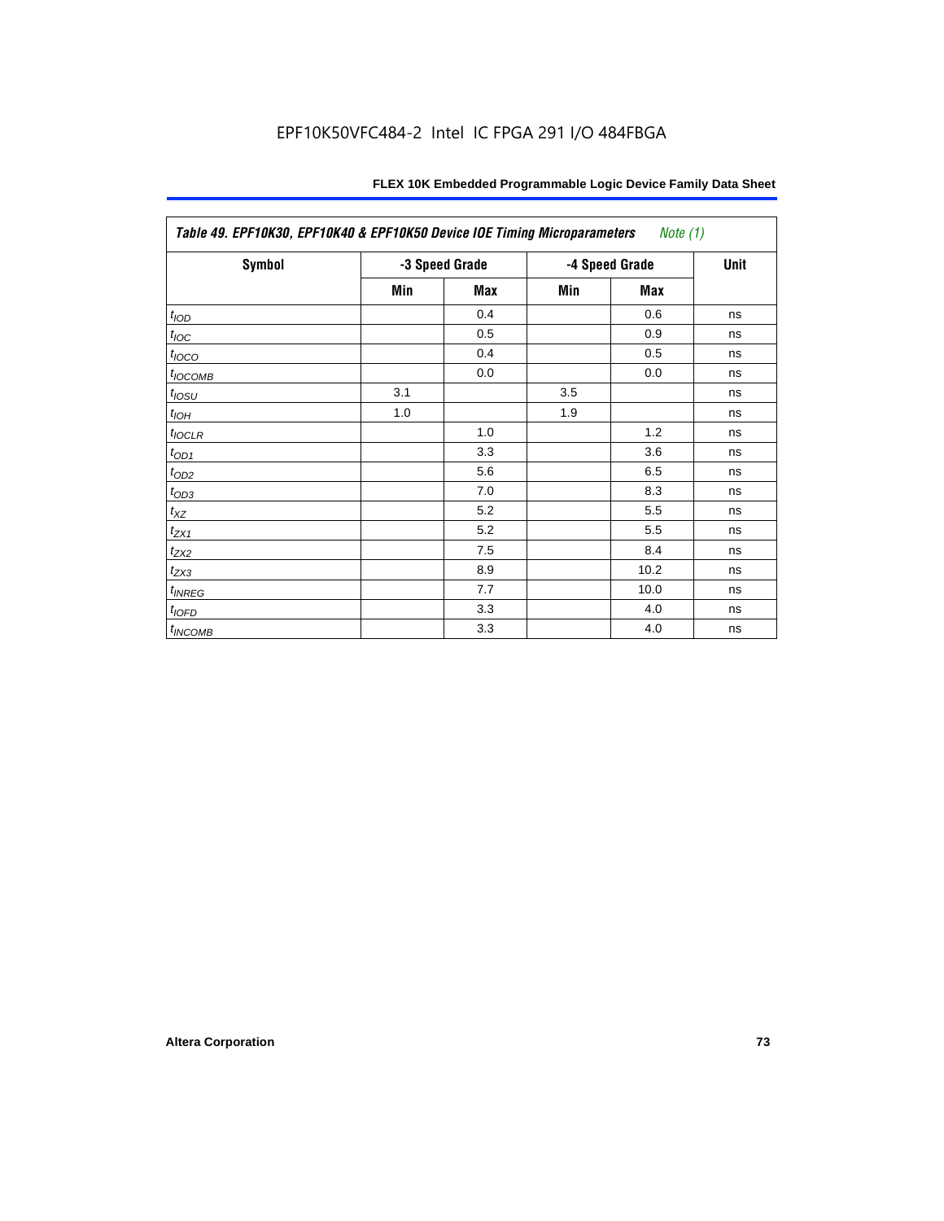Table 49. EPF10K30, EPF10K40 & EPF10K50 Device IOE Timing Microparameters *Note (1)*

| Symbol | -3 Speed Grade | | -4 Speed Grade | | Unit |
|---|---|---|---|---|---|
| | Min | Max | Min | Max | |
| $t_{IOD}$ | | 0.4 | | 0.6 | ns |
| $t_{IOC}$ | | 0.5 | | 0.9 | ns |
| $t_{IOCO}$ | | 0.4 | | 0.5 | ns |
| $t_{IOCOMB}$ | | 0.0 | | 0.0 | ns |
| $t_{IOSU}$ | 3.1 | | 3.5 | | ns |
| $t_{IOH}$ | 1.0 | | 1.9 | | ns |
| $t_{IOCLR}$ | | 1.0 | | 1.2 | ns |
| $t_{OD1}$ | | 3.3 | | 3.6 | ns |
| $t_{OD2}$ | | 5.6 | | 6.5 | ns |
| $t_{OD3}$ | | 7.0 | | 8.3 | ns |
| $t_{XZ}$ | | 5.2 | | 5.5 | ns |
| $t_{ZX1}$ | | 5.2 | | 5.5 | ns |
| $t_{ZX2}$ | | 7.5 | | 8.4 | ns |
| $t_{ZX3}$ | | 8.9 | | 10.2 | ns |
| $t_{INREG}$ | | 7.7 | | 10.0 | ns |
| $t_{IOFD}$ | | 3.3 | | 4.0 | ns |
| $t_{INCOMB}$ | | 3.3 | | 4.0 | ns |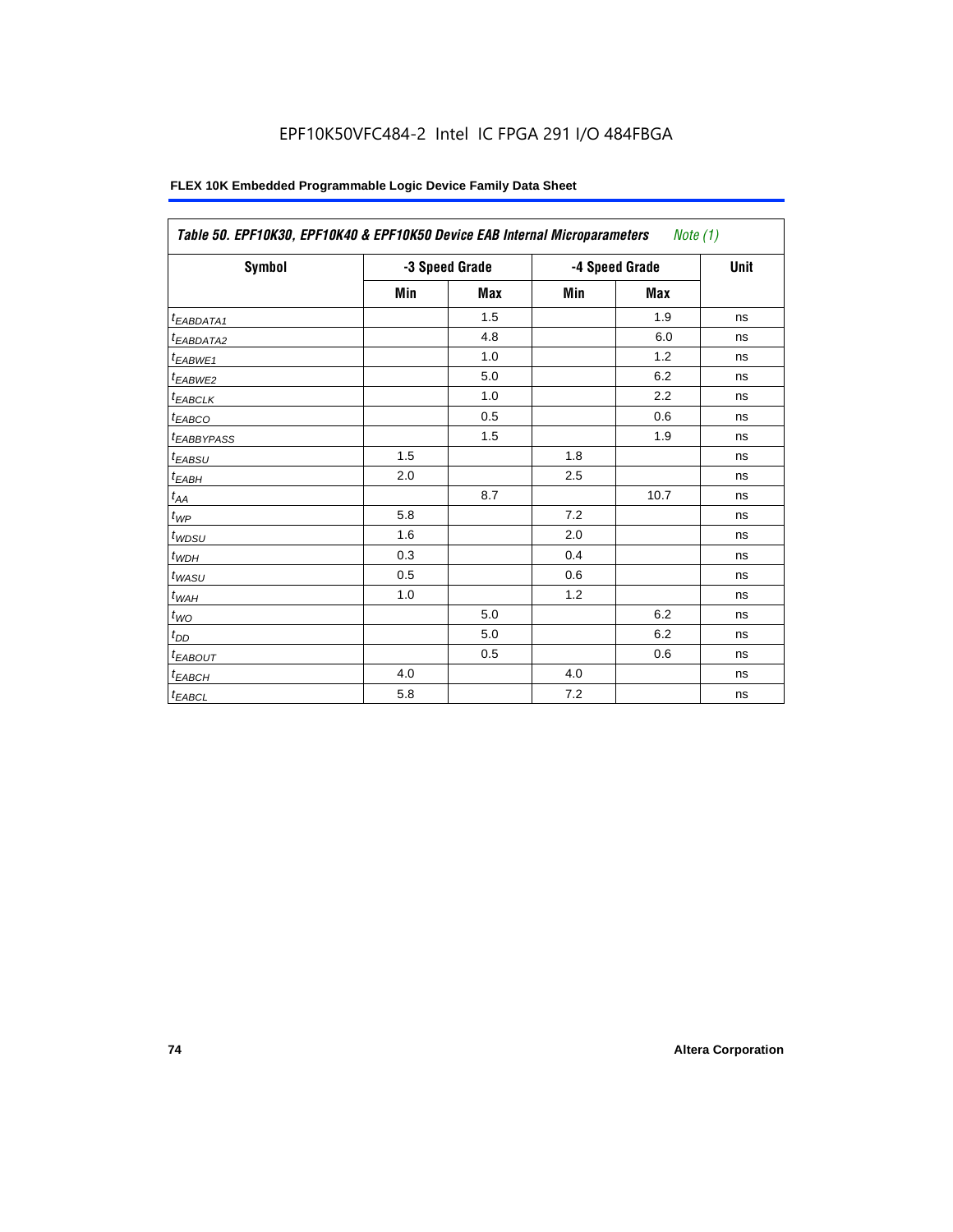EPF10K50VFC484-2 Intel IC FPGA 291 I/O 484FBGA

**FLEX 10K Embedded Programmable Logic Device Family Data Sheet**

| *Table 50. EPF10K30, EPF10K40 & EPF10K50 Device EAB Internal Microparameters Note (1)* | | | | | |
|---|---|---|---|---|---|
| **Symbol** | **-3 Speed Grade** | | **-4 Speed Grade** | | **Unit** |
| | **Min** | **Max** | **Min** | **Max** | |
| $t_{EABDATA1}$ | | 1.5 | | 1.9 | ns |
| $t_{EABDATA2}$ | | 4.8 | | 6.0 | ns |
| $t_{EABWE1}$ | | 1.0 | | 1.2 | ns |
| $t_{EABWE2}$ | | 5.0 | | 6.2 | ns |
| $t_{EABCLK}$ | | 1.0 | | 2.2 | ns |
| $t_{EABCO}$ | | 0.5 | | 0.6 | ns |
| $t_{EABBYPASS}$ | | 1.5 | | 1.9 | ns |
| $t_{EABSU}$ | 1.5 | | 1.8 | | ns |
| $t_{EABH}$ | 2.0 | | 2.5 | | ns |
| $t_{AA}$ | | 8.7 | | 10.7 | ns |
| $t_{WP}$ | 5.8 | | 7.2 | | ns |
| $t_{WDSU}$ | 1.6 | | 2.0 | | ns |
| $t_{WDH}$ | 0.3 | | 0.4 | | ns |
| $t_{WASU}$ | 0.5 | | 0.6 | | ns |
| $t_{WAH}$ | 1.0 | | 1.2 | | ns |
| $t_{WO}$ | | 5.0 | | 6.2 | ns |
| $t_{DD}$ | | 5.0 | | 6.2 | ns |
| $t_{EABOUT}$ | | 0.5 | | 0.6 | ns |
| $t_{EABCH}$ | 4.0 | | 4.0 | | ns |
| $t_{EABCL}$ | 5.8 | | 7.2 | | ns |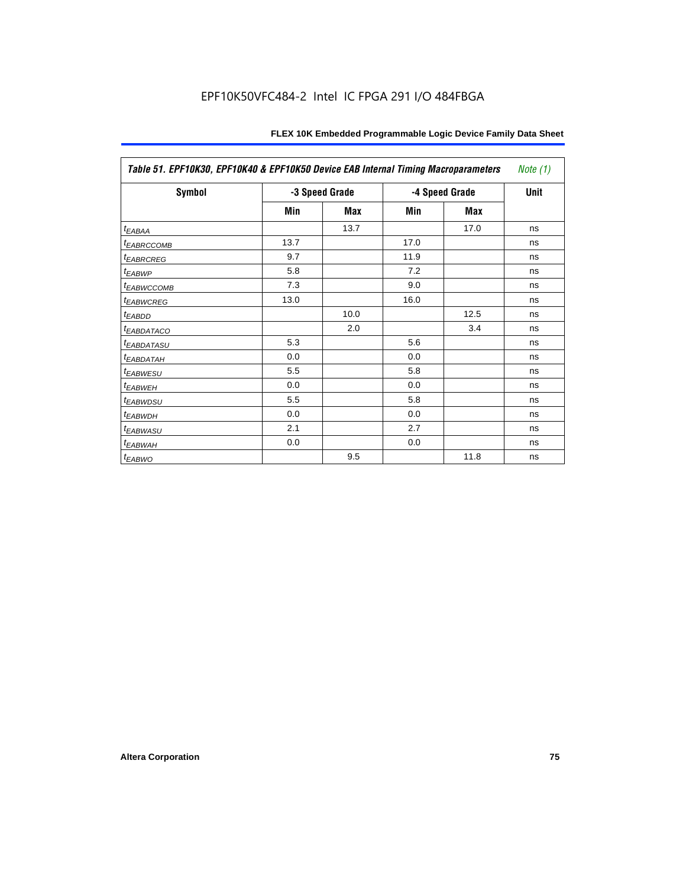**Table 51. EPF10K30, EPF10K40 & EPF10K50 Device EAB Internal Timing Macroparameters** *Note (1)*

| Symbol | -3 Speed Grade | | -4 Speed Grade | | Unit |
|---|---|---|---|---|---|
| | Min | Max | Min | Max | |
| $t_{EABAA}$ | | 13.7 | | 17.0 | ns |
| $t_{EABRCCOMB}$ | 13.7 | | 17.0 | | ns |
| $t_{EABRCREG}$ | 9.7 | | 11.9 | | ns |
| $t_{EABWP}$ | 5.8 | | 7.2 | | ns |
| $t_{EABWCCOMB}$ | 7.3 | | 9.0 | | ns |
| $t_{EABWCREG}$ | 13.0 | | 16.0 | | ns |
| $t_{EABDD}$ | | 10.0 | | 12.5 | ns |
| $t_{EABDATACO}$ | | 2.0 | | 3.4 | ns |
| $t_{EABDATASU}$ | 5.3 | | 5.6 | | ns |
| $t_{EABDATAH}$ | 0.0 | | 0.0 | | ns |
| $t_{EABWESU}$ | 5.5 | | 5.8 | | ns |
| $t_{EABWEH}$ | 0.0 | | 0.0 | | ns |
| $t_{EABWDSU}$ | 5.5 | | 5.8 | | ns |
| $t_{EABWDH}$ | 0.0 | | 0.0 | | ns |
| $t_{EABWASU}$ | 2.1 | | 2.7 | | ns |
| $t_{EABWAH}$ | 0.0 | | 0.0 | | ns |
| $t_{EABWO}$ | | 9.5 | | 11.8 | ns |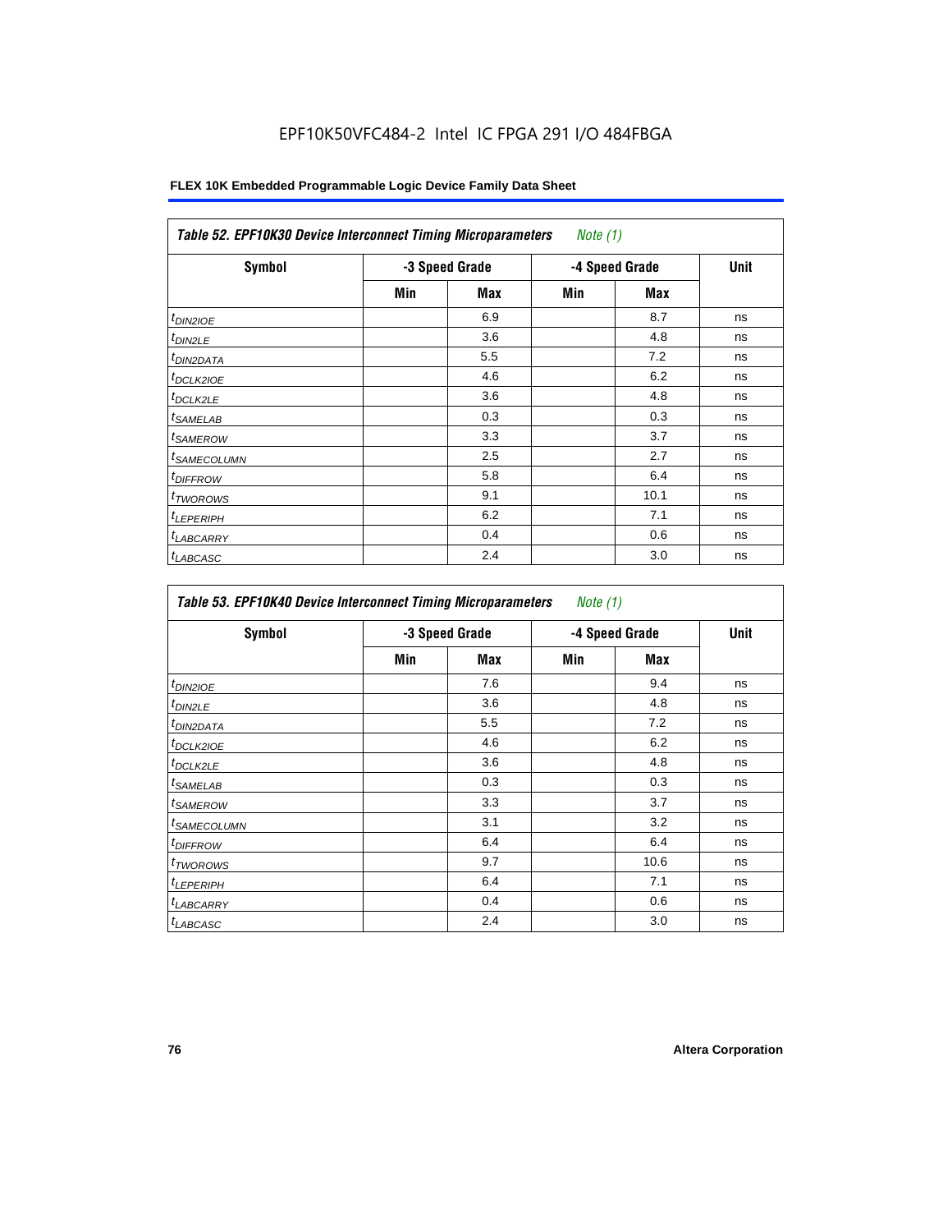EPF10K50VFC484-2 Intel IC FPGA 291 I/O 484FBGA

| *Table 52. EPF10K30 Device Interconnect Timing Microparameters* *Note (1)* | | | | | |
|---|---|---|---|---|---|
| Symbol | -3 Speed Grade | | -4 Speed Grade | | Unit |
| | Min | Max | Min | Max | |
| $t_{DIN2IOE}$ | | 6.9 | | 8.7 | ns |
| $t_{DIN2LE}$ | | 3.6 | | 4.8 | ns |
| $t_{DIN2DATA}$ | | 5.5 | | 7.2 | ns |
| $t_{DCLK2IOE}$ | | 4.6 | | 6.2 | ns |
| $t_{DCLK2LE}$ | | 3.6 | | 4.8 | ns |
| $t_{SAMELAB}$ | | 0.3 | | 0.3 | ns |
| $t_{SAMEROW}$ | | 3.3 | | 3.7 | ns |
| $t_{SAMECOLUMN}$ | | 2.5 | | 2.7 | ns |
| $t_{DIFFROW}$ | | 5.8 | | 6.4 | ns |
| $t_{TWOROWS}$ | | 9.1 | | 10.1 | ns |
| $t_{LEPERIPH}$ | | 6.2 | | 7.1 | ns |
| $t_{LABCARRY}$ | | 0.4 | | 0.6 | ns |
| $t_{LABCASC}$ | | 2.4 | | 3.0 | ns |

| *Table 53. EPF10K40 Device Interconnect Timing Microparameters* *Note (1)* | | | | | |
|---|---|---|---|---|---|
| Symbol | -3 Speed Grade | | -4 Speed Grade | | Unit |
| | Min | Max | Min | Max | |
| $t_{DIN2IOE}$ | | 7.6 | | 9.4 | ns |
| $t_{DIN2LE}$ | | 3.6 | | 4.8 | ns |
| $t_{DIN2DATA}$ | | 5.5 | | 7.2 | ns |
| $t_{DCLK2IOE}$ | | 4.6 | | 6.2 | ns |
| $t_{DCLK2LE}$ | | 3.6 | | 4.8 | ns |
| $t_{SAMELAB}$ | | 0.3 | | 0.3 | ns |
| $t_{SAMEROW}$ | | 3.3 | | 3.7 | ns |
| $t_{SAMECOLUMN}$ | | 3.1 | | 3.2 | ns |
| $t_{DIFFROW}$ | | 6.4 | | 6.4 | ns |
| $t_{TWOROWS}$ | | 9.7 | | 10.6 | ns |
| $t_{LEPERIPH}$ | | 6.4 | | 7.1 | ns |
| $t_{LABCARRY}$ | | 0.4 | | 0.6 | ns |
| $t_{LABCASC}$ | | 2.4 | | 3.0 | ns |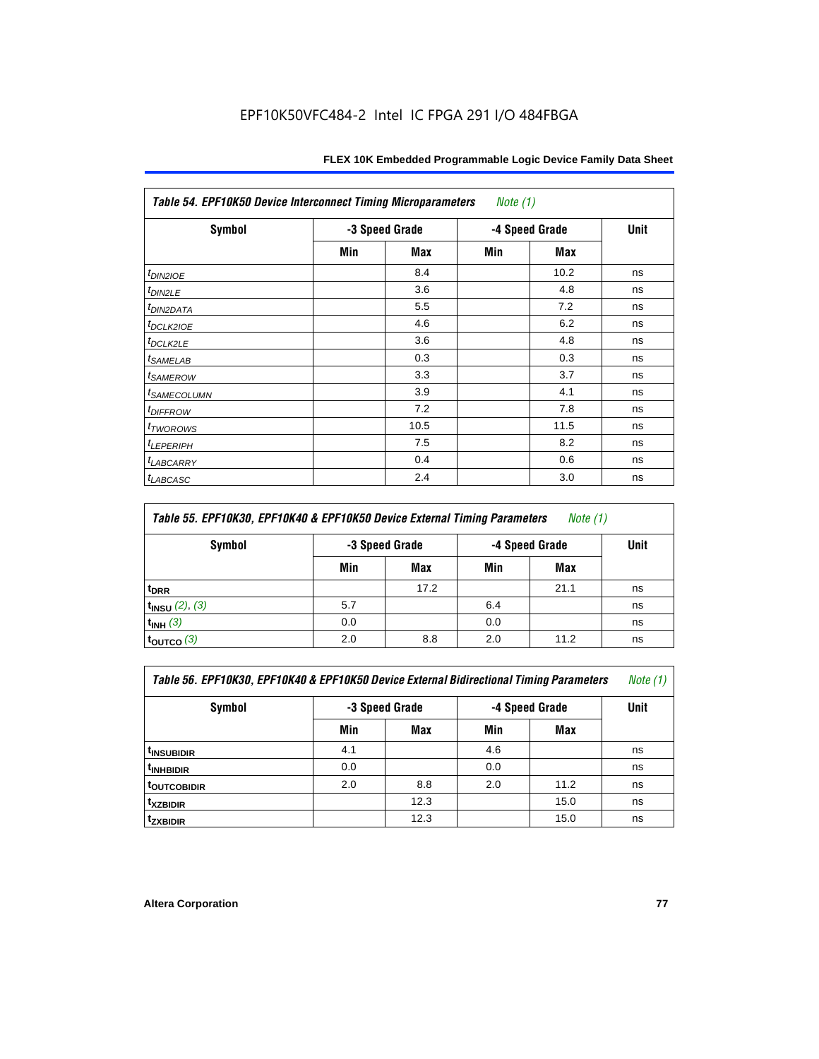EPF10K50VFC484-2 Intel IC FPGA 291 I/O 484FBGA

| *Table 54. EPF10K50 Device Interconnect Timing Microparameters* *Note (1)* | | | | | |
|---|---|---|---|---|---|
| **Symbol** | **-3 Speed Grade** | | **-4 Speed Grade** | | **Unit** |
| | **Min** | **Max** | **Min** | **Max** | |
| $t_{DIN2IOE}$ | | 8.4 | | 10.2 | ns |
| $t_{DIN2LE}$ | | 3.6 | | 4.8 | ns |
| $t_{DIN2DATA}$ | | 5.5 | | 7.2 | ns |
| $t_{DCLK2IOE}$ | | 4.6 | | 6.2 | ns |
| $t_{DCLK2LE}$ | | 3.6 | | 4.8 | ns |
| $t_{SAMELAB}$ | | 0.3 | | 0.3 | ns |
| $t_{SAMEROW}$ | | 3.3 | | 3.7 | ns |
| $t_{SAMECOLUMN}$ | | 3.9 | | 4.1 | ns |
| $t_{DIFFROW}$ | | 7.2 | | 7.8 | ns |
| $t_{TWOROWS}$ | | 10.5 | | 11.5 | ns |
| $t_{LEPERIPH}$ | | 7.5 | | 8.2 | ns |
| $t_{LABCARRY}$ | | 0.4 | | 0.6 | ns |
| $t_{LABCASC}$ | | 2.4 | | 3.0 | ns |

| *Table 55. EPF10K30, EPF10K40 & EPF10K50 Device External Timing Parameters* *Note (1)* | | | | | |
|---|---|---|---|---|---|
| **Symbol** | **-3 Speed Grade** | | **-4 Speed Grade** | | **Unit** |
| | **Min** | **Max** | **Min** | **Max** | |
| $t_{DRR}$ | | 17.2 | | 21.1 | ns |
| $t_{INSU}$ *(2)*, *(3)* | 5.7 | | 6.4 | | ns |
| $t_{INH}$ *(3)* | 0.0 | | 0.0 | | ns |
| $t_{OUTCO}$ *(3)* | 2.0 | 8.8 | 2.0 | 11.2 | ns |

| *Table 56. EPF10K30, EPF10K40 & EPF10K50 Device External Bidirectional Timing Parameters* *Note (1)* | | | | | |
|---|---|---|---|---|---|
| **Symbol** | **-3 Speed Grade** | | **-4 Speed Grade** | | **Unit** |
| | **Min** | **Max** | **Min** | **Max** | |
| $t_{INSUBIDIR}$ | 4.1 | | 4.6 | | ns |
| $t_{INHBIDIR}$ | 0.0 | | 0.0 | | ns |
| $t_{OUTCOBIDIR}$ | 2.0 | 8.8 | 2.0 | 11.2 | ns |
| $t_{XZBIDIR}$ | | 12.3 | | 15.0 | ns |
| $t_{ZXBIDIR}$ | | 12.3 | | 15.0 | ns |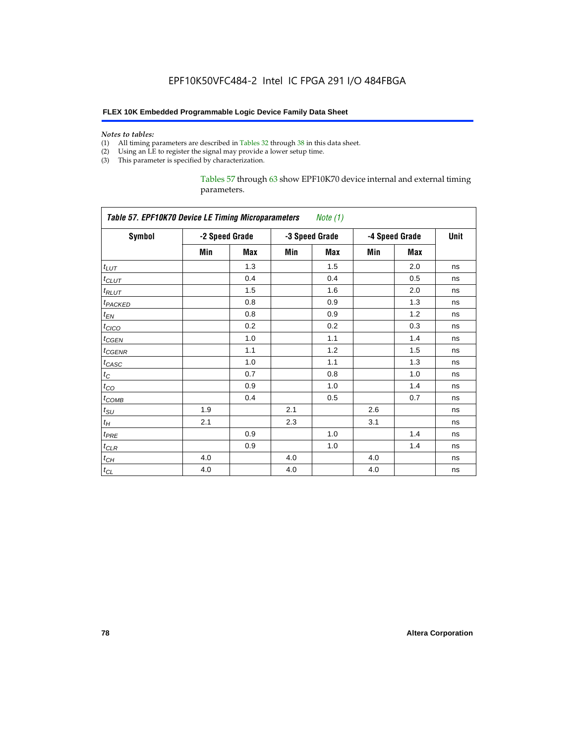*Notes to tables:*

(1) All timing parameters are described in Tables 32 through 38 in this data sheet.
(2) Using an LE to register the signal may provide a lower setup time.
(3) This parameter is specified by characterization.

Tables 57 through 63 show EPF10K70 device internal and external timing parameters.

| *Table 57. EPF10K70 Device LE Timing Microparameters* *Note (1)* | | | | | | | |
|---|---|---|---|---|---|---|---|
| **Symbol** | **-2 Speed Grade** | | **-3 Speed Grade** | | **-4 Speed Grade** | | **Unit** |
| | **Min** | **Max** | **Min** | **Max** | **Min** | **Max** | |
| $t_{LUT}$ | | 1.3 | | 1.5 | | 2.0 | ns |
| $t_{CLUT}$ | | 0.4 | | 0.4 | | 0.5 | ns |
| $t_{RLUT}$ | | 1.5 | | 1.6 | | 2.0 | ns |
| $t_{PACKED}$ | | 0.8 | | 0.9 | | 1.3 | ns |
| $t_{EN}$ | | 0.8 | | 0.9 | | 1.2 | ns |
| $t_{CICO}$ | | 0.2 | | 0.2 | | 0.3 | ns |
| $t_{CGEN}$ | | 1.0 | | 1.1 | | 1.4 | ns |
| $t_{CGENR}$ | | 1.1 | | 1.2 | | 1.5 | ns |
| $t_{CASC}$ | | 1.0 | | 1.1 | | 1.3 | ns |
| $t_{C}$ | | 0.7 | | 0.8 | | 1.0 | ns |
| $t_{CO}$ | | 0.9 | | 1.0 | | 1.4 | ns |
| $t_{COMB}$ | | 0.4 | | 0.5 | | 0.7 | ns |
| $t_{SU}$ | 1.9 | | 2.1 | | 2.6 | | ns |
| $t_{H}$ | 2.1 | | 2.3 | | 3.1 | | ns |
| $t_{PRE}$ | | 0.9 | | 1.0 | | 1.4 | ns |
| $t_{CLR}$ | | 0.9 | | 1.0 | | 1.4 | ns |
| $t_{CH}$ | 4.0 | | 4.0 | | 4.0 | | ns |
| $t_{CL}$ | 4.0 | | 4.0 | | 4.0 | | ns |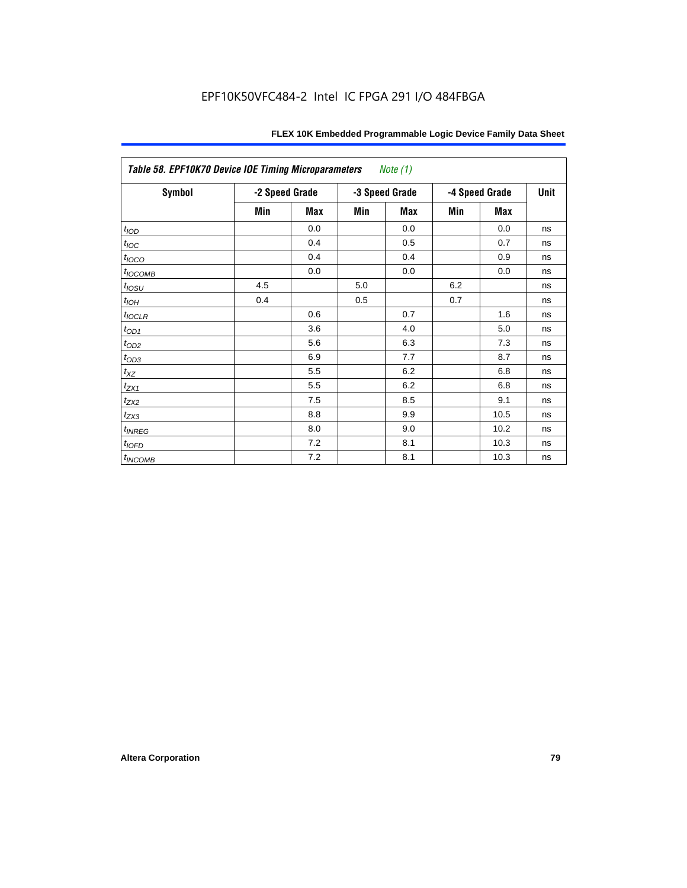EPF10K50VFC484-2 Intel IC FPGA 291 I/O 484FBGA

| *Table 58. EPF10K70 Device IOE Timing Microparameters* *Note (1)* | | | | | | | |
|---|---|---|---|---|---|---|---|
| **Symbol** | **-2 Speed Grade** | | **-3 Speed Grade** | | **-4 Speed Grade** | | **Unit** |
| | **Min** | **Max** | **Min** | **Max** | **Min** | **Max** | |
| $t_{IOD}$ | | 0.0 | | 0.0 | | 0.0 | ns |
| $t_{IOC}$ | | 0.4 | | 0.5 | | 0.7 | ns |
| $t_{IOCO}$ | | 0.4 | | 0.4 | | 0.9 | ns |
| $t_{IOCOMB}$ | | 0.0 | | 0.0 | | 0.0 | ns |
| $t_{IOSU}$ | 4.5 | | 5.0 | | 6.2 | | ns |
| $t_{IOH}$ | 0.4 | | 0.5 | | 0.7 | | ns |
| $t_{IOCLR}$ | | 0.6 | | 0.7 | | 1.6 | ns |
| $t_{OD1}$ | | 3.6 | | 4.0 | | 5.0 | ns |
| $t_{OD2}$ | | 5.6 | | 6.3 | | 7.3 | ns |
| $t_{OD3}$ | | 6.9 | | 7.7 | | 8.7 | ns |
| $t_{XZ}$ | | 5.5 | | 6.2 | | 6.8 | ns |
| $t_{ZX1}$ | | 5.5 | | 6.2 | | 6.8 | ns |
| $t_{ZX2}$ | | 7.5 | | 8.5 | | 9.1 | ns |
| $t_{ZX3}$ | | 8.8 | | 9.9 | | 10.5 | ns |
| $t_{INREG}$ | | 8.0 | | 9.0 | | 10.2 | ns |
| $t_{IOFD}$ | | 7.2 | | 8.1 | | 10.3 | ns |
| $t_{INCOMB}$ | | 7.2 | | 8.1 | | 10.3 | ns |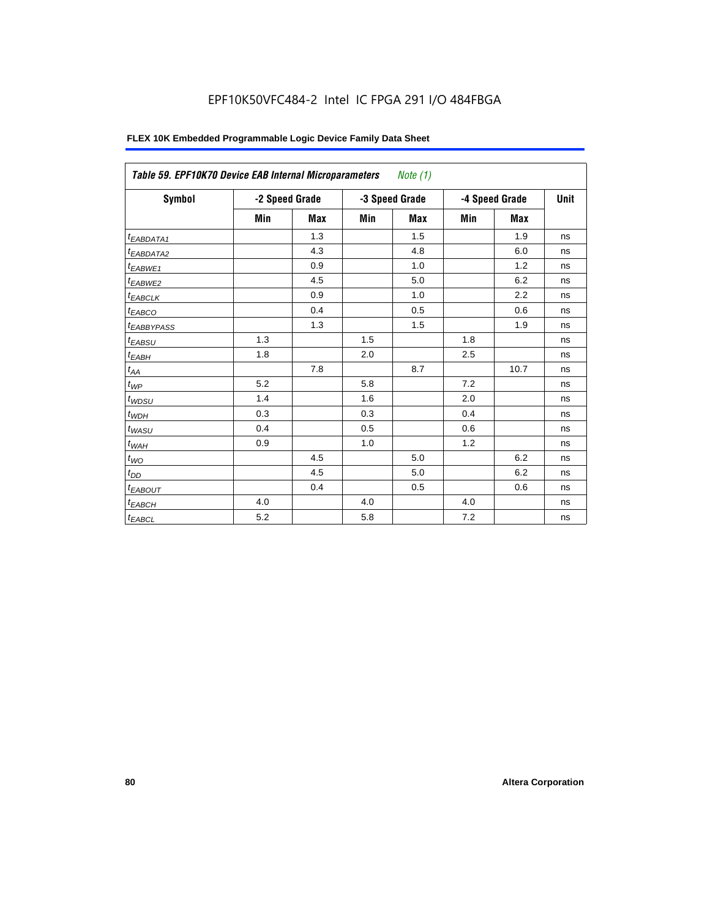| *Table 59. EPF10K70 Device EAB Internal Microparameters* *Note (1)* | | | | | | | |
|---|---|---|---|---|---|---|---|
| **Symbol** | **-2 Speed Grade** | | **-3 Speed Grade** | | **-4 Speed Grade** | | **Unit** |
| | **Min** | **Max** | **Min** | **Max** | **Min** | **Max** | |
| $t_{EABDATA1}$ | | 1.3 | | 1.5 | | 1.9 | ns |
| $t_{EABDATA2}$ | | 4.3 | | 4.8 | | 6.0 | ns |
| $t_{EABWE1}$ | | 0.9 | | 1.0 | | 1.2 | ns |
| $t_{EABWE2}$ | | 4.5 | | 5.0 | | 6.2 | ns |
| $t_{EABCLK}$ | | 0.9 | | 1.0 | | 2.2 | ns |
| $t_{EABCO}$ | | 0.4 | | 0.5 | | 0.6 | ns |
| $t_{EABBYPASS}$ | | 1.3 | | 1.5 | | 1.9 | ns |
| $t_{EABSU}$ | 1.3 | | 1.5 | | 1.8 | | ns |
| $t_{EABH}$ | 1.8 | | 2.0 | | 2.5 | | ns |
| $t_{AA}$ | | 7.8 | | 8.7 | | 10.7 | ns |
| $t_{WP}$ | 5.2 | | 5.8 | | 7.2 | | ns |
| $t_{WDSU}$ | 1.4 | | 1.6 | | 2.0 | | ns |
| $t_{WDH}$ | 0.3 | | 0.3 | | 0.4 | | ns |
| $t_{WASU}$ | 0.4 | | 0.5 | | 0.6 | | ns |
| $t_{WAH}$ | 0.9 | | 1.0 | | 1.2 | | ns |
| $t_{WO}$ | | 4.5 | | 5.0 | | 6.2 | ns |
| $t_{DD}$ | | 4.5 | | 5.0 | | 6.2 | ns |
| $t_{EABOUT}$ | | 0.4 | | 0.5 | | 0.6 | ns |
| $t_{EABCH}$ | 4.0 | | 4.0 | | 4.0 | | ns |
| $t_{EABCL}$ | 5.2 | | 5.8 | | 7.2 | | ns |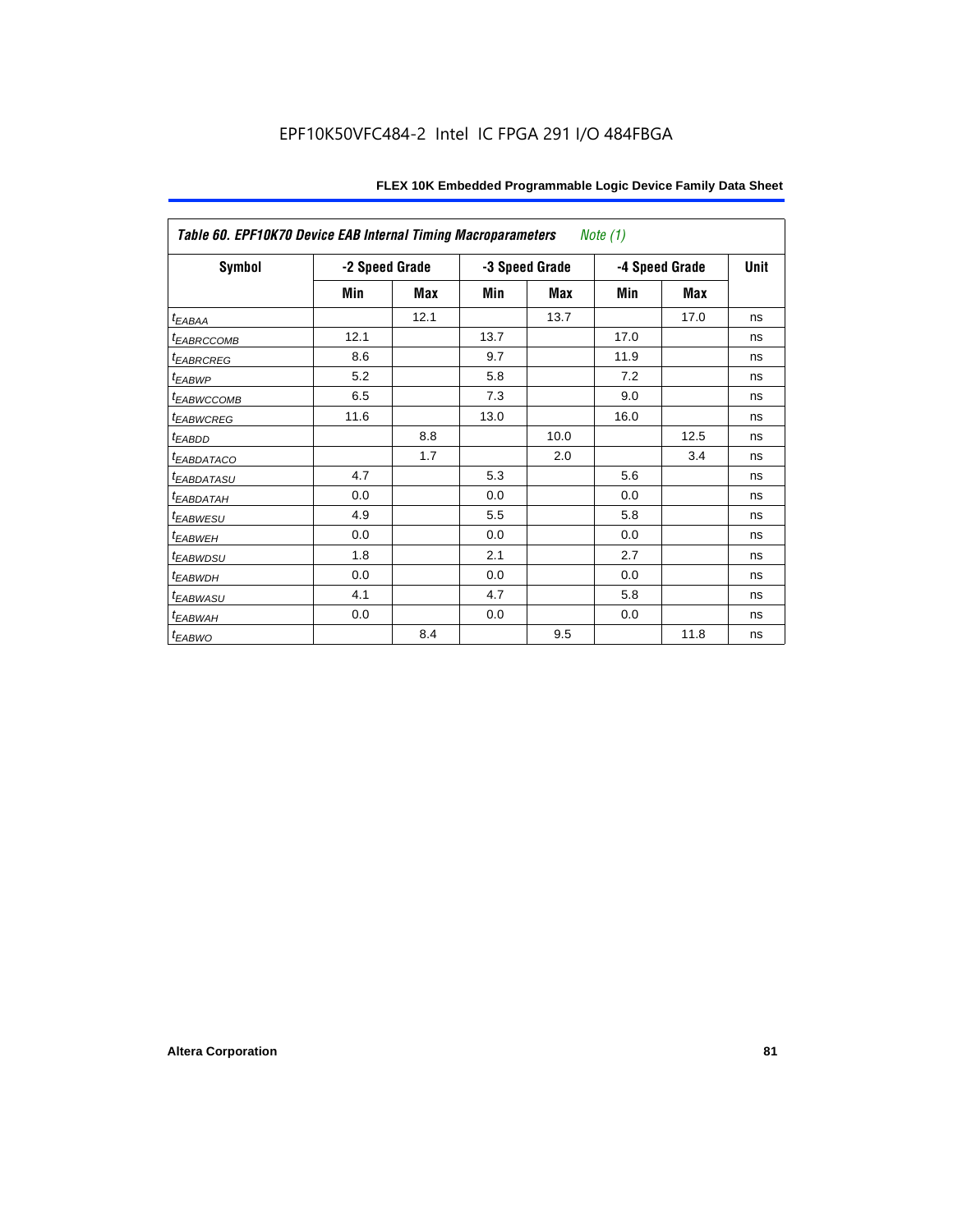### Table 60. EPF10K70 Device EAB Internal Timing Macroparameters *Note (1)*

| Symbol | -2 Speed Grade | | -3 Speed Grade | | -4 Speed Grade | | Unit |
|---|---|---|---|---|---|---|---|
| | Min | Max | Min | Max | Min | Max | |
| $t_{EABAA}$ | | 12.1 | | 13.7 | | 17.0 | ns |
| $t_{EABRCCOMB}$ | 12.1 | | 13.7 | | 17.0 | | ns |
| $t_{EABRCREG}$ | 8.6 | | 9.7 | | 11.9 | | ns |
| $t_{EABWP}$ | 5.2 | | 5.8 | | 7.2 | | ns |
| $t_{EABWCCOMB}$ | 6.5 | | 7.3 | | 9.0 | | ns |
| $t_{EABWCREG}$ | 11.6 | | 13.0 | | 16.0 | | ns |
| $t_{EABDD}$ | | 8.8 | | 10.0 | | 12.5 | ns |
| $t_{EABDATACO}$ | | 1.7 | | 2.0 | | 3.4 | ns |
| $t_{EABDATASU}$ | 4.7 | | 5.3 | | 5.6 | | ns |
| $t_{EABDATAH}$ | 0.0 | | 0.0 | | 0.0 | | ns |
| $t_{EABWESU}$ | 4.9 | | 5.5 | | 5.8 | | ns |
| $t_{EABWEH}$ | 0.0 | | 0.0 | | 0.0 | | ns |
| $t_{EABWDSU}$ | 1.8 | | 2.1 | | 2.7 | | ns |
| $t_{EABWDH}$ | 0.0 | | 0.0 | | 0.0 | | ns |
| $t_{EABWASU}$ | 4.1 | | 4.7 | | 5.8 | | ns |
| $t_{EABWAH}$ | 0.0 | | 0.0 | | 0.0 | | ns |
| $t_{EABWO}$ | | 8.4 | | 9.5 | | 11.8 | ns |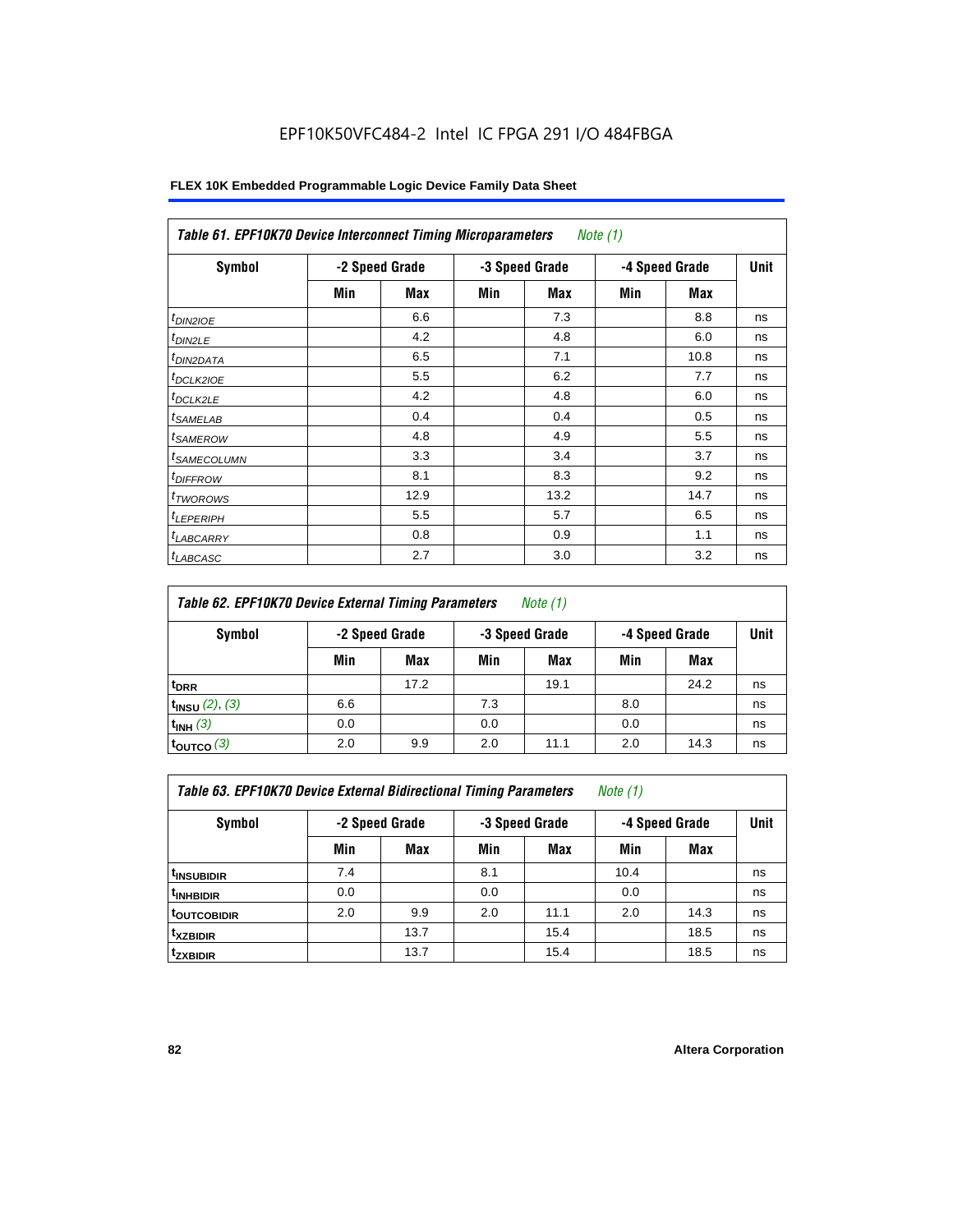EPF10K50VFC484-2 Intel IC FPGA 291 I/O 484FBGA

| *Table 61. EPF10K70 Device Interconnect Timing Microparameters* *Note (1)* | | | | | | | |
|---|---|---|---|---|---|---|---|
| Symbol | -2 Speed Grade | | -3 Speed Grade | | -4 Speed Grade | | Unit |
| | Min | Max | Min | Max | Min | Max | |
| $t_{DIN2IOE}$ | | 6.6 | | 7.3 | | 8.8 | ns |
| $t_{DIN2LE}$ | | 4.2 | | 4.8 | | 6.0 | ns |
| $t_{DIN2DATA}$ | | 6.5 | | 7.1 | | 10.8 | ns |
| $t_{DCLK2IOE}$ | | 5.5 | | 6.2 | | 7.7 | ns |
| $t_{DCLK2LE}$ | | 4.2 | | 4.8 | | 6.0 | ns |
| $t_{SAMELAB}$ | | 0.4 | | 0.4 | | 0.5 | ns |
| $t_{SAMEROW}$ | | 4.8 | | 4.9 | | 5.5 | ns |
| $t_{SAMECOLUMN}$ | | 3.3 | | 3.4 | | 3.7 | ns |
| $t_{DIFFROW}$ | | 8.1 | | 8.3 | | 9.2 | ns |
| $t_{TWOROWS}$ | | 12.9 | | 13.2 | | 14.7 | ns |
| $t_{LEPERIPH}$ | | 5.5 | | 5.7 | | 6.5 | ns |
| $t_{LABCARRY}$ | | 0.8 | | 0.9 | | 1.1 | ns |
| $t_{LABCASC}$ | | 2.7 | | 3.0 | | 3.2 | ns |

| *Table 62. EPF10K70 Device External Timing Parameters* *Note (1)* | | | | | | | |
|---|---|---|---|---|---|---|---|
| Symbol | -2 Speed Grade | | -3 Speed Grade | | -4 Speed Grade | | Unit |
| | Min | Max | Min | Max | Min | Max | |
| $t_{DRR}$ | | 17.2 | | 19.1 | | 24.2 | ns |
| $t_{INSU}$ *(2)*, *(3)* | 6.6 | | 7.3 | | 8.0 | | ns |
| $t_{INH}$ *(3)* | 0.0 | | 0.0 | | 0.0 | | ns |
| $t_{OUTCO}$ *(3)* | 2.0 | 9.9 | 2.0 | 11.1 | 2.0 | 14.3 | ns |

| *Table 63. EPF10K70 Device External Bidirectional Timing Parameters* *Note (1)* | | | | | | | |
|---|---|---|---|---|---|---|---|
| Symbol | -2 Speed Grade | | -3 Speed Grade | | -4 Speed Grade | | Unit |
| | Min | Max | Min | Max | Min | Max | |
| $t_{INSUBIDIR}$ | 7.4 | | 8.1 | | 10.4 | | ns |
| $t_{INHBIDIR}$ | 0.0 | | 0.0 | | 0.0 | | ns |
| $t_{OUTCOBIDIR}$ | 2.0 | 9.9 | 2.0 | 11.1 | 2.0 | 14.3 | ns |
| $t_{XZBIDIR}$ | | 13.7 | | 15.4 | | 18.5 | ns |
| $t_{ZXBIDIR}$ | | 13.7 | | 15.4 | | 18.5 | ns |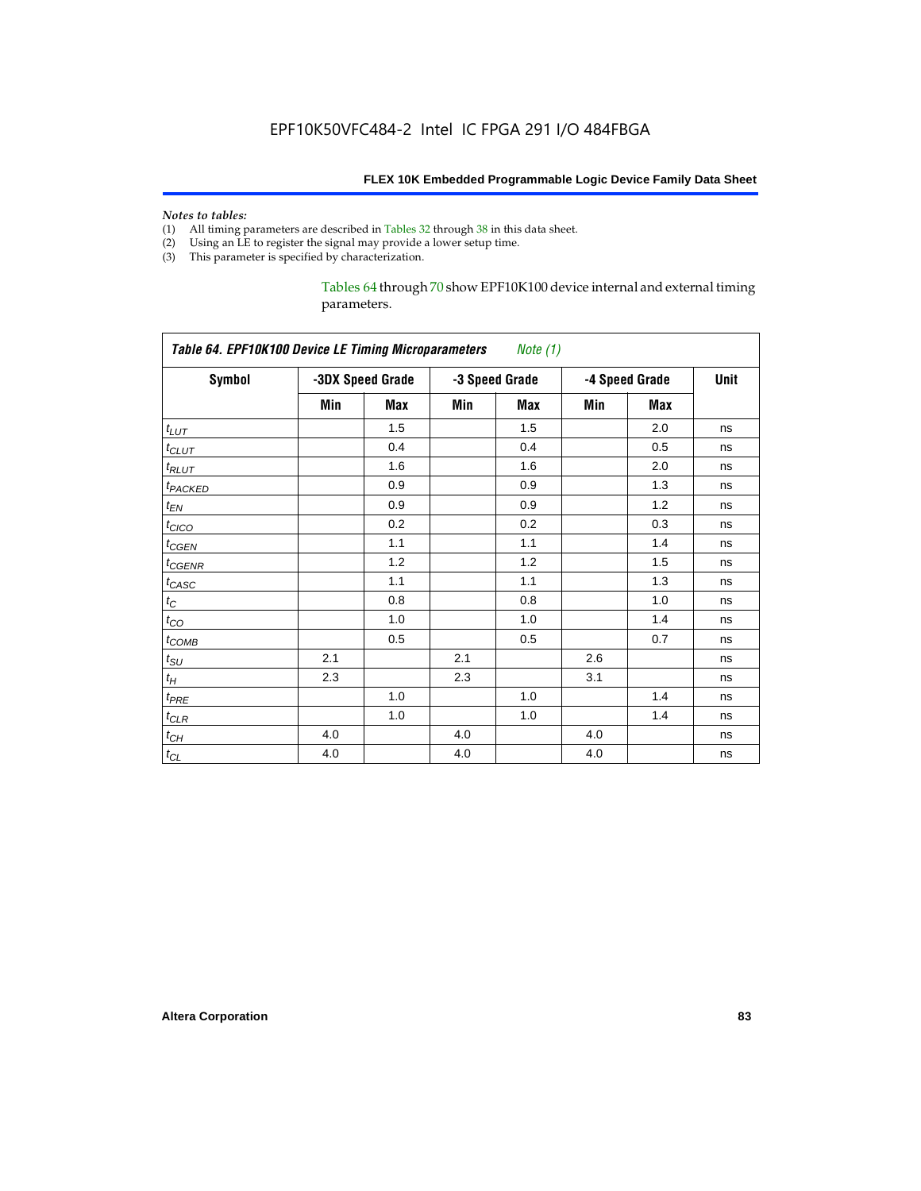*Notes to tables:*

(1) All timing parameters are described in Tables 32 through 38 in this data sheet.
(2) Using an LE to register the signal may provide a lower setup time.
(3) This parameter is specified by characterization.

Tables 64 through 70 show EPF10K100 device internal and external timing parameters.

**Table 64. EPF10K100 Device LE Timing Microparameters** *Note (1)*

| Symbol | -3DX Speed Grade | | -3 Speed Grade | | -4 Speed Grade | | Unit |
|---|---|---|---|---|---|---|---|
| | Min | Max | Min | Max | Min | Max | |
| $t_{LUT}$ | | 1.5 | | 1.5 | | 2.0 | ns |
| $t_{CLUT}$ | | 0.4 | | 0.4 | | 0.5 | ns |
| $t_{RLUT}$ | | 1.6 | | 1.6 | | 2.0 | ns |
| $t_{PACKED}$ | | 0.9 | | 0.9 | | 1.3 | ns |
| $t_{EN}$ | | 0.9 | | 0.9 | | 1.2 | ns |
| $t_{CICO}$ | | 0.2 | | 0.2 | | 0.3 | ns |
| $t_{CGEN}$ | | 1.1 | | 1.1 | | 1.4 | ns |
| $t_{CGENR}$ | | 1.2 | | 1.2 | | 1.5 | ns |
| $t_{CASC}$ | | 1.1 | | 1.1 | | 1.3 | ns |
| $t_{C}$ | | 0.8 | | 0.8 | | 1.0 | ns |
| $t_{CO}$ | | 1.0 | | 1.0 | | 1.4 | ns |
| $t_{COMB}$ | | 0.5 | | 0.5 | | 0.7 | ns |
| $t_{SU}$ | 2.1 | | 2.1 | | 2.6 | | ns |
| $t_{H}$ | 2.3 | | 2.3 | | 3.1 | | ns |
| $t_{PRE}$ | | 1.0 | | 1.0 | | 1.4 | ns |
| $t_{CLR}$ | | 1.0 | | 1.0 | | 1.4 | ns |
| $t_{CH}$ | 4.0 | | 4.0 | | 4.0 | | ns |
| $t_{CL}$ | 4.0 | | 4.0 | | 4.0 | | ns |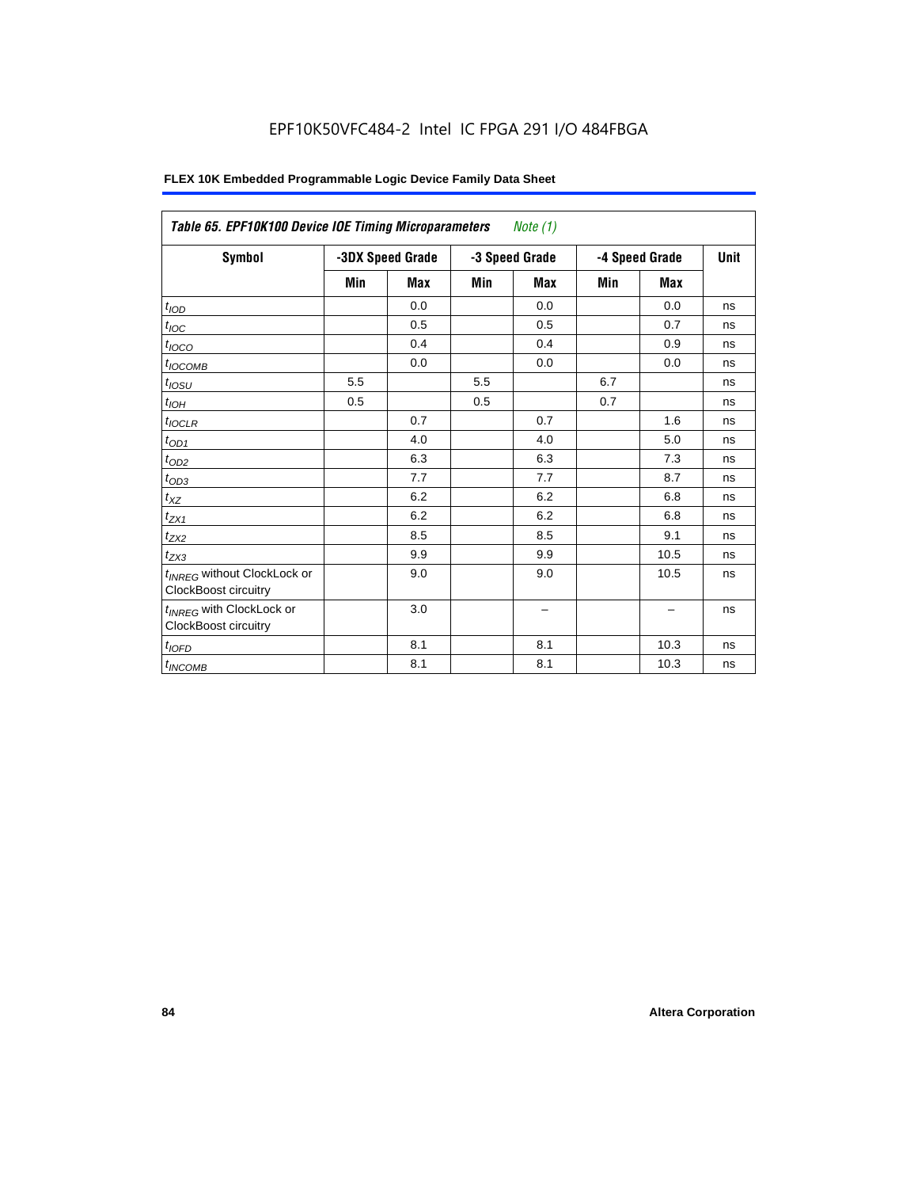**Table 65. EPF10K100 Device IOE Timing Microparameters** *Note (1)*

| Symbol | -3DX Speed Grade | | -3 Speed Grade | | -4 Speed Grade | | Unit |
|---|---|---|---|---|---|---|---|
| | Min | Max | Min | Max | Min | Max | |
| $t_{IOD}$ | | 0.0 | | 0.0 | | 0.0 | ns |
| $t_{IOC}$ | | 0.5 | | 0.5 | | 0.7 | ns |
| $t_{IOCO}$ | | 0.4 | | 0.4 | | 0.9 | ns |
| $t_{IOCOMB}$ | | 0.0 | | 0.0 | | 0.0 | ns |
| $t_{IOSU}$ | 5.5 | | 5.5 | | 6.7 | | ns |
| $t_{IOH}$ | 0.5 | | 0.5 | | 0.7 | | ns |
| $t_{IOCLR}$ | | 0.7 | | 0.7 | | 1.6 | ns |
| $t_{OD1}$ | | 4.0 | | 4.0 | | 5.0 | ns |
| $t_{OD2}$ | | 6.3 | | 6.3 | | 7.3 | ns |
| $t_{OD3}$ | | 7.7 | | 7.7 | | 8.7 | ns |
| $t_{XZ}$ | | 6.2 | | 6.2 | | 6.8 | ns |
| $t_{ZX1}$ | | 6.2 | | 6.2 | | 6.8 | ns |
| $t_{ZX2}$ | | 8.5 | | 8.5 | | 9.1 | ns |
| $t_{ZX3}$ | | 9.9 | | 9.9 | | 10.5 | ns |
| $t_{INREG}$ without ClockLock or ClockBoost circuitry | | 9.0 | | 9.0 | | 10.5 | ns |
| $t_{INREG}$ with ClockLock or ClockBoost circuitry | | 3.0 | | – | | – | ns |
| $t_{IOFD}$ | | 8.1 | | 8.1 | | 10.3 | ns |
| $t_{INCOMB}$ | | 8.1 | | 8.1 | | 10.3 | ns |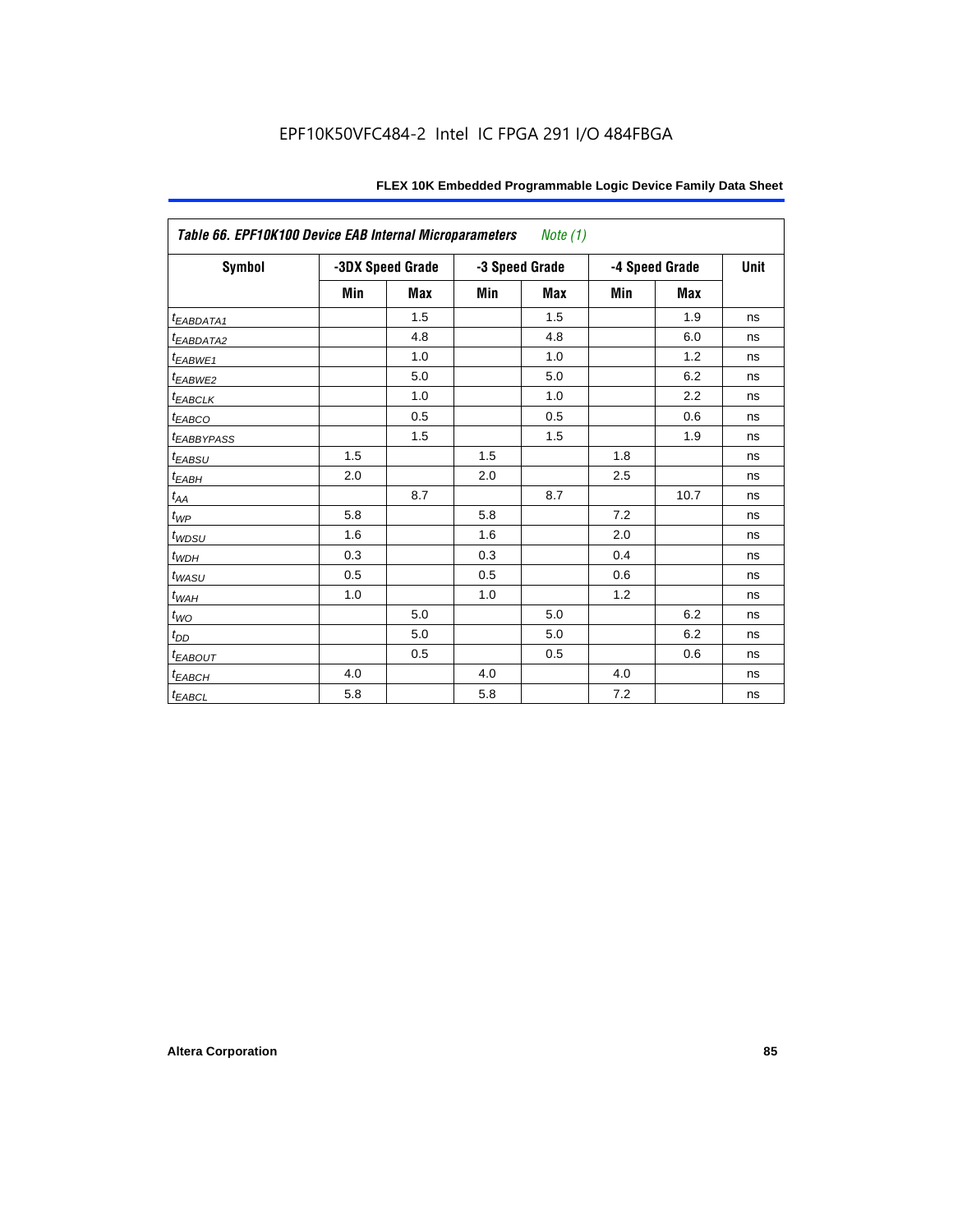**Table 66. EPF10K100 Device EAB Internal Microparameters** *Note (1)*

| Symbol | -3DX Speed Grade | | -3 Speed Grade | | -4 Speed Grade | | Unit |
|---|---|---|---|---|---|---|---|
| | Min | Max | Min | Max | Min | Max | |
| $t_{EABDATA1}$ | | 1.5 | | 1.5 | | 1.9 | ns |
| $t_{EABDATA2}$ | | 4.8 | | 4.8 | | 6.0 | ns |
| $t_{EABWE1}$ | | 1.0 | | 1.0 | | 1.2 | ns |
| $t_{EABWE2}$ | | 5.0 | | 5.0 | | 6.2 | ns |
| $t_{EABCLK}$ | | 1.0 | | 1.0 | | 2.2 | ns |
| $t_{EABCO}$ | | 0.5 | | 0.5 | | 0.6 | ns |
| $t_{EABBYPASS}$ | | 1.5 | | 1.5 | | 1.9 | ns |
| $t_{EABSU}$ | 1.5 | | 1.5 | | 1.8 | | ns |
| $t_{EABH}$ | 2.0 | | 2.0 | | 2.5 | | ns |
| $t_{AA}$ | | 8.7 | | 8.7 | | 10.7 | ns |
| $t_{WP}$ | 5.8 | | 5.8 | | 7.2 | | ns |
| $t_{WDSU}$ | 1.6 | | 1.6 | | 2.0 | | ns |
| $t_{WDH}$ | 0.3 | | 0.3 | | 0.4 | | ns |
| $t_{WASU}$ | 0.5 | | 0.5 | | 0.6 | | ns |
| $t_{WAH}$ | 1.0 | | 1.0 | | 1.2 | | ns |
| $t_{WO}$ | | 5.0 | | 5.0 | | 6.2 | ns |
| $t_{DD}$ | | 5.0 | | 5.0 | | 6.2 | ns |
| $t_{EABOUT}$ | | 0.5 | | 0.5 | | 0.6 | ns |
| $t_{EABCH}$ | 4.0 | | 4.0 | | 4.0 | | ns |
| $t_{EABCL}$ | 5.8 | | 5.8 | | 7.2 | | ns |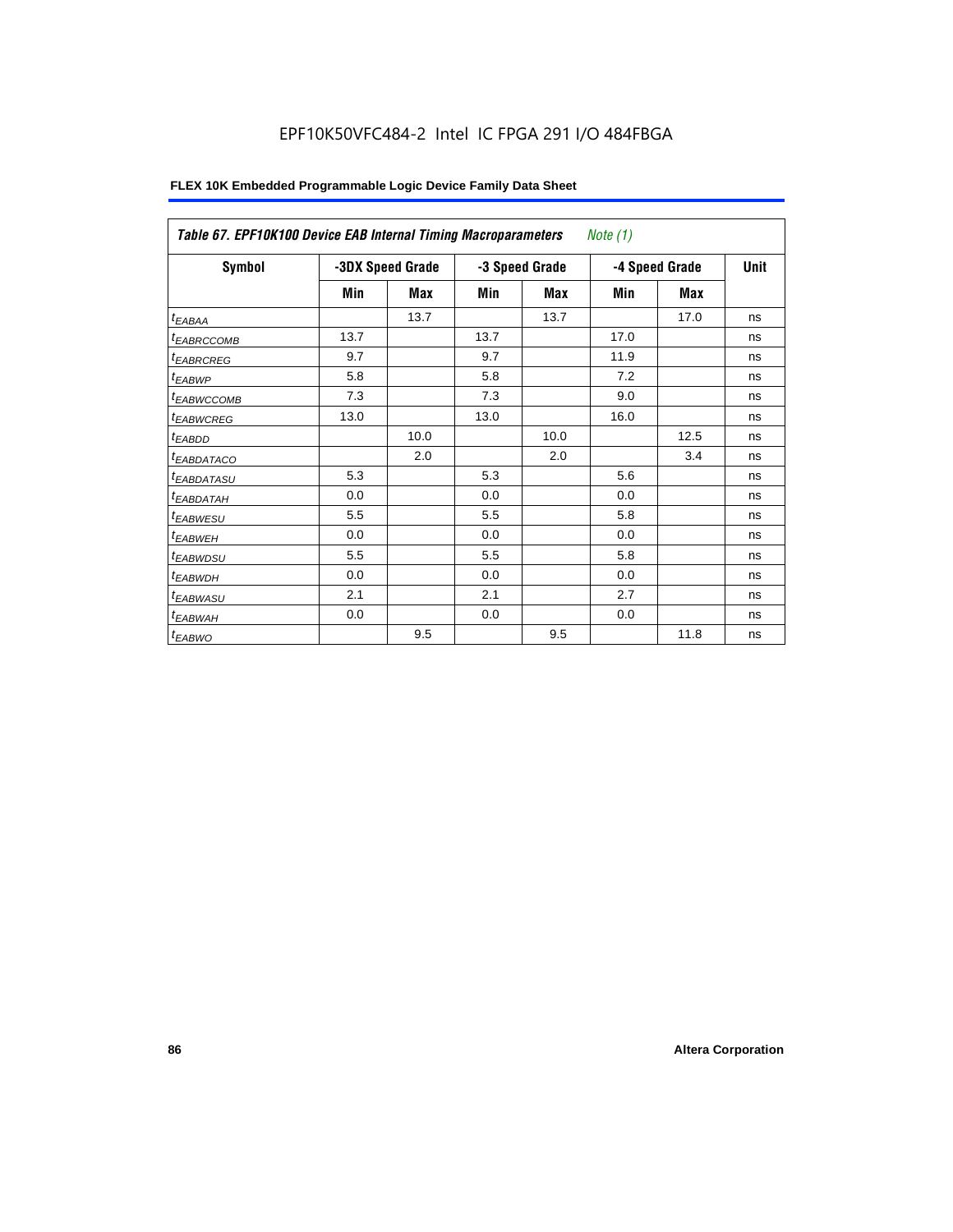**Table 67. EPF10K100 Device EAB Internal Timing Macroparameters** *Note (1)*

| Symbol | -3DX Speed Grade | | -3 Speed Grade | | -4 Speed Grade | | Unit |
|---|---|---|---|---|---|---|---|
| | Min | Max | Min | Max | Min | Max | |
| $t_{EABAA}$ | | 13.7 | | 13.7 | | 17.0 | ns |
| $t_{EABRCCOMB}$ | 13.7 | | 13.7 | | 17.0 | | ns |
| $t_{EABRCREG}$ | 9.7 | | 9.7 | | 11.9 | | ns |
| $t_{EABWP}$ | 5.8 | | 5.8 | | 7.2 | | ns |
| $t_{EABWCCOMB}$ | 7.3 | | 7.3 | | 9.0 | | ns |
| $t_{EABWCREG}$ | 13.0 | | 13.0 | | 16.0 | | ns |
| $t_{EABDD}$ | | 10.0 | | 10.0 | | 12.5 | ns |
| $t_{EABDATACO}$ | | 2.0 | | 2.0 | | 3.4 | ns |
| $t_{EABDATASU}$ | 5.3 | | 5.3 | | 5.6 | | ns |
| $t_{EABDATAH}$ | 0.0 | | 0.0 | | 0.0 | | ns |
| $t_{EABWESU}$ | 5.5 | | 5.5 | | 5.8 | | ns |
| $t_{EABWEH}$ | 0.0 | | 0.0 | | 0.0 | | ns |
| $t_{EABWDSU}$ | 5.5 | | 5.5 | | 5.8 | | ns |
| $t_{EABWDH}$ | 0.0 | | 0.0 | | 0.0 | | ns |
| $t_{EABWASU}$ | 2.1 | | 2.1 | | 2.7 | | ns |
| $t_{EABWAH}$ | 0.0 | | 0.0 | | 0.0 | | ns |
| $t_{EABWO}$ | | 9.5 | | 9.5 | | 11.8 | ns |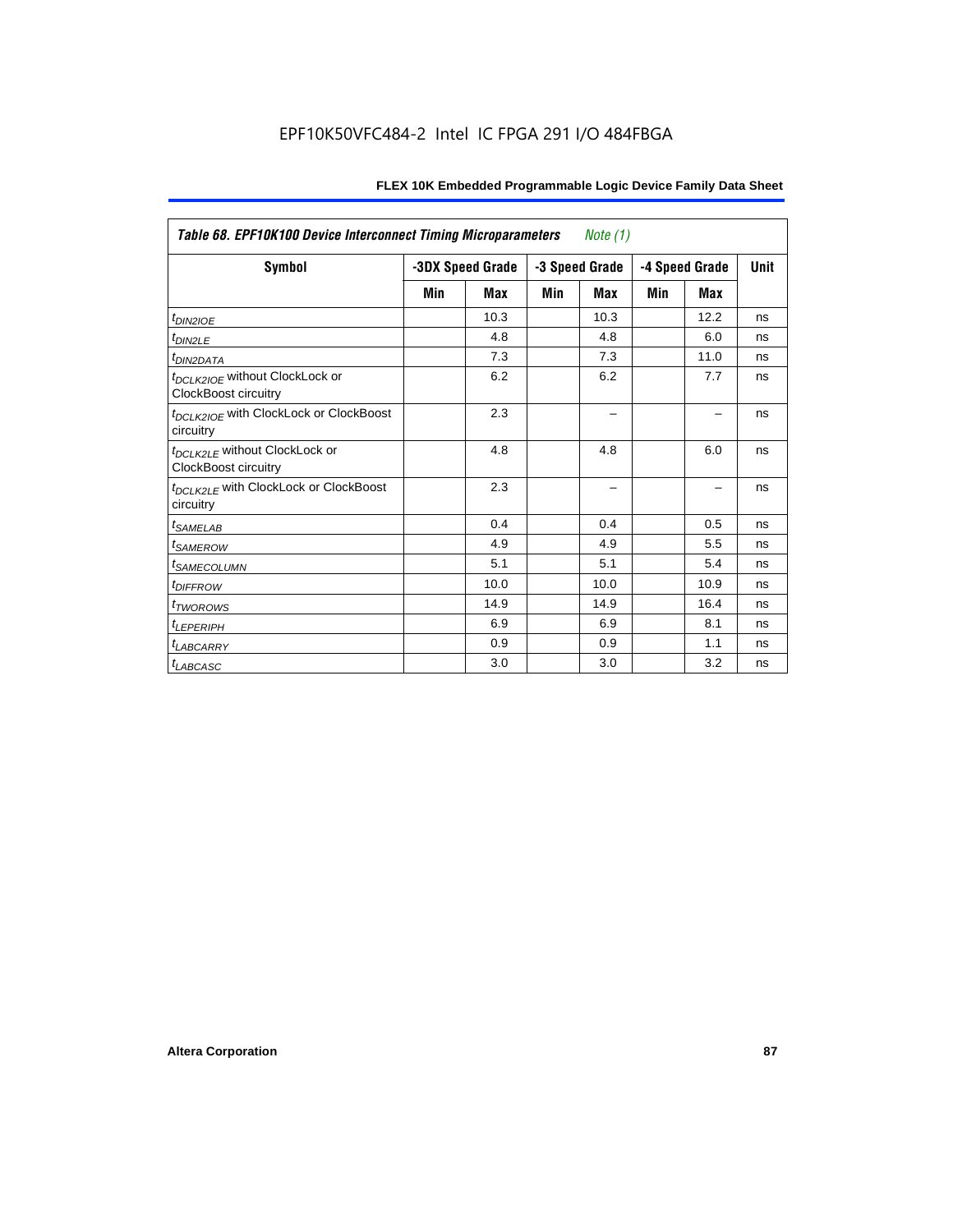*Table 68. EPF10K100 Device Interconnect Timing Microparameters* *Note (1)*

| Symbol | -3DX Speed Grade | | -3 Speed Grade | | -4 Speed Grade | | Unit |
|---|---|---|---|---|---|---|---|
| | Min | Max | Min | Max | Min | Max | |
| $t_{DIN2IOE}$ | | 10.3 | | 10.3 | | 12.2 | ns |
| $t_{DIN2LE}$ | | 4.8 | | 4.8 | | 6.0 | ns |
| $t_{DIN2DATA}$ | | 7.3 | | 7.3 | | 11.0 | ns |
| $t_{DCLK2IOE}$ without ClockLock or ClockBoost circuitry | | 6.2 | | 6.2 | | 7.7 | ns |
| $t_{DCLK2IOE}$ with ClockLock or ClockBoost circuitry | | 2.3 | | – | | – | ns |
| $t_{DCLK2LE}$ without ClockLock or ClockBoost circuitry | | 4.8 | | 4.8 | | 6.0 | ns |
| $t_{DCLK2LE}$ with ClockLock or ClockBoost circuitry | | 2.3 | | – | | – | ns |
| $t_{SAMELAB}$ | | 0.4 | | 0.4 | | 0.5 | ns |
| $t_{SAMEROW}$ | | 4.9 | | 4.9 | | 5.5 | ns |
| $t_{SAMECOLUMN}$ | | 5.1 | | 5.1 | | 5.4 | ns |
| $t_{DIFFROW}$ | | 10.0 | | 10.0 | | 10.9 | ns |
| $t_{TWOROWS}$ | | 14.9 | | 14.9 | | 16.4 | ns |
| $t_{LEPERIPH}$ | | 6.9 | | 6.9 | | 8.1 | ns |
| $t_{LABCARRY}$ | | 0.9 | | 0.9 | | 1.1 | ns |
| $t_{LABCASC}$ | | 3.0 | | 3.0 | | 3.2 | ns |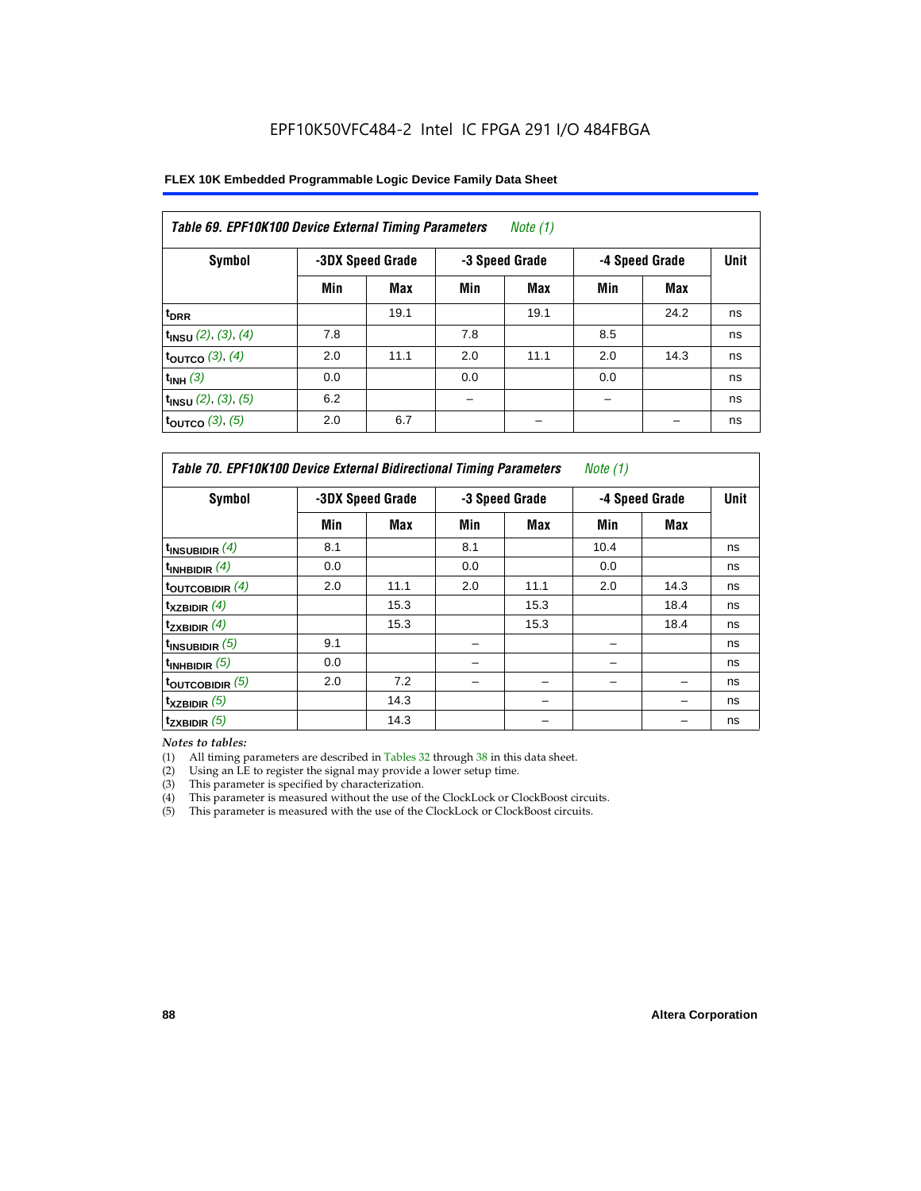EPF10K50VFC484-2 Intel IC FPGA 291 I/O 484FBGA

**FLEX 10K Embedded Programmable Logic Device Family Data Sheet**

| *Table 69. EPF10K100 Device External Timing Parameters* *Note (1)* | | | | | | | |
|---|---|---|---|---|---|---|---|
| Symbol | -3DX Speed Grade | | -3 Speed Grade | | -4 Speed Grade | | Unit |
| | Min | Max | Min | Max | Min | Max | |
| $t_{DRR}$ | | 19.1 | | 19.1 | | 24.2 | ns |
| $t_{INSU}$ *(2), (3), (4)* | 7.8 | | 7.8 | | 8.5 | | ns |
| $t_{OUTCO}$ *(3), (4)* | 2.0 | 11.1 | 2.0 | 11.1 | 2.0 | 14.3 | ns |
| $t_{INH}$ *(3)* | 0.0 | | 0.0 | | 0.0 | | ns |
| $t_{INSU}$ *(2), (3), (5)* | 6.2 | | – | | – | | ns |
| $t_{OUTCO}$ *(3), (5)* | 2.0 | 6.7 | | – | | – | ns |

| *Table 70. EPF10K100 Device External Bidirectional Timing Parameters* *Note (1)* | | | | | | | |
|---|---|---|---|---|---|---|---|
| Symbol | -3DX Speed Grade | | -3 Speed Grade | | -4 Speed Grade | | Unit |
| | Min | Max | Min | Max | Min | Max | |
| $t_{INSUBIDIR}$ *(4)* | 8.1 | | 8.1 | | 10.4 | | ns |
| $t_{INHBIDIR}$ *(4)* | 0.0 | | 0.0 | | 0.0 | | ns |
| $t_{OUTCOBIDIR}$ *(4)* | 2.0 | 11.1 | 2.0 | 11.1 | 2.0 | 14.3 | ns |
| $t_{XZBIDIR}$ *(4)* | | 15.3 | | 15.3 | | 18.4 | ns |
| $t_{ZXBIDIR}$ *(4)* | | 15.3 | | 15.3 | | 18.4 | ns |
| $t_{INSUBIDIR}$ *(5)* | 9.1 | | – | | – | | ns |
| $t_{INHBIDIR}$ *(5)* | 0.0 | | – | | – | | ns |
| $t_{OUTCOBIDIR}$ *(5)* | 2.0 | 7.2 | – | – | – | – | ns |
| $t_{XZBIDIR}$ *(5)* | | 14.3 | | – | | – | ns |
| $t_{ZXBIDIR}$ *(5)* | | 14.3 | | – | | – | ns |

*Notes to tables:*

(1) All timing parameters are described in Tables 32 through 38 in this data sheet.
(2) Using an LE to register the signal may provide a lower setup time.
(3) This parameter is specified by characterization.
(4) This parameter is measured without the use of the ClockLock or ClockBoost circuits.
(5) This parameter is measured with the use of the ClockLock or ClockBoost circuits.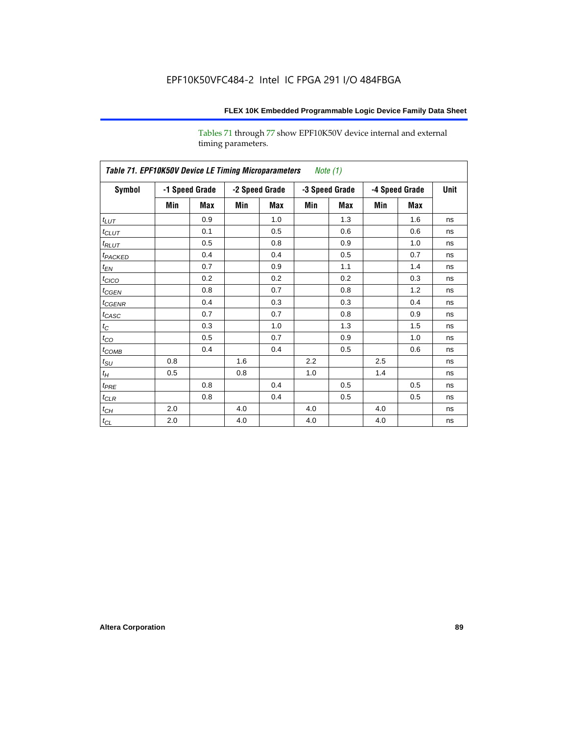Tables 71 through 77 show EPF10K50V device internal and external timing parameters.

| *Table 71. EPF10K50V Device LE Timing Microparameters* *Note (1)* | | | | | | | | | |
|---|---|---|---|---|---|---|---|---|---|
| **Symbol** | **-1 Speed Grade** | | **-2 Speed Grade** | | **-3 Speed Grade** | | **-4 Speed Grade** | | **Unit** |
| | **Min** | **Max** | **Min** | **Max** | **Min** | **Max** | **Min** | **Max** | |
| $t_{LUT}$ | | 0.9 | | 1.0 | | 1.3 | | 1.6 | ns |
| $t_{CLUT}$ | | 0.1 | | 0.5 | | 0.6 | | 0.6 | ns |
| $t_{RLUT}$ | | 0.5 | | 0.8 | | 0.9 | | 1.0 | ns |
| $t_{PACKED}$ | | 0.4 | | 0.4 | | 0.5 | | 0.7 | ns |
| $t_{EN}$ | | 0.7 | | 0.9 | | 1.1 | | 1.4 | ns |
| $t_{CICO}$ | | 0.2 | | 0.2 | | 0.2 | | 0.3 | ns |
| $t_{CGEN}$ | | 0.8 | | 0.7 | | 0.8 | | 1.2 | ns |
| $t_{CGENR}$ | | 0.4 | | 0.3 | | 0.3 | | 0.4 | ns |
| $t_{CASC}$ | | 0.7 | | 0.7 | | 0.8 | | 0.9 | ns |
| $t_{C}$ | | 0.3 | | 1.0 | | 1.3 | | 1.5 | ns |
| $t_{CO}$ | | 0.5 | | 0.7 | | 0.9 | | 1.0 | ns |
| $t_{COMB}$ | | 0.4 | | 0.4 | | 0.5 | | 0.6 | ns |
| $t_{SU}$ | 0.8 | | 1.6 | | 2.2 | | 2.5 | | ns |
| $t_{H}$ | 0.5 | | 0.8 | | 1.0 | | 1.4 | | ns |
| $t_{PRE}$ | | 0.8 | | 0.4 | | 0.5 | | 0.5 | ns |
| $t_{CLR}$ | | 0.8 | | 0.4 | | 0.5 | | 0.5 | ns |
| $t_{CH}$ | 2.0 | | 4.0 | | 4.0 | | 4.0 | | ns |
| $t_{CL}$ | 2.0 | | 4.0 | | 4.0 | | 4.0 | | ns |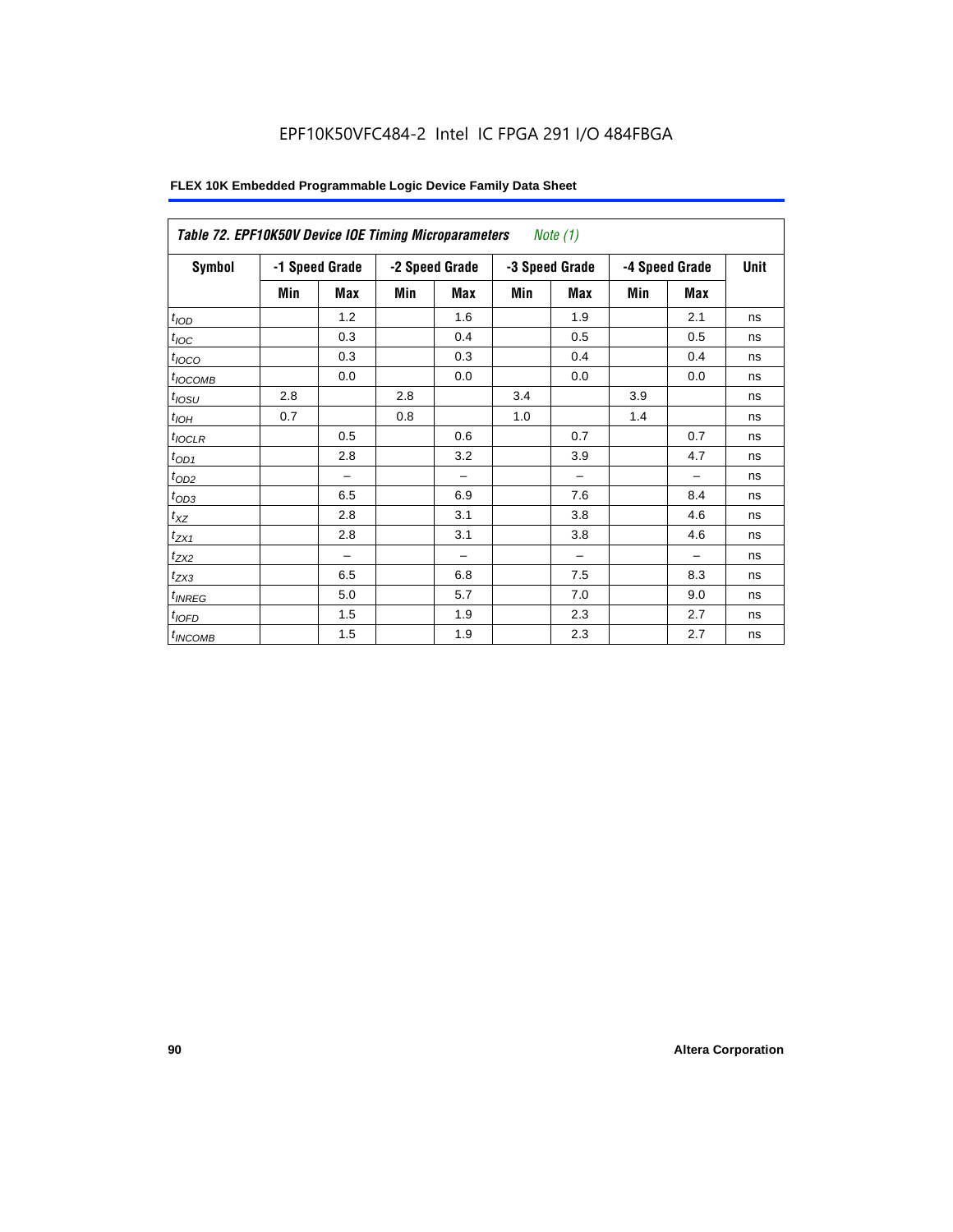EPF10K50VFC484-2 Intel IC FPGA 291 I/O 484FBGA

| *Table 72. EPF10K50V Device IOE Timing Microparameters* *Note (1)* | | | | | | | | | |
|---|---|---|---|---|---|---|---|---|---|
| **Symbol** | **-1 Speed Grade** | | **-2 Speed Grade** | | **-3 Speed Grade** | | **-4 Speed Grade** | | **Unit** |
| | **Min** | **Max** | **Min** | **Max** | **Min** | **Max** | **Min** | **Max** | |
| $t_{IOD}$ | | 1.2 | | 1.6 | | 1.9 | | 2.1 | ns |
| $t_{IOC}$ | | 0.3 | | 0.4 | | 0.5 | | 0.5 | ns |
| $t_{IOCO}$ | | 0.3 | | 0.3 | | 0.4 | | 0.4 | ns |
| $t_{IOCOMB}$ | | 0.0 | | 0.0 | | 0.0 | | 0.0 | ns |
| $t_{IOSU}$ | 2.8 | | 2.8 | | 3.4 | | 3.9 | | ns |
| $t_{IOH}$ | 0.7 | | 0.8 | | 1.0 | | 1.4 | | ns |
| $t_{IOCLR}$ | | 0.5 | | 0.6 | | 0.7 | | 0.7 | ns |
| $t_{OD1}$ | | 2.8 | | 3.2 | | 3.9 | | 4.7 | ns |
| $t_{OD2}$ | | – | | – | | – | | – | ns |
| $t_{OD3}$ | | 6.5 | | 6.9 | | 7.6 | | 8.4 | ns |
| $t_{XZ}$ | | 2.8 | | 3.1 | | 3.8 | | 4.6 | ns |
| $t_{ZX1}$ | | 2.8 | | 3.1 | | 3.8 | | 4.6 | ns |
| $t_{ZX2}$ | | – | | – | | – | | – | ns |
| $t_{ZX3}$ | | 6.5 | | 6.8 | | 7.5 | | 8.3 | ns |
| $t_{INREG}$ | | 5.0 | | 5.7 | | 7.0 | | 9.0 | ns |
| $t_{IOFD}$ | | 1.5 | | 1.9 | | 2.3 | | 2.7 | ns |
| $t_{INCOMB}$ | | 1.5 | | 1.9 | | 2.3 | | 2.7 | ns |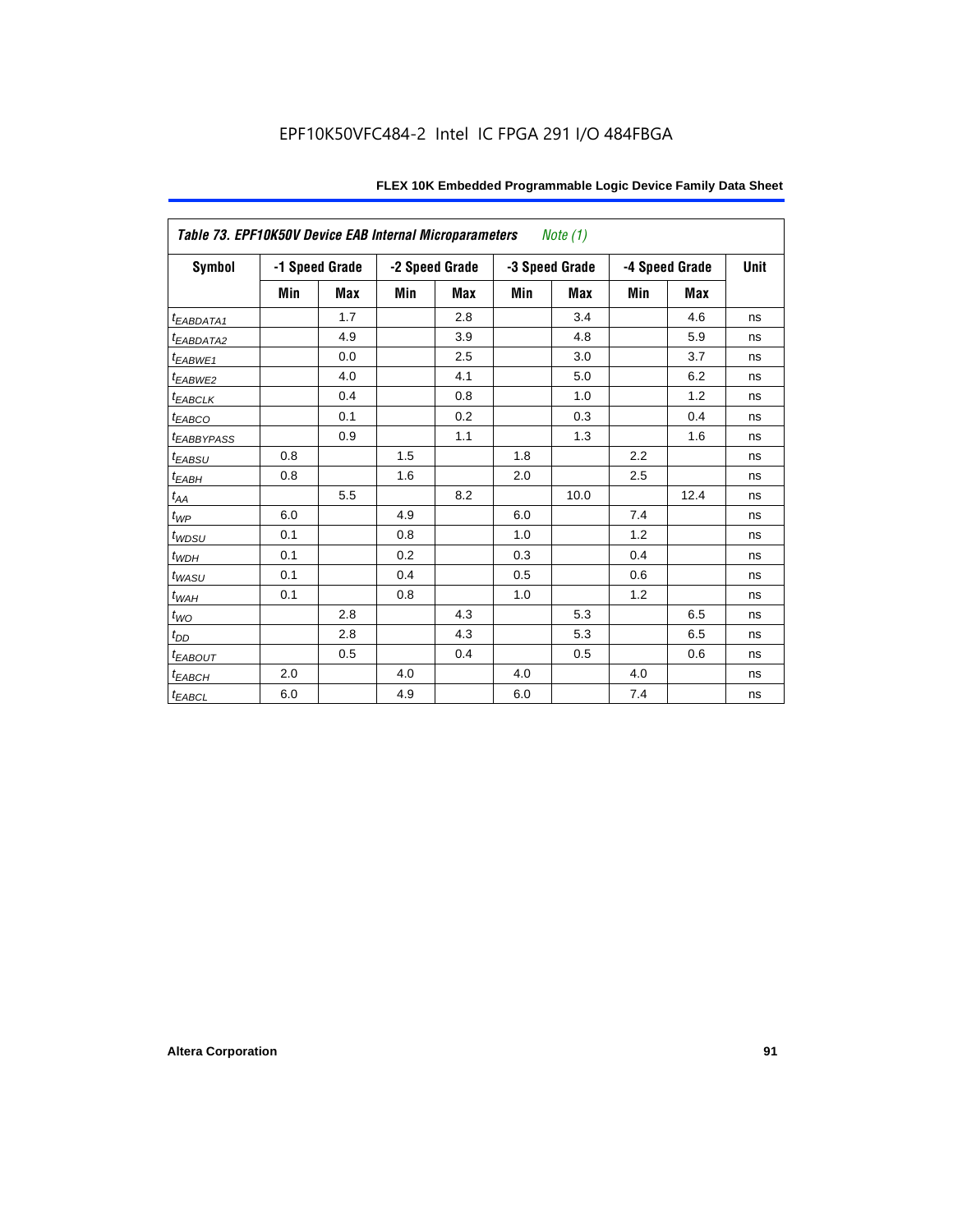EPF10K50VFC484-2 Intel IC FPGA 291 I/O 484FBGA

| *Table 73. EPF10K50V Device EAB Internal Microparameters* *Note (1)* | | | | | | | | | |
|---|---|---|---|---|---|---|---|---|---|
| **Symbol** | **-1 Speed Grade** | | **-2 Speed Grade** | | **-3 Speed Grade** | | **-4 Speed Grade** | | **Unit** |
| | **Min** | **Max** | **Min** | **Max** | **Min** | **Max** | **Min** | **Max** | |
| $t_{EABDATA1}$ | | 1.7 | | 2.8 | | 3.4 | | 4.6 | ns |
| $t_{EABDATA2}$ | | 4.9 | | 3.9 | | 4.8 | | 5.9 | ns |
| $t_{EABWE1}$ | | 0.0 | | 2.5 | | 3.0 | | 3.7 | ns |
| $t_{EABWE2}$ | | 4.0 | | 4.1 | | 5.0 | | 6.2 | ns |
| $t_{EABCLK}$ | | 0.4 | | 0.8 | | 1.0 | | 1.2 | ns |
| $t_{EABCO}$ | | 0.1 | | 0.2 | | 0.3 | | 0.4 | ns |
| $t_{EABBYPASS}$ | | 0.9 | | 1.1 | | 1.3 | | 1.6 | ns |
| $t_{EABSU}$ | 0.8 | | 1.5 | | 1.8 | | 2.2 | | ns |
| $t_{EABH}$ | 0.8 | | 1.6 | | 2.0 | | 2.5 | | ns |
| $t_{AA}$ | | 5.5 | | 8.2 | | 10.0 | | 12.4 | ns |
| $t_{WP}$ | 6.0 | | 4.9 | | 6.0 | | 7.4 | | ns |
| $t_{WDSU}$ | 0.1 | | 0.8 | | 1.0 | | 1.2 | | ns |
| $t_{WDH}$ | 0.1 | | 0.2 | | 0.3 | | 0.4 | | ns |
| $t_{WASU}$ | 0.1 | | 0.4 | | 0.5 | | 0.6 | | ns |
| $t_{WAH}$ | 0.1 | | 0.8 | | 1.0 | | 1.2 | | ns |
| $t_{WO}$ | | 2.8 | | 4.3 | | 5.3 | | 6.5 | ns |
| $t_{DD}$ | | 2.8 | | 4.3 | | 5.3 | | 6.5 | ns |
| $t_{EABOUT}$ | | 0.5 | | 0.4 | | 0.5 | | 0.6 | ns |
| $t_{EABCH}$ | 2.0 | | 4.0 | | 4.0 | | 4.0 | | ns |
| $t_{EABCL}$ | 6.0 | | 4.9 | | 6.0 | | 7.4 | | ns |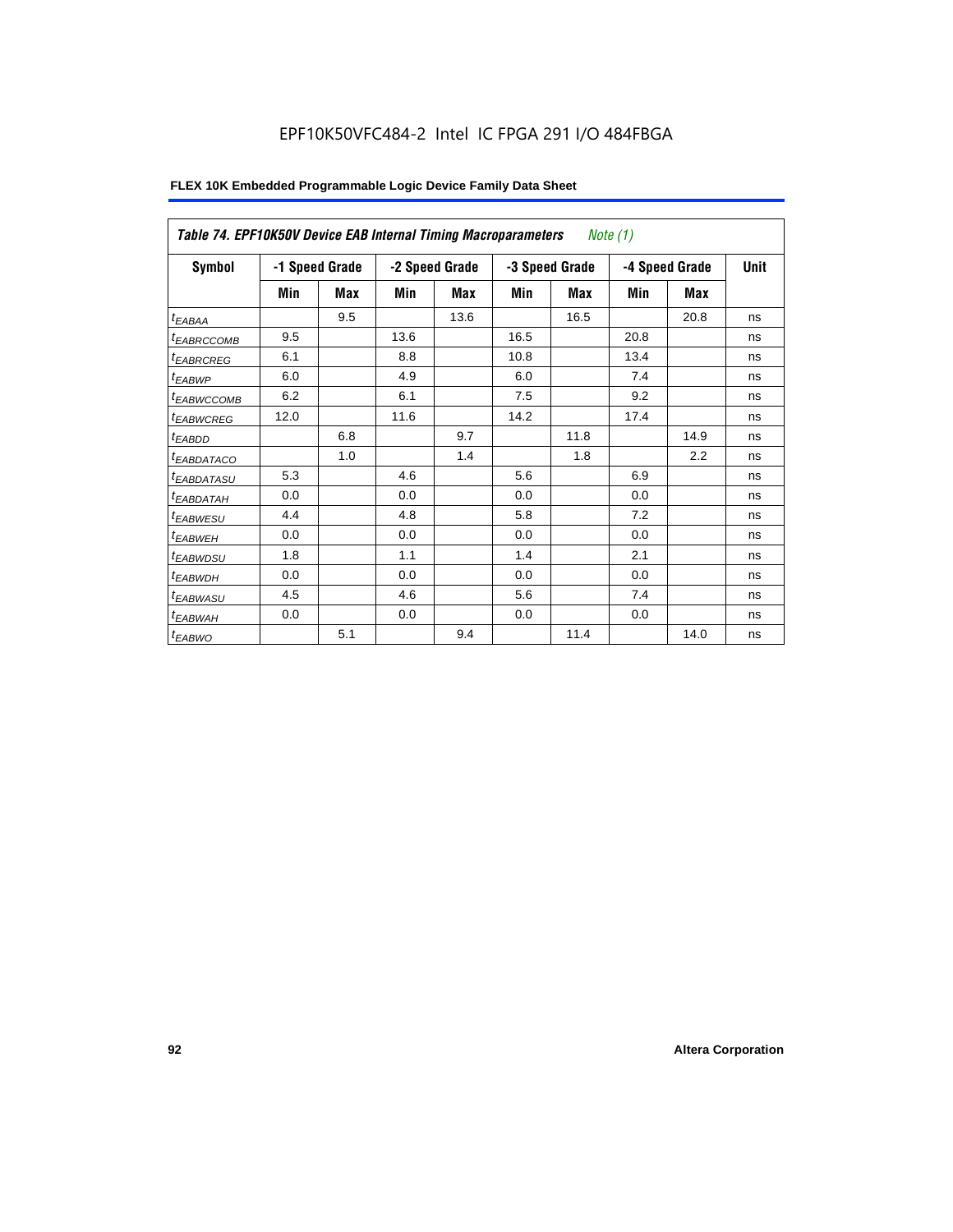EPF10K50VFC484-2 Intel IC FPGA 291 I/O 484FBGA

| Table 74. EPF10K50V Device EAB Internal Timing Macroparameters *Note (1)* | | | | | | | | | |
|---|---|---|---|---|---|---|---|---|---|
| **Symbol** | **-1 Speed Grade** | | **-2 Speed Grade** | | **-3 Speed Grade** | | **-4 Speed Grade** | | **Unit** |
| | **Min** | **Max** | **Min** | **Max** | **Min** | **Max** | **Min** | **Max** | |
| $t_{EABAA}$ | | 9.5 | | 13.6 | | 16.5 | | 20.8 | ns |
| $t_{EABRCCOMB}$ | 9.5 | | 13.6 | | 16.5 | | 20.8 | | ns |
| $t_{EABRCREG}$ | 6.1 | | 8.8 | | 10.8 | | 13.4 | | ns |
| $t_{EABWP}$ | 6.0 | | 4.9 | | 6.0 | | 7.4 | | ns |
| $t_{EABWCCOMB}$ | 6.2 | | 6.1 | | 7.5 | | 9.2 | | ns |
| $t_{EABWCREG}$ | 12.0 | | 11.6 | | 14.2 | | 17.4 | | ns |
| $t_{EABDD}$ | | 6.8 | | 9.7 | | 11.8 | | 14.9 | ns |
| $t_{EABDATACO}$ | | 1.0 | | 1.4 | | 1.8 | | 2.2 | ns |
| $t_{EABDATASU}$ | 5.3 | | 4.6 | | 5.6 | | 6.9 | | ns |
| $t_{EABDATAH}$ | 0.0 | | 0.0 | | 0.0 | | 0.0 | | ns |
| $t_{EABWESU}$ | 4.4 | | 4.8 | | 5.8 | | 7.2 | | ns |
| $t_{EABWEH}$ | 0.0 | | 0.0 | | 0.0 | | 0.0 | | ns |
| $t_{EABWDSU}$ | 1.8 | | 1.1 | | 1.4 | | 2.1 | | ns |
| $t_{EABWDH}$ | 0.0 | | 0.0 | | 0.0 | | 0.0 | | ns |
| $t_{EABWASU}$ | 4.5 | | 4.6 | | 5.6 | | 7.4 | | ns |
| $t_{EABWAH}$ | 0.0 | | 0.0 | | 0.0 | | 0.0 | | ns |
| $t_{EABWO}$ | | 5.1 | | 9.4 | | 11.4 | | 14.0 | ns |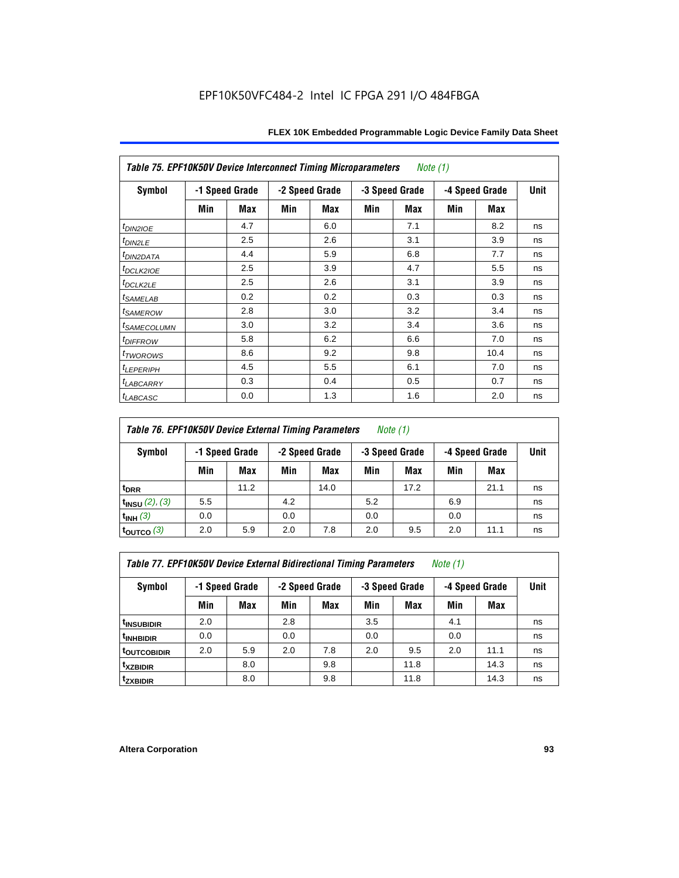| Table 75. EPF10K50V Device Interconnect Timing Microparameters *Note (1)* | | | | | | | | | |
|---|---|---|---|---|---|---|---|---|---|
| Symbol | -1 Speed Grade | | -2 Speed Grade | | -3 Speed Grade | | -4 Speed Grade | | Unit |
| | Min | Max | Min | Max | Min | Max | Min | Max | |
| $t_{DIN2IOE}$ | | 4.7 | | 6.0 | | 7.1 | | 8.2 | ns |
| $t_{DIN2LE}$ | | 2.5 | | 2.6 | | 3.1 | | 3.9 | ns |
| $t_{DIN2DATA}$ | | 4.4 | | 5.9 | | 6.8 | | 7.7 | ns |
| $t_{DCLK2IOE}$ | | 2.5 | | 3.9 | | 4.7 | | 5.5 | ns |
| $t_{DCLK2LE}$ | | 2.5 | | 2.6 | | 3.1 | | 3.9 | ns |
| $t_{SAMELAB}$ | | 0.2 | | 0.2 | | 0.3 | | 0.3 | ns |
| $t_{SAMEROW}$ | | 2.8 | | 3.0 | | 3.2 | | 3.4 | ns |
| $t_{SAMECOLUMN}$ | | 3.0 | | 3.2 | | 3.4 | | 3.6 | ns |
| $t_{DIFFROW}$ | | 5.8 | | 6.2 | | 6.6 | | 7.0 | ns |
| $t_{TWOROWS}$ | | 8.6 | | 9.2 | | 9.8 | | 10.4 | ns |
| $t_{LEPERIPH}$ | | 4.5 | | 5.5 | | 6.1 | | 7.0 | ns |
| $t_{LABCARRY}$ | | 0.3 | | 0.4 | | 0.5 | | 0.7 | ns |
| $t_{LABCASC}$ | | 0.0 | | 1.3 | | 1.6 | | 2.0 | ns |

| Table 76. EPF10K50V Device External Timing Parameters *Note (1)* | | | | | | | | | |
|---|---|---|---|---|---|---|---|---|---|
| Symbol | -1 Speed Grade | | -2 Speed Grade | | -3 Speed Grade | | -4 Speed Grade | | Unit |
| | Min | Max | Min | Max | Min | Max | Min | Max | |
| $t_{DRR}$ | | 11.2 | | 14.0 | | 17.2 | | 21.1 | ns |
| $t_{INSU}$ *(2)*, *(3)* | 5.5 | | 4.2 | | 5.2 | | 6.9 | | ns |
| $t_{INH}$ *(3)* | 0.0 | | 0.0 | | 0.0 | | 0.0 | | ns |
| $t_{OUTCO}$ *(3)* | 2.0 | 5.9 | 2.0 | 7.8 | 2.0 | 9.5 | 2.0 | 11.1 | ns |

| Table 77. EPF10K50V Device External Bidirectional Timing Parameters *Note (1)* | | | | | | | | | |
|---|---|---|---|---|---|---|---|---|---|
| Symbol | -1 Speed Grade | | -2 Speed Grade | | -3 Speed Grade | | -4 Speed Grade | | Unit |
| | Min | Max | Min | Max | Min | Max | Min | Max | |
| $t_{INSUBIDIR}$ | 2.0 | | 2.8 | | 3.5 | | 4.1 | | ns |
| $t_{INHBIDIR}$ | 0.0 | | 0.0 | | 0.0 | | 0.0 | | ns |
| $t_{OUTCOBIDIR}$ | 2.0 | 5.9 | 2.0 | 7.8 | 2.0 | 9.5 | 2.0 | 11.1 | ns |
| $t_{XZBIDIR}$ | | 8.0 | | 9.8 | | 11.8 | | 14.3 | ns |
| $t_{ZXBIDIR}$ | | 8.0 | | 9.8 | | 11.8 | | 14.3 | ns |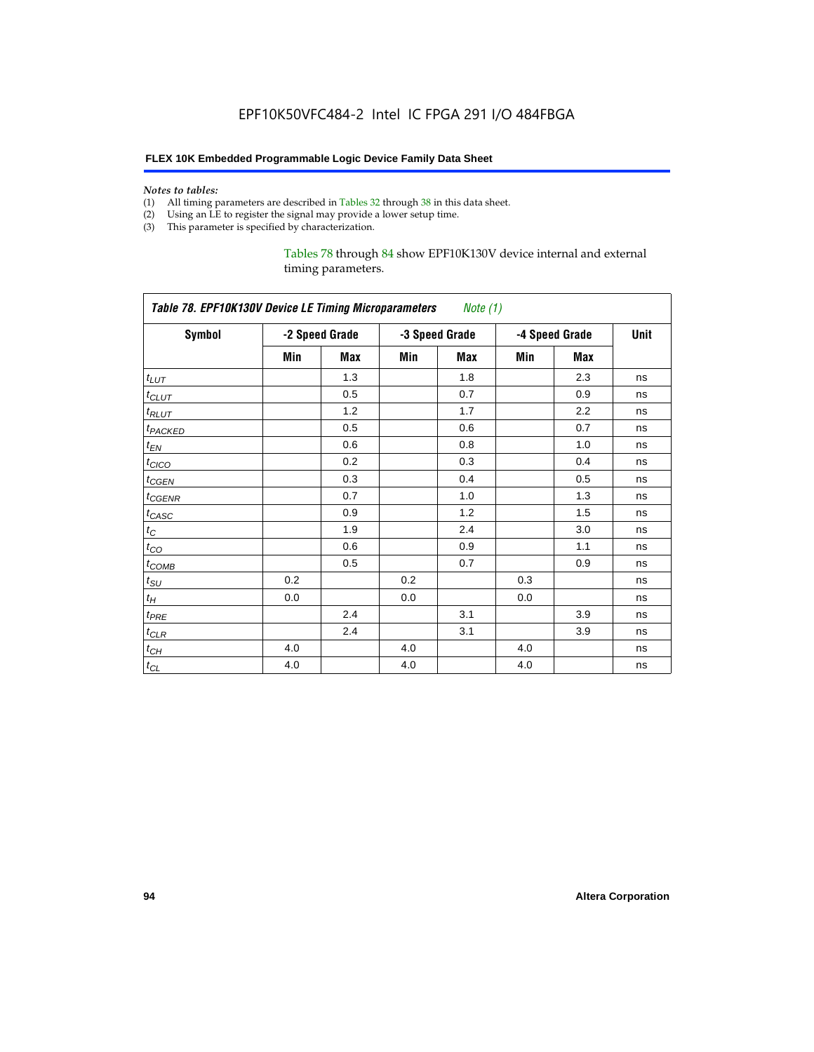*Notes to tables:*

(1) All timing parameters are described in Tables 32 through 38 in this data sheet.
(2) Using an LE to register the signal may provide a lower setup time.
(3) This parameter is specified by characterization.

Tables 78 through 84 show EPF10K130V device internal and external timing parameters.

*Table 78. EPF10K130V Device LE Timing Microparameters Note (1)*

| Symbol | -2 Speed Grade | | -3 Speed Grade | | -4 Speed Grade | | Unit |
|---|---|---|---|---|---|---|---|
| | Min | Max | Min | Max | Min | Max | |
| $t_{LUT}$ | | 1.3 | | 1.8 | | 2.3 | ns |
| $t_{CLUT}$ | | 0.5 | | 0.7 | | 0.9 | ns |
| $t_{RLUT}$ | | 1.2 | | 1.7 | | 2.2 | ns |
| $t_{PACKED}$ | | 0.5 | | 0.6 | | 0.7 | ns |
| $t_{EN}$ | | 0.6 | | 0.8 | | 1.0 | ns |
| $t_{CICO}$ | | 0.2 | | 0.3 | | 0.4 | ns |
| $t_{CGEN}$ | | 0.3 | | 0.4 | | 0.5 | ns |
| $t_{CGENR}$ | | 0.7 | | 1.0 | | 1.3 | ns |
| $t_{CASC}$ | | 0.9 | | 1.2 | | 1.5 | ns |
| $t_{C}$ | | 1.9 | | 2.4 | | 3.0 | ns |
| $t_{CO}$ | | 0.6 | | 0.9 | | 1.1 | ns |
| $t_{COMB}$ | | 0.5 | | 0.7 | | 0.9 | ns |
| $t_{SU}$ | 0.2 | | 0.2 | | 0.3 | | ns |
| $t_{H}$ | 0.0 | | 0.0 | | 0.0 | | ns |
| $t_{PRE}$ | | 2.4 | | 3.1 | | 3.9 | ns |
| $t_{CLR}$ | | 2.4 | | 3.1 | | 3.9 | ns |
| $t_{CH}$ | 4.0 | | 4.0 | | 4.0 | | ns |
| $t_{CL}$ | 4.0 | | 4.0 | | 4.0 | | ns |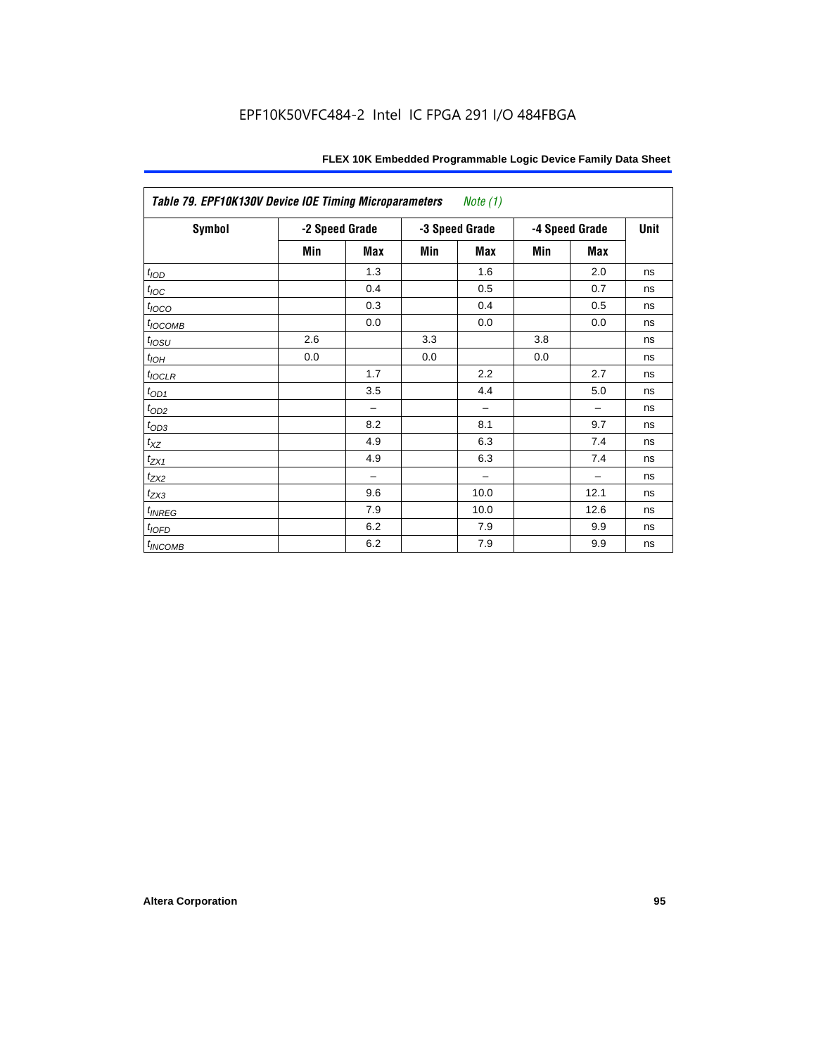| *Table 79. EPF10K130V Device IOE Timing Microparameters* *Note (1)* | | | | | | | |
|---|---|---|---|---|---|---|---|
| **Symbol** | **-2 Speed Grade** | | **-3 Speed Grade** | | **-4 Speed Grade** | | **Unit** |
| | **Min** | **Max** | **Min** | **Max** | **Min** | **Max** | |
| $t_{IOD}$ | | 1.3 | | 1.6 | | 2.0 | ns |
| $t_{IOC}$ | | 0.4 | | 0.5 | | 0.7 | ns |
| $t_{IOCO}$ | | 0.3 | | 0.4 | | 0.5 | ns |
| $t_{IOCOMB}$ | | 0.0 | | 0.0 | | 0.0 | ns |
| $t_{IOSU}$ | 2.6 | | 3.3 | | 3.8 | | ns |
| $t_{IOH}$ | 0.0 | | 0.0 | | 0.0 | | ns |
| $t_{IOCLR}$ | | 1.7 | | 2.2 | | 2.7 | ns |
| $t_{OD1}$ | | 3.5 | | 4.4 | | 5.0 | ns |
| $t_{OD2}$ | | – | | – | | – | ns |
| $t_{OD3}$ | | 8.2 | | 8.1 | | 9.7 | ns |
| $t_{XZ}$ | | 4.9 | | 6.3 | | 7.4 | ns |
| $t_{ZX1}$ | | 4.9 | | 6.3 | | 7.4 | ns |
| $t_{ZX2}$ | | – | | – | | – | ns |
| $t_{ZX3}$ | | 9.6 | | 10.0 | | 12.1 | ns |
| $t_{INREG}$ | | 7.9 | | 10.0 | | 12.6 | ns |
| $t_{IOFD}$ | | 6.2 | | 7.9 | | 9.9 | ns |
| $t_{INCOMB}$ | | 6.2 | | 7.9 | | 9.9 | ns |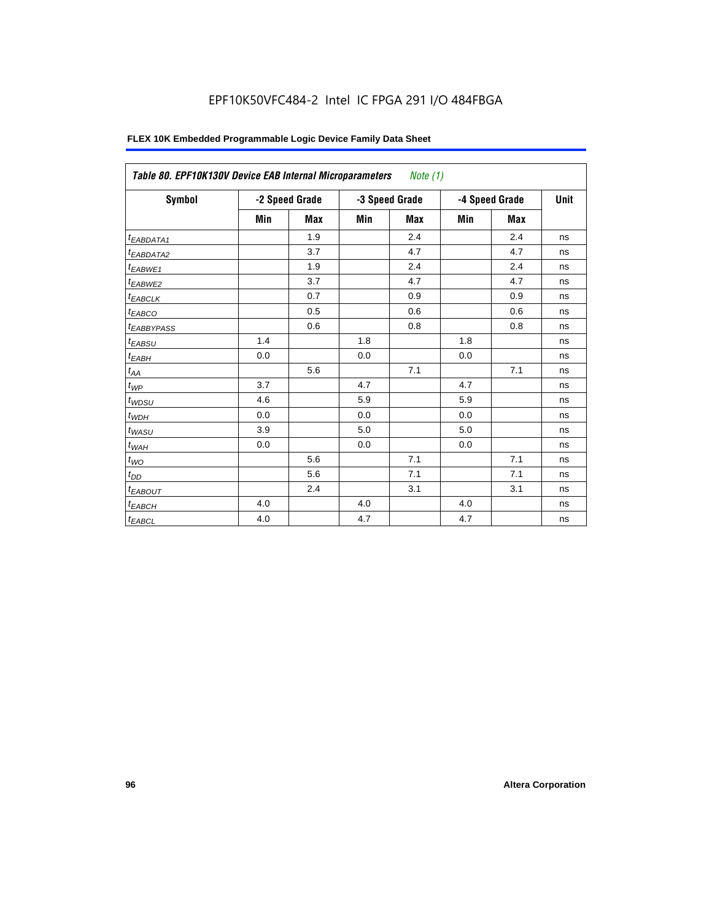Table 80. EPF10K130V Device EAB Internal Microparameters *Note (1)*

| Symbol | -2 Speed Grade | | -3 Speed Grade | | -4 Speed Grade | | Unit |
|---|---|---|---|---|---|---|---|
| | Min | Max | Min | Max | Min | Max | |
| $t_{EABDATA1}$ | | 1.9 | | 2.4 | | 2.4 | ns |
| $t_{EABDATA2}$ | | 3.7 | | 4.7 | | 4.7 | ns |
| $t_{EABWE1}$ | | 1.9 | | 2.4 | | 2.4 | ns |
| $t_{EABWE2}$ | | 3.7 | | 4.7 | | 4.7 | ns |
| $t_{EABCLK}$ | | 0.7 | | 0.9 | | 0.9 | ns |
| $t_{EABCO}$ | | 0.5 | | 0.6 | | 0.6 | ns |
| $t_{EABBYPASS}$ | | 0.6 | | 0.8 | | 0.8 | ns |
| $t_{EABSU}$ | 1.4 | | 1.8 | | 1.8 | | ns |
| $t_{EABH}$ | 0.0 | | 0.0 | | 0.0 | | ns |
| $t_{AA}$ | | 5.6 | | 7.1 | | 7.1 | ns |
| $t_{WP}$ | 3.7 | | 4.7 | | 4.7 | | ns |
| $t_{WDSU}$ | 4.6 | | 5.9 | | 5.9 | | ns |
| $t_{WDH}$ | 0.0 | | 0.0 | | 0.0 | | ns |
| $t_{WASU}$ | 3.9 | | 5.0 | | 5.0 | | ns |
| $t_{WAH}$ | 0.0 | | 0.0 | | 0.0 | | ns |
| $t_{WO}$ | | 5.6 | | 7.1 | | 7.1 | ns |
| $t_{DD}$ | | 5.6 | | 7.1 | | 7.1 | ns |
| $t_{EABOUT}$ | | 2.4 | | 3.1 | | 3.1 | ns |
| $t_{EABCH}$ | 4.0 | | 4.0 | | 4.0 | | ns |
| $t_{EABCL}$ | 4.0 | | 4.7 | | 4.7 | | ns |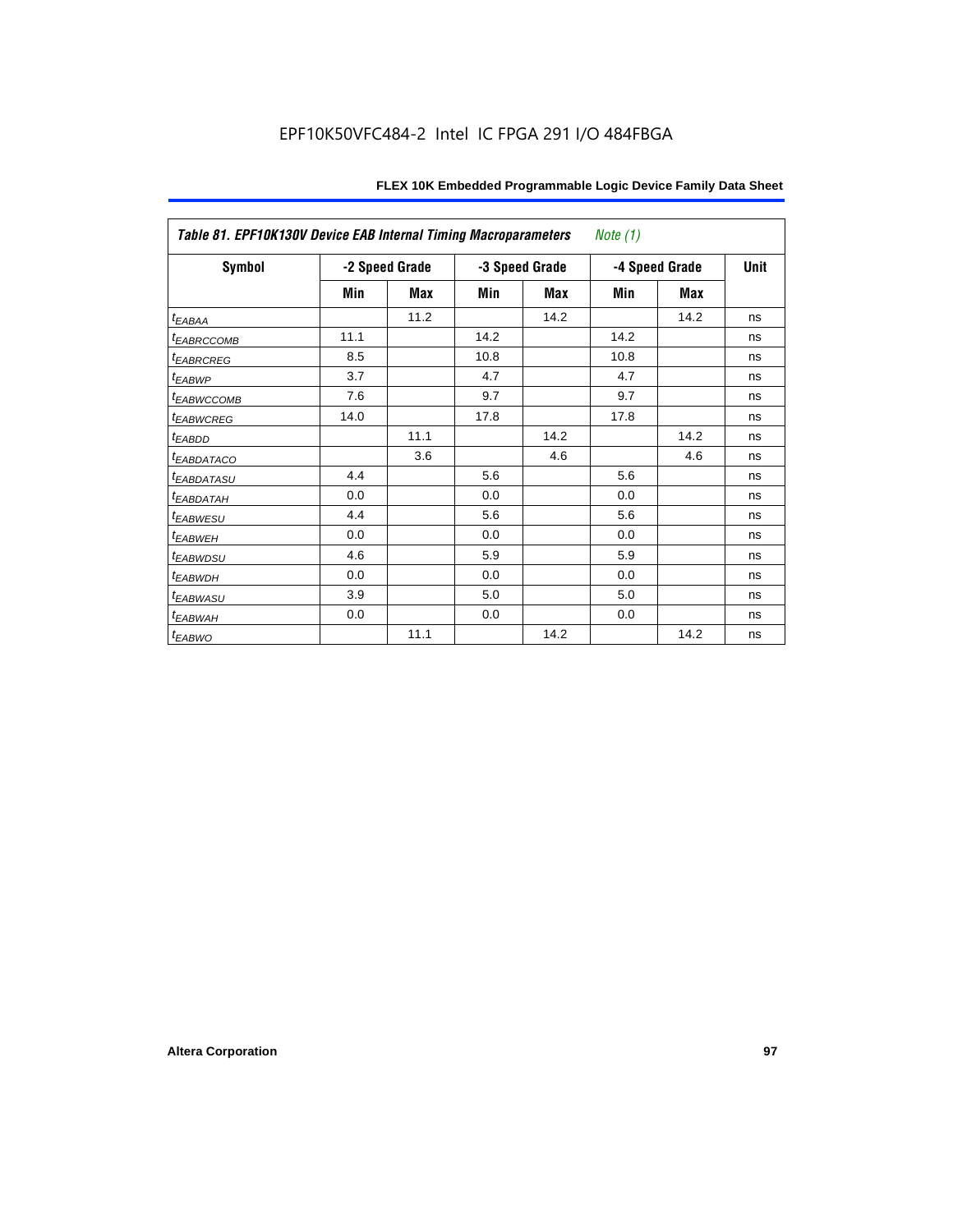EPF10K50VFC484-2 Intel IC FPGA 291 I/O 484FBGA

| *Table 81. EPF10K130V Device EAB Internal Timing Macroparameters* *Note (1)* | | | | | | | |
|---|---|---|---|---|---|---|---|
| **Symbol** | **-2 Speed Grade** | | **-3 Speed Grade** | | **-4 Speed Grade** | | **Unit** |
| | **Min** | **Max** | **Min** | **Max** | **Min** | **Max** | |
| $t_{EABAA}$ | | 11.2 | | 14.2 | | 14.2 | ns |
| $t_{EABRCCOMB}$ | 11.1 | | 14.2 | | 14.2 | | ns |
| $t_{EABRCREG}$ | 8.5 | | 10.8 | | 10.8 | | ns |
| $t_{EABWP}$ | 3.7 | | 4.7 | | 4.7 | | ns |
| $t_{EABWCCOMB}$ | 7.6 | | 9.7 | | 9.7 | | ns |
| $t_{EABWCREG}$ | 14.0 | | 17.8 | | 17.8 | | ns |
| $t_{EABDD}$ | | 11.1 | | 14.2 | | 14.2 | ns |
| $t_{EABDATACO}$ | | 3.6 | | 4.6 | | 4.6 | ns |
| $t_{EABDATASU}$ | 4.4 | | 5.6 | | 5.6 | | ns |
| $t_{EABDATAH}$ | 0.0 | | 0.0 | | 0.0 | | ns |
| $t_{EABWESU}$ | 4.4 | | 5.6 | | 5.6 | | ns |
| $t_{EABWEH}$ | 0.0 | | 0.0 | | 0.0 | | ns |
| $t_{EABWDSU}$ | 4.6 | | 5.9 | | 5.9 | | ns |
| $t_{EABWDH}$ | 0.0 | | 0.0 | | 0.0 | | ns |
| $t_{EABWASU}$ | 3.9 | | 5.0 | | 5.0 | | ns |
| $t_{EABWAH}$ | 0.0 | | 0.0 | | 0.0 | | ns |
| $t_{EABWO}$ | | 11.1 | | 14.2 | | 14.2 | ns |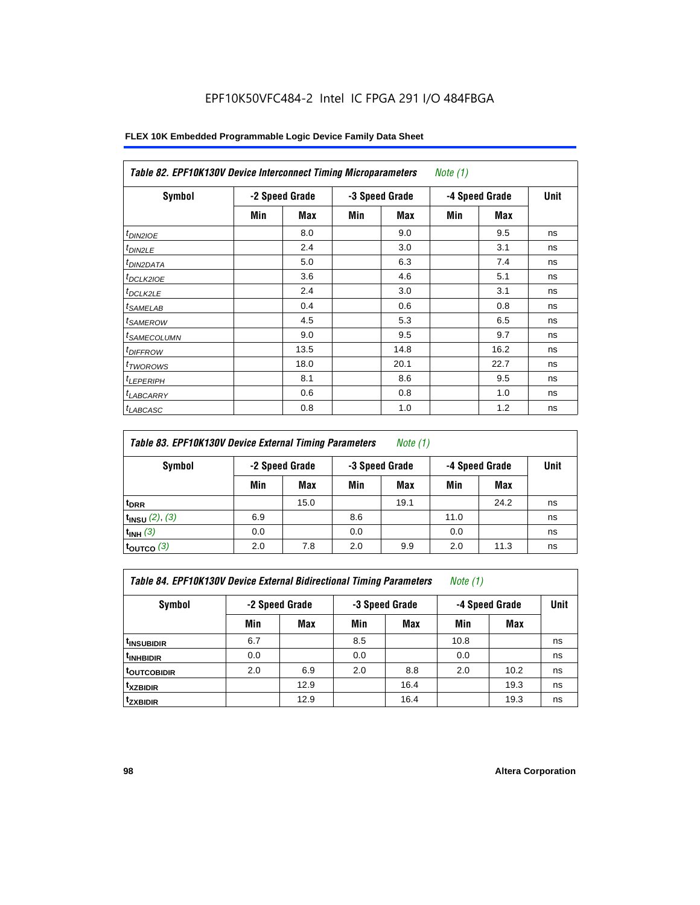EPF10K50VFC484-2 Intel IC FPGA 291 I/O 484FBGA

| *Table 82. EPF10K130V Device Interconnect Timing Microparameters* *Note (1)* | | | | | | | |
|---|---|---|---|---|---|---|---|
| Symbol | -2 Speed Grade | | -3 Speed Grade | | -4 Speed Grade | | Unit |
| | Min | Max | Min | Max | Min | Max | |
| $t_{DIN2IOE}$ | | 8.0 | | 9.0 | | 9.5 | ns |
| $t_{DIN2LE}$ | | 2.4 | | 3.0 | | 3.1 | ns |
| $t_{DIN2DATA}$ | | 5.0 | | 6.3 | | 7.4 | ns |
| $t_{DCLK2IOE}$ | | 3.6 | | 4.6 | | 5.1 | ns |
| $t_{DCLK2LE}$ | | 2.4 | | 3.0 | | 3.1 | ns |
| $t_{SAMELAB}$ | | 0.4 | | 0.6 | | 0.8 | ns |
| $t_{SAMEROW}$ | | 4.5 | | 5.3 | | 6.5 | ns |
| $t_{SAMECOLUMN}$ | | 9.0 | | 9.5 | | 9.7 | ns |
| $t_{DIFFROW}$ | | 13.5 | | 14.8 | | 16.2 | ns |
| $t_{TWOROWS}$ | | 18.0 | | 20.1 | | 22.7 | ns |
| $t_{LEPERIPH}$ | | 8.1 | | 8.6 | | 9.5 | ns |
| $t_{LABCARRY}$ | | 0.6 | | 0.8 | | 1.0 | ns |
| $t_{LABCASC}$ | | 0.8 | | 1.0 | | 1.2 | ns |

| *Table 83. EPF10K130V Device External Timing Parameters* *Note (1)* | | | | | | | |
|---|---|---|---|---|---|---|---|
| Symbol | -2 Speed Grade | | -3 Speed Grade | | -4 Speed Grade | | Unit |
| | Min | Max | Min | Max | Min | Max | |
| $t_{DRR}$ | | 15.0 | | 19.1 | | 24.2 | ns |
| $t_{INSU}$ *(2)*, *(3)* | 6.9 | | 8.6 | | 11.0 | | ns |
| $t_{INH}$ *(3)* | 0.0 | | 0.0 | | 0.0 | | ns |
| $t_{OUTCO}$ *(3)* | 2.0 | 7.8 | 2.0 | 9.9 | 2.0 | 11.3 | ns |

| *Table 84. EPF10K130V Device External Bidirectional Timing Parameters* *Note (1)* | | | | | | | |
|---|---|---|---|---|---|---|---|
| Symbol | -2 Speed Grade | | -3 Speed Grade | | -4 Speed Grade | | Unit |
| | Min | Max | Min | Max | Min | Max | |
| $t_{INSUBIDIR}$ | 6.7 | | 8.5 | | 10.8 | | ns |
| $t_{INHBIDIR}$ | 0.0 | | 0.0 | | 0.0 | | ns |
| $t_{OUTCOBIDIR}$ | 2.0 | 6.9 | 2.0 | 8.8 | 2.0 | 10.2 | ns |
| $t_{XZBIDIR}$ | | 12.9 | | 16.4 | | 19.3 | ns |
| $t_{ZXBIDIR}$ | | 12.9 | | 16.4 | | 19.3 | ns |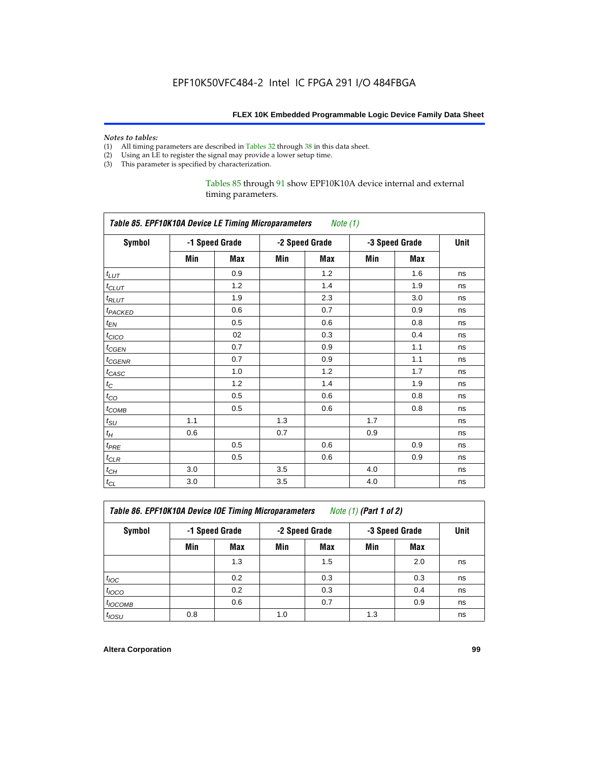EPF10K50VFC484-2 Intel IC FPGA 291 I/O 484FBGA

*Notes to tables:*
(1) All timing parameters are described in Tables 32 through 38 in this data sheet.
(2) Using an LE to register the signal may provide a lower setup time.
(3) This parameter is specified by characterization.

Tables 85 through 91 show EPF10K10A device internal and external timing parameters.

**Table 85. EPF10K10A Device LE Timing Microparameters** *Note (1)*

| Symbol | -1 Speed Grade | | -2 Speed Grade | | -3 Speed Grade | | Unit |
|---|---|---|---|---|---|---|---|
| | Min | Max | Min | Max | Min | Max | |
| $t_{LUT}$ | | 0.9 | | 1.2 | | 1.6 | ns |
| $t_{CLUT}$ | | 1.2 | | 1.4 | | 1.9 | ns |
| $t_{RLUT}$ | | 1.9 | | 2.3 | | 3.0 | ns |
| $t_{PACKED}$ | | 0.6 | | 0.7 | | 0.9 | ns |
| $t_{EN}$ | | 0.5 | | 0.6 | | 0.8 | ns |
| $t_{CICO}$ | | 02 | | 0.3 | | 0.4 | ns |
| $t_{CGEN}$ | | 0.7 | | 0.9 | | 1.1 | ns |
| $t_{CGENR}$ | | 0.7 | | 0.9 | | 1.1 | ns |
| $t_{CASC}$ | | 1.0 | | 1.2 | | 1.7 | ns |
| $t_C$ | | 1.2 | | 1.4 | | 1.9 | ns |
| $t_{CO}$ | | 0.5 | | 0.6 | | 0.8 | ns |
| $t_{COMB}$ | | 0.5 | | 0.6 | | 0.8 | ns |
| $t_{SU}$ | 1.1 | | 1.3 | | 1.7 | | ns |
| $t_H$ | 0.6 | | 0.7 | | 0.9 | | ns |
| $t_{PRE}$ | | 0.5 | | 0.6 | | 0.9 | ns |
| $t_{CLR}$ | | 0.5 | | 0.6 | | 0.9 | ns |
| $t_{CH}$ | 3.0 | | 3.5 | | 4.0 | | ns |
| $t_{CL}$ | 3.0 | | 3.5 | | 4.0 | | ns |

**Table 86. EPF10K10A Device IOE Timing Microparameters** *Note (1)* **(Part 1 of 2)**

| Symbol | -1 Speed Grade | | -2 Speed Grade | | -3 Speed Grade | | Unit |
|---|---|---|---|---|---|---|---|
| | Min | Max | Min | Max | Min | Max | |
| | | 1.3 | | 1.5 | | 2.0 | ns |
| $t_{IOC}$ | | 0.2 | | 0.3 | | 0.3 | ns |
| $t_{IOCO}$ | | 0.2 | | 0.3 | | 0.4 | ns |
| $t_{IOCOMB}$ | | 0.6 | | 0.7 | | 0.9 | ns |
| $t_{IOSU}$ | 0.8 | | 1.0 | | 1.3 | | ns |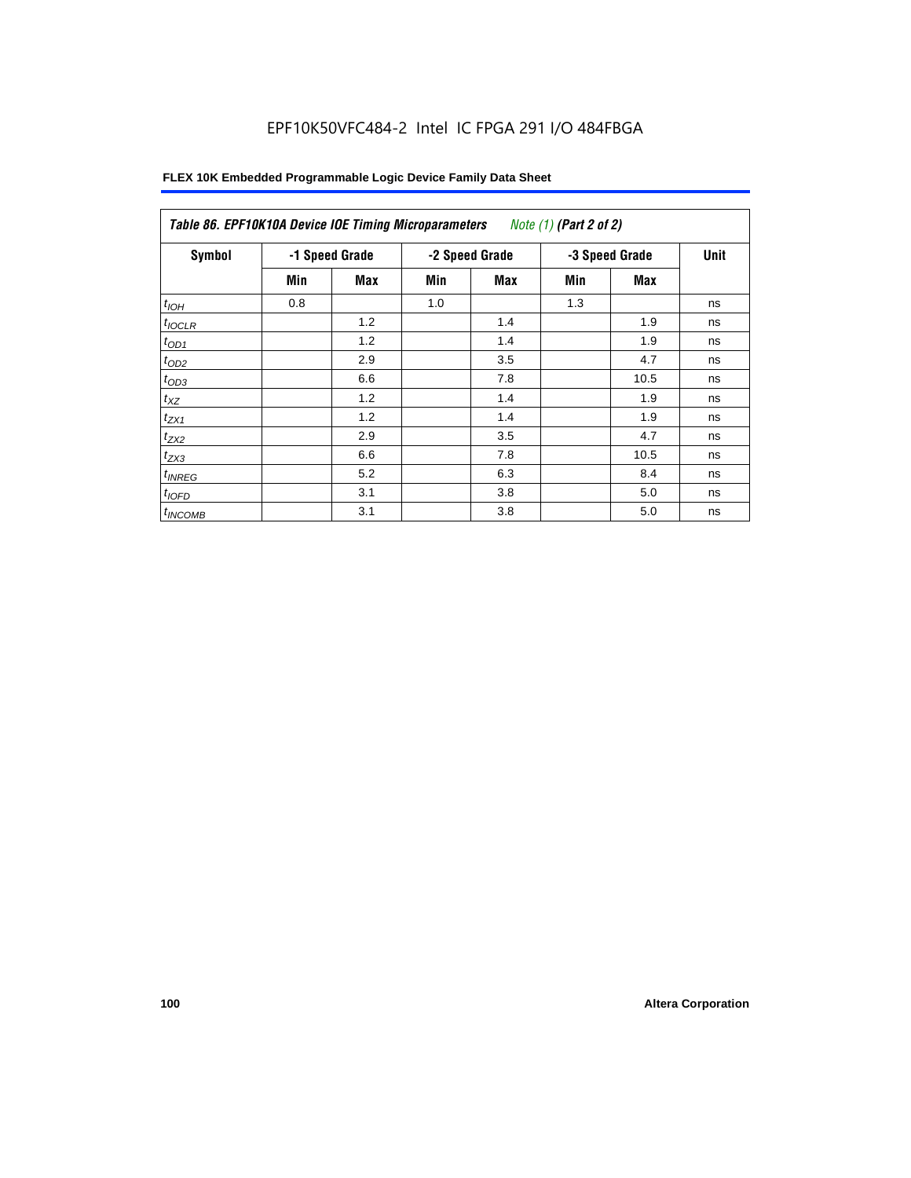EPF10K50VFC484-2 Intel IC FPGA 291 I/O 484FBGA

| *Table 86. EPF10K10A Device IOE Timing Microparameters* *Note (1)* ***(Part 2 of 2)*** | | | | | | | |
|---|---|---|---|---|---|---|---|
| **Symbol** | **-1 Speed Grade** | | **-2 Speed Grade** | | **-3 Speed Grade** | | **Unit** |
| | **Min** | **Max** | **Min** | **Max** | **Min** | **Max** | |
| $t_{IOH}$ | 0.8 | | 1.0 | | 1.3 | | ns |
| $t_{IOCLR}$ | | 1.2 | | 1.4 | | 1.9 | ns |
| $t_{OD1}$ | | 1.2 | | 1.4 | | 1.9 | ns |
| $t_{OD2}$ | | 2.9 | | 3.5 | | 4.7 | ns |
| $t_{OD3}$ | | 6.6 | | 7.8 | | 10.5 | ns |
| $t_{XZ}$ | | 1.2 | | 1.4 | | 1.9 | ns |
| $t_{ZX1}$ | | 1.2 | | 1.4 | | 1.9 | ns |
| $t_{ZX2}$ | | 2.9 | | 3.5 | | 4.7 | ns |
| $t_{ZX3}$ | | 6.6 | | 7.8 | | 10.5 | ns |
| $t_{INREG}$ | | 5.2 | | 6.3 | | 8.4 | ns |
| $t_{IOFD}$ | | 3.1 | | 3.8 | | 5.0 | ns |
| $t_{INCOMB}$ | | 3.1 | | 3.8 | | 5.0 | ns |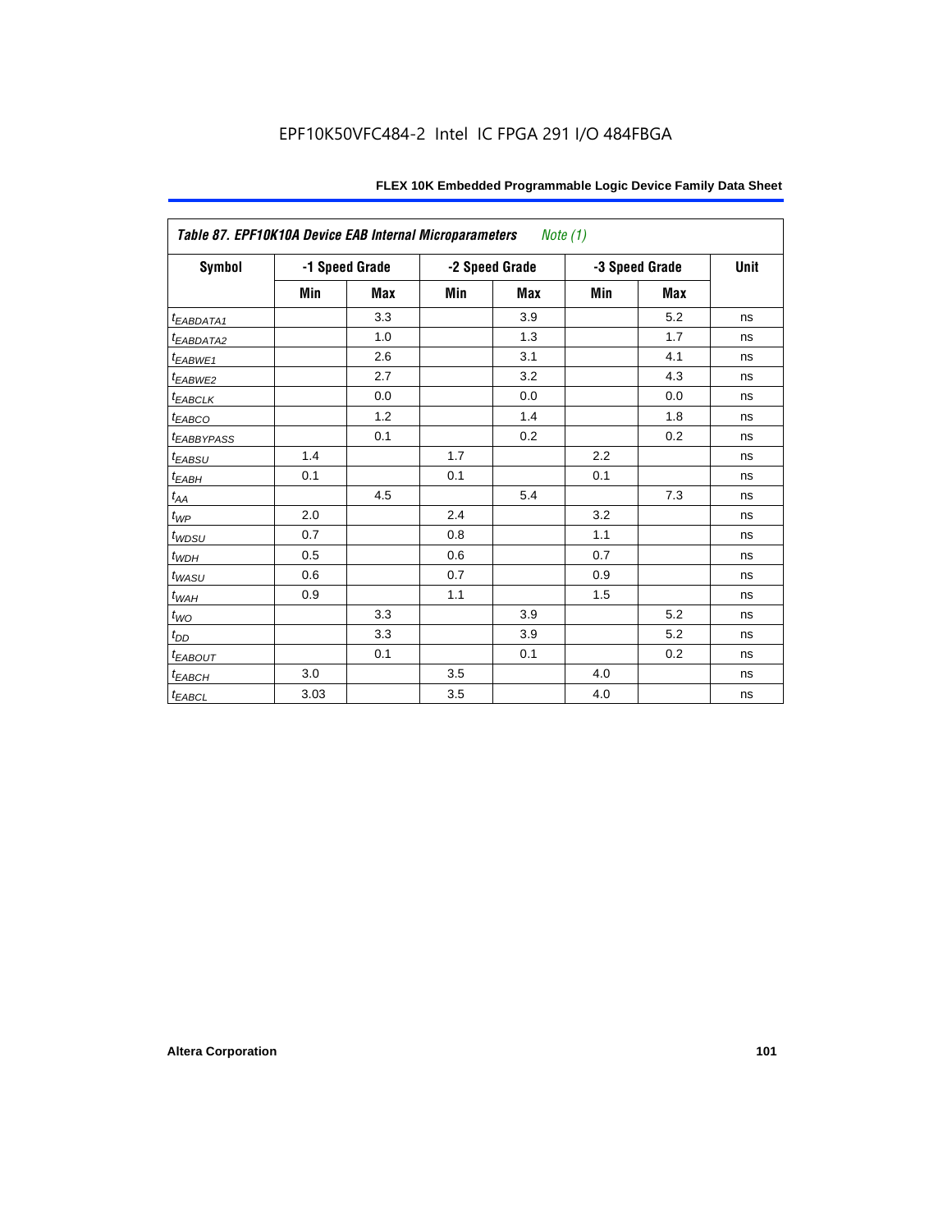EPF10K50VFC484-2 Intel IC FPGA 291 I/O 484FBGA

| *Table 87. EPF10K10A Device EAB Internal Microparameters* *Note (1)* | | | | | | | |
|---|---|---|---|---|---|---|---|
| **Symbol** | **-1 Speed Grade** | | **-2 Speed Grade** | | **-3 Speed Grade** | | **Unit** |
| | **Min** | **Max** | **Min** | **Max** | **Min** | **Max** | |
| $t_{EABDATA1}$ | | 3.3 | | 3.9 | | 5.2 | ns |
| $t_{EABDATA2}$ | | 1.0 | | 1.3 | | 1.7 | ns |
| $t_{EABWE1}$ | | 2.6 | | 3.1 | | 4.1 | ns |
| $t_{EABWE2}$ | | 2.7 | | 3.2 | | 4.3 | ns |
| $t_{EABCLK}$ | | 0.0 | | 0.0 | | 0.0 | ns |
| $t_{EABCO}$ | | 1.2 | | 1.4 | | 1.8 | ns |
| $t_{EABBYPASS}$ | | 0.1 | | 0.2 | | 0.2 | ns |
| $t_{EABSU}$ | 1.4 | | 1.7 | | 2.2 | | ns |
| $t_{EABH}$ | 0.1 | | 0.1 | | 0.1 | | ns |
| $t_{AA}$ | | 4.5 | | 5.4 | | 7.3 | ns |
| $t_{WP}$ | 2.0 | | 2.4 | | 3.2 | | ns |
| $t_{WDSU}$ | 0.7 | | 0.8 | | 1.1 | | ns |
| $t_{WDH}$ | 0.5 | | 0.6 | | 0.7 | | ns |
| $t_{WASU}$ | 0.6 | | 0.7 | | 0.9 | | ns |
| $t_{WAH}$ | 0.9 | | 1.1 | | 1.5 | | ns |
| $t_{WO}$ | | 3.3 | | 3.9 | | 5.2 | ns |
| $t_{DD}$ | | 3.3 | | 3.9 | | 5.2 | ns |
| $t_{EABOUT}$ | | 0.1 | | 0.1 | | 0.2 | ns |
| $t_{EABCH}$ | 3.0 | | 3.5 | | 4.0 | | ns |
| $t_{EABCL}$ | 3.03 | | 3.5 | | 4.0 | | ns |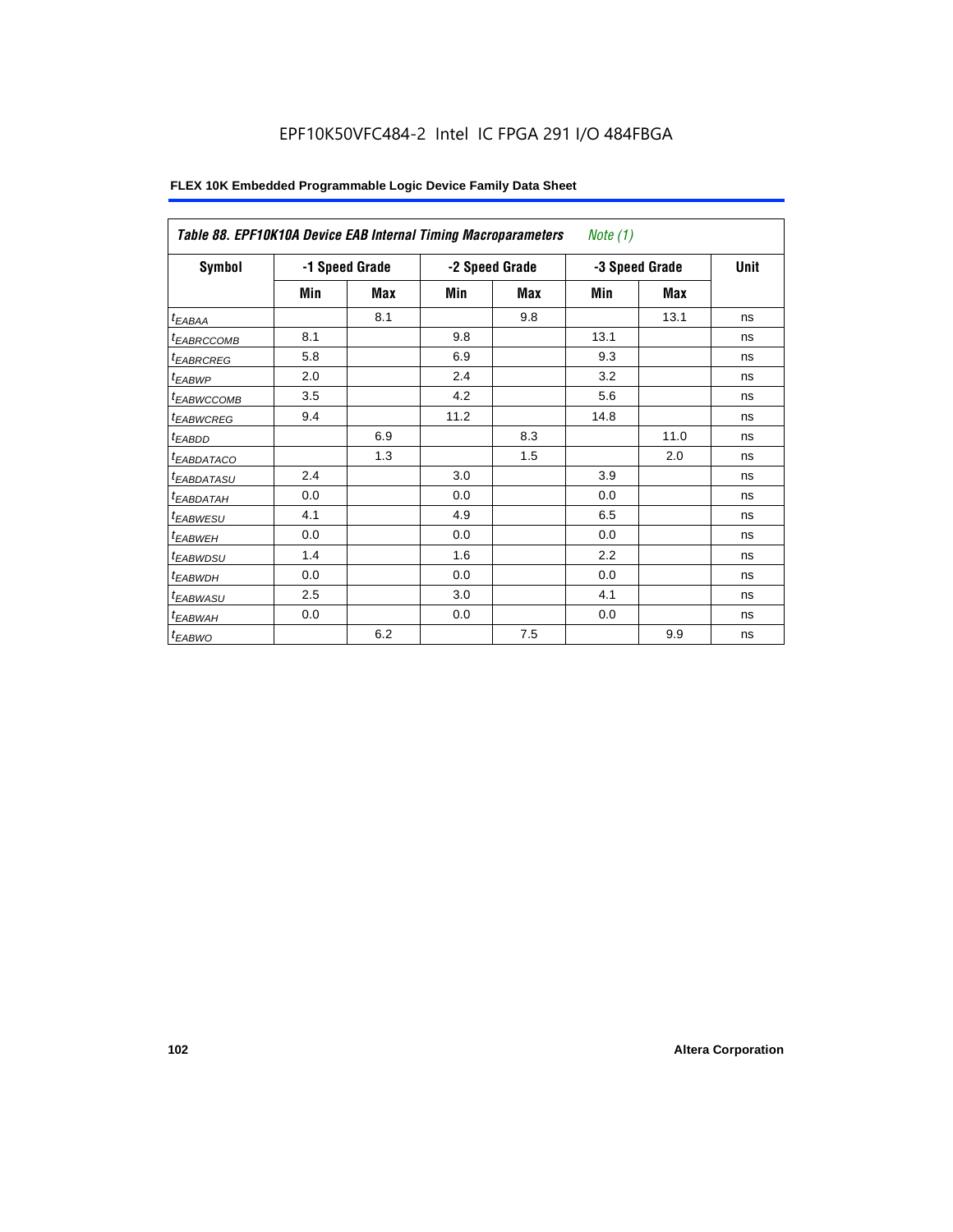EPF10K50VFC484-2 Intel IC FPGA 291 I/O 484FBGA

**FLEX 10K Embedded Programmable Logic Device Family Data Sheet**

| *Table 88. EPF10K10A Device EAB Internal Timing Macroparameters* *Note (1)* | | | | | | | |
|---|---|---|---|---|---|---|---|
| **Symbol** | **-1 Speed Grade** | | **-2 Speed Grade** | | **-3 Speed Grade** | | **Unit** |
| | **Min** | **Max** | **Min** | **Max** | **Min** | **Max** | |
| $t_{EABAA}$ | | 8.1 | | 9.8 | | 13.1 | ns |
| $t_{EABRCCOMB}$ | 8.1 | | 9.8 | | 13.1 | | ns |
| $t_{EABRCREG}$ | 5.8 | | 6.9 | | 9.3 | | ns |
| $t_{EABWP}$ | 2.0 | | 2.4 | | 3.2 | | ns |
| $t_{EABWCCOMB}$ | 3.5 | | 4.2 | | 5.6 | | ns |
| $t_{EABWCREG}$ | 9.4 | | 11.2 | | 14.8 | | ns |
| $t_{EABDD}$ | | 6.9 | | 8.3 | | 11.0 | ns |
| $t_{EABDATACO}$ | | 1.3 | | 1.5 | | 2.0 | ns |
| $t_{EABDATASU}$ | 2.4 | | 3.0 | | 3.9 | | ns |
| $t_{EABDATAH}$ | 0.0 | | 0.0 | | 0.0 | | ns |
| $t_{EABWESU}$ | 4.1 | | 4.9 | | 6.5 | | ns |
| $t_{EABWEH}$ | 0.0 | | 0.0 | | 0.0 | | ns |
| $t_{EABWDSU}$ | 1.4 | | 1.6 | | 2.2 | | ns |
| $t_{EABWDH}$ | 0.0 | | 0.0 | | 0.0 | | ns |
| $t_{EABWASU}$ | 2.5 | | 3.0 | | 4.1 | | ns |
| $t_{EABWAH}$ | 0.0 | | 0.0 | | 0.0 | | ns |
| $t_{EABWO}$ | | 6.2 | | 7.5 | | 9.9 | ns |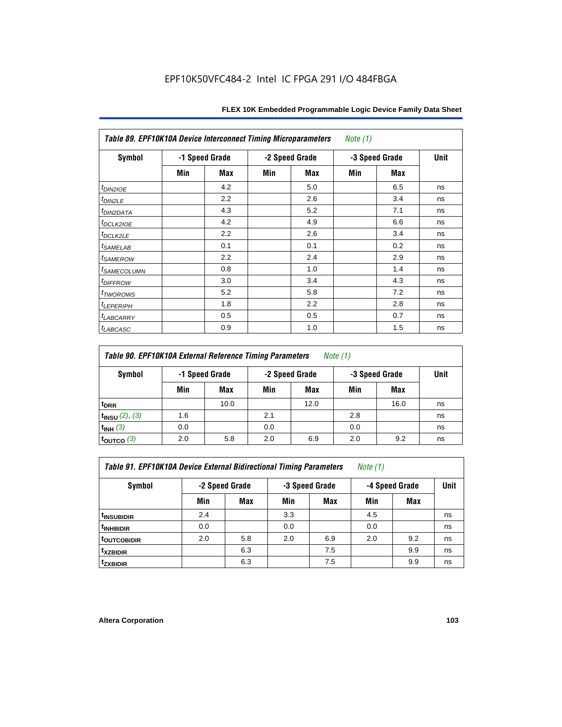EPF10K50VFC484-2 Intel IC FPGA 291 I/O 484FBGA

| *Table 89. EPF10K10A Device Interconnect Timing Microparameters* *Note (1)* | | | | | | | |
|---|---|---|---|---|---|---|---|
| **Symbol** | **-1 Speed Grade** | | **-2 Speed Grade** | | **-3 Speed Grade** | | **Unit** |
| | **Min** | **Max** | **Min** | **Max** | **Min** | **Max** | |
| $t_{DIN2IOE}$ | | 4.2 | | 5.0 | | 6.5 | ns |
| $t_{DIN2LE}$ | | 2.2 | | 2.6 | | 3.4 | ns |
| $t_{DIN2DATA}$ | | 4.3 | | 5.2 | | 7.1 | ns |
| $t_{DCLK2IOE}$ | | 4.2 | | 4.9 | | 6.6 | ns |
| $t_{DCLK2LE}$ | | 2.2 | | 2.6 | | 3.4 | ns |
| $t_{SAMELAB}$ | | 0.1 | | 0.1 | | 0.2 | ns |
| $t_{SAMEROW}$ | | 2.2 | | 2.4 | | 2.9 | ns |
| $t_{SAMECOLUMN}$ | | 0.8 | | 1.0 | | 1.4 | ns |
| $t_{DIFFROW}$ | | 3.0 | | 3.4 | | 4.3 | ns |
| $t_{TWOROWS}$ | | 5.2 | | 5.8 | | 7.2 | ns |
| $t_{LEPERIPH}$ | | 1.8 | | 2.2 | | 2.8 | ns |
| $t_{LABCARRY}$ | | 0.5 | | 0.5 | | 0.7 | ns |
| $t_{LABCASC}$ | | 0.9 | | 1.0 | | 1.5 | ns |

| *Table 90. EPF10K10A External Reference Timing Parameters* *Note (1)* | | | | | | | |
|---|---|---|---|---|---|---|---|
| **Symbol** | **-1 Speed Grade** | | **-2 Speed Grade** | | **-3 Speed Grade** | | **Unit** |
| | **Min** | **Max** | **Min** | **Max** | **Min** | **Max** | |
| $t_{DRR}$ | | 10.0 | | 12.0 | | 16.0 | ns |
| $t_{INSU}$ *(2)*, *(3)* | 1.6 | | 2.1 | | 2.8 | | ns |
| $t_{INH}$ *(3)* | 0.0 | | 0.0 | | 0.0 | | ns |
| $t_{OUTCO}$ *(3)* | 2.0 | 5.8 | 2.0 | 6.9 | 2.0 | 9.2 | ns |

| *Table 91. EPF10K10A Device External Bidirectional Timing Parameters* *Note (1)* | | | | | | | |
|---|---|---|---|---|---|---|---|
| **Symbol** | **-2 Speed Grade** | | **-3 Speed Grade** | | **-4 Speed Grade** | | **Unit** |
| | **Min** | **Max** | **Min** | **Max** | **Min** | **Max** | |
| $t_{INSUBIDIR}$ | 2.4 | | 3.3 | | 4.5 | | ns |
| $t_{INHBIDIR}$ | 0.0 | | 0.0 | | 0.0 | | ns |
| $t_{OUTCOBIDIR}$ | 2.0 | 5.8 | 2.0 | 6.9 | 2.0 | 9.2 | ns |
| $t_{XZBIDIR}$ | | 6.3 | | 7.5 | | 9.9 | ns |
| $t_{ZXBIDIR}$ | | 6.3 | | 7.5 | | 9.9 | ns |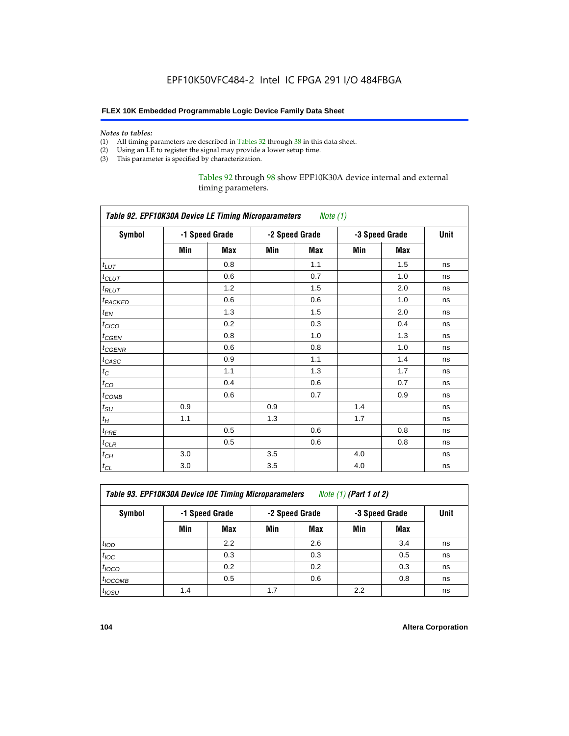EPF10K50VFC484-2 Intel IC FPGA 291 I/O 484FBGA

*Notes to tables:*

(1) All timing parameters are described in Tables 32 through 38 in this data sheet.
(2) Using an LE to register the signal may provide a lower setup time.
(3) This parameter is specified by characterization.

Tables 92 through 98 show EPF10K30A device internal and external timing parameters.

**Table 92. EPF10K30A Device LE Timing Microparameters** *Note (1)*

| Symbol | -1 Speed Grade | | -2 Speed Grade | | -3 Speed Grade | | Unit |
|---|---|---|---|---|---|---|---|
| | Min | Max | Min | Max | Min | Max | |
| $t_{LUT}$ | | 0.8 | | 1.1 | | 1.5 | ns |
| $t_{CLUT}$ | | 0.6 | | 0.7 | | 1.0 | ns |
| $t_{RLUT}$ | | 1.2 | | 1.5 | | 2.0 | ns |
| $t_{PACKED}$ | | 0.6 | | 0.6 | | 1.0 | ns |
| $t_{EN}$ | | 1.3 | | 1.5 | | 2.0 | ns |
| $t_{CICO}$ | | 0.2 | | 0.3 | | 0.4 | ns |
| $t_{CGEN}$ | | 0.8 | | 1.0 | | 1.3 | ns |
| $t_{CGENR}$ | | 0.6 | | 0.8 | | 1.0 | ns |
| $t_{CASC}$ | | 0.9 | | 1.1 | | 1.4 | ns |
| $t_{C}$ | | 1.1 | | 1.3 | | 1.7 | ns |
| $t_{CO}$ | | 0.4 | | 0.6 | | 0.7 | ns |
| $t_{COMB}$ | | 0.6 | | 0.7 | | 0.9 | ns |
| $t_{SU}$ | 0.9 | | 0.9 | | 1.4 | | ns |
| $t_{H}$ | 1.1 | | 1.3 | | 1.7 | | ns |
| $t_{PRE}$ | | 0.5 | | 0.6 | | 0.8 | ns |
| $t_{CLR}$ | | 0.5 | | 0.6 | | 0.8 | ns |
| $t_{CH}$ | 3.0 | | 3.5 | | 4.0 | | ns |
| $t_{CL}$ | 3.0 | | 3.5 | | 4.0 | | ns |

**Table 93. EPF10K30A Device IOE Timing Microparameters** *Note (1)* **(Part 1 of 2)**

| Symbol | -1 Speed Grade | | -2 Speed Grade | | -3 Speed Grade | | Unit |
|---|---|---|---|---|---|---|---|
| | Min | Max | Min | Max | Min | Max | |
| $t_{IOD}$ | | 2.2 | | 2.6 | | 3.4 | ns |
| $t_{IOC}$ | | 0.3 | | 0.3 | | 0.5 | ns |
| $t_{IOCO}$ | | 0.2 | | 0.2 | | 0.3 | ns |
| $t_{IOCOMB}$ | | 0.5 | | 0.6 | | 0.8 | ns |
| $t_{IOSU}$ | 1.4 | | 1.7 | | 2.2 | | ns |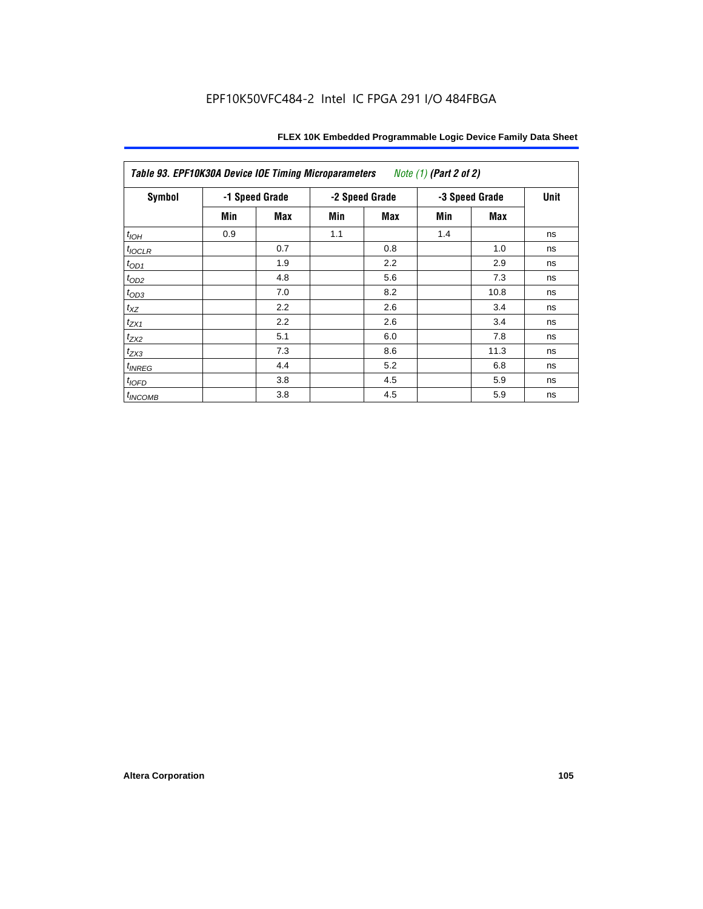| Table 93. EPF10K30A Device IOE Timing Microparameters *Note (1)* (Part 2 of 2) | | | | | | | |
|---|---|---|---|---|---|---|---|
| Symbol | -1 Speed Grade | | -2 Speed Grade | | -3 Speed Grade | | Unit |
| | Min | Max | Min | Max | Min | Max | |
| $t_{IOH}$ | 0.9 | | 1.1 | | 1.4 | | ns |
| $t_{IOCLR}$ | | 0.7 | | 0.8 | | 1.0 | ns |
| $t_{OD1}$ | | 1.9 | | 2.2 | | 2.9 | ns |
| $t_{OD2}$ | | 4.8 | | 5.6 | | 7.3 | ns |
| $t_{OD3}$ | | 7.0 | | 8.2 | | 10.8 | ns |
| $t_{XZ}$ | | 2.2 | | 2.6 | | 3.4 | ns |
| $t_{ZX1}$ | | 2.2 | | 2.6 | | 3.4 | ns |
| $t_{ZX2}$ | | 5.1 | | 6.0 | | 7.8 | ns |
| $t_{ZX3}$ | | 7.3 | | 8.6 | | 11.3 | ns |
| $t_{INREG}$ | | 4.4 | | 5.2 | | 6.8 | ns |
| $t_{IOFD}$ | | 3.8 | | 4.5 | | 5.9 | ns |
| $t_{INCOMB}$ | | 3.8 | | 4.5 | | 5.9 | ns |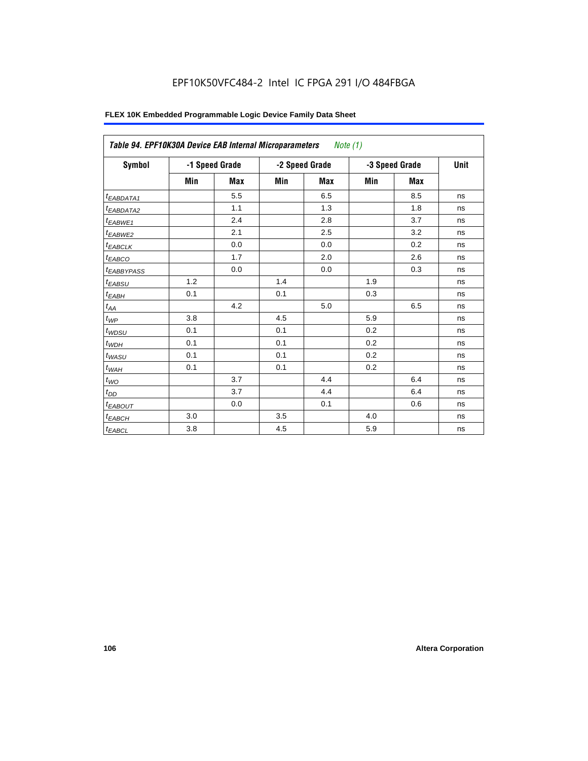EPF10K50VFC484-2 Intel IC FPGA 291 I/O 484FBGA

| Table 94. EPF10K30A Device EAB Internal Microparameters *Note (1)* | | | | | | | |
|---|---|---|---|---|---|---|---|
| **Symbol** | **-1 Speed Grade** | | **-2 Speed Grade** | | **-3 Speed Grade** | | **Unit** |
| | **Min** | **Max** | **Min** | **Max** | **Min** | **Max** | |
| $t_{EABDATA1}$ | | 5.5 | | 6.5 | | 8.5 | ns |
| $t_{EABDATA2}$ | | 1.1 | | 1.3 | | 1.8 | ns |
| $t_{EABWE1}$ | | 2.4 | | 2.8 | | 3.7 | ns |
| $t_{EABWE2}$ | | 2.1 | | 2.5 | | 3.2 | ns |
| $t_{EABCLK}$ | | 0.0 | | 0.0 | | 0.2 | ns |
| $t_{EABCO}$ | | 1.7 | | 2.0 | | 2.6 | ns |
| $t_{EABBYPASS}$ | | 0.0 | | 0.0 | | 0.3 | ns |
| $t_{EABSU}$ | 1.2 | | 1.4 | | 1.9 | | ns |
| $t_{EABH}$ | 0.1 | | 0.1 | | 0.3 | | ns |
| $t_{AA}$ | | 4.2 | | 5.0 | | 6.5 | ns |
| $t_{WP}$ | 3.8 | | 4.5 | | 5.9 | | ns |
| $t_{WDSU}$ | 0.1 | | 0.1 | | 0.2 | | ns |
| $t_{WDH}$ | 0.1 | | 0.1 | | 0.2 | | ns |
| $t_{WASU}$ | 0.1 | | 0.1 | | 0.2 | | ns |
| $t_{WAH}$ | 0.1 | | 0.1 | | 0.2 | | ns |
| $t_{WO}$ | | 3.7 | | 4.4 | | 6.4 | ns |
| $t_{DD}$ | | 3.7 | | 4.4 | | 6.4 | ns |
| $t_{EABOUT}$ | | 0.0 | | 0.1 | | 0.6 | ns |
| $t_{EABCH}$ | 3.0 | | 3.5 | | 4.0 | | ns |
| $t_{EABCL}$ | 3.8 | | 4.5 | | 5.9 | | ns |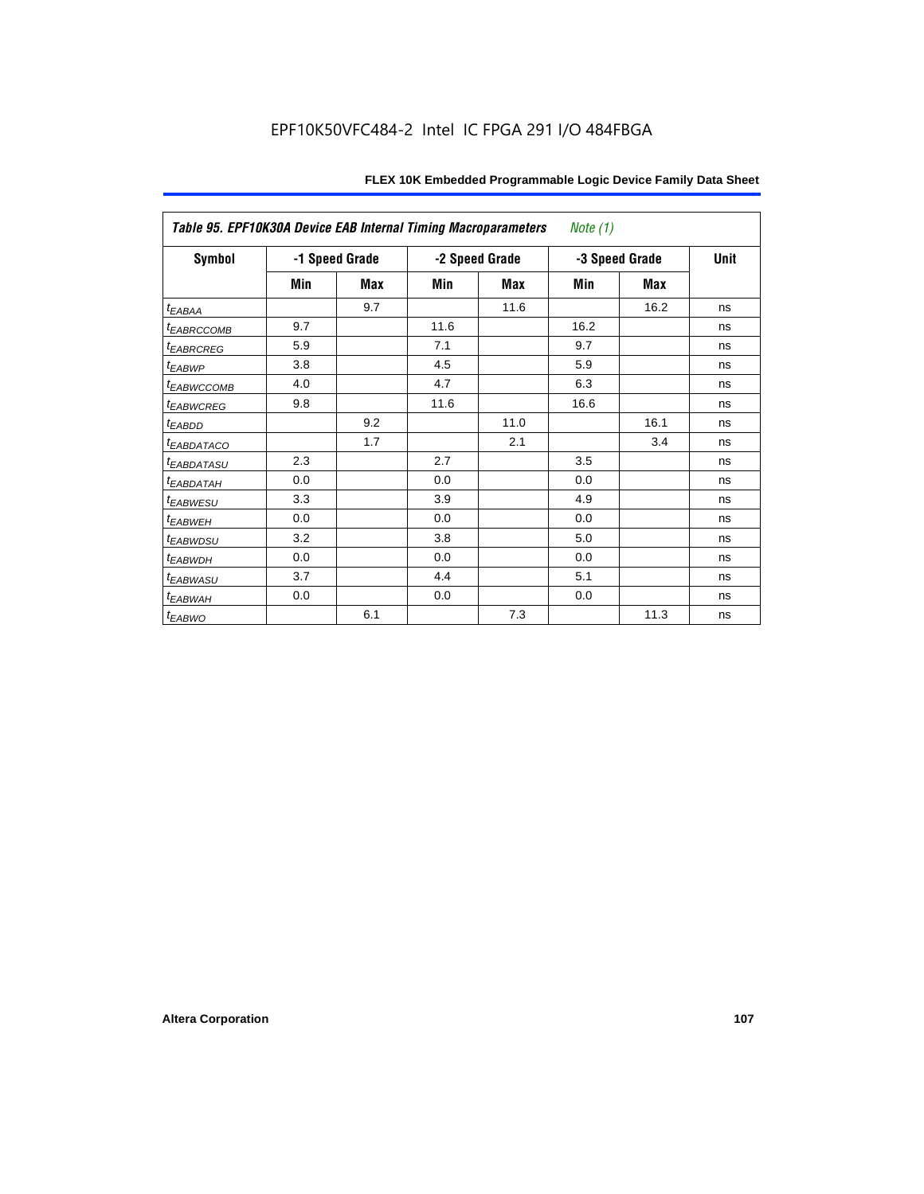| Table 95. EPF10K30A Device EAB Internal Timing Macroparameters *Note (1)* | | | | | | | |
|---|---|---|---|---|---|---|---|
| **Symbol** | **-1 Speed Grade** | | **-2 Speed Grade** | | **-3 Speed Grade** | | **Unit** |
| | **Min** | **Max** | **Min** | **Max** | **Min** | **Max** | |
| $t_{EABAA}$ | | 9.7 | | 11.6 | | 16.2 | ns |
| $t_{EABRCCOMB}$ | 9.7 | | 11.6 | | 16.2 | | ns |
| $t_{EABRCREG}$ | 5.9 | | 7.1 | | 9.7 | | ns |
| $t_{EABWP}$ | 3.8 | | 4.5 | | 5.9 | | ns |
| $t_{EABWCCOMB}$ | 4.0 | | 4.7 | | 6.3 | | ns |
| $t_{EABWCREG}$ | 9.8 | | 11.6 | | 16.6 | | ns |
| $t_{EABDD}$ | | 9.2 | | 11.0 | | 16.1 | ns |
| $t_{EABDATACO}$ | | 1.7 | | 2.1 | | 3.4 | ns |
| $t_{EABDATASU}$ | 2.3 | | 2.7 | | 3.5 | | ns |
| $t_{EABDATAH}$ | 0.0 | | 0.0 | | 0.0 | | ns |
| $t_{EABWESU}$ | 3.3 | | 3.9 | | 4.9 | | ns |
| $t_{EABWEH}$ | 0.0 | | 0.0 | | 0.0 | | ns |
| $t_{EABWDSU}$ | 3.2 | | 3.8 | | 5.0 | | ns |
| $t_{EABWDH}$ | 0.0 | | 0.0 | | 0.0 | | ns |
| $t_{EABWASU}$ | 3.7 | | 4.4 | | 5.1 | | ns |
| $t_{EABWAH}$ | 0.0 | | 0.0 | | 0.0 | | ns |
| $t_{EABWO}$ | | 6.1 | | 7.3 | | 11.3 | ns |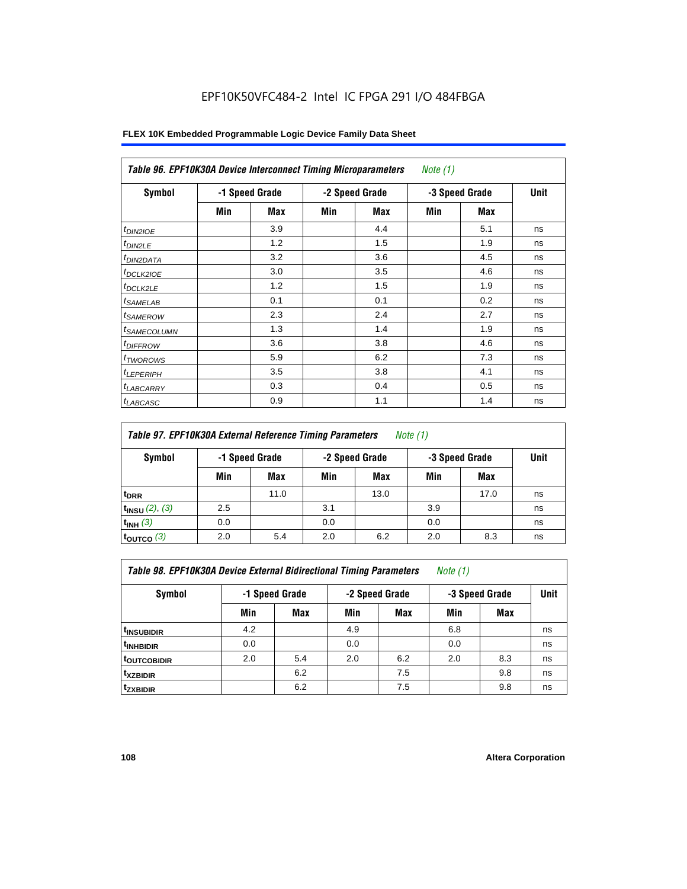EPF10K50VFC484-2 Intel IC FPGA 291 I/O 484FBGA

**FLEX 10K Embedded Programmable Logic Device Family Data Sheet**

| *Table 96. EPF10K30A Device Interconnect Timing Microparameters Note (1)* | | | | | | | |
|---|---|---|---|---|---|---|---|
| **Symbol** | **-1 Speed Grade** | | **-2 Speed Grade** | | **-3 Speed Grade** | | **Unit** |
| | **Min** | **Max** | **Min** | **Max** | **Min** | **Max** | |
| $t_{DIN2IOE}$ | | 3.9 | | 4.4 | | 5.1 | ns |
| $t_{DIN2LE}$ | | 1.2 | | 1.5 | | 1.9 | ns |
| $t_{DIN2DATA}$ | | 3.2 | | 3.6 | | 4.5 | ns |
| $t_{DCLK2IOE}$ | | 3.0 | | 3.5 | | 4.6 | ns |
| $t_{DCLK2LE}$ | | 1.2 | | 1.5 | | 1.9 | ns |
| $t_{SAMELAB}$ | | 0.1 | | 0.1 | | 0.2 | ns |
| $t_{SAMEROW}$ | | 2.3 | | 2.4 | | 2.7 | ns |
| $t_{SAMECOLUMN}$ | | 1.3 | | 1.4 | | 1.9 | ns |
| $t_{DIFFROW}$ | | 3.6 | | 3.8 | | 4.6 | ns |
| $t_{TWOROWS}$ | | 5.9 | | 6.2 | | 7.3 | ns |
| $t_{LEPERIPH}$ | | 3.5 | | 3.8 | | 4.1 | ns |
| $t_{LABCARRY}$ | | 0.3 | | 0.4 | | 0.5 | ns |
| $t_{LABCASC}$ | | 0.9 | | 1.1 | | 1.4 | ns |

| *Table 97. EPF10K30A External Reference Timing Parameters Note (1)* | | | | | | | |
|---|---|---|---|---|---|---|---|
| **Symbol** | **-1 Speed Grade** | | **-2 Speed Grade** | | **-3 Speed Grade** | | **Unit** |
| | **Min** | **Max** | **Min** | **Max** | **Min** | **Max** | |
| $t_{DRR}$ | | 11.0 | | 13.0 | | 17.0 | ns |
| $t_{INSU}$ (2), (3) | 2.5 | | 3.1 | | 3.9 | | ns |
| $t_{INH}$ (3) | 0.0 | | 0.0 | | 0.0 | | ns |
| $t_{OUTCO}$ (3) | 2.0 | 5.4 | 2.0 | 6.2 | 2.0 | 8.3 | ns |

| *Table 98. EPF10K30A Device External Bidirectional Timing Parameters Note (1)* | | | | | | | |
|---|---|---|---|---|---|---|---|
| **Symbol** | **-1 Speed Grade** | | **-2 Speed Grade** | | **-3 Speed Grade** | | **Unit** |
| | **Min** | **Max** | **Min** | **Max** | **Min** | **Max** | |
| $t_{INSUBIDIR}$ | 4.2 | | 4.9 | | 6.8 | | ns |
| $t_{INHBIDIR}$ | 0.0 | | 0.0 | | 0.0 | | ns |
| $t_{OUTCOBIDIR}$ | 2.0 | 5.4 | 2.0 | 6.2 | 2.0 | 8.3 | ns |
| $t_{XZBIDIR}$ | | 6.2 | | 7.5 | | 9.8 | ns |
| $t_{ZXBIDIR}$ | | 6.2 | | 7.5 | | 9.8 | ns |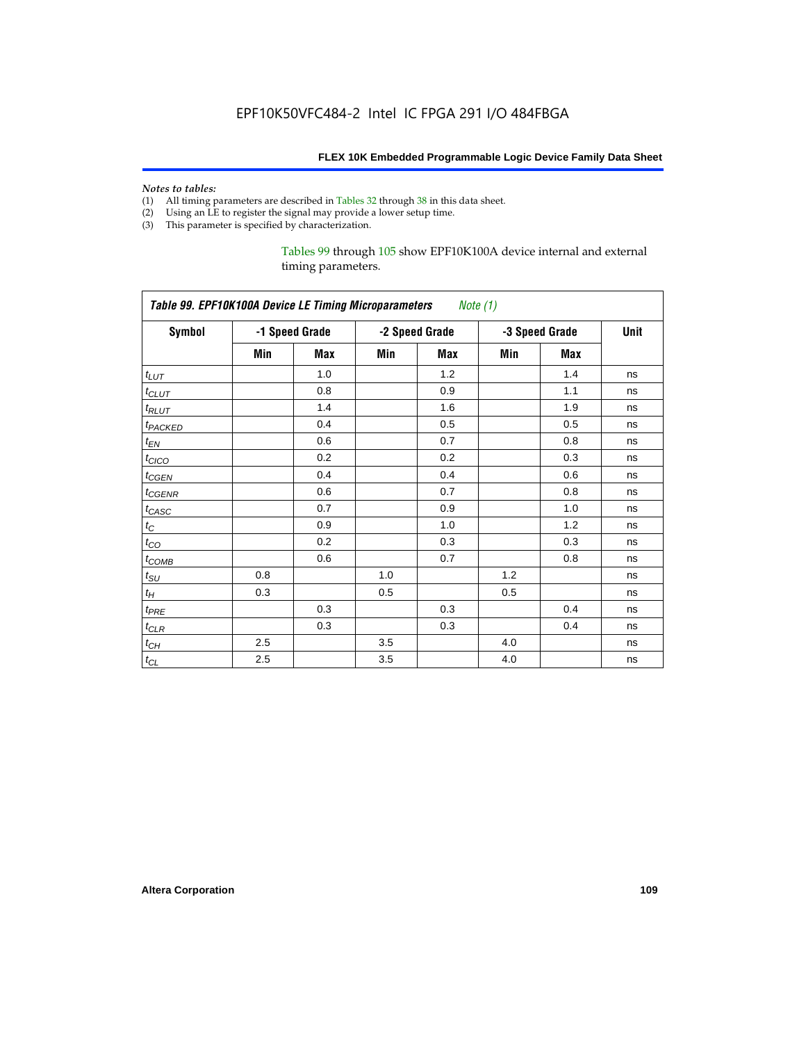*Notes to tables:*

(1) All timing parameters are described in Tables 32 through 38 in this data sheet.
(2) Using an LE to register the signal may provide a lower setup time.
(3) This parameter is specified by characterization.

Tables 99 through 105 show EPF10K100A device internal and external timing parameters.

| *Table 99. EPF10K100A Device LE Timing Microparameters* *Note (1)* | | | | | | | |
|---|---|---|---|---|---|---|---|
| **Symbol** | **-1 Speed Grade** | | **-2 Speed Grade** | | **-3 Speed Grade** | | **Unit** |
| | **Min** | **Max** | **Min** | **Max** | **Min** | **Max** | |
| $t_{LUT}$ | | 1.0 | | 1.2 | | 1.4 | ns |
| $t_{CLUT}$ | | 0.8 | | 0.9 | | 1.1 | ns |
| $t_{RLUT}$ | | 1.4 | | 1.6 | | 1.9 | ns |
| $t_{PACKED}$ | | 0.4 | | 0.5 | | 0.5 | ns |
| $t_{EN}$ | | 0.6 | | 0.7 | | 0.8 | ns |
| $t_{CICO}$ | | 0.2 | | 0.2 | | 0.3 | ns |
| $t_{CGEN}$ | | 0.4 | | 0.4 | | 0.6 | ns |
| $t_{CGENR}$ | | 0.6 | | 0.7 | | 0.8 | ns |
| $t_{CASC}$ | | 0.7 | | 0.9 | | 1.0 | ns |
| $t_{C}$ | | 0.9 | | 1.0 | | 1.2 | ns |
| $t_{CO}$ | | 0.2 | | 0.3 | | 0.3 | ns |
| $t_{COMB}$ | | 0.6 | | 0.7 | | 0.8 | ns |
| $t_{SU}$ | 0.8 | | 1.0 | | 1.2 | | ns |
| $t_{H}$ | 0.3 | | 0.5 | | 0.5 | | ns |
| $t_{PRE}$ | | 0.3 | | 0.3 | | 0.4 | ns |
| $t_{CLR}$ | | 0.3 | | 0.3 | | 0.4 | ns |
| $t_{CH}$ | 2.5 | | 3.5 | | 4.0 | | ns |
| $t_{CL}$ | 2.5 | | 3.5 | | 4.0 | | ns |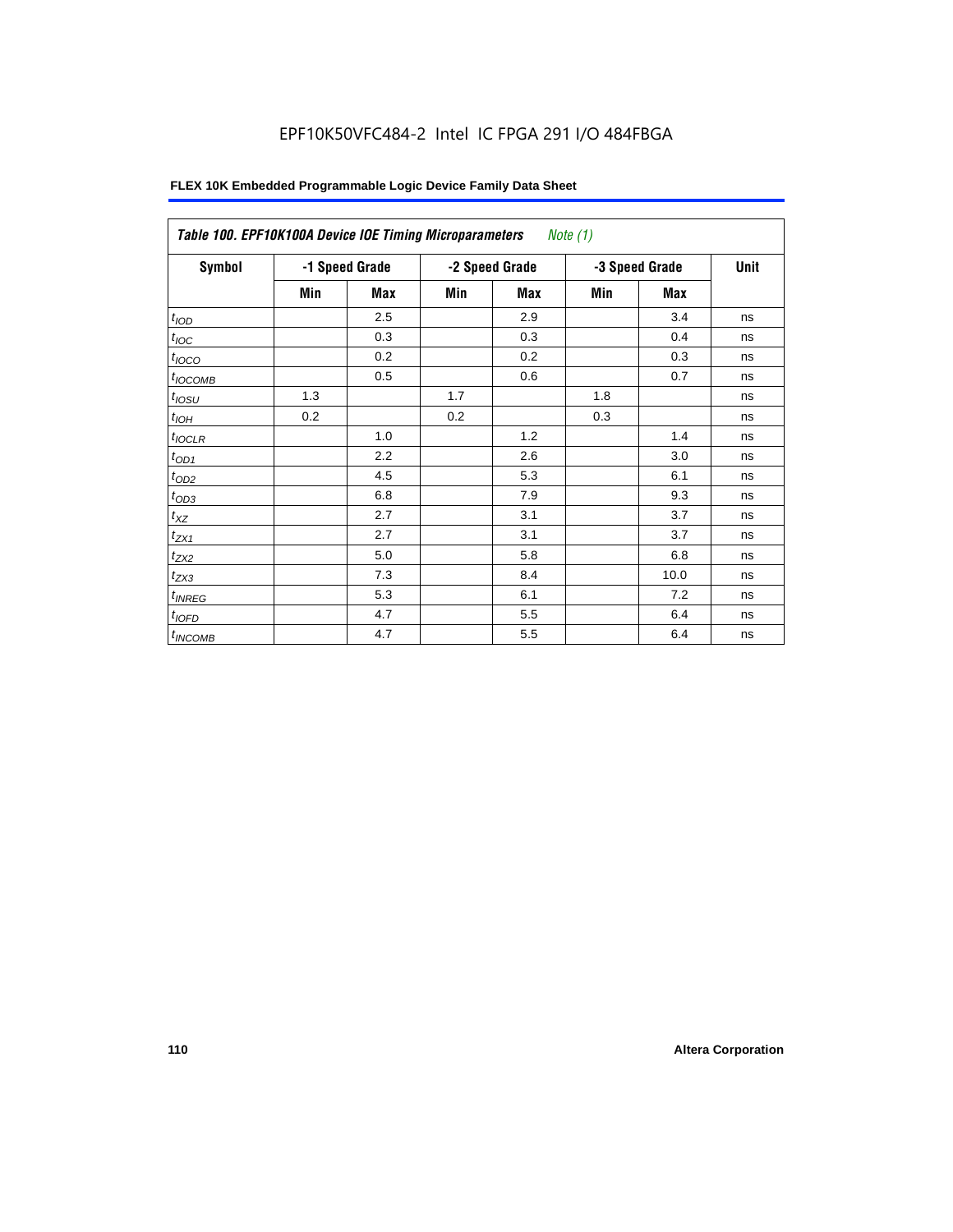**Table 100. EPF10K100A Device IOE Timing Microparameters** *Note (1)*

| Symbol | -1 Speed Grade | | -2 Speed Grade | | -3 Speed Grade | | Unit |
|---|---|---|---|---|---|---|---|
| | Min | Max | Min | Max | Min | Max | |
| $t_{IOD}$ | | 2.5 | | 2.9 | | 3.4 | ns |
| $t_{IOC}$ | | 0.3 | | 0.3 | | 0.4 | ns |
| $t_{IOCO}$ | | 0.2 | | 0.2 | | 0.3 | ns |
| $t_{IOCOMB}$ | | 0.5 | | 0.6 | | 0.7 | ns |
| $t_{IOSU}$ | 1.3 | | 1.7 | | 1.8 | | ns |
| $t_{IOH}$ | 0.2 | | 0.2 | | 0.3 | | ns |
| $t_{IOCLR}$ | | 1.0 | | 1.2 | | 1.4 | ns |
| $t_{OD1}$ | | 2.2 | | 2.6 | | 3.0 | ns |
| $t_{OD2}$ | | 4.5 | | 5.3 | | 6.1 | ns |
| $t_{OD3}$ | | 6.8 | | 7.9 | | 9.3 | ns |
| $t_{XZ}$ | | 2.7 | | 3.1 | | 3.7 | ns |
| $t_{ZX1}$ | | 2.7 | | 3.1 | | 3.7 | ns |
| $t_{ZX2}$ | | 5.0 | | 5.8 | | 6.8 | ns |
| $t_{ZX3}$ | | 7.3 | | 8.4 | | 10.0 | ns |
| $t_{INREG}$ | | 5.3 | | 6.1 | | 7.2 | ns |
| $t_{IOFD}$ | | 4.7 | | 5.5 | | 6.4 | ns |
| $t_{INCOMB}$ | | 4.7 | | 5.5 | | 6.4 | ns |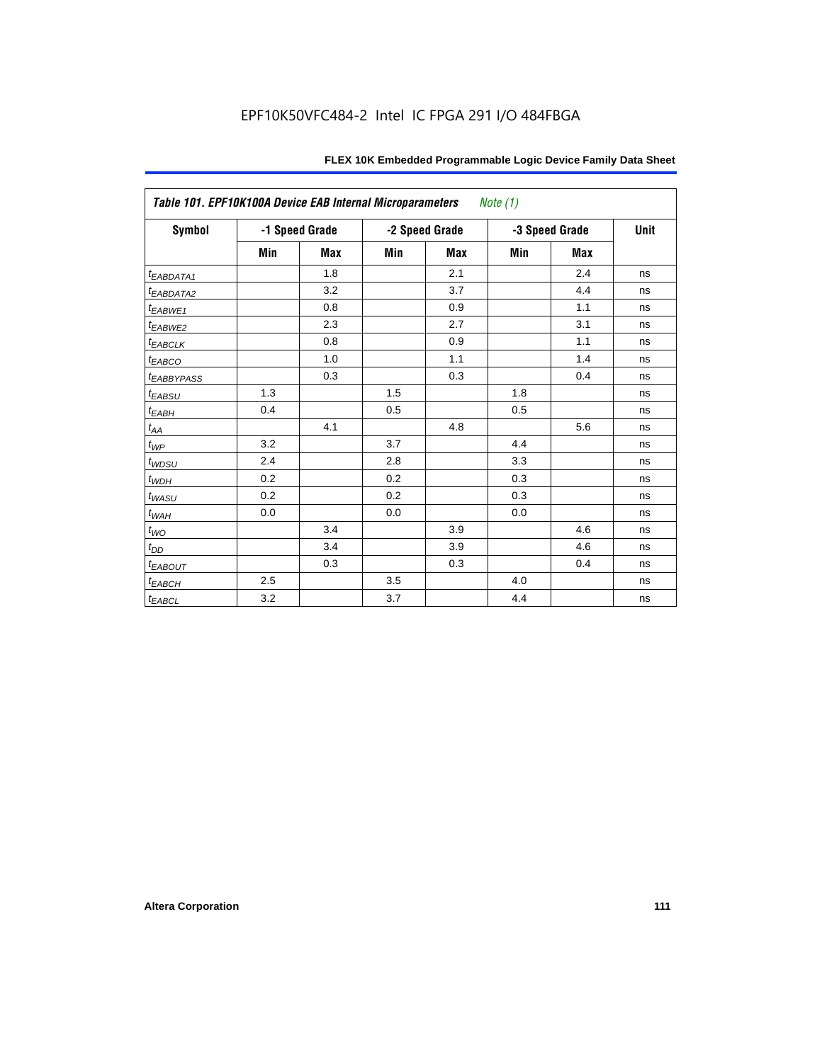**Table 101. EPF10K100A Device EAB Internal Microparameters** *Note (1)*

| Symbol | -1 Speed Grade | | -2 Speed Grade | | -3 Speed Grade | | Unit |
|---|---|---|---|---|---|---|---|
| | Min | Max | Min | Max | Min | Max | |
| $t_{EABDATA1}$ | | 1.8 | | 2.1 | | 2.4 | ns |
| $t_{EABDATA2}$ | | 3.2 | | 3.7 | | 4.4 | ns |
| $t_{EABWE1}$ | | 0.8 | | 0.9 | | 1.1 | ns |
| $t_{EABWE2}$ | | 2.3 | | 2.7 | | 3.1 | ns |
| $t_{EABCLK}$ | | 0.8 | | 0.9 | | 1.1 | ns |
| $t_{EABCO}$ | | 1.0 | | 1.1 | | 1.4 | ns |
| $t_{EABBYPASS}$ | | 0.3 | | 0.3 | | 0.4 | ns |
| $t_{EABSU}$ | 1.3 | | 1.5 | | 1.8 | | ns |
| $t_{EABH}$ | 0.4 | | 0.5 | | 0.5 | | ns |
| $t_{AA}$ | | 4.1 | | 4.8 | | 5.6 | ns |
| $t_{WP}$ | 3.2 | | 3.7 | | 4.4 | | ns |
| $t_{WDSU}$ | 2.4 | | 2.8 | | 3.3 | | ns |
| $t_{WDH}$ | 0.2 | | 0.2 | | 0.3 | | ns |
| $t_{WASU}$ | 0.2 | | 0.2 | | 0.3 | | ns |
| $t_{WAH}$ | 0.0 | | 0.0 | | 0.0 | | ns |
| $t_{WO}$ | | 3.4 | | 3.9 | | 4.6 | ns |
| $t_{DD}$ | | 3.4 | | 3.9 | | 4.6 | ns |
| $t_{EABOUT}$ | | 0.3 | | 0.3 | | 0.4 | ns |
| $t_{EABCH}$ | 2.5 | | 3.5 | | 4.0 | | ns |
| $t_{EABCL}$ | 3.2 | | 3.7 | | 4.4 | | ns |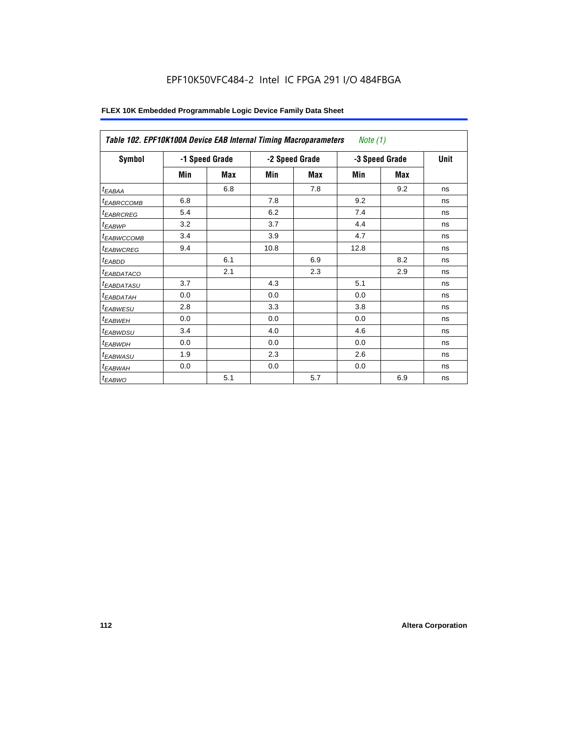EPF10K50VFC484-2 Intel IC FPGA 291 I/O 484FBGA

| *Table 102. EPF10K100A Device EAB Internal Timing Macroparameters Note (1)* | | | | | | | |
|---|---|---|---|---|---|---|---|
| **Symbol** | **-1 Speed Grade** | | **-2 Speed Grade** | | **-3 Speed Grade** | | **Unit** |
| | **Min** | **Max** | **Min** | **Max** | **Min** | **Max** | |
| $t_{EABAA}$ | | 6.8 | | 7.8 | | 9.2 | ns |
| $t_{EABRCCOMB}$ | 6.8 | | 7.8 | | 9.2 | | ns |
| $t_{EABRCREG}$ | 5.4 | | 6.2 | | 7.4 | | ns |
| $t_{EABWP}$ | 3.2 | | 3.7 | | 4.4 | | ns |
| $t_{EABWCCOMB}$ | 3.4 | | 3.9 | | 4.7 | | ns |
| $t_{EABWCREG}$ | 9.4 | | 10.8 | | 12.8 | | ns |
| $t_{EABDD}$ | | 6.1 | | 6.9 | | 8.2 | ns |
| $t_{EABDATACO}$ | | 2.1 | | 2.3 | | 2.9 | ns |
| $t_{EABDATASU}$ | 3.7 | | 4.3 | | 5.1 | | ns |
| $t_{EABDATAH}$ | 0.0 | | 0.0 | | 0.0 | | ns |
| $t_{EABWESU}$ | 2.8 | | 3.3 | | 3.8 | | ns |
| $t_{EABWEH}$ | 0.0 | | 0.0 | | 0.0 | | ns |
| $t_{EABWDSU}$ | 3.4 | | 4.0 | | 4.6 | | ns |
| $t_{EABWDH}$ | 0.0 | | 0.0 | | 0.0 | | ns |
| $t_{EABWASU}$ | 1.9 | | 2.3 | | 2.6 | | ns |
| $t_{EABWAH}$ | 0.0 | | 0.0 | | 0.0 | | ns |
| $t_{EABWO}$ | | 5.1 | | 5.7 | | 6.9 | ns |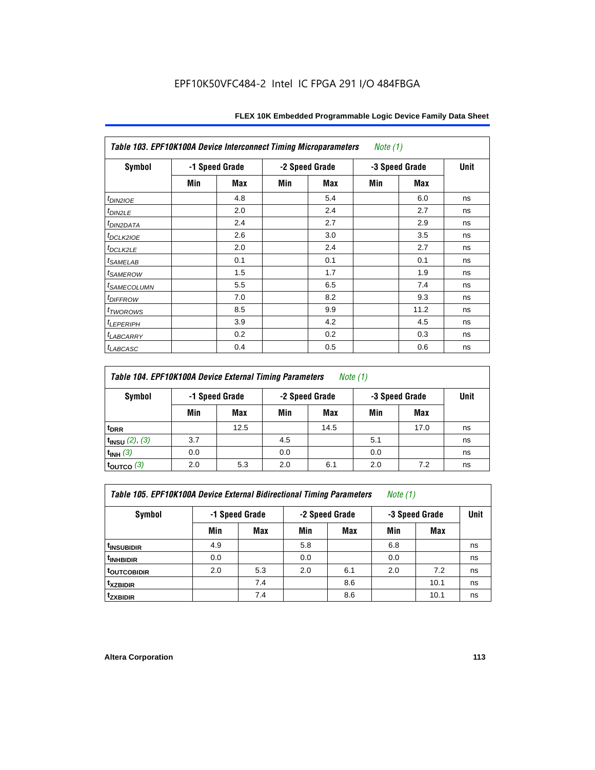EPF10K50VFC484-2 Intel IC FPGA 291 I/O 484FBGA

| Table 103. EPF10K100A Device Interconnect Timing Microparameters *Note (1)* | | | | | | | |
|---|---|---|---|---|---|---|---|
| Symbol | -1 Speed Grade | | -2 Speed Grade | | -3 Speed Grade | | Unit |
| | Min | Max | Min | Max | Min | Max | |
| $t_{DIN2IOE}$ | | 4.8 | | 5.4 | | 6.0 | ns |
| $t_{DIN2LE}$ | | 2.0 | | 2.4 | | 2.7 | ns |
| $t_{DIN2DATA}$ | | 2.4 | | 2.7 | | 2.9 | ns |
| $t_{DCLK2IOE}$ | | 2.6 | | 3.0 | | 3.5 | ns |
| $t_{DCLK2LE}$ | | 2.0 | | 2.4 | | 2.7 | ns |
| $t_{SAMELAB}$ | | 0.1 | | 0.1 | | 0.1 | ns |
| $t_{SAMEROW}$ | | 1.5 | | 1.7 | | 1.9 | ns |
| $t_{SAMECOLUMN}$ | | 5.5 | | 6.5 | | 7.4 | ns |
| $t_{DIFFROW}$ | | 7.0 | | 8.2 | | 9.3 | ns |
| $t_{TWOROWS}$ | | 8.5 | | 9.9 | | 11.2 | ns |
| $t_{LEPERIPH}$ | | 3.9 | | 4.2 | | 4.5 | ns |
| $t_{LABCARRY}$ | | 0.2 | | 0.2 | | 0.3 | ns |
| $t_{LABCASC}$ | | 0.4 | | 0.5 | | 0.6 | ns |

| Table 104. EPF10K100A Device External Timing Parameters *Note (1)* | | | | | | | |
|---|---|---|---|---|---|---|---|
| Symbol | -1 Speed Grade | | -2 Speed Grade | | -3 Speed Grade | | Unit |
| | Min | Max | Min | Max | Min | Max | |
| $t_{DRR}$ | | 12.5 | | 14.5 | | 17.0 | ns |
| $t_{INSU}$ *(2), (3)* | 3.7 | | 4.5 | | 5.1 | | ns |
| $t_{INH}$ *(3)* | 0.0 | | 0.0 | | 0.0 | | ns |
| $t_{OUTCO}$ *(3)* | 2.0 | 5.3 | 2.0 | 6.1 | 2.0 | 7.2 | ns |

| Table 105. EPF10K100A Device External Bidirectional Timing Parameters *Note (1)* | | | | | | | |
|---|---|---|---|---|---|---|---|
| Symbol | -1 Speed Grade | | -2 Speed Grade | | -3 Speed Grade | | Unit |
| | Min | Max | Min | Max | Min | Max | |
| $t_{INSUBIDIR}$ | 4.9 | | 5.8 | | 6.8 | | ns |
| $t_{INHBIDIR}$ | 0.0 | | 0.0 | | 0.0 | | ns |
| $t_{OUTCOBIDIR}$ | 2.0 | 5.3 | 2.0 | 6.1 | 2.0 | 7.2 | ns |
| $t_{XZBIDIR}$ | | 7.4 | | 8.6 | | 10.1 | ns |
| $t_{ZXBIDIR}$ | | 7.4 | | 8.6 | | 10.1 | ns |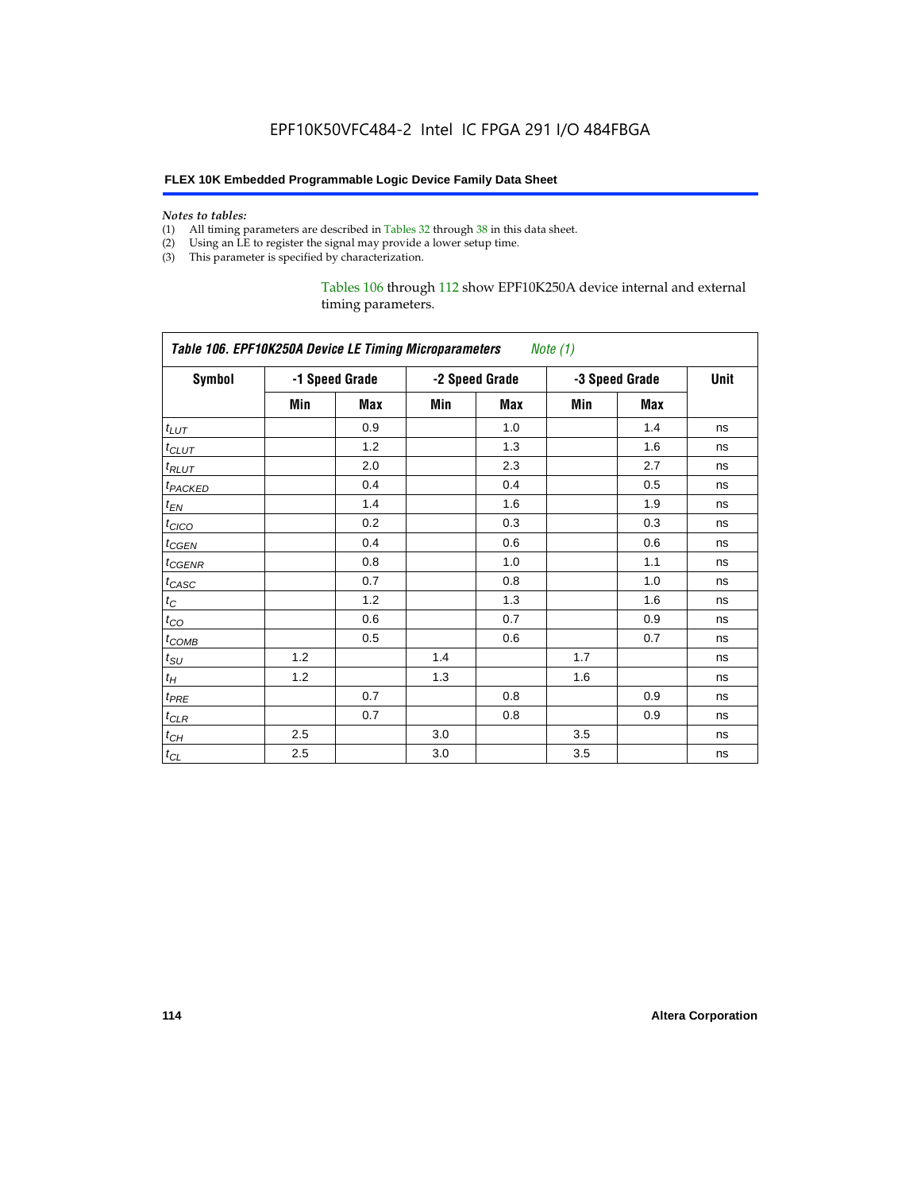*Notes to tables:*

(1) All timing parameters are described in Tables 32 through 38 in this data sheet.
(2) Using an LE to register the signal may provide a lower setup time.
(3) This parameter is specified by characterization.

Tables 106 through 112 show EPF10K250A device internal and external timing parameters.

**Table 106. EPF10K250A Device LE Timing Microparameters** *Note (1)*

| Symbol | -1 Speed Grade | | -2 Speed Grade | | -3 Speed Grade | | Unit |
|---|---|---|---|---|---|---|---|
| | Min | Max | Min | Max | Min | Max | |
| $t_{LUT}$ | | 0.9 | | 1.0 | | 1.4 | ns |
| $t_{CLUT}$ | | 1.2 | | 1.3 | | 1.6 | ns |
| $t_{RLUT}$ | | 2.0 | | 2.3 | | 2.7 | ns |
| $t_{PACKED}$ | | 0.4 | | 0.4 | | 0.5 | ns |
| $t_{EN}$ | | 1.4 | | 1.6 | | 1.9 | ns |
| $t_{CICO}$ | | 0.2 | | 0.3 | | 0.3 | ns |
| $t_{CGEN}$ | | 0.4 | | 0.6 | | 0.6 | ns |
| $t_{CGENR}$ | | 0.8 | | 1.0 | | 1.1 | ns |
| $t_{CASC}$ | | 0.7 | | 0.8 | | 1.0 | ns |
| $t_{C}$ | | 1.2 | | 1.3 | | 1.6 | ns |
| $t_{CO}$ | | 0.6 | | 0.7 | | 0.9 | ns |
| $t_{COMB}$ | | 0.5 | | 0.6 | | 0.7 | ns |
| $t_{SU}$ | 1.2 | | 1.4 | | 1.7 | | ns |
| $t_{H}$ | 1.2 | | 1.3 | | 1.6 | | ns |
| $t_{PRE}$ | | 0.7 | | 0.8 | | 0.9 | ns |
| $t_{CLR}$ | | 0.7 | | 0.8 | | 0.9 | ns |
| $t_{CH}$ | 2.5 | | 3.0 | | 3.5 | | ns |
| $t_{CL}$ | 2.5 | | 3.0 | | 3.5 | | ns |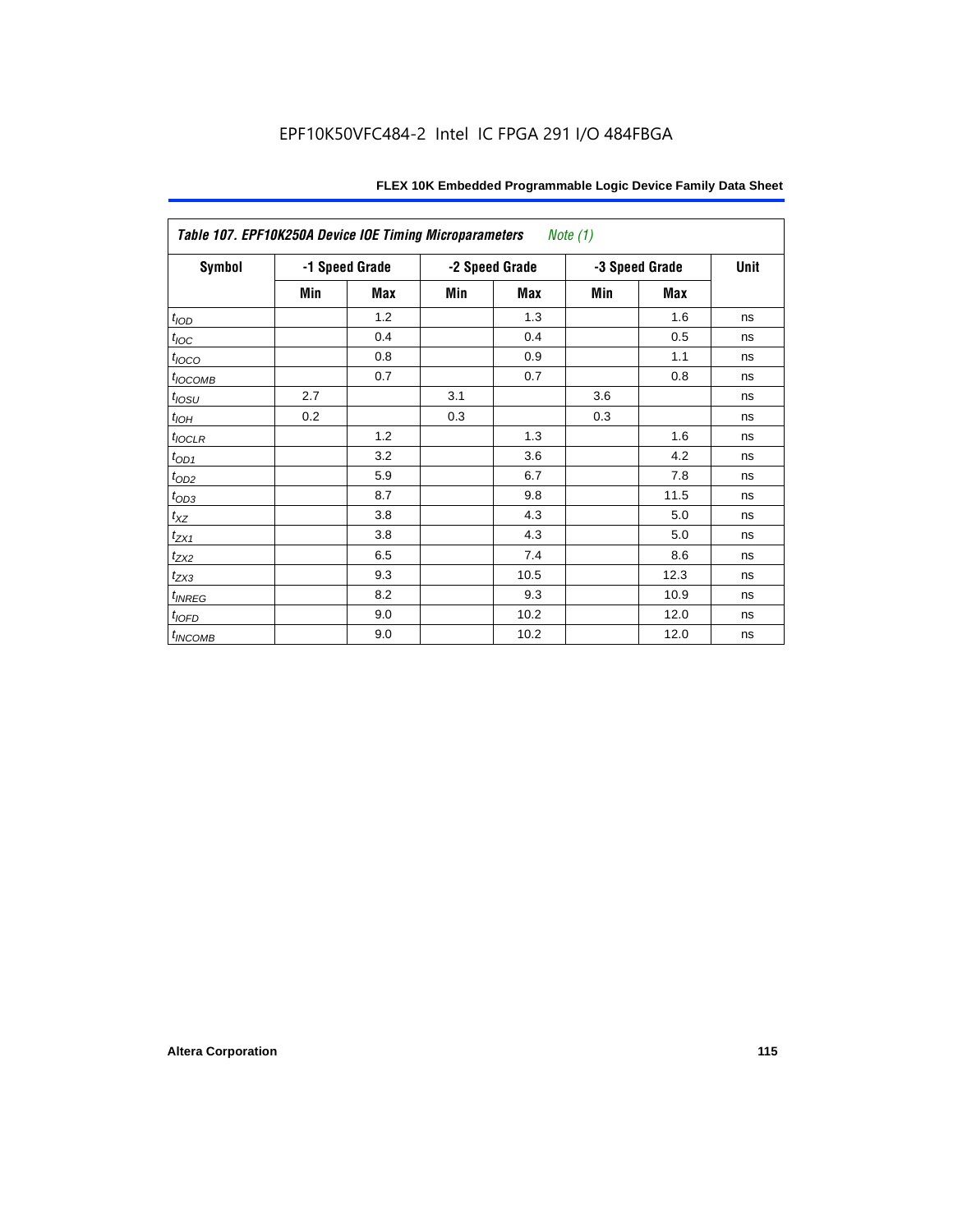**Table 107. EPF10K250A Device IOE Timing Microparameters** *Note (1)*

| Symbol | -1 Speed Grade | | -2 Speed Grade | | -3 Speed Grade | | Unit |
|---|---|---|---|---|---|---|---|
| | Min | Max | Min | Max | Min | Max | |
| $t_{IOD}$ | | 1.2 | | 1.3 | | 1.6 | ns |
| $t_{IOC}$ | | 0.4 | | 0.4 | | 0.5 | ns |
| $t_{IOCO}$ | | 0.8 | | 0.9 | | 1.1 | ns |
| $t_{IOCOMB}$ | | 0.7 | | 0.7 | | 0.8 | ns |
| $t_{IOSU}$ | 2.7 | | 3.1 | | 3.6 | | ns |
| $t_{IOH}$ | 0.2 | | 0.3 | | 0.3 | | ns |
| $t_{IOCLR}$ | | 1.2 | | 1.3 | | 1.6 | ns |
| $t_{OD1}$ | | 3.2 | | 3.6 | | 4.2 | ns |
| $t_{OD2}$ | | 5.9 | | 6.7 | | 7.8 | ns |
| $t_{OD3}$ | | 8.7 | | 9.8 | | 11.5 | ns |
| $t_{XZ}$ | | 3.8 | | 4.3 | | 5.0 | ns |
| $t_{ZX1}$ | | 3.8 | | 4.3 | | 5.0 | ns |
| $t_{ZX2}$ | | 6.5 | | 7.4 | | 8.6 | ns |
| $t_{ZX3}$ | | 9.3 | | 10.5 | | 12.3 | ns |
| $t_{INREG}$ | | 8.2 | | 9.3 | | 10.9 | ns |
| $t_{IOFD}$ | | 9.0 | | 10.2 | | 12.0 | ns |
| $t_{INCOMB}$ | | 9.0 | | 10.2 | | 12.0 | ns |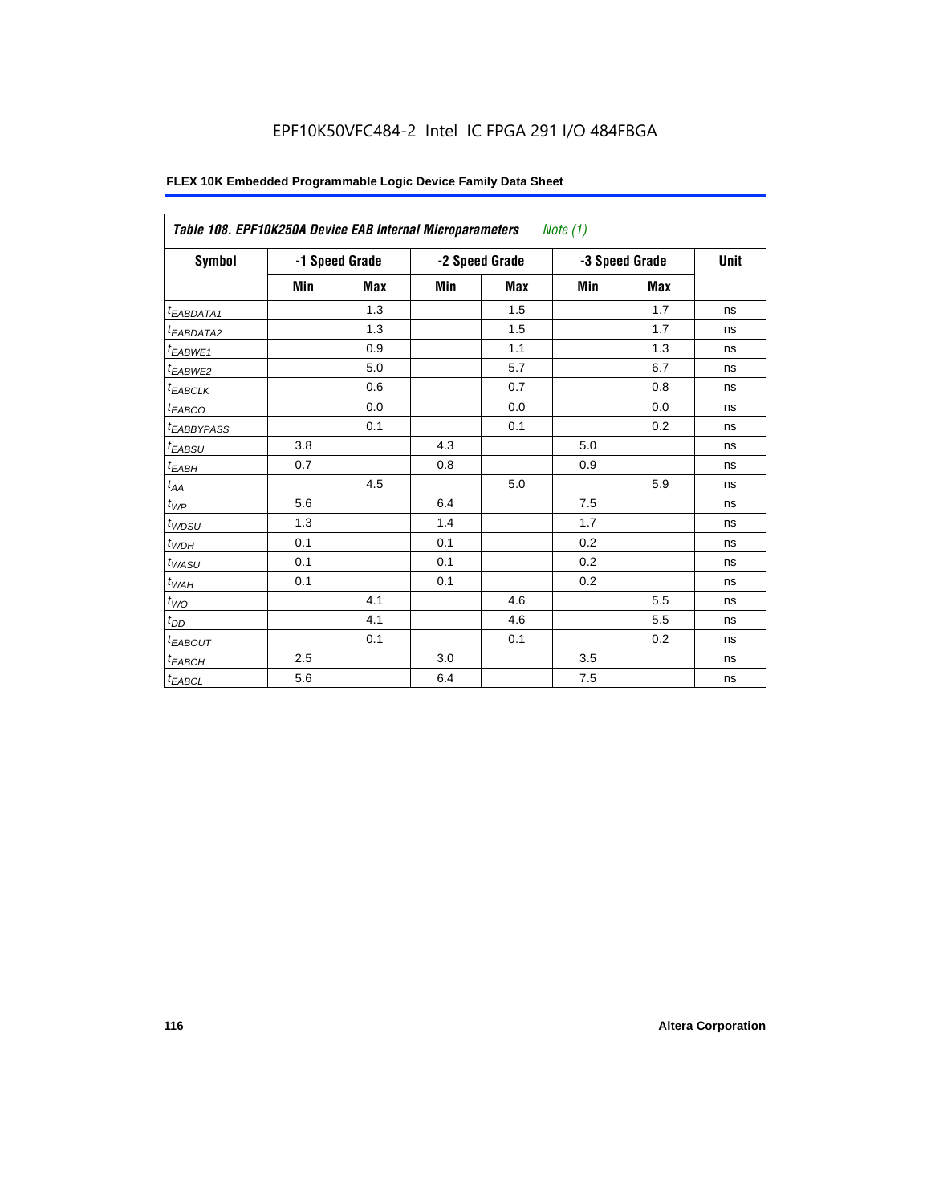EPF10K50VFC484-2 Intel IC FPGA 291 I/O 484FBGA

**FLEX 10K Embedded Programmable Logic Device Family Data Sheet**

| *Table 108. EPF10K250A Device EAB Internal Microparameters* *Note (1)* | | | | | | | |
|---|---|---|---|---|---|---|---|
| **Symbol** | **-1 Speed Grade** | | **-2 Speed Grade** | | **-3 Speed Grade** | | **Unit** |
| | **Min** | **Max** | **Min** | **Max** | **Min** | **Max** | |
| $t_{EABDATA1}$ | | 1.3 | | 1.5 | | 1.7 | ns |
| $t_{EABDATA2}$ | | 1.3 | | 1.5 | | 1.7 | ns |
| $t_{EABWE1}$ | | 0.9 | | 1.1 | | 1.3 | ns |
| $t_{EABWE2}$ | | 5.0 | | 5.7 | | 6.7 | ns |
| $t_{EABCLK}$ | | 0.6 | | 0.7 | | 0.8 | ns |
| $t_{EABCO}$ | | 0.0 | | 0.0 | | 0.0 | ns |
| $t_{EABBYPASS}$ | | 0.1 | | 0.1 | | 0.2 | ns |
| $t_{EABSU}$ | 3.8 | | 4.3 | | 5.0 | | ns |
| $t_{EABH}$ | 0.7 | | 0.8 | | 0.9 | | ns |
| $t_{AA}$ | | 4.5 | | 5.0 | | 5.9 | ns |
| $t_{WP}$ | 5.6 | | 6.4 | | 7.5 | | ns |
| $t_{WDSU}$ | 1.3 | | 1.4 | | 1.7 | | ns |
| $t_{WDH}$ | 0.1 | | 0.1 | | 0.2 | | ns |
| $t_{WASU}$ | 0.1 | | 0.1 | | 0.2 | | ns |
| $t_{WAH}$ | 0.1 | | 0.1 | | 0.2 | | ns |
| $t_{WO}$ | | 4.1 | | 4.6 | | 5.5 | ns |
| $t_{DD}$ | | 4.1 | | 4.6 | | 5.5 | ns |
| $t_{EABOUT}$ | | 0.1 | | 0.1 | | 0.2 | ns |
| $t_{EABCH}$ | 2.5 | | 3.0 | | 3.5 | | ns |
| $t_{EABCL}$ | 5.6 | | 6.4 | | 7.5 | | ns |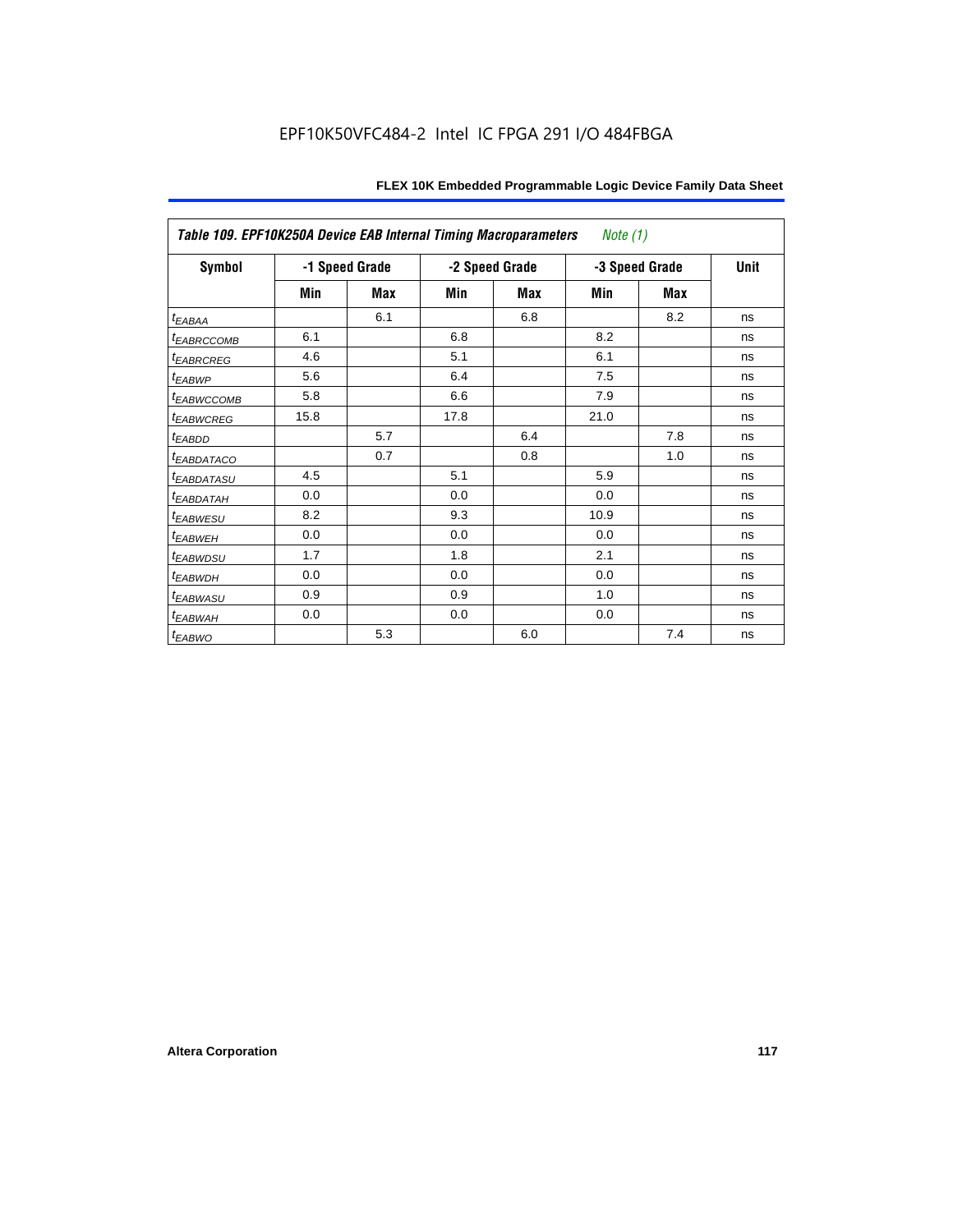| *Table 109. EPF10K250A Device EAB Internal Timing Macroparameters* | *Note (1)* | | | | | | |
|---|---|---|---|---|---|---|---|
| **Symbol** | **-1 Speed Grade** | | **-2 Speed Grade** | | **-3 Speed Grade** | | **Unit** |
| | **Min** | **Max** | **Min** | **Max** | **Min** | **Max** | |
| $t_{EABAA}$ | | 6.1 | | 6.8 | | 8.2 | ns |
| $t_{EABRCCOMB}$ | 6.1 | | 6.8 | | 8.2 | | ns |
| $t_{EABRCREG}$ | 4.6 | | 5.1 | | 6.1 | | ns |
| $t_{EABWP}$ | 5.6 | | 6.4 | | 7.5 | | ns |
| $t_{EABWCCOMB}$ | 5.8 | | 6.6 | | 7.9 | | ns |
| $t_{EABWCREG}$ | 15.8 | | 17.8 | | 21.0 | | ns |
| $t_{EABDD}$ | | 5.7 | | 6.4 | | 7.8 | ns |
| $t_{EABDATACO}$ | | 0.7 | | 0.8 | | 1.0 | ns |
| $t_{EABDATASU}$ | 4.5 | | 5.1 | | 5.9 | | ns |
| $t_{EABDATAH}$ | 0.0 | | 0.0 | | 0.0 | | ns |
| $t_{EABWESU}$ | 8.2 | | 9.3 | | 10.9 | | ns |
| $t_{EABWEH}$ | 0.0 | | 0.0 | | 0.0 | | ns |
| $t_{EABWDSU}$ | 1.7 | | 1.8 | | 2.1 | | ns |
| $t_{EABWDH}$ | 0.0 | | 0.0 | | 0.0 | | ns |
| $t_{EABWASU}$ | 0.9 | | 0.9 | | 1.0 | | ns |
| $t_{EABWAH}$ | 0.0 | | 0.0 | | 0.0 | | ns |
| $t_{EABWO}$ | | 5.3 | | 6.0 | | 7.4 | ns |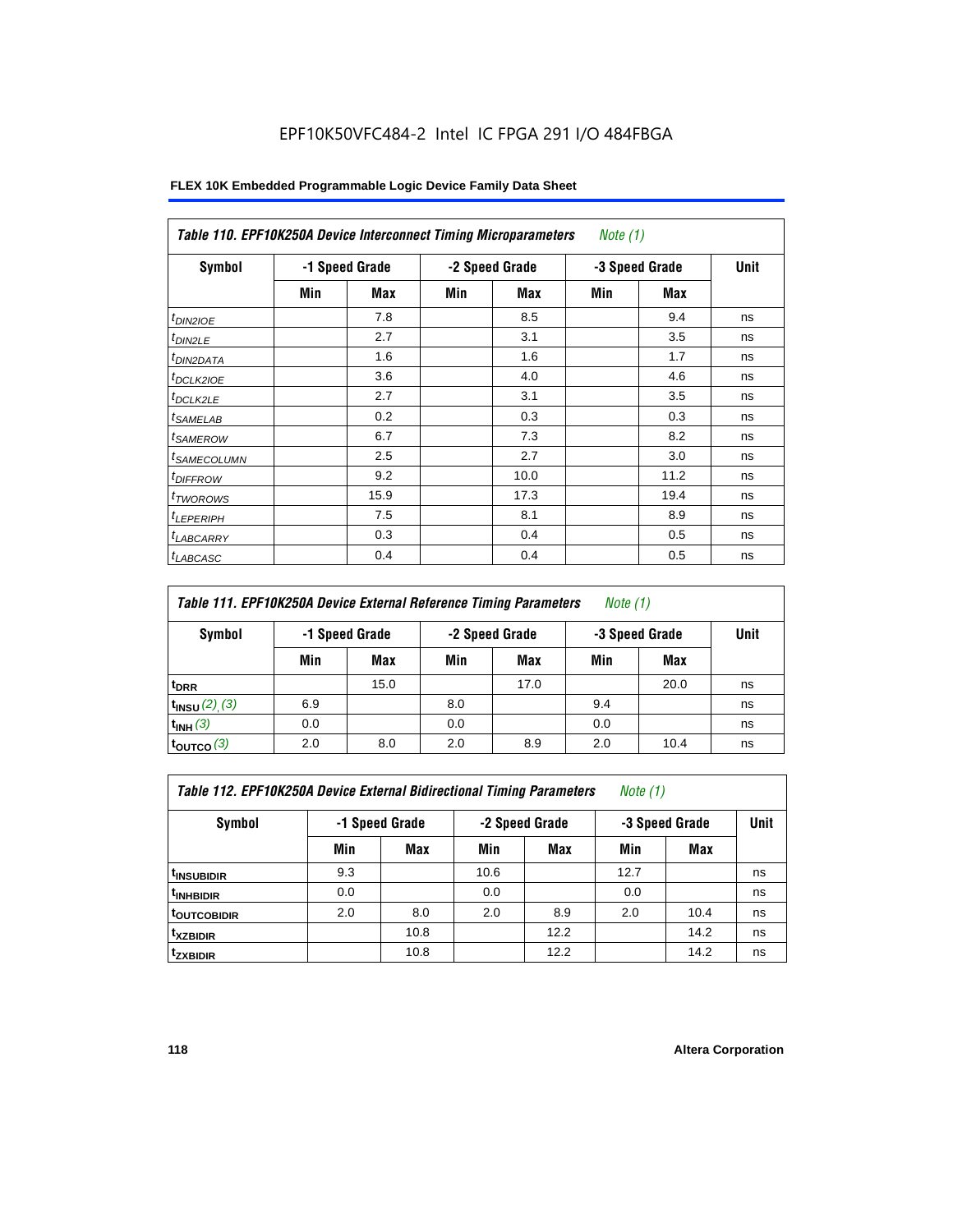EPF10K50VFC484-2 Intel IC FPGA 291 I/O 484FBGA

| Table 110. EPF10K250A Device Interconnect Timing Microparameters *Note (1)* | | | | | | | |
|---|---|---|---|---|---|---|---|
| Symbol | -1 Speed Grade | | -2 Speed Grade | | -3 Speed Grade | | Unit |
| | Min | Max | Min | Max | Min | Max | |
| $t_{DIN2IOE}$ | | 7.8 | | 8.5 | | 9.4 | ns |
| $t_{DIN2LE}$ | | 2.7 | | 3.1 | | 3.5 | ns |
| $t_{DIN2DATA}$ | | 1.6 | | 1.6 | | 1.7 | ns |
| $t_{DCLK2IOE}$ | | 3.6 | | 4.0 | | 4.6 | ns |
| $t_{DCLK2LE}$ | | 2.7 | | 3.1 | | 3.5 | ns |
| $t_{SAMELAB}$ | | 0.2 | | 0.3 | | 0.3 | ns |
| $t_{SAMEROW}$ | | 6.7 | | 7.3 | | 8.2 | ns |
| $t_{SAMECOLUMN}$ | | 2.5 | | 2.7 | | 3.0 | ns |
| $t_{DIFFROW}$ | | 9.2 | | 10.0 | | 11.2 | ns |
| $t_{TWOROWS}$ | | 15.9 | | 17.3 | | 19.4 | ns |
| $t_{LEPERIPH}$ | | 7.5 | | 8.1 | | 8.9 | ns |
| $t_{LABCARRY}$ | | 0.3 | | 0.4 | | 0.5 | ns |
| $t_{LABCASC}$ | | 0.4 | | 0.4 | | 0.5 | ns |

| Table 111. EPF10K250A Device External Reference Timing Parameters *Note (1)* | | | | | | | |
|---|---|---|---|---|---|---|---|
| Symbol | -1 Speed Grade | | -2 Speed Grade | | -3 Speed Grade | | Unit |
| | Min | Max | Min | Max | Min | Max | |
| $t_{DRR}$ | | 15.0 | | 17.0 | | 20.0 | ns |
| $t_{INSU}$ *(2), (3)* | 6.9 | | 8.0 | | 9.4 | | ns |
| $t_{INH}$ *(3)* | 0.0 | | 0.0 | | 0.0 | | ns |
| $t_{OUTCO}$ *(3)* | 2.0 | 8.0 | 2.0 | 8.9 | 2.0 | 10.4 | ns |

| Table 112. EPF10K250A Device External Bidirectional Timing Parameters *Note (1)* | | | | | | | |
|---|---|---|---|---|---|---|---|
| Symbol | -1 Speed Grade | | -2 Speed Grade | | -3 Speed Grade | | Unit |
| | Min | Max | Min | Max | Min | Max | |
| $t_{INSUBIDIR}$ | 9.3 | | 10.6 | | 12.7 | | ns |
| $t_{INHBIDIR}$ | 0.0 | | 0.0 | | 0.0 | | ns |
| $t_{OUTCOBIDIR}$ | 2.0 | 8.0 | 2.0 | 8.9 | 2.0 | 10.4 | ns |
| $t_{XZBIDIR}$ | | 10.8 | | 12.2 | | 14.2 | ns |
| $t_{ZXBIDIR}$ | | 10.8 | | 12.2 | | 14.2 | ns |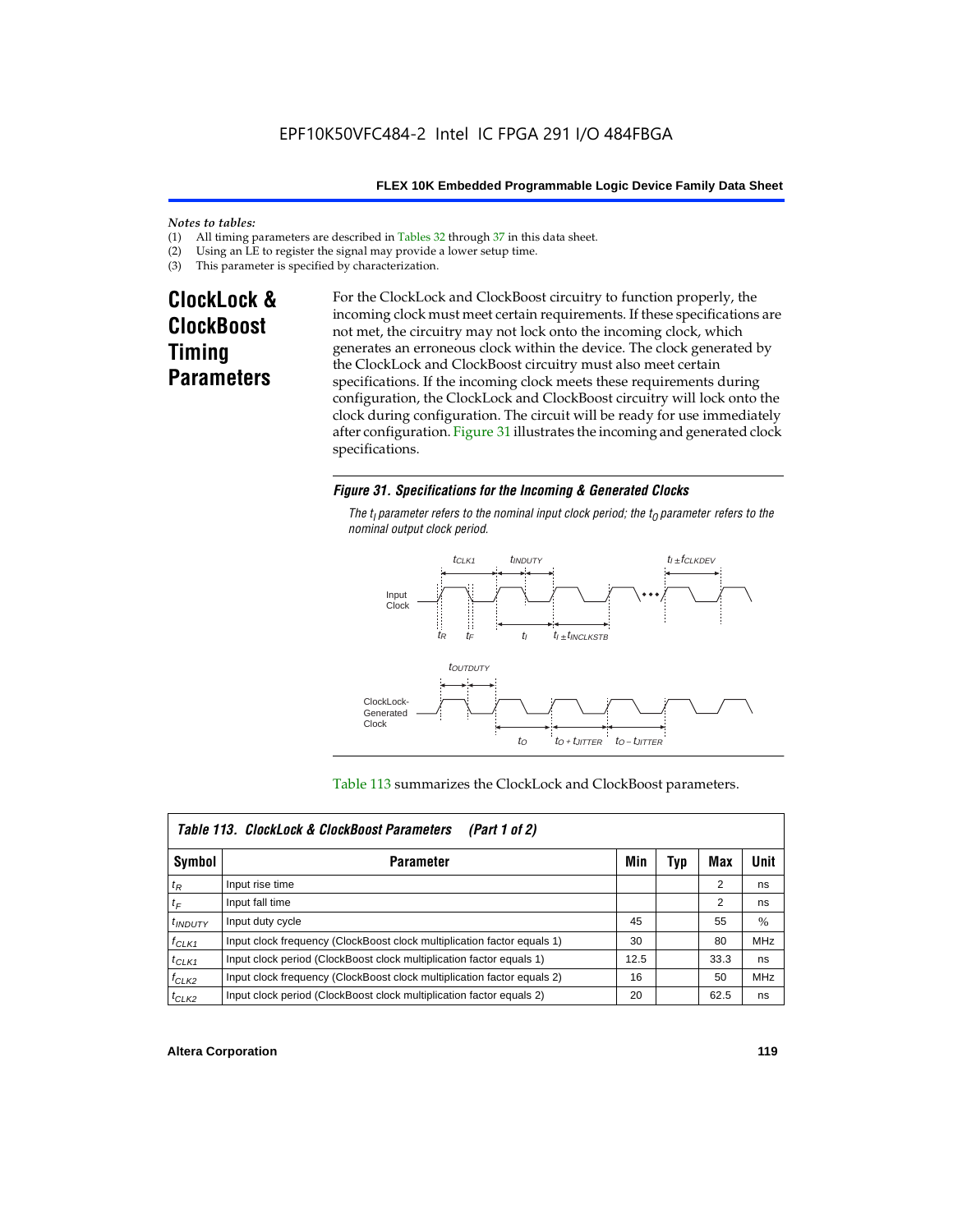*Notes to tables:*
(1) All timing parameters are described in Tables 32 through 37 in this data sheet.
(2) Using an LE to register the signal may provide a lower setup time.
(3) This parameter is specified by characterization.

## ClockLock & ClockBoost Timing Parameters

For the ClockLock and ClockBoost circuitry to function properly, the incoming clock must meet certain requirements. If these specifications are not met, the circuitry may not lock onto the incoming clock, which generates an erroneous clock within the device. The clock generated by the ClockLock and ClockBoost circuitry must also meet certain specifications. If the incoming clock meets these requirements during configuration, the ClockLock and ClockBoost circuitry will lock onto the clock during configuration. The circuit will be ready for use immediately after configuration. Figure 31 illustrates the incoming and generated clock specifications.

***Figure 31. Specifications for the Incoming & Generated Clocks***

*The $t_I$ parameter refers to the nominal input clock period; the $t_O$ parameter refers to the nominal output clock period.*

Table 113 summarizes the ClockLock and ClockBoost parameters.

| Table 113. ClockLock & ClockBoost Parameters (Part 1 of 2) | | | | | |
|---|---|---|---|---|---|
| **Symbol** | **Parameter** | **Min** | **Typ** | **Max** | **Unit** |
| $t_R$ | Input rise time | | | 2 | ns |
| $t_F$ | Input fall time | | | 2 | ns |
| $t_{INDUTY}$ | Input duty cycle | 45 | | 55 | % |
| $f_{CLK1}$ | Input clock frequency (ClockBoost clock multiplication factor equals 1) | 30 | | 80 | MHz |
| $t_{CLK1}$ | Input clock period (ClockBoost clock multiplication factor equals 1) | 12.5 | | 33.3 | ns |
| $f_{CLK2}$ | Input clock frequency (ClockBoost clock multiplication factor equals 2) | 16 | | 50 | MHz |
| $t_{CLK2}$ | Input clock period (ClockBoost clock multiplication factor equals 2) | 20 | | 62.5 | ns |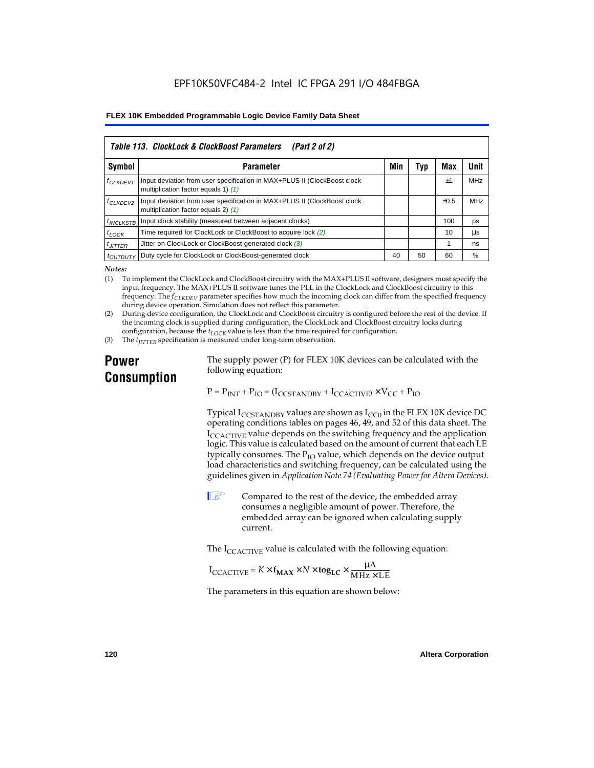| Table 113. ClockLock & ClockBoost Parameters (Part 2 of 2) | | | | | |
|---|---|---|---|---|---|
| Symbol | Parameter | Min | Typ | Max | Unit |
| $f_{CLKDEV1}$ | Input deviation from user specification in MAX+PLUS II (ClockBoost clock multiplication factor equals 1) *(1)* | | | ±1 | MHz |
| $f_{CLKDEV2}$ | Input deviation from user specification in MAX+PLUS II (ClockBoost clock multiplication factor equals 2) *(1)* | | | ±0.5 | MHz |
| $t_{INCLKSTB}$ | Input clock stability (measured between adjacent clocks) | | | 100 | ps |
| $t_{LOCK}$ | Time required for ClockLock or ClockBoost to acquire lock *(2)* | | | 10 | µs |
| $t_{JITTER}$ | Jitter on ClockLock or ClockBoost-generated clock *(3)* | | | 1 | ns |
| $t_{OUTDUTY}$ | Duty cycle for ClockLock or ClockBoost-generated clock | 40 | 50 | 60 | % |

*Notes:*

(1) To implement the ClockLock and ClockBoost circuitry with the MAX+PLUS II software, designers must specify the input frequency. The MAX+PLUS II software tunes the PLL in the ClockLock and ClockBoost circuitry to this frequency. The $f_{CLKDEV}$ parameter specifies how much the incoming clock can differ from the specified frequency during device operation. Simulation does not reflect this parameter.

(2) During device configuration, the ClockLock and ClockBoost circuitry is configured before the rest of the device. If the incoming clock is supplied during configuration, the ClockLock and ClockBoost circuitry locks during configuration, because the $t_{LOCK}$ value is less than the time required for configuration.

(3) The $t_{JITTER}$ specification is measured under long-term observation.

## Power Consumption

The supply power (P) for FLEX 10K devices can be calculated with the following equation:

$$P = P_{INT} + P_{IO} = (I_{CCSTANDBY} + I_{CCACTIVE}) \times V_{CC} + P_{IO}$$

Typical $I_{CCSTANDBY}$ values are shown as $I_{CC0}$ in the FLEX 10K device DC operating conditions tables on pages 46, 49, and 52 of this data sheet. The $I_{CCACTIVE}$ value depends on the switching frequency and the application logic. This value is calculated based on the amount of current that each LE typically consumes. The $P_{IO}$ value, which depends on the device output load characteristics and switching frequency, can be calculated using the guidelines given in *Application Note 74 (Evaluating Power for Altera Devices)*.

Compared to the rest of the device, the embedded array consumes a negligible amount of power. Therefore, the embedded array can be ignored when calculating supply current.

The $I_{CCACTIVE}$ value is calculated with the following equation:

$$I_{CCACTIVE} = K \times \mathbf{f_{MAX}} \times N \times \mathbf{tog_{LC}} \times \frac{\mu A}{MHz \times LE}$$

The parameters in this equation are shown below: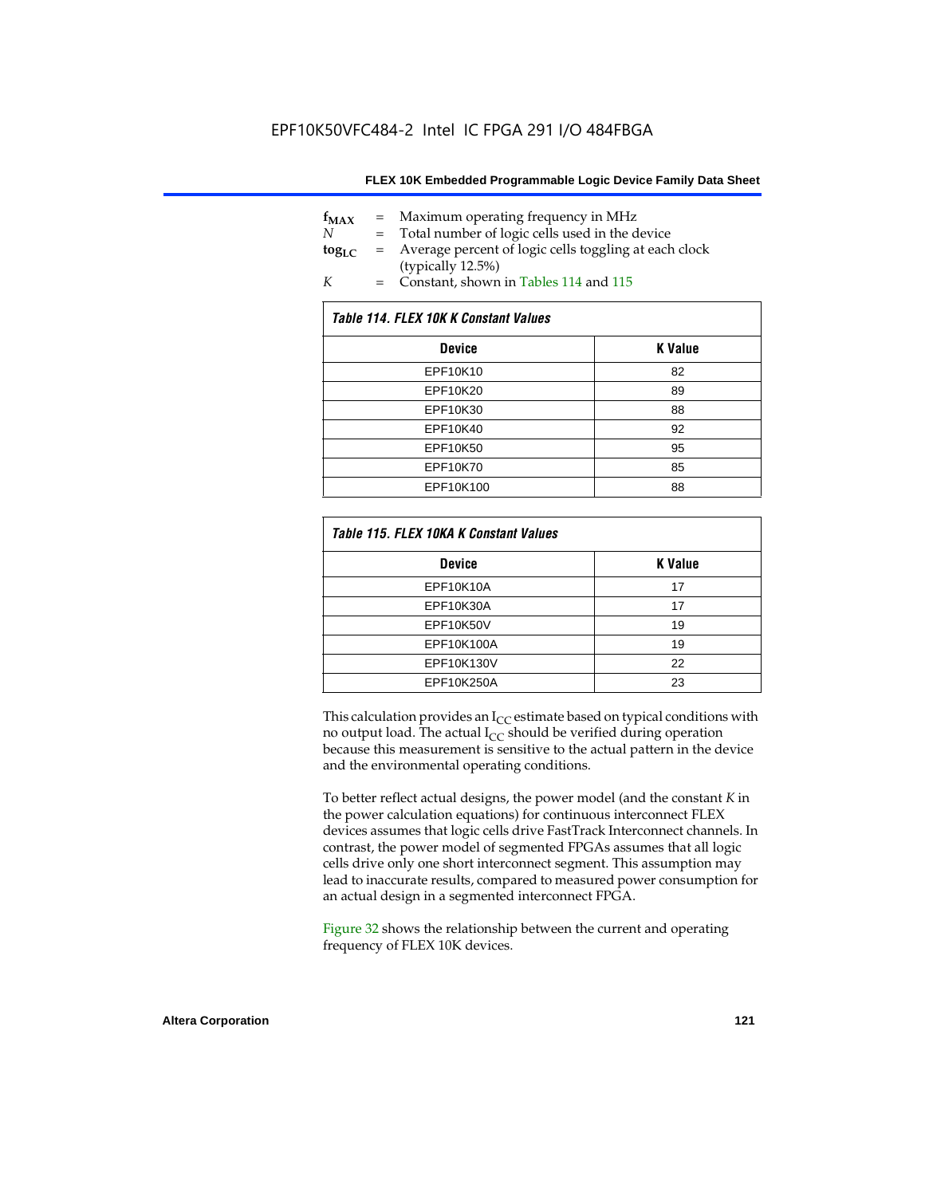$f_{MAX}$ = Maximum operating frequency in MHz
$N$ = Total number of logic cells used in the device
$tog_{LC}$ = Average percent of logic cells toggling at each clock (typically 12.5%)
$K$ = Constant, shown in Tables 114 and 115

*Table 114. FLEX 10K K Constant Values*

| Device | K Value |
|---|---|
| EPF10K10 | 82 |
| EPF10K20 | 89 |
| EPF10K30 | 88 |
| EPF10K40 | 92 |
| EPF10K50 | 95 |
| EPF10K70 | 85 |
| EPF10K100 | 88 |

*Table 115. FLEX 10KA K Constant Values*

| Device | K Value |
|---|---|
| EPF10K10A | 17 |
| EPF10K30A | 17 |
| EPF10K50V | 19 |
| EPF10K100A | 19 |
| EPF10K130V | 22 |
| EPF10K250A | 23 |

This calculation provides an $I_{CC}$ estimate based on typical conditions with no output load. The actual $I_{CC}$ should be verified during operation because this measurement is sensitive to the actual pattern in the device and the environmental operating conditions.

To better reflect actual designs, the power model (and the constant $K$ in the power calculation equations) for continuous interconnect FLEX devices assumes that logic cells drive FastTrack Interconnect channels. In contrast, the power model of segmented FPGAs assumes that all logic cells drive only one short interconnect segment. This assumption may lead to inaccurate results, compared to measured power consumption for an actual design in a segmented interconnect FPGA.

Figure 32 shows the relationship between the current and operating frequency of FLEX 10K devices.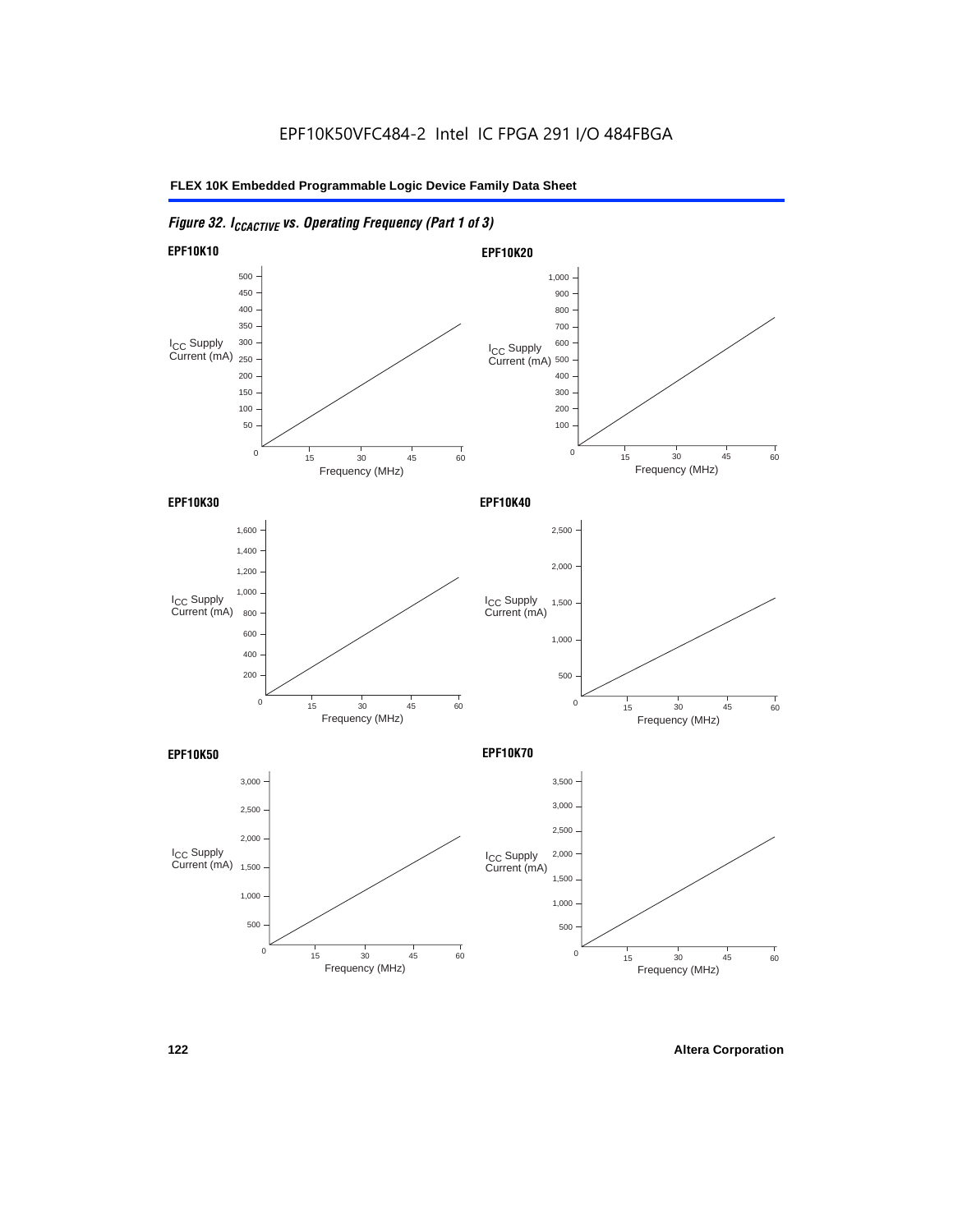# Figure 32. $I_{CCACTIVE}$ vs. Operating Frequency (Part 1 of 3)

**EPF10K10**

$I_{CC}$ Supply Current (mA): 0, 50, 100, 150, 200, 250, 300, 350, 400, 450, 500

Frequency (MHz): 0, 15, 30, 45, 60

**EPF10K20**

$I_{CC}$ Supply Current (mA): 0, 100, 200, 300, 400, 500, 600, 700, 800, 900, 1,000

Frequency (MHz): 0, 15, 30, 45, 60

**EPF10K30**

$I_{CC}$ Supply Current (mA): 0, 200, 400, 600, 800, 1,000, 1,200, 1,400, 1,600

Frequency (MHz): 0, 15, 30, 45, 60

**EPF10K40**

$I_{CC}$ Supply Current (mA): 0, 500, 1,000, 1,500, 2,000, 2,500

Frequency (MHz): 0, 15, 30, 45, 60

**EPF10K50**

$I_{CC}$ Supply Current (mA): 0, 500, 1,000, 1,500, 2,000, 2,500, 3,000

Frequency (MHz): 0, 15, 30, 45, 60

**EPF10K70**

$I_{CC}$ Supply Current (mA): 0, 500, 1,000, 1,500, 2,000, 2,500, 3,000, 3,500

Frequency (MHz): 0, 15, 30, 45, 60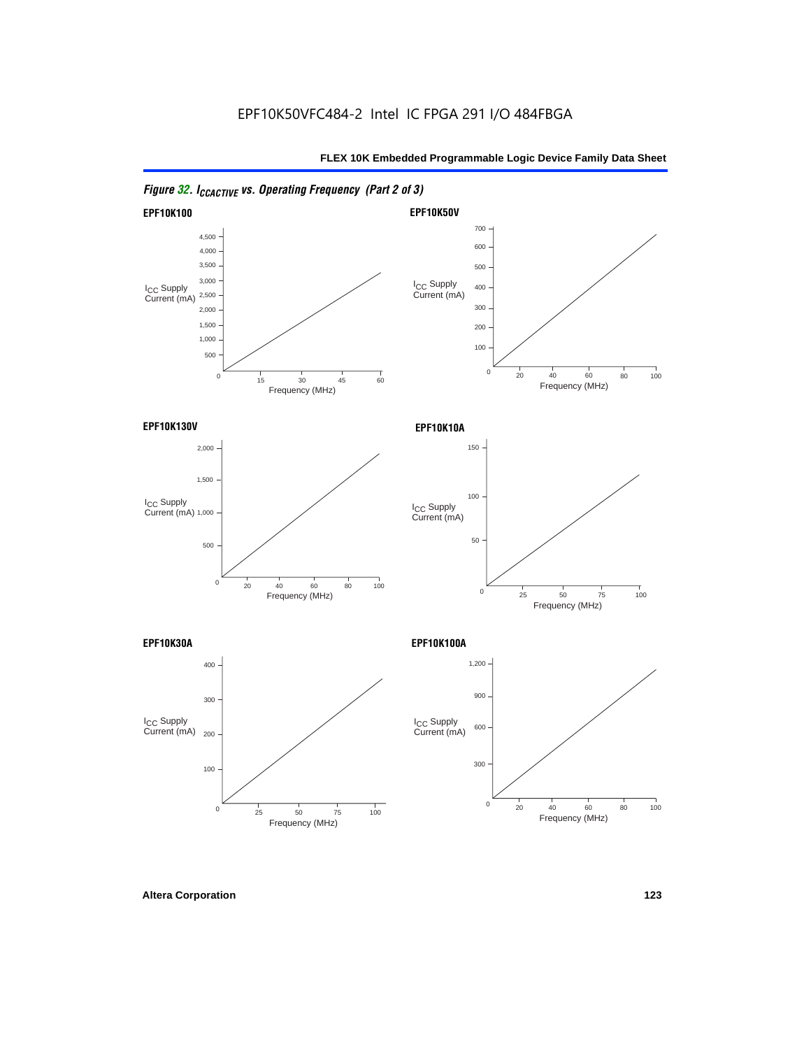EPF10K50VFC484-2 Intel IC FPGA 291 I/O 484FBGA

*Figure 32. $I_{CCACTIVE}$ vs. Operating Frequency (Part 2 of 3)*

**EPF10K100**

**EPF10K50V**

**EPF10K130V**

**EPF10K10A**

**EPF10K30A**

**EPF10K100A**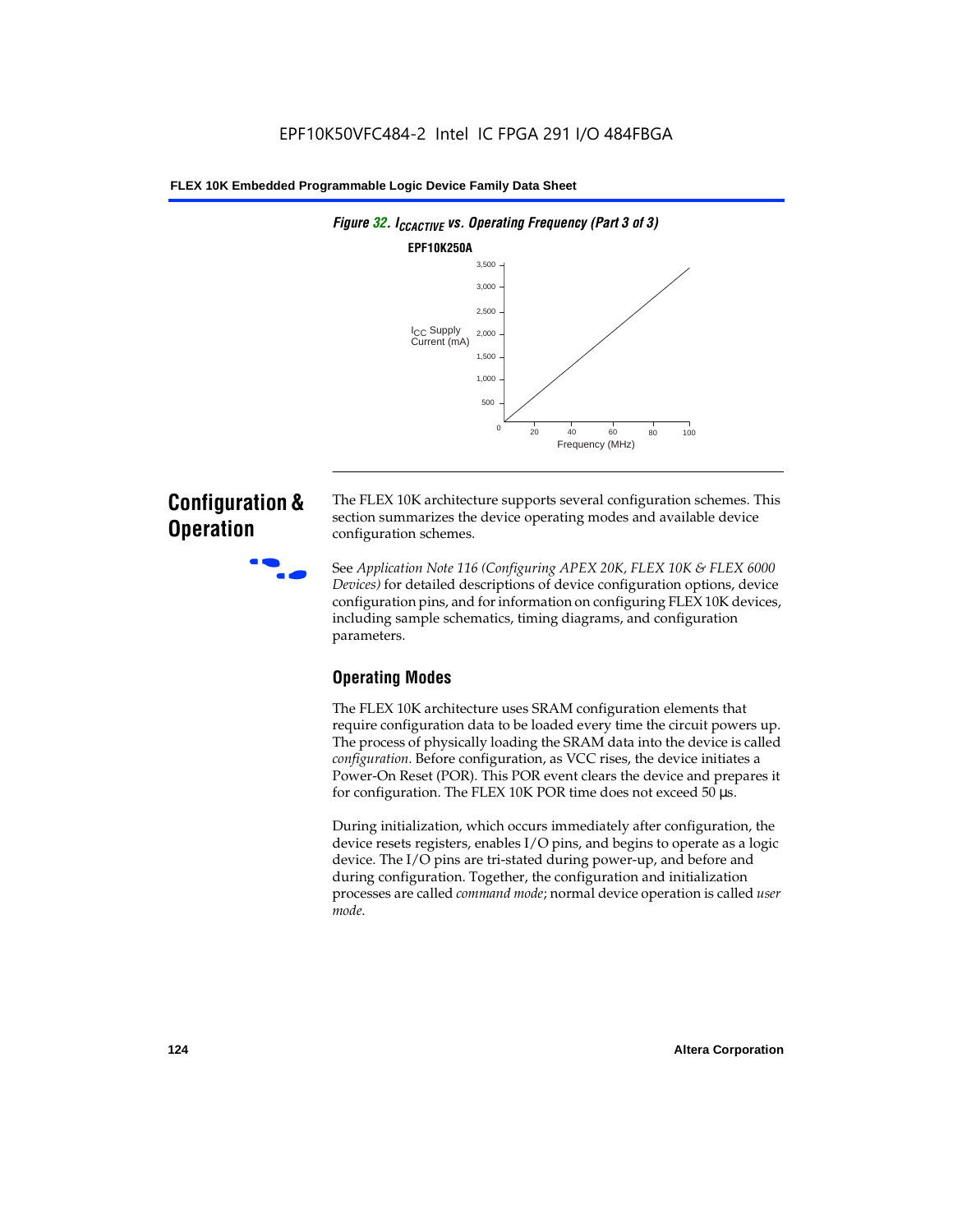*Figure 32. $I_{CCACTIVE}$ vs. Operating Frequency (Part 3 of 3)*

**EPF10K250A**

| Frequency (MHz) | 0 | 20 | 40 | 60 | 80 | 100 |
| --- | --- | --- | --- | --- | --- | --- |

$I_{CC}$ Supply Current (mA): 0, 500, 1,000, 1,500, 2,000, 2,500, 3,000, 3,500

## Configuration & Operation

The FLEX 10K architecture supports several configuration schemes. This section summarizes the device operating modes and available device configuration schemes.

See *Application Note 116 (Configuring APEX 20K, FLEX 10K & FLEX 6000 Devices)* for detailed descriptions of device configuration options, device configuration pins, and for information on configuring FLEX 10K devices, including sample schematics, timing diagrams, and configuration parameters.

### Operating Modes

The FLEX 10K architecture uses SRAM configuration elements that require configuration data to be loaded every time the circuit powers up. The process of physically loading the SRAM data into the device is called *configuration*. Before configuration, as VCC rises, the device initiates a Power-On Reset (POR). This POR event clears the device and prepares it for configuration. The FLEX 10K POR time does not exceed 50 µs.

During initialization, which occurs immediately after configuration, the device resets registers, enables I/O pins, and begins to operate as a logic device. The I/O pins are tri-stated during power-up, and before and during configuration. Together, the configuration and initialization processes are called *command mode*; normal device operation is called *user mode*.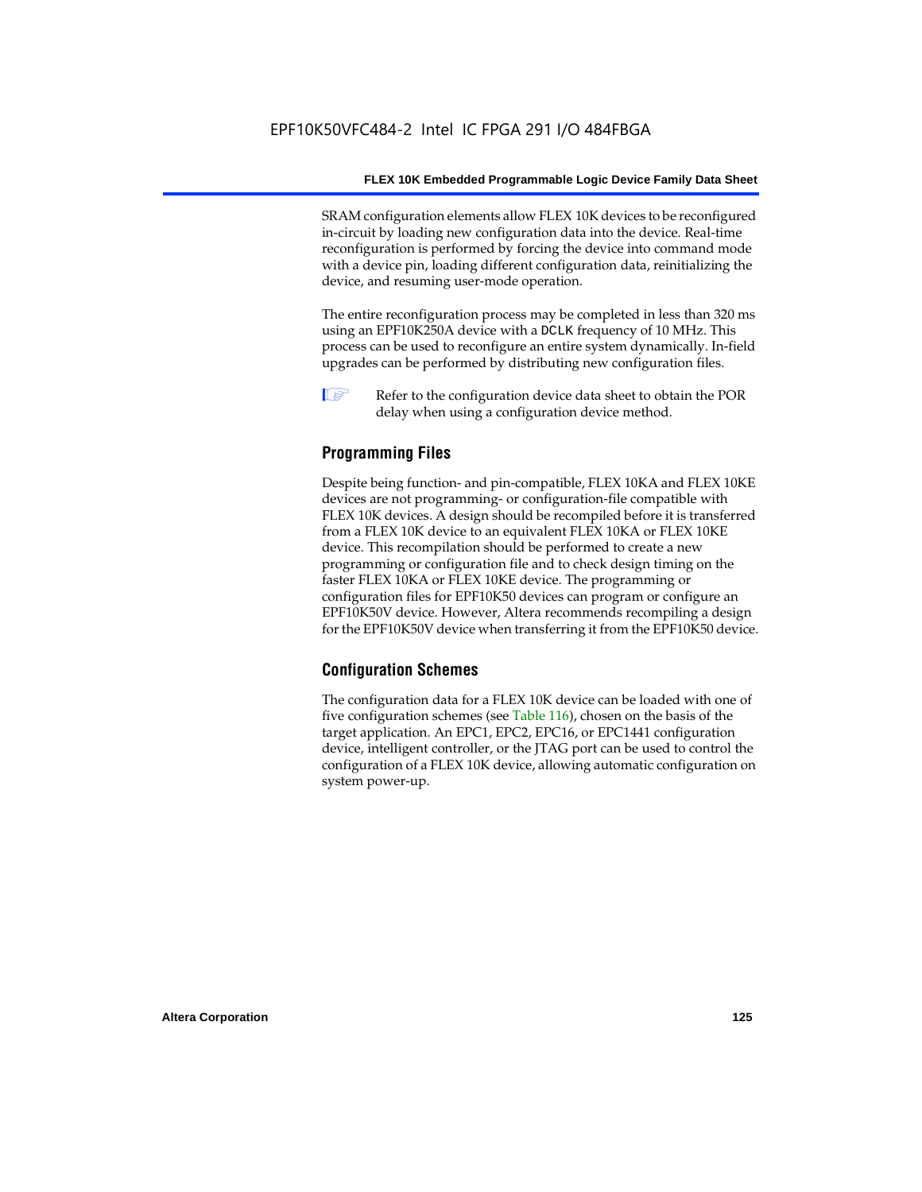SRAM configuration elements allow FLEX 10K devices to be reconfigured in-circuit by loading new configuration data into the device. Real-time reconfiguration is performed by forcing the device into command mode with a device pin, loading different configuration data, reinitializing the device, and resuming user-mode operation.

The entire reconfiguration process may be completed in less than 320 ms using an EPF10K250A device with a DCLK frequency of 10 MHz. This process can be used to reconfigure an entire system dynamically. In-field upgrades can be performed by distributing new configuration files.

Refer to the configuration device data sheet to obtain the POR delay when using a configuration device method.

## Programming Files

Despite being function- and pin-compatible, FLEX 10KA and FLEX 10KE devices are not programming- or configuration-file compatible with FLEX 10K devices. A design should be recompiled before it is transferred from a FLEX 10K device to an equivalent FLEX 10KA or FLEX 10KE device. This recompilation should be performed to create a new programming or configuration file and to check design timing on the faster FLEX 10KA or FLEX 10KE device. The programming or configuration files for EPF10K50 devices can program or configure an EPF10K50V device. However, Altera recommends recompiling a design for the EPF10K50V device when transferring it from the EPF10K50 device.

## Configuration Schemes

The configuration data for a FLEX 10K device can be loaded with one of five configuration schemes (see Table 116), chosen on the basis of the target application. An EPC1, EPC2, EPC16, or EPC1441 configuration device, intelligent controller, or the JTAG port can be used to control the configuration of a FLEX 10K device, allowing automatic configuration on system power-up.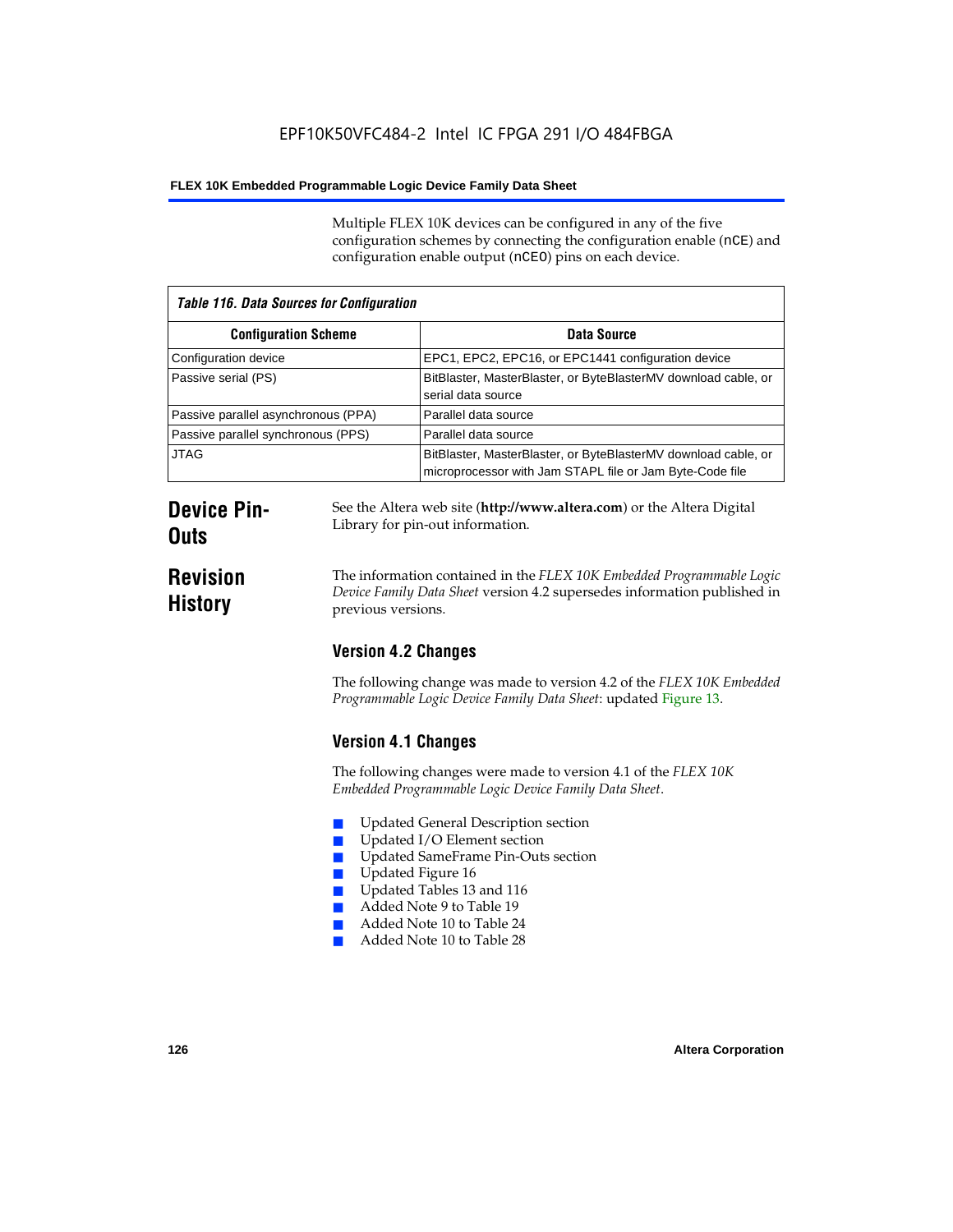Multiple FLEX 10K devices can be configured in any of the five configuration schemes by connecting the configuration enable (nCE) and configuration enable output (nCEO) pins on each device.

| Table 116. Data Sources for Configuration | |
|---|---|
| **Configuration Scheme** | **Data Source** |
| Configuration device | EPC1, EPC2, EPC16, or EPC1441 configuration device |
| Passive serial (PS) | BitBlaster, MasterBlaster, or ByteBlasterMV download cable, or serial data source |
| Passive parallel asynchronous (PPA) | Parallel data source |
| Passive parallel synchronous (PPS) | Parallel data source |
| JTAG | BitBlaster, MasterBlaster, or ByteBlasterMV download cable, or microprocessor with Jam STAPL file or Jam Byte-Code file |

## Device Pin-Outs

See the Altera web site (**http://www.altera.com**) or the Altera Digital Library for pin-out information.

## Revision History

The information contained in the *FLEX 10K Embedded Programmable Logic Device Family Data Sheet* version 4.2 supersedes information published in previous versions.

### Version 4.2 Changes

The following change was made to version 4.2 of the *FLEX 10K Embedded Programmable Logic Device Family Data Sheet*: updated Figure 13.

### Version 4.1 Changes

The following changes were made to version 4.1 of the *FLEX 10K Embedded Programmable Logic Device Family Data Sheet*.

- Updated General Description section
- Updated I/O Element section
- Updated SameFrame Pin-Outs section
- Updated Figure 16
- Updated Tables 13 and 116
- Added Note 9 to Table 19
- Added Note 10 to Table 24
- Added Note 10 to Table 28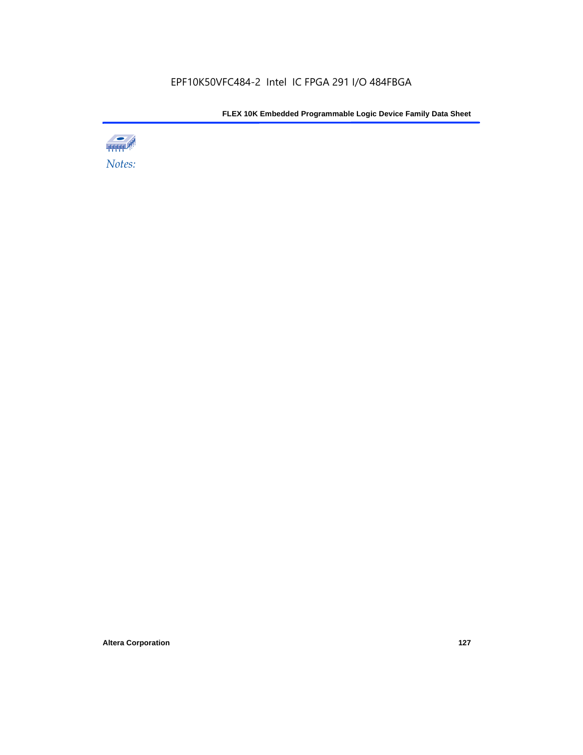*Notes:*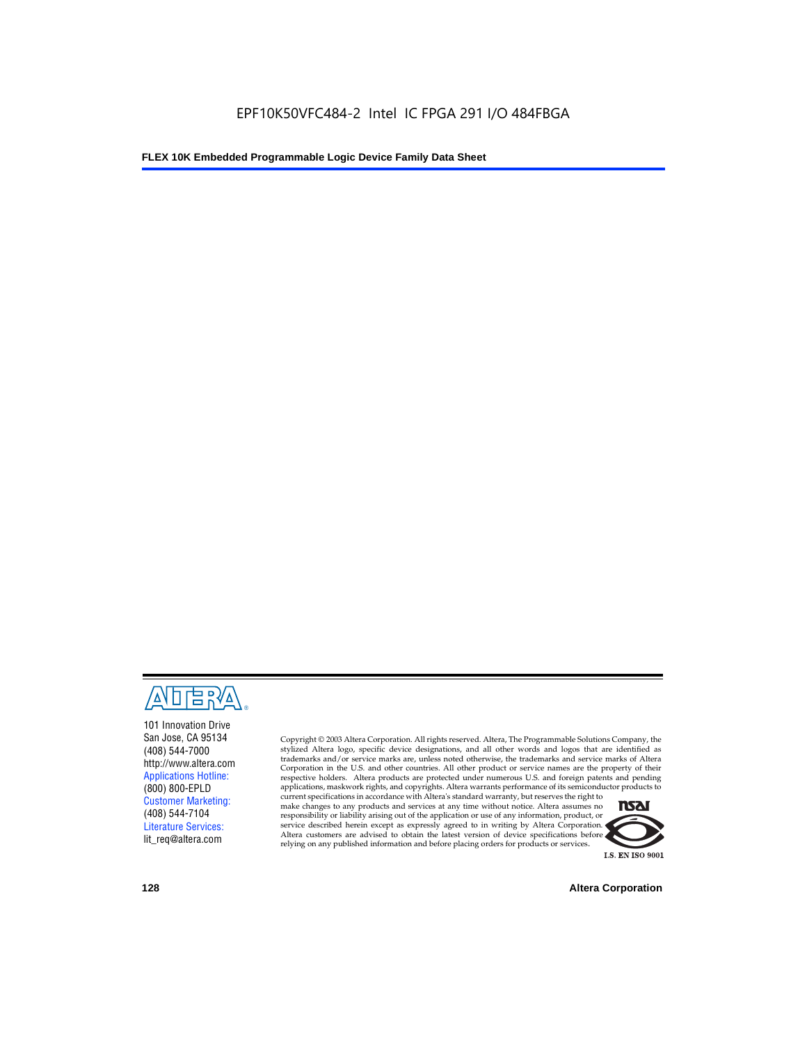EPF10K50VFC484-2 Intel IC FPGA 291 I/O 484FBGA

101 Innovation Drive
San Jose, CA 95134
(408) 544-7000
http://www.altera.com
Applications Hotline:
(800) 800-EPLD
Customer Marketing:
(408) 544-7104
Literature Services:
lit_req@altera.com

Copyright © 2003 Altera Corporation. All rights reserved. Altera, The Programmable Solutions Company, the stylized Altera logo, specific device designations, and all other words and logos that are identified as trademarks and/or service marks are, unless noted otherwise, the trademarks and service marks of Altera Corporation in the U.S. and other countries. All other product or service names are the property of their respective holders. Altera products are protected under numerous U.S. and foreign patents and pending applications, maskwork rights, and copyrights. Altera warrants performance of its semiconductor products to current specifications in accordance with Altera's standard warranty, but reserves the right to make changes to any products and services at any time without notice. Altera assumes no responsibility or liability arising out of the application or use of any information, product, or service described herein except as expressly agreed to in writing by Altera Corporation. Altera customers are advised to obtain the latest version of device specifications before relying on any published information and before placing orders for products or services.

I.S. EN ISO 9001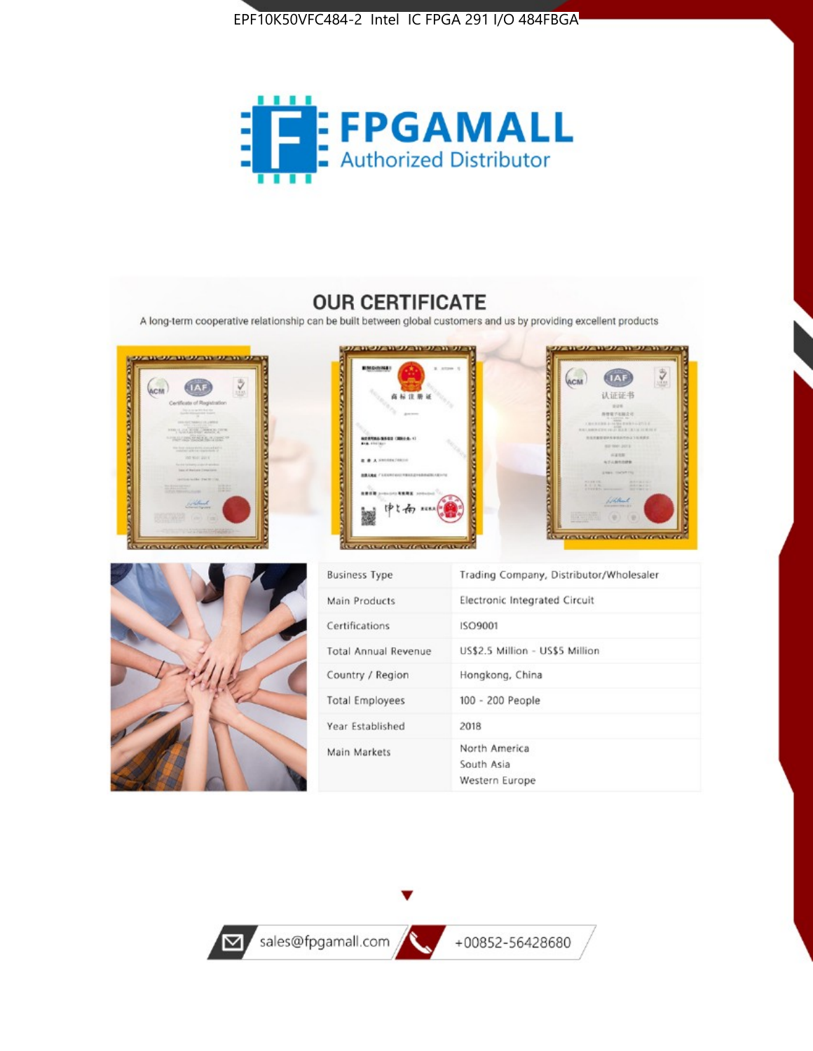FPGAMALL
Authorized Distributor

## OUR CERTIFICATE

A long-term cooperative relationship can be built between global customers and us by providing excellent products

| | |
|---|---|
| Business Type | Trading Company, Distributor/Wholesaler |
| Main Products | Electronic Integrated Circuit |
| Certifications | ISO9001 |
| Total Annual Revenue | US$2.5 Million - US$5 Million |
| Country / Region | Hongkong, China |
| Total Employees | 100 - 200 People |
| Year Established | 2018 |
| Main Markets | North America<br>South Asia<br>Western Europe |

sales@fpgamall.com

+00852-56428680